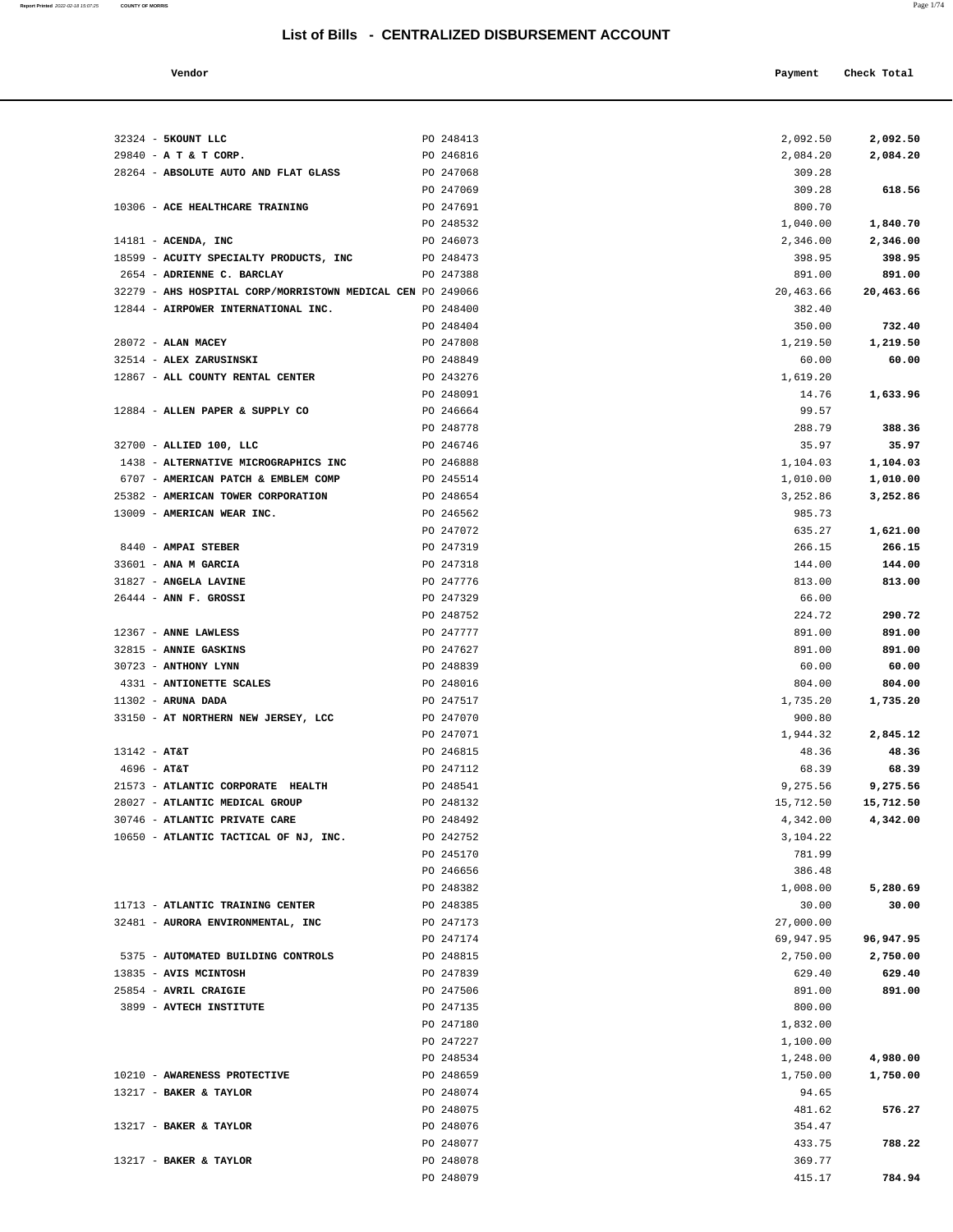# List of Bills - CENTRALIZED DISBURSEMENT ACCOUNT

| Vendor | | Payment | Check Total |
|---|---|---|---|
| 32324 - **5KOUNT LLC** | PO 248413 | 2,092.50 | **2,092.50** |
| 29840 - **A T & T CORP.** | PO 246816 | 2,084.20 | **2,084.20** |
| 28264 - **ABSOLUTE AUTO AND FLAT GLASS** | PO 247068 | 309.28 | |
| | PO 247069 | 309.28 | **618.56** |
| 10306 - **ACE HEALTHCARE TRAINING** | PO 247691 | 800.70 | |
| | PO 248532 | 1,040.00 | **1,840.70** |
| 14181 - **ACENDA, INC** | PO 246073 | 2,346.00 | **2,346.00** |
| 18599 - **ACUITY SPECIALTY PRODUCTS, INC** | PO 248473 | 398.95 | **398.95** |
| 2654 - **ADRIENNE C. BARCLAY** | PO 247388 | 891.00 | **891.00** |
| 32279 - **AHS HOSPITAL CORP/MORRISTOWN MEDICAL CEN** | PO 249066 | 20,463.66 | **20,463.66** |
| 12844 - **AIRPOWER INTERNATIONAL INC.** | PO 248400 | 382.40 | |
| | PO 248404 | 350.00 | **732.40** |
| 28072 - **ALAN MACEY** | PO 247808 | 1,219.50 | **1,219.50** |
| 32514 - **ALEX ZARUSINSKI** | PO 248849 | 60.00 | **60.00** |
| 12867 - **ALL COUNTY RENTAL CENTER** | PO 243276 | 1,619.20 | |
| | PO 248091 | 14.76 | **1,633.96** |
| 12884 - **ALLEN PAPER & SUPPLY CO** | PO 246664 | 99.57 | |
| | PO 248778 | 288.79 | **388.36** |
| 32700 - **ALLIED 100, LLC** | PO 246746 | 35.97 | **35.97** |
| 1438 - **ALTERNATIVE MICROGRAPHICS INC** | PO 246888 | 1,104.03 | **1,104.03** |
| 6707 - **AMERICAN PATCH & EMBLEM COMP** | PO 245514 | 1,010.00 | **1,010.00** |
| 25382 - **AMERICAN TOWER CORPORATION** | PO 248654 | 3,252.86 | **3,252.86** |
| 13009 - **AMERICAN WEAR INC.** | PO 246562 | 985.73 | |
| | PO 247072 | 635.27 | **1,621.00** |
| 8440 - **AMPAI STEBER** | PO 247319 | 266.15 | **266.15** |
| 33601 - **ANA M GARCIA** | PO 247318 | 144.00 | **144.00** |
| 31827 - **ANGELA LAVINE** | PO 247776 | 813.00 | **813.00** |
| 26444 - **ANN F. GROSSI** | PO 247329 | 66.00 | |
| | PO 248752 | 224.72 | **290.72** |
| 12367 - **ANNE LAWLESS** | PO 247777 | 891.00 | **891.00** |
| 32815 - **ANNIE GASKINS** | PO 247627 | 891.00 | **891.00** |
| 30723 - **ANTHONY LYNN** | PO 248839 | 60.00 | **60.00** |
| 4331 - **ANTIONETTE SCALES** | PO 248016 | 804.00 | **804.00** |
| 11302 - **ARUNA DADA** | PO 247517 | 1,735.20 | **1,735.20** |
| 33150 - **AT NORTHERN NEW JERSEY, LCC** | PO 247070 | 900.80 | |
| | PO 247071 | 1,944.32 | **2,845.12** |
| 13142 - **AT&T** | PO 246815 | 48.36 | **48.36** |
| 4696 - **AT&T** | PO 247112 | 68.39 | **68.39** |
| 21573 - **ATLANTIC CORPORATE HEALTH** | PO 248541 | 9,275.56 | **9,275.56** |
| 28027 - **ATLANTIC MEDICAL GROUP** | PO 248132 | 15,712.50 | **15,712.50** |
| 30746 - **ATLANTIC PRIVATE CARE** | PO 248492 | 4,342.00 | **4,342.00** |
| 10650 - **ATLANTIC TACTICAL OF NJ, INC.** | PO 242752 | 3,104.22 | |
| | PO 245170 | 781.99 | |
| | PO 246656 | 386.48 | |
| | PO 248382 | 1,008.00 | **5,280.69** |
| 11713 - **ATLANTIC TRAINING CENTER** | PO 248385 | 30.00 | **30.00** |
| 32481 - **AURORA ENVIRONMENTAL, INC** | PO 247173 | 27,000.00 | |
| | PO 247174 | 69,947.95 | **96,947.95** |
| 5375 - **AUTOMATED BUILDING CONTROLS** | PO 248815 | 2,750.00 | **2,750.00** |
| 13835 - **AVIS MCINTOSH** | PO 247839 | 629.40 | **629.40** |
| 25854 - **AVRIL CRAIGIE** | PO 247506 | 891.00 | **891.00** |
| 3899 - **AVTECH INSTITUTE** | PO 247135 | 800.00 | |
| | PO 247180 | 1,832.00 | |
| | PO 247227 | 1,100.00 | |
| | PO 248534 | 1,248.00 | **4,980.00** |
| 10210 - **AWARENESS PROTECTIVE** | PO 248659 | 1,750.00 | **1,750.00** |
| 13217 - **BAKER & TAYLOR** | PO 248074 | 94.65 | |
| | PO 248075 | 481.62 | **576.27** |
| 13217 - **BAKER & TAYLOR** | PO 248076 | 354.47 | |
| | PO 248077 | 433.75 | **788.22** |
| 13217 - **BAKER & TAYLOR** | PO 248078 | 369.77 | |
| | PO 248079 | 415.17 | **784.94** |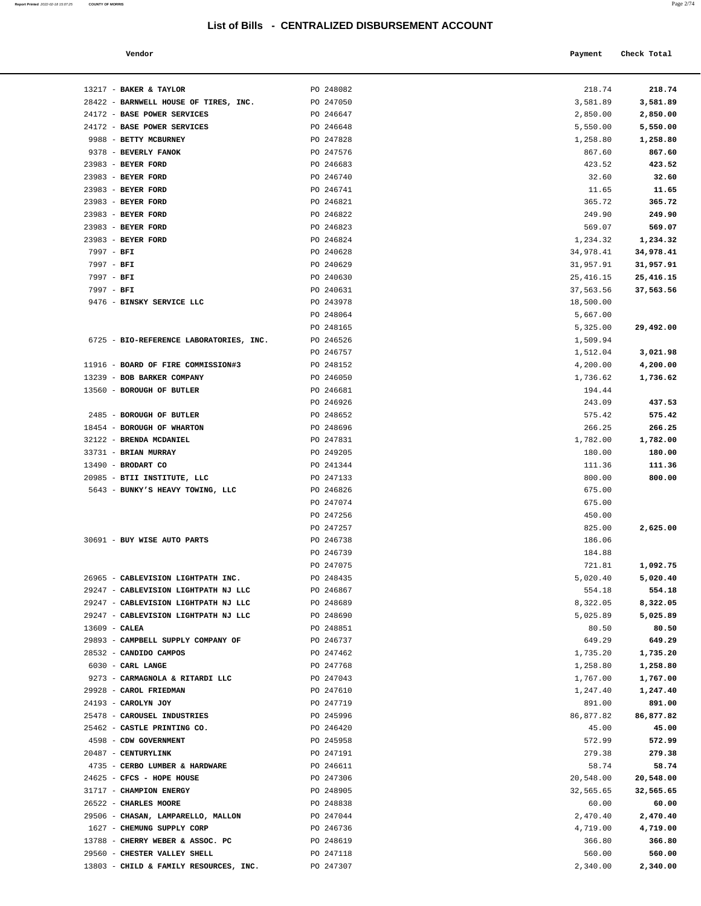# List of Bills - CENTRALIZED DISBURSEMENT ACCOUNT

| Vendor | | Payment | Check Total |
|---|---|---|---|
| 13217 - **BAKER & TAYLOR** | PO 248082 | 218.74 | **218.74** |
| 28422 - **BARNWELL HOUSE OF TIRES, INC.** | PO 247050 | 3,581.89 | **3,581.89** |
| 24172 - **BASE POWER SERVICES** | PO 246647 | 2,850.00 | **2,850.00** |
| 24172 - **BASE POWER SERVICES** | PO 246648 | 5,550.00 | **5,550.00** |
| 9988 - **BETTY MCBURNEY** | PO 247828 | 1,258.80 | **1,258.80** |
| 9378 - **BEVERLY FANOK** | PO 247576 | 867.60 | **867.60** |
| 23983 - **BEYER FORD** | PO 246683 | 423.52 | **423.52** |
| 23983 - **BEYER FORD** | PO 246740 | 32.60 | **32.60** |
| 23983 - **BEYER FORD** | PO 246741 | 11.65 | **11.65** |
| 23983 - **BEYER FORD** | PO 246821 | 365.72 | **365.72** |
| 23983 - **BEYER FORD** | PO 246822 | 249.90 | **249.90** |
| 23983 - **BEYER FORD** | PO 246823 | 569.07 | **569.07** |
| 23983 - **BEYER FORD** | PO 246824 | 1,234.32 | **1,234.32** |
| 7997 - **BFI** | PO 240628 | 34,978.41 | **34,978.41** |
| 7997 - **BFI** | PO 240629 | 31,957.91 | **31,957.91** |
| 7997 - **BFI** | PO 240630 | 25,416.15 | **25,416.15** |
| 7997 - **BFI** | PO 240631 | 37,563.56 | **37,563.56** |
| 9476 - **BINSKY SERVICE LLC** | PO 243978 | 18,500.00 | |
| | PO 248064 | 5,667.00 | |
| | PO 248165 | 5,325.00 | **29,492.00** |
| 6725 - **BIO-REFERENCE LABORATORIES, INC.** | PO 246526 | 1,509.94 | |
| | PO 246757 | 1,512.04 | **3,021.98** |
| 11916 - **BOARD OF FIRE COMMISSION#3** | PO 248152 | 4,200.00 | **4,200.00** |
| 13239 - **BOB BARKER COMPANY** | PO 246050 | 1,736.62 | **1,736.62** |
| 13560 - **BOROUGH OF BUTLER** | PO 246681 | 194.44 | |
| | PO 246926 | 243.09 | **437.53** |
| 2485 - **BOROUGH OF BUTLER** | PO 248652 | 575.42 | **575.42** |
| 18454 - **BOROUGH OF WHARTON** | PO 248696 | 266.25 | **266.25** |
| 32122 - **BRENDA MCDANIEL** | PO 247831 | 1,782.00 | **1,782.00** |
| 33731 - **BRIAN MURRAY** | PO 249205 | 180.00 | **180.00** |
| 13490 - **BRODART CO** | PO 241344 | 111.36 | **111.36** |
| 20985 - **BTII INSTITUTE, LLC** | PO 247133 | 800.00 | **800.00** |
| 5643 - **BUNKY'S HEAVY TOWING, LLC** | PO 246826 | 675.00 | |
| | PO 247074 | 675.00 | |
| | PO 247256 | 450.00 | |
| | PO 247257 | 825.00 | **2,625.00** |
| 30691 - **BUY WISE AUTO PARTS** | PO 246738 | 186.06 | |
| | PO 246739 | 184.88 | |
| | PO 247075 | 721.81 | **1,092.75** |
| 26965 - **CABLEVISION LIGHTPATH INC.** | PO 248435 | 5,020.40 | **5,020.40** |
| 29247 - **CABLEVISION LIGHTPATH NJ LLC** | PO 246867 | 554.18 | **554.18** |
| 29247 - **CABLEVISION LIGHTPATH NJ LLC** | PO 248689 | 8,322.05 | **8,322.05** |
| 29247 - **CABLEVISION LIGHTPATH NJ LLC** | PO 248690 | 5,025.89 | **5,025.89** |
| 13609 - **CALEA** | PO 248851 | 80.50 | **80.50** |
| 29893 - **CAMPBELL SUPPLY COMPANY OF** | PO 246737 | 649.29 | **649.29** |
| 28532 - **CANDIDO CAMPOS** | PO 247462 | 1,735.20 | **1,735.20** |
| 6030 - **CARL LANGE** | PO 247768 | 1,258.80 | **1,258.80** |
| 9273 - **CARMAGNOLA & RITARDI LLC** | PO 247043 | 1,767.00 | **1,767.00** |
| 29928 - **CAROL FRIEDMAN** | PO 247610 | 1,247.40 | **1,247.40** |
| 24193 - **CAROLYN JOY** | PO 247719 | 891.00 | **891.00** |
| 25478 - **CAROUSEL INDUSTRIES** | PO 245996 | 86,877.82 | **86,877.82** |
| 25462 - **CASTLE PRINTING CO.** | PO 246420 | 45.00 | **45.00** |
| 4598 - **CDW GOVERNMENT** | PO 245958 | 572.99 | **572.99** |
| 20487 - **CENTURYLINK** | PO 247191 | 279.38 | **279.38** |
| 4735 - **CERBO LUMBER & HARDWARE** | PO 246611 | 58.74 | **58.74** |
| 24625 - **CFCS - HOPE HOUSE** | PO 247306 | 20,548.00 | **20,548.00** |
| 31717 - **CHAMPION ENERGY** | PO 248905 | 32,565.65 | **32,565.65** |
| 26522 - **CHARLES MOORE** | PO 248838 | 60.00 | **60.00** |
| 29506 - **CHASAN, LAMPARELLO, MALLON** | PO 247044 | 2,470.40 | **2,470.40** |
| 1627 - **CHEMUNG SUPPLY CORP** | PO 246736 | 4,719.00 | **4,719.00** |
| 13788 - **CHERRY WEBER & ASSOC. PC** | PO 248619 | 366.80 | **366.80** |
| 29560 - **CHESTER VALLEY SHELL** | PO 247118 | 560.00 | **560.00** |
| 13803 - **CHILD & FAMILY RESOURCES, INC.** | PO 247307 | 2,340.00 | **2,340.00** |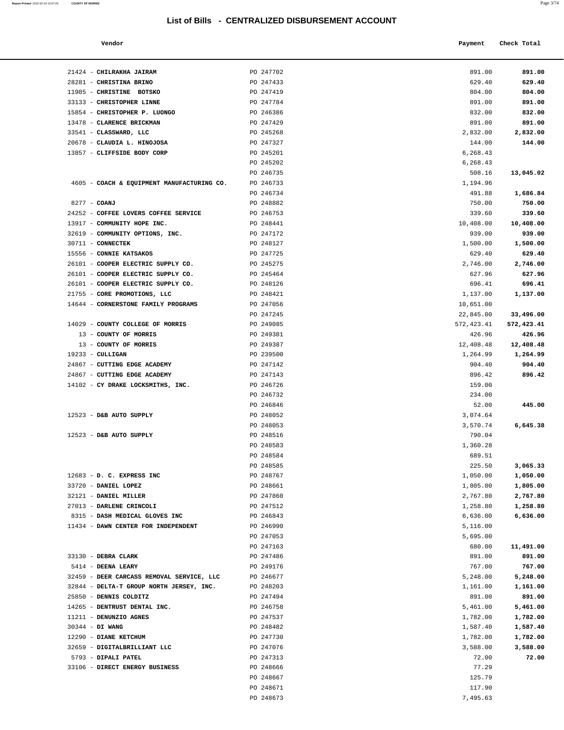# List of Bills - CENTRALIZED DISBURSEMENT ACCOUNT

| Vendor | | Payment | Check Total |
|---|---|---|---|
| 21424 - **CHILRAKHA JAIRAM** | PO 247702 | 891.00 | **891.00** |
| 28281 - **CHRISTINA BRINO** | PO 247433 | 629.40 | **629.40** |
| 11985 - **CHRISTINE BOTSKO** | PO 247419 | 804.00 | **804.00** |
| 33133 - **CHRISTOPHER LINNE** | PO 247784 | 891.00 | **891.00** |
| 15854 - **CHRISTOPHER P. LUONGO** | PO 246386 | 832.00 | **832.00** |
| 13478 - **CLARENCE BRICKMAN** | PO 247429 | 891.00 | **891.00** |
| 33541 - **CLASSWARD, LLC** | PO 245268 | 2,832.00 | **2,832.00** |
| 20678 - **CLAUDIA L. HINOJOSA** | PO 247327 | 144.00 | **144.00** |
| 13857 - **CLIFFSIDE BODY CORP** | PO 245201 | 6,268.43 | |
| | PO 245202 | 6,268.43 | |
| | PO 246735 | 508.16 | **13,045.02** |
| 4605 - **COACH & EQUIPMENT MANUFACTURING CO.** | PO 246733 | 1,194.96 | |
| | PO 246734 | 491.88 | **1,686.84** |
| 8277 - **COANJ** | PO 248882 | 750.00 | **750.00** |
| 24252 - **COFFEE LOVERS COFFEE SERVICE** | PO 246753 | 339.60 | **339.60** |
| 13917 - **COMMUNITY HOPE INC.** | PO 248441 | 10,408.00 | **10,408.00** |
| 32619 - **COMMUNITY OPTIONS, INC.** | PO 247172 | 939.00 | **939.00** |
| 30711 - **CONNECTEK** | PO 248127 | 1,500.00 | **1,500.00** |
| 15556 - **CONNIE KATSAKOS** | PO 247725 | 629.40 | **629.40** |
| 26101 - **COOPER ELECTRIC SUPPLY CO.** | PO 245275 | 2,746.00 | **2,746.00** |
| 26101 - **COOPER ELECTRIC SUPPLY CO.** | PO 245464 | 627.96 | **627.96** |
| 26101 - **COOPER ELECTRIC SUPPLY CO.** | PO 248126 | 696.41 | **696.41** |
| 21755 - **CORE PROMOTIONS, LLC** | PO 248421 | 1,137.00 | **1,137.00** |
| 14644 - **CORNERSTONE FAMILY PROGRAMS** | PO 247056 | 10,651.00 | |
| | PO 247245 | 22,845.00 | **33,496.00** |
| 14029 - **COUNTY COLLEGE OF MORRIS** | PO 249085 | 572,423.41 | **572,423.41** |
| 13 - **COUNTY OF MORRIS** | PO 249381 | 426.96 | **426.96** |
| 13 - **COUNTY OF MORRIS** | PO 249387 | 12,408.48 | **12,408.48** |
| 19233 - **CULLIGAN** | PO 239500 | 1,264.99 | **1,264.99** |
| 24867 - **CUTTING EDGE ACADEMY** | PO 247142 | 904.40 | **904.40** |
| 24867 - **CUTTING EDGE ACADEMY** | PO 247143 | 896.42 | **896.42** |
| 14102 - **CY DRAKE LOCKSMITHS, INC.** | PO 246726 | 159.00 | |
| | PO 246732 | 234.00 | |
| | PO 246846 | 52.00 | **445.00** |
| 12523 - **D&B AUTO SUPPLY** | PO 248052 | 3,074.64 | |
| | PO 248053 | 3,570.74 | **6,645.38** |
| 12523 - **D&B AUTO SUPPLY** | PO 248516 | 790.04 | |
| | PO 248583 | 1,360.28 | |
| | PO 248584 | 689.51 | |
| | PO 248585 | 225.50 | **3,065.33** |
| 12683 - **D. C. EXPRESS INC** | PO 248767 | 1,050.00 | **1,050.00** |
| 33720 - **DANIEL LOPEZ** | PO 248661 | 1,805.00 | **1,805.00** |
| 32121 - **DANIEL MILLER** | PO 247860 | 2,767.80 | **2,767.80** |
| 27013 - **DARLENE CRINCOLI** | PO 247512 | 1,258.80 | **1,258.80** |
| 8315 - **DASH MEDICAL GLOVES INC** | PO 246843 | 6,636.00 | **6,636.00** |
| 11434 - **DAWN CENTER FOR INDEPENDENT** | PO 246990 | 5,116.00 | |
| | PO 247053 | 5,695.00 | |
| | PO 247163 | 680.00 | **11,491.00** |
| 33130 - **DEBRA CLARK** | PO 247486 | 891.00 | **891.00** |
| 5414 - **DEENA LEARY** | PO 249176 | 767.00 | **767.00** |
| 32459 - **DEER CARCASS REMOVAL SERVICE, LLC** | PO 246677 | 5,248.00 | **5,248.00** |
| 32844 - **DELTA-T GROUP NORTH JERSEY, INC.** | PO 248203 | 1,161.00 | **1,161.00** |
| 25850 - **DENNIS COLDITZ** | PO 247494 | 891.00 | **891.00** |
| 14265 - **DENTRUST DENTAL INC.** | PO 246758 | 5,461.00 | **5,461.00** |
| 11211 - **DENUNZIO AGNES** | PO 247537 | 1,782.00 | **1,782.00** |
| 30344 - **DI WANG** | PO 248482 | 1,587.40 | **1,587.40** |
| 12290 - **DIANE KETCHUM** | PO 247730 | 1,782.00 | **1,782.00** |
| 32659 - **DIGITALBRILLIANT LLC** | PO 247076 | 3,588.00 | **3,588.00** |
| 5793 - **DIPALI PATEL** | PO 247313 | 72.00 | **72.00** |
| 33106 - **DIRECT ENERGY BUSINESS** | PO 248666 | 77.29 | |
| | PO 248667 | 125.79 | |
| | PO 248671 | 117.90 | |
| | PO 248673 | 7,495.63 | |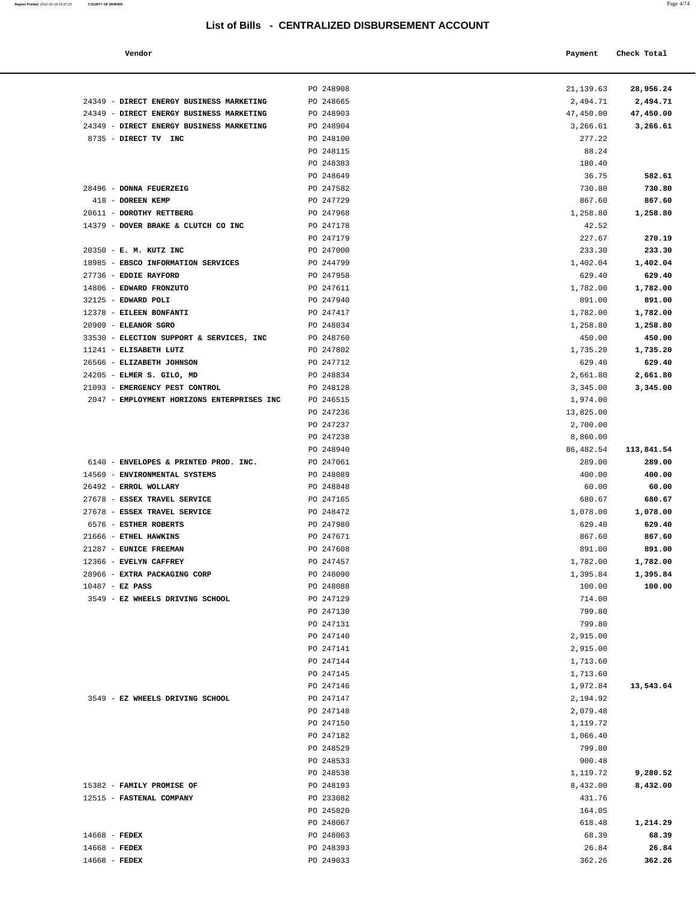## List of Bills - CENTRALIZED DISBURSEMENT ACCOUNT

| Vendor | | Payment | Check Total |
|---|---|---|---|
| | PO 248908 | 21,139.63 | **28,956.24** |
| 24349 - **DIRECT ENERGY BUSINESS MARKETING** | PO 248665 | 2,494.71 | **2,494.71** |
| 24349 - **DIRECT ENERGY BUSINESS MARKETING** | PO 248903 | 47,450.00 | **47,450.00** |
| 24349 - **DIRECT ENERGY BUSINESS MARKETING** | PO 248904 | 3,266.61 | **3,266.61** |
| 8735 - **DIRECT TV INC** | PO 248100 | 277.22 | |
| | PO 248115 | 88.24 | |
| | PO 248383 | 180.40 | |
| | PO 248649 | 36.75 | **582.61** |
| 28496 - **DONNA FEUERZEIG** | PO 247582 | 730.80 | **730.80** |
| 418 - **DOREEN KEMP** | PO 247729 | 867.60 | **867.60** |
| 20611 - **DOROTHY RETTBERG** | PO 247968 | 1,258.80 | **1,258.80** |
| 14379 - **DOVER BRAKE & CLUTCH CO INC** | PO 247178 | 42.52 | |
| | PO 247179 | 227.67 | **270.19** |
| 20350 - **E. M. KUTZ INC** | PO 247000 | 233.30 | **233.30** |
| 18985 - **EBSCO INFORMATION SERVICES** | PO 244799 | 1,402.04 | **1,402.04** |
| 27736 - **EDDIE RAYFORD** | PO 247958 | 629.40 | **629.40** |
| 14806 - **EDWARD FRONZUTO** | PO 247611 | 1,782.00 | **1,782.00** |
| 32125 - **EDWARD POLI** | PO 247940 | 891.00 | **891.00** |
| 12378 - **EILEEN BONFANTI** | PO 247417 | 1,782.00 | **1,782.00** |
| 20909 - **ELEANOR SGRO** | PO 248034 | 1,258.80 | **1,258.80** |
| 33530 - **ELECTION SUPPORT & SERVICES, INC** | PO 248760 | 450.00 | **450.00** |
| 11241 - **ELISABETH LUTZ** | PO 247802 | 1,735.20 | **1,735.20** |
| 26566 - **ELIZABETH JOHNSON** | PO 247712 | 629.40 | **629.40** |
| 24205 - **ELMER S. GILO, MD** | PO 248834 | 2,661.80 | **2,661.80** |
| 21093 - **EMERGENCY PEST CONTROL** | PO 248128 | 3,345.00 | **3,345.00** |
| 2047 - **EMPLOYMENT HORIZONS ENTERPRISES INC** | PO 246515 | 1,974.00 | |
| | PO 247236 | 13,825.00 | |
| | PO 247237 | 2,700.00 | |
| | PO 247238 | 8,860.00 | |
| | PO 248940 | 86,482.54 | **113,841.54** |
| 6140 - **ENVELOPES & PRINTED PROD. INC.** | PO 247061 | 289.00 | **289.00** |
| 14569 - **ENVIRONMENTAL SYSTEMS** | PO 248089 | 400.00 | **400.00** |
| 26492 - **ERROL WOLLARY** | PO 248848 | 60.00 | **60.00** |
| 27678 - **ESSEX TRAVEL SERVICE** | PO 247165 | 680.67 | **680.67** |
| 27678 - **ESSEX TRAVEL SERVICE** | PO 248472 | 1,078.00 | **1,078.00** |
| 6576 - **ESTHER ROBERTS** | PO 247980 | 629.40 | **629.40** |
| 21666 - **ETHEL HAWKINS** | PO 247671 | 867.60 | **867.60** |
| 21287 - **EUNICE FREEMAN** | PO 247608 | 891.00 | **891.00** |
| 12366 - **EVELYN CAFFREY** | PO 247457 | 1,782.00 | **1,782.00** |
| 28966 - **EXTRA PACKAGING CORP** | PO 248090 | 1,395.84 | **1,395.84** |
| 10487 - **EZ PASS** | PO 248088 | 100.00 | **100.00** |
| 3549 - **EZ WHEELS DRIVING SCHOOL** | PO 247129 | 714.00 | |
| | PO 247130 | 799.80 | |
| | PO 247131 | 799.80 | |
| | PO 247140 | 2,915.00 | |
| | PO 247141 | 2,915.00 | |
| | PO 247144 | 1,713.60 | |
| | PO 247145 | 1,713.60 | |
| | PO 247146 | 1,972.84 | **13,543.64** |
| 3549 - **EZ WHEELS DRIVING SCHOOL** | PO 247147 | 2,194.92 | |
| | PO 247148 | 2,079.48 | |
| | PO 247150 | 1,119.72 | |
| | PO 247182 | 1,066.40 | |
| | PO 248529 | 799.80 | |
| | PO 248533 | 900.48 | |
| | PO 248538 | 1,119.72 | **9,280.52** |
| 15382 - **FAMILY PROMISE OF** | PO 248193 | 8,432.00 | **8,432.00** |
| 12515 - **FASTENAL COMPANY** | PO 233082 | 431.76 | |
| | PO 245820 | 164.05 | |
| | PO 248067 | 618.48 | **1,214.29** |
| 14668 - **FEDEX** | PO 248063 | 68.39 | **68.39** |
| 14668 - **FEDEX** | PO 248393 | 26.84 | **26.84** |
| 14668 - **FEDEX** | PO 249033 | 362.26 | **362.26** |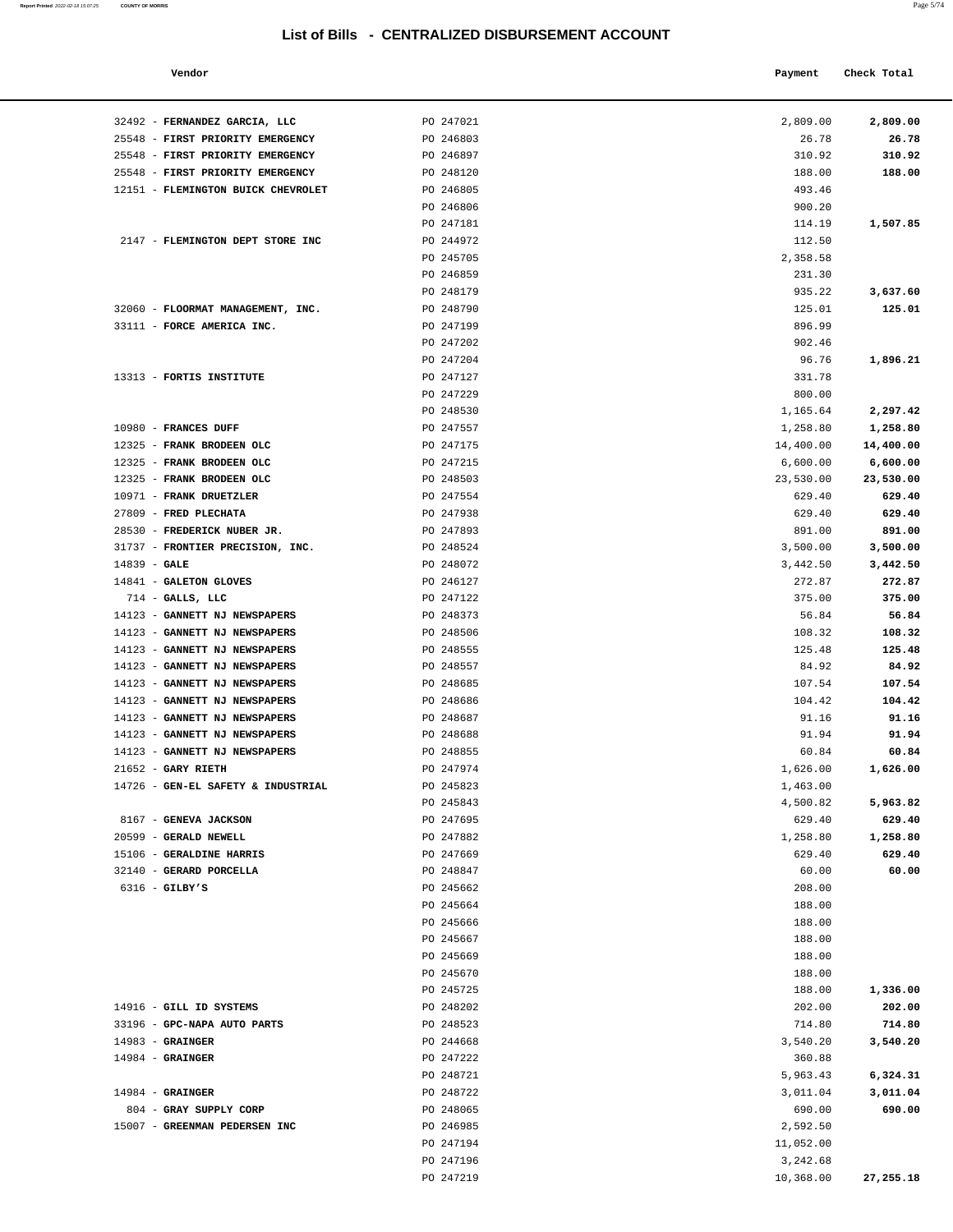# List of Bills - CENTRALIZED DISBURSEMENT ACCOUNT

| Vendor | | Payment | Check Total |
|---|---|---|---|
| 32492 - **FERNANDEZ GARCIA, LLC** | PO 247021 | 2,809.00 | **2,809.00** |
| 25548 - **FIRST PRIORITY EMERGENCY** | PO 246803 | 26.78 | **26.78** |
| 25548 - **FIRST PRIORITY EMERGENCY** | PO 246897 | 310.92 | **310.92** |
| 25548 - **FIRST PRIORITY EMERGENCY** | PO 248120 | 188.00 | **188.00** |
| 12151 - **FLEMINGTON BUICK CHEVROLET** | PO 246805 | 493.46 | |
| | PO 246806 | 900.20 | |
| | PO 247181 | 114.19 | **1,507.85** |
| 2147 - **FLEMINGTON DEPT STORE INC** | PO 244972 | 112.50 | |
| | PO 245705 | 2,358.58 | |
| | PO 246859 | 231.30 | |
| | PO 248179 | 935.22 | **3,637.60** |
| 32060 - **FLOORMAT MANAGEMENT, INC.** | PO 248790 | 125.01 | **125.01** |
| 33111 - **FORCE AMERICA INC.** | PO 247199 | 896.99 | |
| | PO 247202 | 902.46 | |
| | PO 247204 | 96.76 | **1,896.21** |
| 13313 - **FORTIS INSTITUTE** | PO 247127 | 331.78 | |
| | PO 247229 | 800.00 | |
| | PO 248530 | 1,165.64 | **2,297.42** |
| 10980 - **FRANCES DUFF** | PO 247557 | 1,258.80 | **1,258.80** |
| 12325 - **FRANK BRODEEN OLC** | PO 247175 | 14,400.00 | **14,400.00** |
| 12325 - **FRANK BRODEEN OLC** | PO 247215 | 6,600.00 | **6,600.00** |
| 12325 - **FRANK BRODEEN OLC** | PO 248503 | 23,530.00 | **23,530.00** |
| 10971 - **FRANK DRUETZLER** | PO 247554 | 629.40 | **629.40** |
| 27809 - **FRED PLECHATA** | PO 247938 | 629.40 | **629.40** |
| 28530 - **FREDERICK NUBER JR.** | PO 247893 | 891.00 | **891.00** |
| 31737 - **FRONTIER PRECISION, INC.** | PO 248524 | 3,500.00 | **3,500.00** |
| 14839 - **GALE** | PO 248072 | 3,442.50 | **3,442.50** |
| 14841 - **GALETON GLOVES** | PO 246127 | 272.87 | **272.87** |
| 714 - **GALLS, LLC** | PO 247122 | 375.00 | **375.00** |
| 14123 - **GANNETT NJ NEWSPAPERS** | PO 248373 | 56.84 | **56.84** |
| 14123 - **GANNETT NJ NEWSPAPERS** | PO 248506 | 108.32 | **108.32** |
| 14123 - **GANNETT NJ NEWSPAPERS** | PO 248555 | 125.48 | **125.48** |
| 14123 - **GANNETT NJ NEWSPAPERS** | PO 248557 | 84.92 | **84.92** |
| 14123 - **GANNETT NJ NEWSPAPERS** | PO 248685 | 107.54 | **107.54** |
| 14123 - **GANNETT NJ NEWSPAPERS** | PO 248686 | 104.42 | **104.42** |
| 14123 - **GANNETT NJ NEWSPAPERS** | PO 248687 | 91.16 | **91.16** |
| 14123 - **GANNETT NJ NEWSPAPERS** | PO 248688 | 91.94 | **91.94** |
| 14123 - **GANNETT NJ NEWSPAPERS** | PO 248855 | 60.84 | **60.84** |
| 21652 - **GARY RIETH** | PO 247974 | 1,626.00 | **1,626.00** |
| 14726 - **GEN-EL SAFETY & INDUSTRIAL** | PO 245823 | 1,463.00 | |
| | PO 245843 | 4,500.82 | **5,963.82** |
| 8167 - **GENEVA JACKSON** | PO 247695 | 629.40 | **629.40** |
| 20599 - **GERALD NEWELL** | PO 247882 | 1,258.80 | **1,258.80** |
| 15106 - **GERALDINE HARRIS** | PO 247669 | 629.40 | **629.40** |
| 32140 - **GERARD PORCELLA** | PO 248847 | 60.00 | **60.00** |
| 6316 - **GILBY'S** | PO 245662 | 208.00 | |
| | PO 245664 | 188.00 | |
| | PO 245666 | 188.00 | |
| | PO 245667 | 188.00 | |
| | PO 245669 | 188.00 | |
| | PO 245670 | 188.00 | |
| | PO 245725 | 188.00 | **1,336.00** |
| 14916 - **GILL ID SYSTEMS** | PO 248202 | 202.00 | **202.00** |
| 33196 - **GPC-NAPA AUTO PARTS** | PO 248523 | 714.80 | **714.80** |
| 14983 - **GRAINGER** | PO 244668 | 3,540.20 | **3,540.20** |
| 14984 - **GRAINGER** | PO 247222 | 360.88 | |
| | PO 248721 | 5,963.43 | **6,324.31** |
| 14984 - **GRAINGER** | PO 248722 | 3,011.04 | **3,011.04** |
| 804 - **GRAY SUPPLY CORP** | PO 248065 | 690.00 | **690.00** |
| 15007 - **GREENMAN PEDERSEN INC** | PO 246985 | 2,592.50 | |
| | PO 247194 | 11,052.00 | |
| | PO 247196 | 3,242.68 | |
| | PO 247219 | 10,368.00 | **27,255.18** |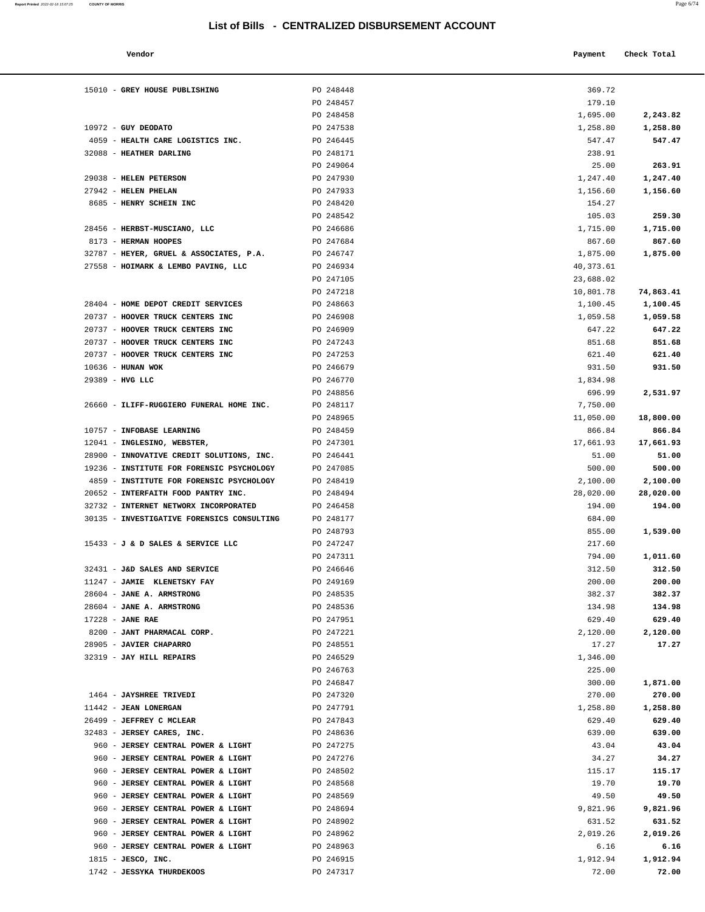# List of Bills - CENTRALIZED DISBURSEMENT ACCOUNT

| Vendor | | Payment | Check Total |
|---|---|---|---|
| 15010 - **GREY HOUSE PUBLISHING** | PO 248448 | 369.72 | |
| | PO 248457 | 179.10 | |
| | PO 248458 | 1,695.00 | **2,243.82** |
| 10972 - **GUY DEODATO** | PO 247538 | 1,258.80 | **1,258.80** |
| 4059 - **HEALTH CARE LOGISTICS INC.** | PO 246445 | 547.47 | **547.47** |
| 32088 - **HEATHER DARLING** | PO 248171 | 238.91 | |
| | PO 249064 | 25.00 | **263.91** |
| 29038 - **HELEN PETERSON** | PO 247930 | 1,247.40 | **1,247.40** |
| 27942 - **HELEN PHELAN** | PO 247933 | 1,156.60 | **1,156.60** |
| 8685 - **HENRY SCHEIN INC** | PO 248420 | 154.27 | |
| | PO 248542 | 105.03 | **259.30** |
| 28456 - **HERBST-MUSCIANO, LLC** | PO 246686 | 1,715.00 | **1,715.00** |
| 8173 - **HERMAN HOOPES** | PO 247684 | 867.60 | **867.60** |
| 32787 - **HEYER, GRUEL & ASSOCIATES, P.A.** | PO 246747 | 1,875.00 | **1,875.00** |
| 27558 - **HOIMARK & LEMBO PAVING, LLC** | PO 246934 | 40,373.61 | |
| | PO 247105 | 23,688.02 | |
| | PO 247218 | 10,801.78 | **74,863.41** |
| 28404 - **HOME DEPOT CREDIT SERVICES** | PO 248663 | 1,100.45 | **1,100.45** |
| 20737 - **HOOVER TRUCK CENTERS INC** | PO 246908 | 1,059.58 | **1,059.58** |
| 20737 - **HOOVER TRUCK CENTERS INC** | PO 246909 | 647.22 | **647.22** |
| 20737 - **HOOVER TRUCK CENTERS INC** | PO 247243 | 851.68 | **851.68** |
| 20737 - **HOOVER TRUCK CENTERS INC** | PO 247253 | 621.40 | **621.40** |
| 10636 - **HUNAN WOK** | PO 246679 | 931.50 | **931.50** |
| 29389 - **HVG LLC** | PO 246770 | 1,834.98 | |
| | PO 248856 | 696.99 | **2,531.97** |
| 26660 - **ILIFF-RUGGIERO FUNERAL HOME INC.** | PO 248117 | 7,750.00 | |
| | PO 248965 | 11,050.00 | **18,800.00** |
| 10757 - **INFOBASE LEARNING** | PO 248459 | 866.84 | **866.84** |
| 12041 - **INGLESINO, WEBSTER,** | PO 247301 | 17,661.93 | **17,661.93** |
| 28900 - **INNOVATIVE CREDIT SOLUTIONS, INC.** | PO 246441 | 51.00 | **51.00** |
| 19236 - **INSTITUTE FOR FORENSIC PSYCHOLOGY** | PO 247085 | 500.00 | **500.00** |
| 4859 - **INSTITUTE FOR FORENSIC PSYCHOLOGY** | PO 248419 | 2,100.00 | **2,100.00** |
| 20652 - **INTERFAITH FOOD PANTRY INC.** | PO 248494 | 28,020.00 | **28,020.00** |
| 32732 - **INTERNET NETWORX INCORPORATED** | PO 246458 | 194.00 | **194.00** |
| 30135 - **INVESTIGATIVE FORENSICS CONSULTING** | PO 248177 | 684.00 | |
| | PO 248793 | 855.00 | **1,539.00** |
| 15433 - **J & D SALES & SERVICE LLC** | PO 247247 | 217.60 | |
| | PO 247311 | 794.00 | **1,011.60** |
| 32431 - **J&D SALES AND SERVICE** | PO 246646 | 312.50 | **312.50** |
| 11247 - **JAMIE KLENETSKY FAY** | PO 249169 | 200.00 | **200.00** |
| 28604 - **JANE A. ARMSTRONG** | PO 248535 | 382.37 | **382.37** |
| 28604 - **JANE A. ARMSTRONG** | PO 248536 | 134.98 | **134.98** |
| 17228 - **JANE RAE** | PO 247951 | 629.40 | **629.40** |
| 8200 - **JANT PHARMACAL CORP.** | PO 247221 | 2,120.00 | **2,120.00** |
| 28905 - **JAVIER CHAPARRO** | PO 248551 | 17.27 | **17.27** |
| 32319 - **JAY HILL REPAIRS** | PO 246529 | 1,346.00 | |
| | PO 246763 | 225.00 | |
| | PO 246847 | 300.00 | **1,871.00** |
| 1464 - **JAYSHREE TRIVEDI** | PO 247320 | 270.00 | **270.00** |
| 11442 - **JEAN LONERGAN** | PO 247791 | 1,258.80 | **1,258.80** |
| 26499 - **JEFFREY C MCLEAR** | PO 247843 | 629.40 | **629.40** |
| 32483 - **JERSEY CARES, INC.** | PO 248636 | 639.00 | **639.00** |
| 960 - **JERSEY CENTRAL POWER & LIGHT** | PO 247275 | 43.04 | **43.04** |
| 960 - **JERSEY CENTRAL POWER & LIGHT** | PO 247276 | 34.27 | **34.27** |
| 960 - **JERSEY CENTRAL POWER & LIGHT** | PO 248502 | 115.17 | **115.17** |
| 960 - **JERSEY CENTRAL POWER & LIGHT** | PO 248568 | 19.70 | **19.70** |
| 960 - **JERSEY CENTRAL POWER & LIGHT** | PO 248569 | 49.50 | **49.50** |
| 960 - **JERSEY CENTRAL POWER & LIGHT** | PO 248694 | 9,821.96 | **9,821.96** |
| 960 - **JERSEY CENTRAL POWER & LIGHT** | PO 248902 | 631.52 | **631.52** |
| 960 - **JERSEY CENTRAL POWER & LIGHT** | PO 248962 | 2,019.26 | **2,019.26** |
| 960 - **JERSEY CENTRAL POWER & LIGHT** | PO 248963 | 6.16 | **6.16** |
| 1815 - **JESCO, INC.** | PO 246915 | 1,912.94 | **1,912.94** |
| 1742 - **JESSYKA THURDEKOOS** | PO 247317 | 72.00 | **72.00** |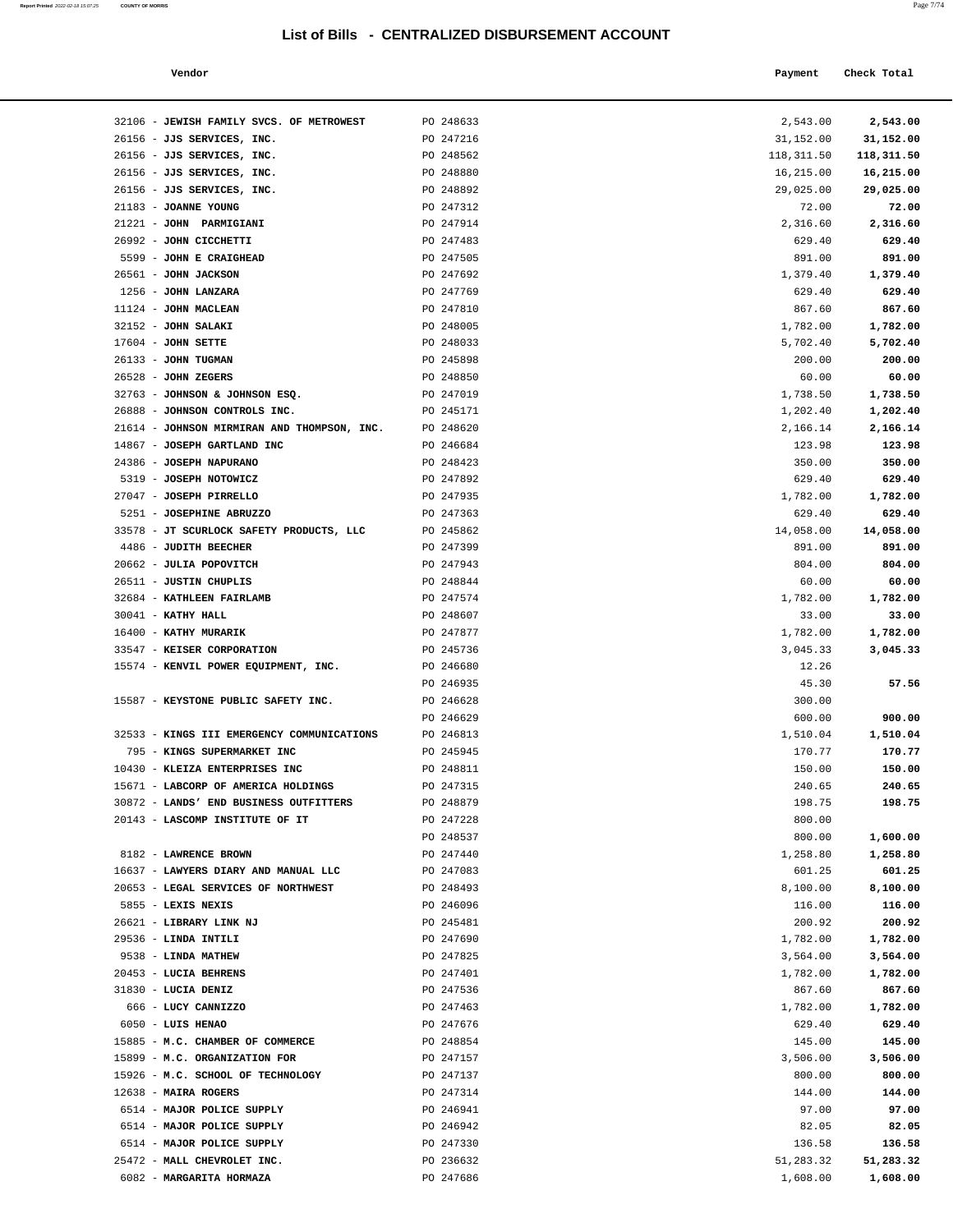# List of Bills - CENTRALIZED DISBURSEMENT ACCOUNT

| Vendor | | Payment | Check Total |
|---|---|---|---|
| 32106 - **JEWISH FAMILY SVCS. OF METROWEST** | PO 248633 | 2,543.00 | **2,543.00** |
| 26156 - **JJS SERVICES, INC.** | PO 247216 | 31,152.00 | **31,152.00** |
| 26156 - **JJS SERVICES, INC.** | PO 248562 | 118,311.50 | **118,311.50** |
| 26156 - **JJS SERVICES, INC.** | PO 248880 | 16,215.00 | **16,215.00** |
| 26156 - **JJS SERVICES, INC.** | PO 248892 | 29,025.00 | **29,025.00** |
| 21183 - **JOANNE YOUNG** | PO 247312 | 72.00 | **72.00** |
| 21221 - **JOHN PARMIGIANI** | PO 247914 | 2,316.60 | **2,316.60** |
| 26992 - **JOHN CICCHETTI** | PO 247483 | 629.40 | **629.40** |
| 5599 - **JOHN E CRAIGHEAD** | PO 247505 | 891.00 | **891.00** |
| 26561 - **JOHN JACKSON** | PO 247692 | 1,379.40 | **1,379.40** |
| 1256 - **JOHN LANZARA** | PO 247769 | 629.40 | **629.40** |
| 11124 - **JOHN MACLEAN** | PO 247810 | 867.60 | **867.60** |
| 32152 - **JOHN SALAKI** | PO 248005 | 1,782.00 | **1,782.00** |
| 17604 - **JOHN SETTE** | PO 248033 | 5,702.40 | **5,702.40** |
| 26133 - **JOHN TUGMAN** | PO 245898 | 200.00 | **200.00** |
| 26528 - **JOHN ZEGERS** | PO 248850 | 60.00 | **60.00** |
| 32763 - **JOHNSON & JOHNSON ESQ.** | PO 247019 | 1,738.50 | **1,738.50** |
| 26888 - **JOHNSON CONTROLS INC.** | PO 245171 | 1,202.40 | **1,202.40** |
| 21614 - **JOHNSON MIRMIRAN AND THOMPSON, INC.** | PO 248620 | 2,166.14 | **2,166.14** |
| 14867 - **JOSEPH GARTLAND INC** | PO 246684 | 123.98 | **123.98** |
| 24386 - **JOSEPH NAPURANO** | PO 248423 | 350.00 | **350.00** |
| 5319 - **JOSEPH NOTOWICZ** | PO 247892 | 629.40 | **629.40** |
| 27047 - **JOSEPH PIRRELLO** | PO 247935 | 1,782.00 | **1,782.00** |
| 5251 - **JOSEPHINE ABRUZZO** | PO 247363 | 629.40 | **629.40** |
| 33578 - **JT SCURLOCK SAFETY PRODUCTS, LLC** | PO 245862 | 14,058.00 | **14,058.00** |
| 4486 - **JUDITH BEECHER** | PO 247399 | 891.00 | **891.00** |
| 20662 - **JULIA POPOVITCH** | PO 247943 | 804.00 | **804.00** |
| 26511 - **JUSTIN CHUPLIS** | PO 248844 | 60.00 | **60.00** |
| 32684 - **KATHLEEN FAIRLAMB** | PO 247574 | 1,782.00 | **1,782.00** |
| 30041 - **KATHY HALL** | PO 248607 | 33.00 | **33.00** |
| 16400 - **KATHY MURARIK** | PO 247877 | 1,782.00 | **1,782.00** |
| 33547 - **KEISER CORPORATION** | PO 245736 | 3,045.33 | **3,045.33** |
| 15574 - **KENVIL POWER EQUIPMENT, INC.** | PO 246680 | 12.26 | |
| | PO 246935 | 45.30 | **57.56** |
| 15587 - **KEYSTONE PUBLIC SAFETY INC.** | PO 246628 | 300.00 | |
| | PO 246629 | 600.00 | **900.00** |
| 32533 - **KINGS III EMERGENCY COMMUNICATIONS** | PO 246813 | 1,510.04 | **1,510.04** |
| 795 - **KINGS SUPERMARKET INC** | PO 245945 | 170.77 | **170.77** |
| 10430 - **KLEIZA ENTERPRISES INC** | PO 248811 | 150.00 | **150.00** |
| 15671 - **LABCORP OF AMERICA HOLDINGS** | PO 247315 | 240.65 | **240.65** |
| 30872 - **LANDS' END BUSINESS OUTFITTERS** | PO 248879 | 198.75 | **198.75** |
| 20143 - **LASCOMP INSTITUTE OF IT** | PO 247228 | 800.00 | |
| | PO 248537 | 800.00 | **1,600.00** |
| 8182 - **LAWRENCE BROWN** | PO 247440 | 1,258.80 | **1,258.80** |
| 16637 - **LAWYERS DIARY AND MANUAL LLC** | PO 247083 | 601.25 | **601.25** |
| 20653 - **LEGAL SERVICES OF NORTHWEST** | PO 248493 | 8,100.00 | **8,100.00** |
| 5855 - **LEXIS NEXIS** | PO 246096 | 116.00 | **116.00** |
| 26621 - **LIBRARY LINK NJ** | PO 245481 | 200.92 | **200.92** |
| 29536 - **LINDA INTILI** | PO 247690 | 1,782.00 | **1,782.00** |
| 9538 - **LINDA MATHEW** | PO 247825 | 3,564.00 | **3,564.00** |
| 20453 - **LUCIA BEHRENS** | PO 247401 | 1,782.00 | **1,782.00** |
| 31830 - **LUCIA DENIZ** | PO 247536 | 867.60 | **867.60** |
| 666 - **LUCY CANNIZZO** | PO 247463 | 1,782.00 | **1,782.00** |
| 6050 - **LUIS HENAO** | PO 247676 | 629.40 | **629.40** |
| 15885 - **M.C. CHAMBER OF COMMERCE** | PO 248854 | 145.00 | **145.00** |
| 15899 - **M.C. ORGANIZATION FOR** | PO 247157 | 3,506.00 | **3,506.00** |
| 15926 - **M.C. SCHOOL OF TECHNOLOGY** | PO 247137 | 800.00 | **800.00** |
| 12638 - **MAIRA ROGERS** | PO 247314 | 144.00 | **144.00** |
| 6514 - **MAJOR POLICE SUPPLY** | PO 246941 | 97.00 | **97.00** |
| 6514 - **MAJOR POLICE SUPPLY** | PO 246942 | 82.05 | **82.05** |
| 6514 - **MAJOR POLICE SUPPLY** | PO 247330 | 136.58 | **136.58** |
| 25472 - **MALL CHEVROLET INC.** | PO 236632 | 51,283.32 | **51,283.32** |
| 6082 - **MARGARITA HORMAZA** | PO 247686 | 1,608.00 | **1,608.00** |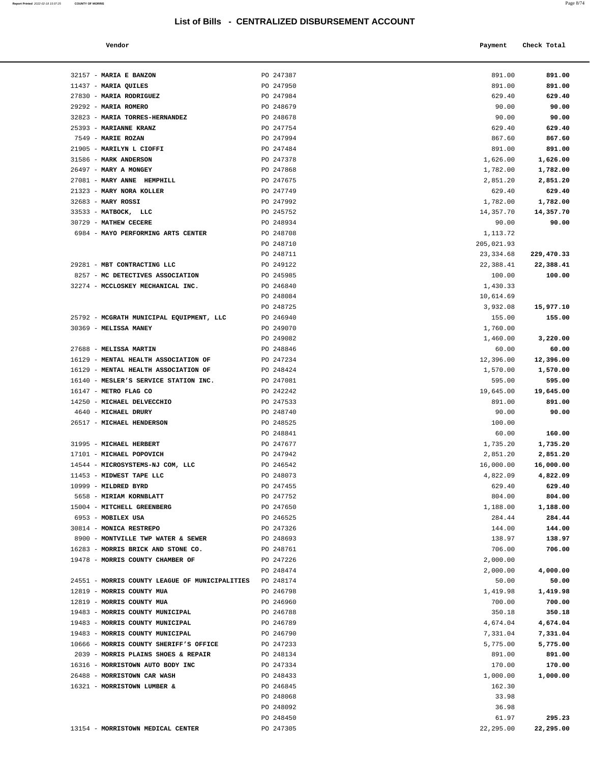# List of Bills - CENTRALIZED DISBURSEMENT ACCOUNT

| Vendor | | Payment | Check Total |
|---|---|---|---|
| 32157 - **MARIA E BANZON** | PO 247387 | 891.00 | **891.00** |
| 11437 - **MARIA QUILES** | PO 247950 | 891.00 | **891.00** |
| 27830 - **MARIA RODRIGUEZ** | PO 247984 | 629.40 | **629.40** |
| 29292 - **MARIA ROMERO** | PO 248679 | 90.00 | **90.00** |
| 32823 - **MARIA TORRES-HERNANDEZ** | PO 248678 | 90.00 | **90.00** |
| 25393 - **MARIANNE KRANZ** | PO 247754 | 629.40 | **629.40** |
| 7549 - **MARIE ROZAN** | PO 247994 | 867.60 | **867.60** |
| 21905 - **MARILYN L CIOFFI** | PO 247484 | 891.00 | **891.00** |
| 31586 - **MARK ANDERSON** | PO 247378 | 1,626.00 | **1,626.00** |
| 26497 - **MARY A MONGEY** | PO 247868 | 1,782.00 | **1,782.00** |
| 27081 - **MARY ANNE HEMPHILL** | PO 247675 | 2,851.20 | **2,851.20** |
| 21323 - **MARY NORA KOLLER** | PO 247749 | 629.40 | **629.40** |
| 32683 - **MARY ROSSI** | PO 247992 | 1,782.00 | **1,782.00** |
| 33533 - **MATBOCK, LLC** | PO 245752 | 14,357.70 | **14,357.70** |
| 30729 - **MATHEW CECERE** | PO 248934 | 90.00 | **90.00** |
| 6984 - **MAYO PERFORMING ARTS CENTER** | PO 248708 | 1,113.72 | |
| | PO 248710 | 205,021.93 | |
| | PO 248711 | 23,334.68 | **229,470.33** |
| 29281 - **MBT CONTRACTING LLC** | PO 249122 | 22,388.41 | **22,388.41** |
| 8257 - **MC DETECTIVES ASSOCIATION** | PO 245985 | 100.00 | **100.00** |
| 32274 - **MCCLOSKEY MECHANICAL INC.** | PO 246840 | 1,430.33 | |
| | PO 248084 | 10,614.69 | |
| | PO 248725 | 3,932.08 | **15,977.10** |
| 25792 - **MCGRATH MUNICIPAL EQUIPMENT, LLC** | PO 246940 | 155.00 | **155.00** |
| 30369 - **MELISSA MANEY** | PO 249070 | 1,760.00 | |
| | PO 249082 | 1,460.00 | **3,220.00** |
| 27688 - **MELISSA MARTIN** | PO 248846 | 60.00 | **60.00** |
| 16129 - **MENTAL HEALTH ASSOCIATION OF** | PO 247234 | 12,396.00 | **12,396.00** |
| 16129 - **MENTAL HEALTH ASSOCIATION OF** | PO 248424 | 1,570.00 | **1,570.00** |
| 16140 - **MESLER'S SERVICE STATION INC.** | PO 247081 | 595.00 | **595.00** |
| 16147 - **METRO FLAG CO** | PO 242242 | 19,645.00 | **19,645.00** |
| 14250 - **MICHAEL DELVECCHIO** | PO 247533 | 891.00 | **891.00** |
| 4640 - **MICHAEL DRURY** | PO 248740 | 90.00 | **90.00** |
| 26517 - **MICHAEL HENDERSON** | PO 248525 | 100.00 | |
| | PO 248841 | 60.00 | **160.00** |
| 31995 - **MICHAEL HERBERT** | PO 247677 | 1,735.20 | **1,735.20** |
| 17101 - **MICHAEL POPOVICH** | PO 247942 | 2,851.20 | **2,851.20** |
| 14544 - **MICROSYSTEMS-NJ COM, LLC** | PO 246542 | 16,000.00 | **16,000.00** |
| 11453 - **MIDWEST TAPE LLC** | PO 248073 | 4,822.09 | **4,822.09** |
| 10999 - **MILDRED BYRD** | PO 247455 | 629.40 | **629.40** |
| 5658 - **MIRIAM KORNBLATT** | PO 247752 | 804.00 | **804.00** |
| 15004 - **MITCHELL GREENBERG** | PO 247650 | 1,188.00 | **1,188.00** |
| 6953 - **MOBILEX USA** | PO 246525 | 284.44 | **284.44** |
| 30814 - **MONICA RESTREPO** | PO 247326 | 144.00 | **144.00** |
| 8900 - **MONTVILLE TWP WATER & SEWER** | PO 248693 | 138.97 | **138.97** |
| 16283 - **MORRIS BRICK AND STONE CO.** | PO 248761 | 706.00 | **706.00** |
| 19478 - **MORRIS COUNTY CHAMBER OF** | PO 247226 | 2,000.00 | |
| | PO 248474 | 2,000.00 | **4,000.00** |
| 24551 - **MORRIS COUNTY LEAGUE OF MUNICIPALITIES** | PO 248174 | 50.00 | **50.00** |
| 12819 - **MORRIS COUNTY MUA** | PO 246798 | 1,419.98 | **1,419.98** |
| 12819 - **MORRIS COUNTY MUA** | PO 246960 | 700.00 | **700.00** |
| 19483 - **MORRIS COUNTY MUNICIPAL** | PO 246788 | 350.18 | **350.18** |
| 19483 - **MORRIS COUNTY MUNICIPAL** | PO 246789 | 4,674.04 | **4,674.04** |
| 19483 - **MORRIS COUNTY MUNICIPAL** | PO 246790 | 7,331.04 | **7,331.04** |
| 10666 - **MORRIS COUNTY SHERIFF'S OFFICE** | PO 247233 | 5,775.00 | **5,775.00** |
| 2039 - **MORRIS PLAINS SHOES & REPAIR** | PO 248134 | 891.00 | **891.00** |
| 16316 - **MORRISTOWN AUTO BODY INC** | PO 247334 | 170.00 | **170.00** |
| 26488 - **MORRISTOWN CAR WASH** | PO 248433 | 1,000.00 | **1,000.00** |
| 16321 - **MORRISTOWN LUMBER &** | PO 246845 | 162.30 | |
| | PO 248068 | 33.98 | |
| | PO 248092 | 36.98 | |
| | PO 248450 | 61.97 | **295.23** |
| 13154 - **MORRISTOWN MEDICAL CENTER** | PO 247305 | 22,295.00 | **22,295.00** |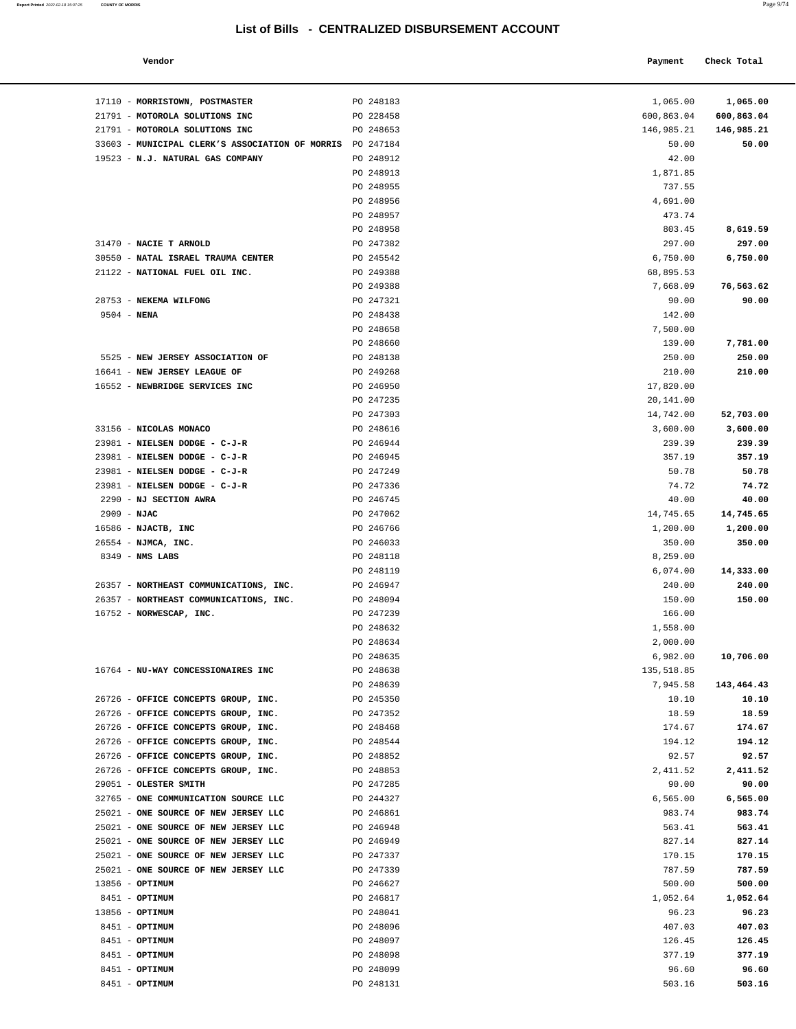## List of Bills - CENTRALIZED DISBURSEMENT ACCOUNT

| Vendor | | Payment | Check Total |
|---|---|---|---|
| 17110 - **MORRISTOWN, POSTMASTER** | PO 248183 | 1,065.00 | **1,065.00** |
| 21791 - **MOTOROLA SOLUTIONS INC** | PO 228458 | 600,863.04 | **600,863.04** |
| 21791 - **MOTOROLA SOLUTIONS INC** | PO 248653 | 146,985.21 | **146,985.21** |
| 33603 - **MUNICIPAL CLERK'S ASSOCIATION OF MORRIS** | PO 247184 | 50.00 | **50.00** |
| 19523 - **N.J. NATURAL GAS COMPANY** | PO 248912 | 42.00 | |
| | PO 248913 | 1,871.85 | |
| | PO 248955 | 737.55 | |
| | PO 248956 | 4,691.00 | |
| | PO 248957 | 473.74 | |
| | PO 248958 | 803.45 | **8,619.59** |
| 31470 - **NACIE T ARNOLD** | PO 247382 | 297.00 | **297.00** |
| 30550 - **NATAL ISRAEL TRAUMA CENTER** | PO 245542 | 6,750.00 | **6,750.00** |
| 21122 - **NATIONAL FUEL OIL INC.** | PO 249388 | 68,895.53 | |
| | PO 249388 | 7,668.09 | **76,563.62** |
| 28753 - **NEKEMA WILFONG** | PO 247321 | 90.00 | **90.00** |
| 9504 - **NENA** | PO 248438 | 142.00 | |
| | PO 248658 | 7,500.00 | |
| | PO 248660 | 139.00 | **7,781.00** |
| 5525 - **NEW JERSEY ASSOCIATION OF** | PO 248138 | 250.00 | **250.00** |
| 16641 - **NEW JERSEY LEAGUE OF** | PO 249268 | 210.00 | **210.00** |
| 16552 - **NEWBRIDGE SERVICES INC** | PO 246950 | 17,820.00 | |
| | PO 247235 | 20,141.00 | |
| | PO 247303 | 14,742.00 | **52,703.00** |
| 33156 - **NICOLAS MONACO** | PO 248616 | 3,600.00 | **3,600.00** |
| 23981 - **NIELSEN DODGE - C-J-R** | PO 246944 | 239.39 | **239.39** |
| 23981 - **NIELSEN DODGE - C-J-R** | PO 246945 | 357.19 | **357.19** |
| 23981 - **NIELSEN DODGE - C-J-R** | PO 247249 | 50.78 | **50.78** |
| 23981 - **NIELSEN DODGE - C-J-R** | PO 247336 | 74.72 | **74.72** |
| 2290 - **NJ SECTION AWRA** | PO 246745 | 40.00 | **40.00** |
| 2909 - **NJAC** | PO 247062 | 14,745.65 | **14,745.65** |
| 16586 - **NJACTB, INC** | PO 246766 | 1,200.00 | **1,200.00** |
| 26554 - **NJMCA, INC.** | PO 246033 | 350.00 | **350.00** |
| 8349 - **NMS LABS** | PO 248118 | 8,259.00 | |
| | PO 248119 | 6,074.00 | **14,333.00** |
| 26357 - **NORTHEAST COMMUNICATIONS, INC.** | PO 246947 | 240.00 | **240.00** |
| 26357 - **NORTHEAST COMMUNICATIONS, INC.** | PO 248094 | 150.00 | **150.00** |
| 16752 - **NORWESCAP, INC.** | PO 247239 | 166.00 | |
| | PO 248632 | 1,558.00 | |
| | PO 248634 | 2,000.00 | |
| | PO 248635 | 6,982.00 | **10,706.00** |
| 16764 - **NU-WAY CONCESSIONAIRES INC** | PO 248638 | 135,518.85 | |
| | PO 248639 | 7,945.58 | **143,464.43** |
| 26726 - **OFFICE CONCEPTS GROUP, INC.** | PO 245350 | 10.10 | **10.10** |
| 26726 - **OFFICE CONCEPTS GROUP, INC.** | PO 247352 | 18.59 | **18.59** |
| 26726 - **OFFICE CONCEPTS GROUP, INC.** | PO 248468 | 174.67 | **174.67** |
| 26726 - **OFFICE CONCEPTS GROUP, INC.** | PO 248544 | 194.12 | **194.12** |
| 26726 - **OFFICE CONCEPTS GROUP, INC.** | PO 248852 | 92.57 | **92.57** |
| 26726 - **OFFICE CONCEPTS GROUP, INC.** | PO 248853 | 2,411.52 | **2,411.52** |
| 29051 - **OLESTER SMITH** | PO 247285 | 90.00 | **90.00** |
| 32765 - **ONE COMMUNICATION SOURCE LLC** | PO 244327 | 6,565.00 | **6,565.00** |
| 25021 - **ONE SOURCE OF NEW JERSEY LLC** | PO 246861 | 983.74 | **983.74** |
| 25021 - **ONE SOURCE OF NEW JERSEY LLC** | PO 246948 | 563.41 | **563.41** |
| 25021 - **ONE SOURCE OF NEW JERSEY LLC** | PO 246949 | 827.14 | **827.14** |
| 25021 - **ONE SOURCE OF NEW JERSEY LLC** | PO 247337 | 170.15 | **170.15** |
| 25021 - **ONE SOURCE OF NEW JERSEY LLC** | PO 247339 | 787.59 | **787.59** |
| 13856 - **OPTIMUM** | PO 246627 | 500.00 | **500.00** |
| 8451 - **OPTIMUM** | PO 246817 | 1,052.64 | **1,052.64** |
| 13856 - **OPTIMUM** | PO 248041 | 96.23 | **96.23** |
| 8451 - **OPTIMUM** | PO 248096 | 407.03 | **407.03** |
| 8451 - **OPTIMUM** | PO 248097 | 126.45 | **126.45** |
| 8451 - **OPTIMUM** | PO 248098 | 377.19 | **377.19** |
| 8451 - **OPTIMUM** | PO 248099 | 96.60 | **96.60** |
| 8451 - **OPTIMUM** | PO 248131 | 503.16 | **503.16** |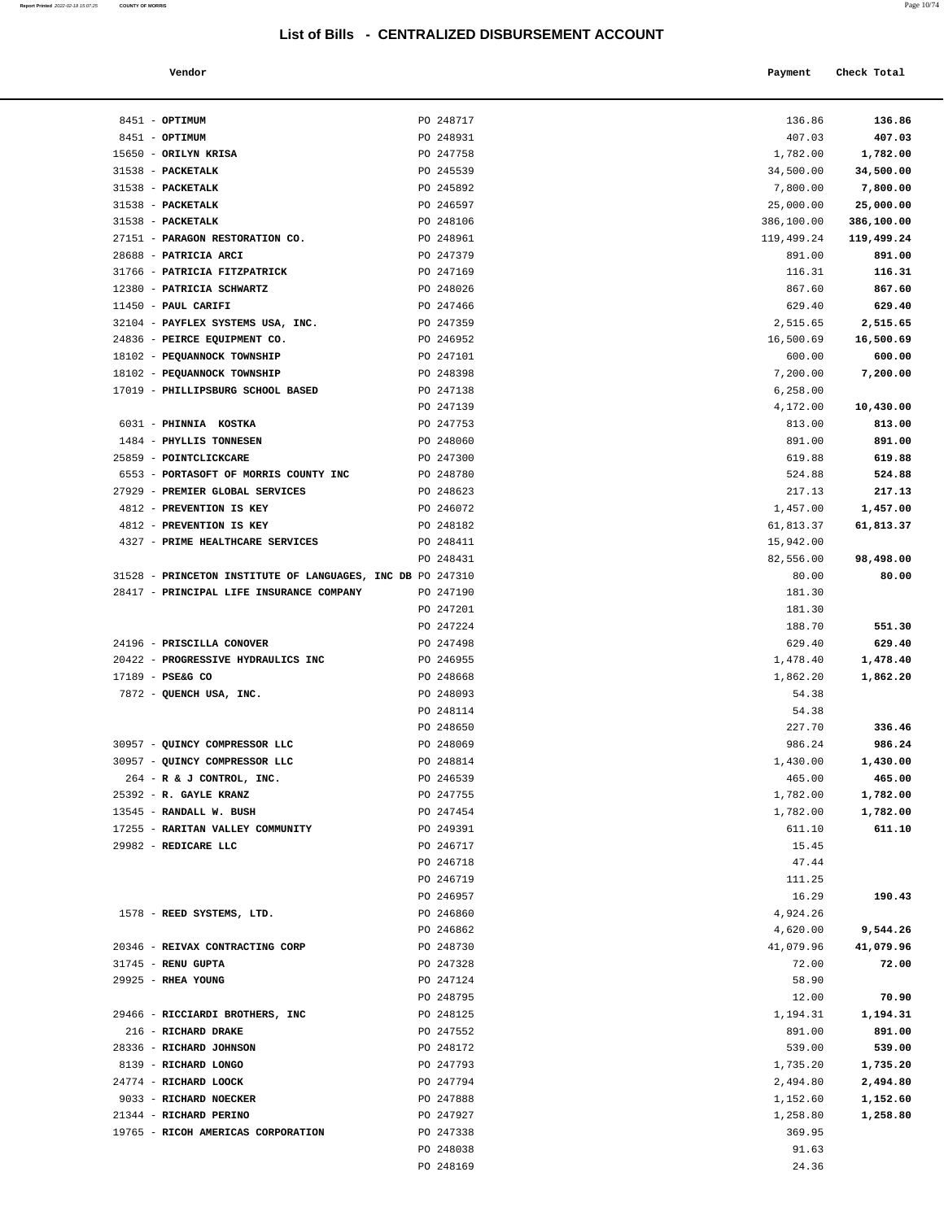# List of Bills - CENTRALIZED DISBURSEMENT ACCOUNT

| Vendor | | Payment | Check Total |
|---|---|---|---|
| 8451 - **OPTIMUM** | PO 248717 | 136.86 | **136.86** |
| 8451 - **OPTIMUM** | PO 248931 | 407.03 | **407.03** |
| 15650 - **ORILYN KRISA** | PO 247758 | 1,782.00 | **1,782.00** |
| 31538 - **PACKETALK** | PO 245539 | 34,500.00 | **34,500.00** |
| 31538 - **PACKETALK** | PO 245892 | 7,800.00 | **7,800.00** |
| 31538 - **PACKETALK** | PO 246597 | 25,000.00 | **25,000.00** |
| 31538 - **PACKETALK** | PO 248106 | 386,100.00 | **386,100.00** |
| 27151 - **PARAGON RESTORATION CO.** | PO 248961 | 119,499.24 | **119,499.24** |
| 28688 - **PATRICIA ARCI** | PO 247379 | 891.00 | **891.00** |
| 31766 - **PATRICIA FITZPATRICK** | PO 247169 | 116.31 | **116.31** |
| 12380 - **PATRICIA SCHWARTZ** | PO 248026 | 867.60 | **867.60** |
| 11450 - **PAUL CARIFI** | PO 247466 | 629.40 | **629.40** |
| 32104 - **PAYFLEX SYSTEMS USA, INC.** | PO 247359 | 2,515.65 | **2,515.65** |
| 24836 - **PEIRCE EQUIPMENT CO.** | PO 246952 | 16,500.69 | **16,500.69** |
| 18102 - **PEQUANNOCK TOWNSHIP** | PO 247101 | 600.00 | **600.00** |
| 18102 - **PEQUANNOCK TOWNSHIP** | PO 248398 | 7,200.00 | **7,200.00** |
| 17019 - **PHILLIPSBURG SCHOOL BASED** | PO 247138 | 6,258.00 | |
| | PO 247139 | 4,172.00 | **10,430.00** |
| 6031 - **PHINNIA KOSTKA** | PO 247753 | 813.00 | **813.00** |
| 1484 - **PHYLLIS TONNESEN** | PO 248060 | 891.00 | **891.00** |
| 25859 - **POINTCLICKCARE** | PO 247300 | 619.88 | **619.88** |
| 6553 - **PORTASOFT OF MORRIS COUNTY INC** | PO 248780 | 524.88 | **524.88** |
| 27929 - **PREMIER GLOBAL SERVICES** | PO 248623 | 217.13 | **217.13** |
| 4812 - **PREVENTION IS KEY** | PO 246072 | 1,457.00 | **1,457.00** |
| 4812 - **PREVENTION IS KEY** | PO 248182 | 61,813.37 | **61,813.37** |
| 4327 - **PRIME HEALTHCARE SERVICES** | PO 248411 | 15,942.00 | |
| | PO 248431 | 82,556.00 | **98,498.00** |
| 31528 - **PRINCETON INSTITUTE OF LANGUAGES, INC DB** | PO 247310 | 80.00 | **80.00** |
| 28417 - **PRINCIPAL LIFE INSURANCE COMPANY** | PO 247190 | 181.30 | |
| | PO 247201 | 181.30 | |
| | PO 247224 | 188.70 | **551.30** |
| 24196 - **PRISCILLA CONOVER** | PO 247498 | 629.40 | **629.40** |
| 20422 - **PROGRESSIVE HYDRAULICS INC** | PO 246955 | 1,478.40 | **1,478.40** |
| 17189 - **PSE&G CO** | PO 248668 | 1,862.20 | **1,862.20** |
| 7872 - **QUENCH USA, INC.** | PO 248093 | 54.38 | |
| | PO 248114 | 54.38 | |
| | PO 248650 | 227.70 | **336.46** |
| 30957 - **QUINCY COMPRESSOR LLC** | PO 248069 | 986.24 | **986.24** |
| 30957 - **QUINCY COMPRESSOR LLC** | PO 248814 | 1,430.00 | **1,430.00** |
| 264 - **R & J CONTROL, INC.** | PO 246539 | 465.00 | **465.00** |
| 25392 - **R. GAYLE KRANZ** | PO 247755 | 1,782.00 | **1,782.00** |
| 13545 - **RANDALL W. BUSH** | PO 247454 | 1,782.00 | **1,782.00** |
| 17255 - **RARITAN VALLEY COMMUNITY** | PO 249391 | 611.10 | **611.10** |
| 29982 - **REDICARE LLC** | PO 246717 | 15.45 | |
| | PO 246718 | 47.44 | |
| | PO 246719 | 111.25 | |
| | PO 246957 | 16.29 | **190.43** |
| 1578 - **REED SYSTEMS, LTD.** | PO 246860 | 4,924.26 | |
| | PO 246862 | 4,620.00 | **9,544.26** |
| 20346 - **REIVAX CONTRACTING CORP** | PO 248730 | 41,079.96 | **41,079.96** |
| 31745 - **RENU GUPTA** | PO 247328 | 72.00 | **72.00** |
| 29925 - **RHEA YOUNG** | PO 247124 | 58.90 | |
| | PO 248795 | 12.00 | **70.90** |
| 29466 - **RICCIARDI BROTHERS, INC** | PO 248125 | 1,194.31 | **1,194.31** |
| 216 - **RICHARD DRAKE** | PO 247552 | 891.00 | **891.00** |
| 28336 - **RICHARD JOHNSON** | PO 248172 | 539.00 | **539.00** |
| 8139 - **RICHARD LONGO** | PO 247793 | 1,735.20 | **1,735.20** |
| 24774 - **RICHARD LOOCK** | PO 247794 | 2,494.80 | **2,494.80** |
| 9033 - **RICHARD NOECKER** | PO 247888 | 1,152.60 | **1,152.60** |
| 21344 - **RICHARD PERINO** | PO 247927 | 1,258.80 | **1,258.80** |
| 19765 - **RICOH AMERICAS CORPORATION** | PO 247338 | 369.95 | |
| | PO 248038 | 91.63 | |
| | PO 248169 | 24.36 | |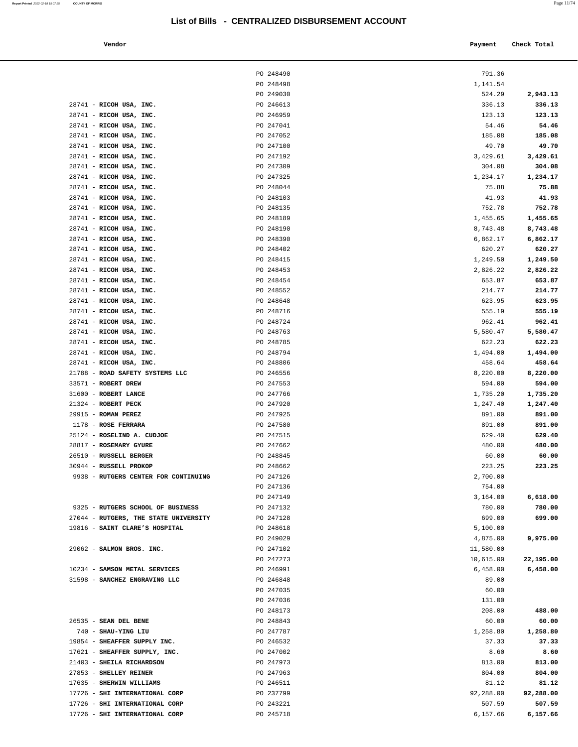# List of Bills - CENTRALIZED DISBURSEMENT ACCOUNT

| Vendor | | Payment | Check Total |
|---|---|---|---|
| | PO 248490 | 791.36 | |
| | PO 248498 | 1,141.54 | |
| | PO 249030 | 524.29 | **2,943.13** |
| 28741 - **RICOH USA, INC.** | PO 246613 | 336.13 | **336.13** |
| 28741 - **RICOH USA, INC.** | PO 246959 | 123.13 | **123.13** |
| 28741 - **RICOH USA, INC.** | PO 247041 | 54.46 | **54.46** |
| 28741 - **RICOH USA, INC.** | PO 247052 | 185.08 | **185.08** |
| 28741 - **RICOH USA, INC.** | PO 247100 | 49.70 | **49.70** |
| 28741 - **RICOH USA, INC.** | PO 247192 | 3,429.61 | **3,429.61** |
| 28741 - **RICOH USA, INC.** | PO 247309 | 304.08 | **304.08** |
| 28741 - **RICOH USA, INC.** | PO 247325 | 1,234.17 | **1,234.17** |
| 28741 - **RICOH USA, INC.** | PO 248044 | 75.88 | **75.88** |
| 28741 - **RICOH USA, INC.** | PO 248103 | 41.93 | **41.93** |
| 28741 - **RICOH USA, INC.** | PO 248135 | 752.78 | **752.78** |
| 28741 - **RICOH USA, INC.** | PO 248189 | 1,455.65 | **1,455.65** |
| 28741 - **RICOH USA, INC.** | PO 248190 | 8,743.48 | **8,743.48** |
| 28741 - **RICOH USA, INC.** | PO 248390 | 6,862.17 | **6,862.17** |
| 28741 - **RICOH USA, INC.** | PO 248402 | 620.27 | **620.27** |
| 28741 - **RICOH USA, INC.** | PO 248415 | 1,249.50 | **1,249.50** |
| 28741 - **RICOH USA, INC.** | PO 248453 | 2,826.22 | **2,826.22** |
| 28741 - **RICOH USA, INC.** | PO 248454 | 653.87 | **653.87** |
| 28741 - **RICOH USA, INC.** | PO 248552 | 214.77 | **214.77** |
| 28741 - **RICOH USA, INC.** | PO 248648 | 623.95 | **623.95** |
| 28741 - **RICOH USA, INC.** | PO 248716 | 555.19 | **555.19** |
| 28741 - **RICOH USA, INC.** | PO 248724 | 962.41 | **962.41** |
| 28741 - **RICOH USA, INC.** | PO 248763 | 5,580.47 | **5,580.47** |
| 28741 - **RICOH USA, INC.** | PO 248785 | 622.23 | **622.23** |
| 28741 - **RICOH USA, INC.** | PO 248794 | 1,494.00 | **1,494.00** |
| 28741 - **RICOH USA, INC.** | PO 248806 | 458.64 | **458.64** |
| 21788 - **ROAD SAFETY SYSTEMS LLC** | PO 246556 | 8,220.00 | **8,220.00** |
| 33571 - **ROBERT DREW** | PO 247553 | 594.00 | **594.00** |
| 31600 - **ROBERT LANCE** | PO 247766 | 1,735.20 | **1,735.20** |
| 21324 - **ROBERT PECK** | PO 247920 | 1,247.40 | **1,247.40** |
| 29915 - **ROMAN PEREZ** | PO 247925 | 891.00 | **891.00** |
| 1178 - **ROSE FERRARA** | PO 247580 | 891.00 | **891.00** |
| 25124 - **ROSELIND A. CUDJOE** | PO 247515 | 629.40 | **629.40** |
| 28817 - **ROSEMARY GYURE** | PO 247662 | 480.00 | **480.00** |
| 26510 - **RUSSELL BERGER** | PO 248845 | 60.00 | **60.00** |
| 30944 - **RUSSELL PROKOP** | PO 248662 | 223.25 | **223.25** |
| 9938 - **RUTGERS CENTER FOR CONTINUING** | PO 247126 | 2,700.00 | |
| | PO 247136 | 754.00 | |
| | PO 247149 | 3,164.00 | **6,618.00** |
| 9325 - **RUTGERS SCHOOL OF BUSINESS** | PO 247132 | 780.00 | **780.00** |
| 27044 - **RUTGERS, THE STATE UNIVERSITY** | PO 247128 | 699.00 | **699.00** |
| 19816 - **SAINT CLARE'S HOSPITAL** | PO 248618 | 5,100.00 | |
| | PO 249029 | 4,875.00 | **9,975.00** |
| 29062 - **SALMON BROS. INC.** | PO 247102 | 11,580.00 | |
| | PO 247273 | 10,615.00 | **22,195.00** |
| 10234 - **SAMSON METAL SERVICES** | PO 246991 | 6,458.00 | **6,458.00** |
| 31598 - **SANCHEZ ENGRAVING LLC** | PO 246848 | 89.00 | |
| | PO 247035 | 60.00 | |
| | PO 247036 | 131.00 | |
| | PO 248173 | 208.00 | **488.00** |
| 26535 - **SEAN DEL BENE** | PO 248843 | 60.00 | **60.00** |
| 740 - **SHAU-YING LIU** | PO 247787 | 1,258.80 | **1,258.80** |
| 19854 - **SHEAFFER SUPPLY INC.** | PO 246532 | 37.33 | **37.33** |
| 17621 - **SHEAFFER SUPPLY, INC.** | PO 247002 | 8.60 | **8.60** |
| 21403 - **SHEILA RICHARDSON** | PO 247973 | 813.00 | **813.00** |
| 27853 - **SHELLEY REINER** | PO 247963 | 804.00 | **804.00** |
| 17635 - **SHERWIN WILLIAMS** | PO 246511 | 81.12 | **81.12** |
| 17726 - **SHI INTERNATIONAL CORP** | PO 237799 | 92,288.00 | **92,288.00** |
| 17726 - **SHI INTERNATIONAL CORP** | PO 243221 | 507.59 | **507.59** |
| 17726 - **SHI INTERNATIONAL CORP** | PO 245718 | 6,157.66 | **6,157.66** |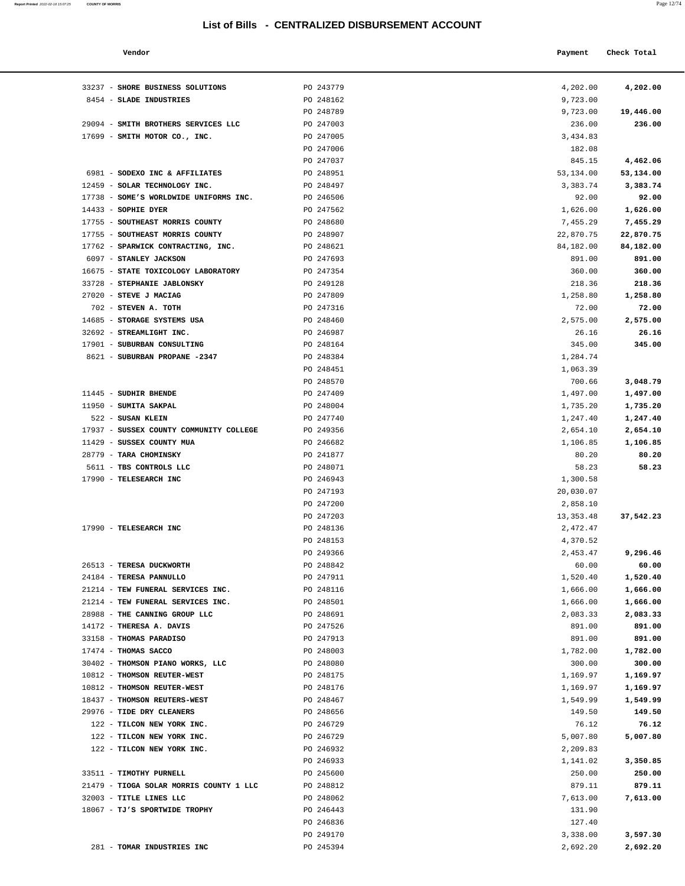## List of Bills - CENTRALIZED DISBURSEMENT ACCOUNT

| Vendor | | Payment | Check Total |
|---|---|---|---|
| 33237 - **SHORE BUSINESS SOLUTIONS** | PO 243779 | 4,202.00 | **4,202.00** |
| 8454 - **SLADE INDUSTRIES** | PO 248162 | 9,723.00 | |
| | PO 248789 | 9,723.00 | **19,446.00** |
| 29094 - **SMITH BROTHERS SERVICES LLC** | PO 247003 | 236.00 | **236.00** |
| 17699 - **SMITH MOTOR CO., INC.** | PO 247005 | 3,434.83 | |
| | PO 247006 | 182.08 | |
| | PO 247037 | 845.15 | **4,462.06** |
| 6981 - **SODEXO INC & AFFILIATES** | PO 248951 | 53,134.00 | **53,134.00** |
| 12459 - **SOLAR TECHNOLOGY INC.** | PO 248497 | 3,383.74 | **3,383.74** |
| 17738 - **SOME'S WORLDWIDE UNIFORMS INC.** | PO 246506 | 92.00 | **92.00** |
| 14433 - **SOPHIE DYER** | PO 247562 | 1,626.00 | **1,626.00** |
| 17755 - **SOUTHEAST MORRIS COUNTY** | PO 248680 | 7,455.29 | **7,455.29** |
| 17755 - **SOUTHEAST MORRIS COUNTY** | PO 248907 | 22,870.75 | **22,870.75** |
| 17762 - **SPARWICK CONTRACTING, INC.** | PO 248621 | 84,182.00 | **84,182.00** |
| 6097 - **STANLEY JACKSON** | PO 247693 | 891.00 | **891.00** |
| 16675 - **STATE TOXICOLOGY LABORATORY** | PO 247354 | 360.00 | **360.00** |
| 33728 - **STEPHANIE JABLONSKY** | PO 249128 | 218.36 | **218.36** |
| 27020 - **STEVE J MACIAG** | PO 247809 | 1,258.80 | **1,258.80** |
| 702 - **STEVEN A. TOTH** | PO 247316 | 72.00 | **72.00** |
| 14685 - **STORAGE SYSTEMS USA** | PO 248460 | 2,575.00 | **2,575.00** |
| 32692 - **STREAMLIGHT INC.** | PO 246987 | 26.16 | **26.16** |
| 17901 - **SUBURBAN CONSULTING** | PO 248164 | 345.00 | **345.00** |
| 8621 - **SUBURBAN PROPANE -2347** | PO 248384 | 1,284.74 | |
| | PO 248451 | 1,063.39 | |
| | PO 248570 | 700.66 | **3,048.79** |
| 11445 - **SUDHIR BHENDE** | PO 247409 | 1,497.00 | **1,497.00** |
| 11950 - **SUMITA SAKPAL** | PO 248004 | 1,735.20 | **1,735.20** |
| 522 - **SUSAN KLEIN** | PO 247740 | 1,247.40 | **1,247.40** |
| 17937 - **SUSSEX COUNTY COMMUNITY COLLEGE** | PO 249356 | 2,654.10 | **2,654.10** |
| 11429 - **SUSSEX COUNTY MUA** | PO 246682 | 1,106.85 | **1,106.85** |
| 28779 - **TARA CHOMINSKY** | PO 241877 | 80.20 | **80.20** |
| 5611 - **TBS CONTROLS LLC** | PO 248071 | 58.23 | **58.23** |
| 17990 - **TELESEARCH INC** | PO 246943 | 1,300.58 | |
| | PO 247193 | 20,030.07 | |
| | PO 247200 | 2,858.10 | |
| | PO 247203 | 13,353.48 | **37,542.23** |
| 17990 - **TELESEARCH INC** | PO 248136 | 2,472.47 | |
| | PO 248153 | 4,370.52 | |
| | PO 249366 | 2,453.47 | **9,296.46** |
| 26513 - **TERESA DUCKWORTH** | PO 248842 | 60.00 | **60.00** |
| 24184 - **TERESA PANNULLO** | PO 247911 | 1,520.40 | **1,520.40** |
| 21214 - **TEW FUNERAL SERVICES INC.** | PO 248116 | 1,666.00 | **1,666.00** |
| 21214 - **TEW FUNERAL SERVICES INC.** | PO 248501 | 1,666.00 | **1,666.00** |
| 28988 - **THE CANNING GROUP LLC** | PO 248691 | 2,083.33 | **2,083.33** |
| 14172 - **THERESA A. DAVIS** | PO 247526 | 891.00 | **891.00** |
| 33158 - **THOMAS PARADISO** | PO 247913 | 891.00 | **891.00** |
| 17474 - **THOMAS SACCO** | PO 248003 | 1,782.00 | **1,782.00** |
| 30402 - **THOMSON PIANO WORKS, LLC** | PO 248080 | 300.00 | **300.00** |
| 10812 - **THOMSON REUTER-WEST** | PO 248175 | 1,169.97 | **1,169.97** |
| 10812 - **THOMSON REUTER-WEST** | PO 248176 | 1,169.97 | **1,169.97** |
| 18437 - **THOMSON REUTERS-WEST** | PO 248467 | 1,549.99 | **1,549.99** |
| 29976 - **TIDE DRY CLEANERS** | PO 248656 | 149.50 | **149.50** |
| 122 - **TILCON NEW YORK INC.** | PO 246729 | 76.12 | **76.12** |
| 122 - **TILCON NEW YORK INC.** | PO 246729 | 5,007.80 | **5,007.80** |
| 122 - **TILCON NEW YORK INC.** | PO 246932 | 2,209.83 | |
| | PO 246933 | 1,141.02 | **3,350.85** |
| 33511 - **TIMOTHY PURNELL** | PO 245600 | 250.00 | **250.00** |
| 21479 - **TIOGA SOLAR MORRIS COUNTY 1 LLC** | PO 248812 | 879.11 | **879.11** |
| 32003 - **TITLE LINES LLC** | PO 248062 | 7,613.00 | **7,613.00** |
| 18067 - **TJ'S SPORTWIDE TROPHY** | PO 246443 | 131.90 | |
| | PO 246836 | 127.40 | |
| | PO 249170 | 3,338.00 | **3,597.30** |
| 281 - **TOMAR INDUSTRIES INC** | PO 245394 | 2,692.20 | **2,692.20** |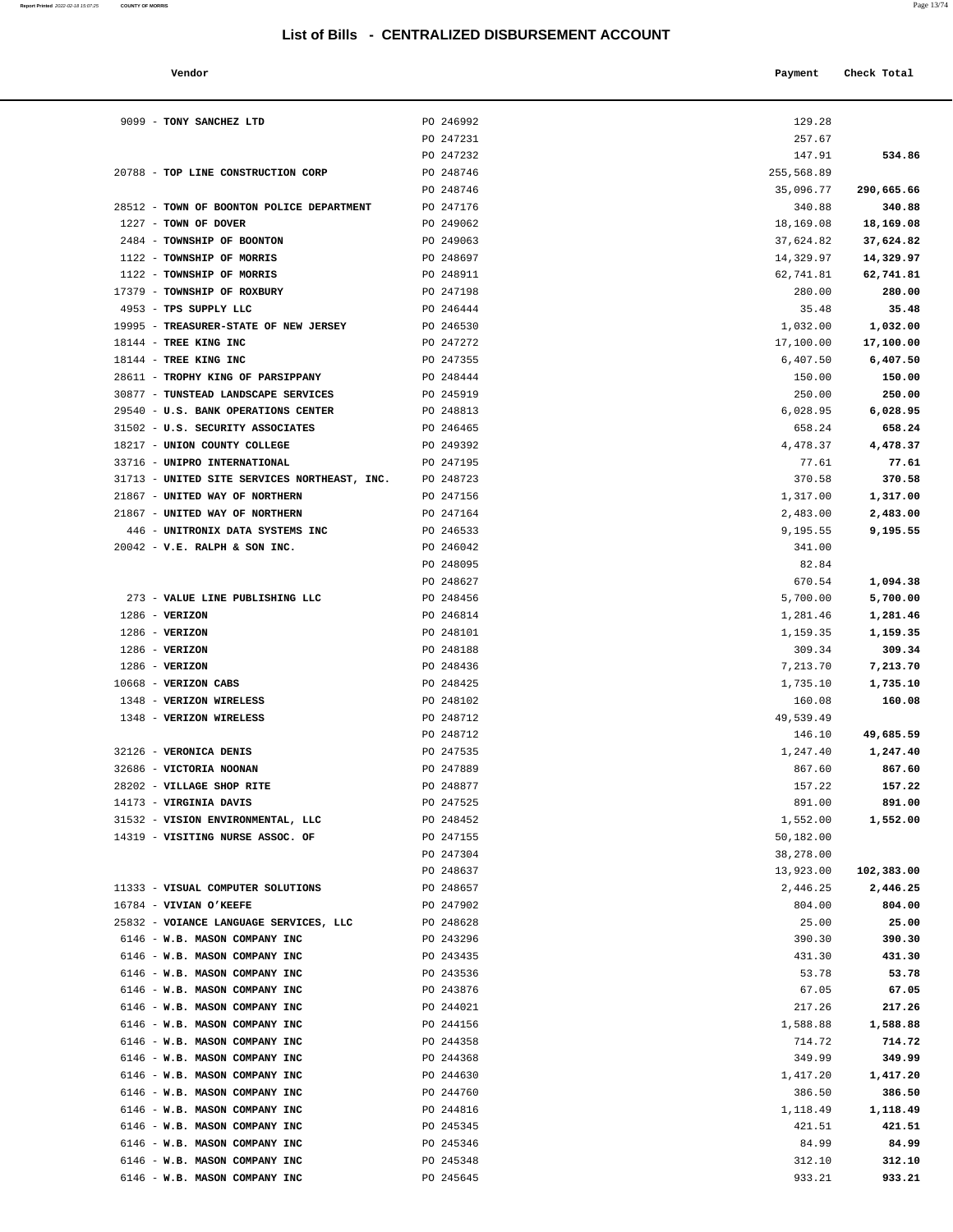# List of Bills - CENTRALIZED DISBURSEMENT ACCOUNT

| Vendor | | Payment | Check Total |
|---|---|---|---|
| 9099 - **TONY SANCHEZ LTD** | PO 246992 | 129.28 | |
| | PO 247231 | 257.67 | |
| | PO 247232 | 147.91 | **534.86** |
| 20788 - **TOP LINE CONSTRUCTION CORP** | PO 248746 | 255,568.89 | |
| | PO 248746 | 35,096.77 | **290,665.66** |
| 28512 - **TOWN OF BOONTON POLICE DEPARTMENT** | PO 247176 | 340.88 | **340.88** |
| 1227 - **TOWN OF DOVER** | PO 249062 | 18,169.08 | **18,169.08** |
| 2484 - **TOWNSHIP OF BOONTON** | PO 249063 | 37,624.82 | **37,624.82** |
| 1122 - **TOWNSHIP OF MORRIS** | PO 248697 | 14,329.97 | **14,329.97** |
| 1122 - **TOWNSHIP OF MORRIS** | PO 248911 | 62,741.81 | **62,741.81** |
| 17379 - **TOWNSHIP OF ROXBURY** | PO 247198 | 280.00 | **280.00** |
| 4953 - **TPS SUPPLY LLC** | PO 246444 | 35.48 | **35.48** |
| 19995 - **TREASURER-STATE OF NEW JERSEY** | PO 246530 | 1,032.00 | **1,032.00** |
| 18144 - **TREE KING INC** | PO 247272 | 17,100.00 | **17,100.00** |
| 18144 - **TREE KING INC** | PO 247355 | 6,407.50 | **6,407.50** |
| 28611 - **TROPHY KING OF PARSIPPANY** | PO 248444 | 150.00 | **150.00** |
| 30877 - **TUNSTEAD LANDSCAPE SERVICES** | PO 245919 | 250.00 | **250.00** |
| 29540 - **U.S. BANK OPERATIONS CENTER** | PO 248813 | 6,028.95 | **6,028.95** |
| 31502 - **U.S. SECURITY ASSOCIATES** | PO 246465 | 658.24 | **658.24** |
| 18217 - **UNION COUNTY COLLEGE** | PO 249392 | 4,478.37 | **4,478.37** |
| 33716 - **UNIPRO INTERNATIONAL** | PO 247195 | 77.61 | **77.61** |
| 31713 - **UNITED SITE SERVICES NORTHEAST, INC.** | PO 248723 | 370.58 | **370.58** |
| 21867 - **UNITED WAY OF NORTHERN** | PO 247156 | 1,317.00 | **1,317.00** |
| 21867 - **UNITED WAY OF NORTHERN** | PO 247164 | 2,483.00 | **2,483.00** |
| 446 - **UNITRONIX DATA SYSTEMS INC** | PO 246533 | 9,195.55 | **9,195.55** |
| 20042 - **V.E. RALPH & SON INC.** | PO 246042 | 341.00 | |
| | PO 248095 | 82.84 | |
| | PO 248627 | 670.54 | **1,094.38** |
| 273 - **VALUE LINE PUBLISHING LLC** | PO 248456 | 5,700.00 | **5,700.00** |
| 1286 - **VERIZON** | PO 246814 | 1,281.46 | **1,281.46** |
| 1286 - **VERIZON** | PO 248101 | 1,159.35 | **1,159.35** |
| 1286 - **VERIZON** | PO 248188 | 309.34 | **309.34** |
| 1286 - **VERIZON** | PO 248436 | 7,213.70 | **7,213.70** |
| 10668 - **VERIZON CABS** | PO 248425 | 1,735.10 | **1,735.10** |
| 1348 - **VERIZON WIRELESS** | PO 248102 | 160.08 | **160.08** |
| 1348 - **VERIZON WIRELESS** | PO 248712 | 49,539.49 | |
| | PO 248712 | 146.10 | **49,685.59** |
| 32126 - **VERONICA DENIS** | PO 247535 | 1,247.40 | **1,247.40** |
| 32686 - **VICTORIA NOONAN** | PO 247889 | 867.60 | **867.60** |
| 28202 - **VILLAGE SHOP RITE** | PO 248877 | 157.22 | **157.22** |
| 14173 - **VIRGINIA DAVIS** | PO 247525 | 891.00 | **891.00** |
| 31532 - **VISION ENVIRONMENTAL, LLC** | PO 248452 | 1,552.00 | **1,552.00** |
| 14319 - **VISITING NURSE ASSOC. OF** | PO 247155 | 50,182.00 | |
| | PO 247304 | 38,278.00 | |
| | PO 248637 | 13,923.00 | **102,383.00** |
| 11333 - **VISUAL COMPUTER SOLUTIONS** | PO 248657 | 2,446.25 | **2,446.25** |
| 16784 - **VIVIAN O'KEEFE** | PO 247902 | 804.00 | **804.00** |
| 25832 - **VOIANCE LANGUAGE SERVICES, LLC** | PO 248628 | 25.00 | **25.00** |
| 6146 - **W.B. MASON COMPANY INC** | PO 243296 | 390.30 | **390.30** |
| 6146 - **W.B. MASON COMPANY INC** | PO 243435 | 431.30 | **431.30** |
| 6146 - **W.B. MASON COMPANY INC** | PO 243536 | 53.78 | **53.78** |
| 6146 - **W.B. MASON COMPANY INC** | PO 243876 | 67.05 | **67.05** |
| 6146 - **W.B. MASON COMPANY INC** | PO 244021 | 217.26 | **217.26** |
| 6146 - **W.B. MASON COMPANY INC** | PO 244156 | 1,588.88 | **1,588.88** |
| 6146 - **W.B. MASON COMPANY INC** | PO 244358 | 714.72 | **714.72** |
| 6146 - **W.B. MASON COMPANY INC** | PO 244368 | 349.99 | **349.99** |
| 6146 - **W.B. MASON COMPANY INC** | PO 244630 | 1,417.20 | **1,417.20** |
| 6146 - **W.B. MASON COMPANY INC** | PO 244760 | 386.50 | **386.50** |
| 6146 - **W.B. MASON COMPANY INC** | PO 244816 | 1,118.49 | **1,118.49** |
| 6146 - **W.B. MASON COMPANY INC** | PO 245345 | 421.51 | **421.51** |
| 6146 - **W.B. MASON COMPANY INC** | PO 245346 | 84.99 | **84.99** |
| 6146 - **W.B. MASON COMPANY INC** | PO 245348 | 312.10 | **312.10** |
| 6146 - **W.B. MASON COMPANY INC** | PO 245645 | 933.21 | **933.21** |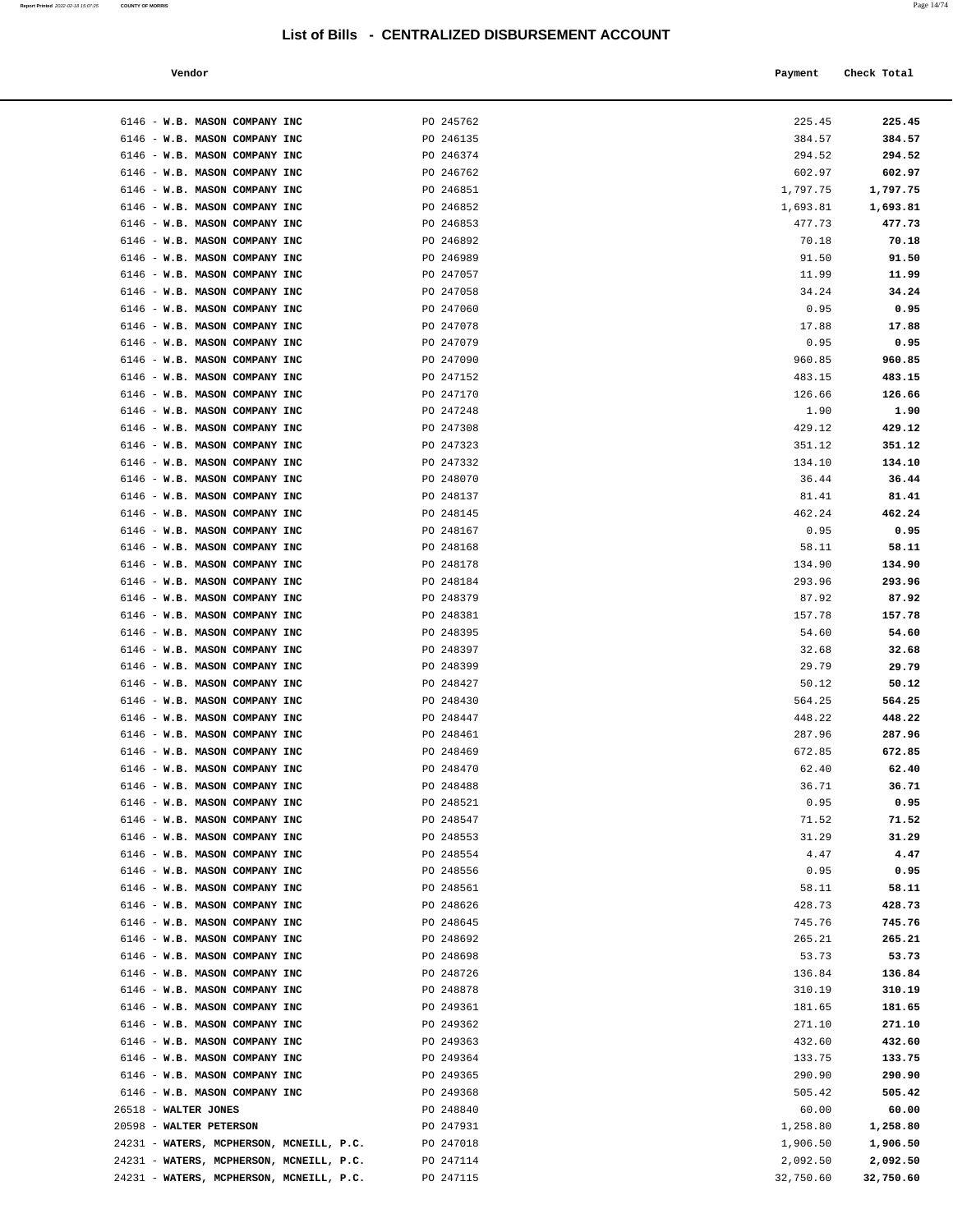# List of Bills - CENTRALIZED DISBURSEMENT ACCOUNT

| Vendor | | Payment | Check Total |
|---|---|---|---|
| 6146 - **W.B. MASON COMPANY INC** | PO 245762 | 225.45 | **225.45** |
| 6146 - **W.B. MASON COMPANY INC** | PO 246135 | 384.57 | **384.57** |
| 6146 - **W.B. MASON COMPANY INC** | PO 246374 | 294.52 | **294.52** |
| 6146 - **W.B. MASON COMPANY INC** | PO 246762 | 602.97 | **602.97** |
| 6146 - **W.B. MASON COMPANY INC** | PO 246851 | 1,797.75 | **1,797.75** |
| 6146 - **W.B. MASON COMPANY INC** | PO 246852 | 1,693.81 | **1,693.81** |
| 6146 - **W.B. MASON COMPANY INC** | PO 246853 | 477.73 | **477.73** |
| 6146 - **W.B. MASON COMPANY INC** | PO 246892 | 70.18 | **70.18** |
| 6146 - **W.B. MASON COMPANY INC** | PO 246989 | 91.50 | **91.50** |
| 6146 - **W.B. MASON COMPANY INC** | PO 247057 | 11.99 | **11.99** |
| 6146 - **W.B. MASON COMPANY INC** | PO 247058 | 34.24 | **34.24** |
| 6146 - **W.B. MASON COMPANY INC** | PO 247060 | 0.95 | **0.95** |
| 6146 - **W.B. MASON COMPANY INC** | PO 247078 | 17.88 | **17.88** |
| 6146 - **W.B. MASON COMPANY INC** | PO 247079 | 0.95 | **0.95** |
| 6146 - **W.B. MASON COMPANY INC** | PO 247090 | 960.85 | **960.85** |
| 6146 - **W.B. MASON COMPANY INC** | PO 247152 | 483.15 | **483.15** |
| 6146 - **W.B. MASON COMPANY INC** | PO 247170 | 126.66 | **126.66** |
| 6146 - **W.B. MASON COMPANY INC** | PO 247248 | 1.90 | **1.90** |
| 6146 - **W.B. MASON COMPANY INC** | PO 247308 | 429.12 | **429.12** |
| 6146 - **W.B. MASON COMPANY INC** | PO 247323 | 351.12 | **351.12** |
| 6146 - **W.B. MASON COMPANY INC** | PO 247332 | 134.10 | **134.10** |
| 6146 - **W.B. MASON COMPANY INC** | PO 248070 | 36.44 | **36.44** |
| 6146 - **W.B. MASON COMPANY INC** | PO 248137 | 81.41 | **81.41** |
| 6146 - **W.B. MASON COMPANY INC** | PO 248145 | 462.24 | **462.24** |
| 6146 - **W.B. MASON COMPANY INC** | PO 248167 | 0.95 | **0.95** |
| 6146 - **W.B. MASON COMPANY INC** | PO 248168 | 58.11 | **58.11** |
| 6146 - **W.B. MASON COMPANY INC** | PO 248178 | 134.90 | **134.90** |
| 6146 - **W.B. MASON COMPANY INC** | PO 248184 | 293.96 | **293.96** |
| 6146 - **W.B. MASON COMPANY INC** | PO 248379 | 87.92 | **87.92** |
| 6146 - **W.B. MASON COMPANY INC** | PO 248381 | 157.78 | **157.78** |
| 6146 - **W.B. MASON COMPANY INC** | PO 248395 | 54.60 | **54.60** |
| 6146 - **W.B. MASON COMPANY INC** | PO 248397 | 32.68 | **32.68** |
| 6146 - **W.B. MASON COMPANY INC** | PO 248399 | 29.79 | **29.79** |
| 6146 - **W.B. MASON COMPANY INC** | PO 248427 | 50.12 | **50.12** |
| 6146 - **W.B. MASON COMPANY INC** | PO 248430 | 564.25 | **564.25** |
| 6146 - **W.B. MASON COMPANY INC** | PO 248447 | 448.22 | **448.22** |
| 6146 - **W.B. MASON COMPANY INC** | PO 248461 | 287.96 | **287.96** |
| 6146 - **W.B. MASON COMPANY INC** | PO 248469 | 672.85 | **672.85** |
| 6146 - **W.B. MASON COMPANY INC** | PO 248470 | 62.40 | **62.40** |
| 6146 - **W.B. MASON COMPANY INC** | PO 248488 | 36.71 | **36.71** |
| 6146 - **W.B. MASON COMPANY INC** | PO 248521 | 0.95 | **0.95** |
| 6146 - **W.B. MASON COMPANY INC** | PO 248547 | 71.52 | **71.52** |
| 6146 - **W.B. MASON COMPANY INC** | PO 248553 | 31.29 | **31.29** |
| 6146 - **W.B. MASON COMPANY INC** | PO 248554 | 4.47 | **4.47** |
| 6146 - **W.B. MASON COMPANY INC** | PO 248556 | 0.95 | **0.95** |
| 6146 - **W.B. MASON COMPANY INC** | PO 248561 | 58.11 | **58.11** |
| 6146 - **W.B. MASON COMPANY INC** | PO 248626 | 428.73 | **428.73** |
| 6146 - **W.B. MASON COMPANY INC** | PO 248645 | 745.76 | **745.76** |
| 6146 - **W.B. MASON COMPANY INC** | PO 248692 | 265.21 | **265.21** |
| 6146 - **W.B. MASON COMPANY INC** | PO 248698 | 53.73 | **53.73** |
| 6146 - **W.B. MASON COMPANY INC** | PO 248726 | 136.84 | **136.84** |
| 6146 - **W.B. MASON COMPANY INC** | PO 248878 | 310.19 | **310.19** |
| 6146 - **W.B. MASON COMPANY INC** | PO 249361 | 181.65 | **181.65** |
| 6146 - **W.B. MASON COMPANY INC** | PO 249362 | 271.10 | **271.10** |
| 6146 - **W.B. MASON COMPANY INC** | PO 249363 | 432.60 | **432.60** |
| 6146 - **W.B. MASON COMPANY INC** | PO 249364 | 133.75 | **133.75** |
| 6146 - **W.B. MASON COMPANY INC** | PO 249365 | 290.90 | **290.90** |
| 6146 - **W.B. MASON COMPANY INC** | PO 249368 | 505.42 | **505.42** |
| 26518 - **WALTER JONES** | PO 248840 | 60.00 | **60.00** |
| 20598 - **WALTER PETERSON** | PO 247931 | 1,258.80 | **1,258.80** |
| 24231 - **WATERS, MCPHERSON, MCNEILL, P.C.** | PO 247018 | 1,906.50 | **1,906.50** |
| 24231 - **WATERS, MCPHERSON, MCNEILL, P.C.** | PO 247114 | 2,092.50 | **2,092.50** |
| 24231 - **WATERS, MCPHERSON, MCNEILL, P.C.** | PO 247115 | 32,750.60 | **32,750.60** |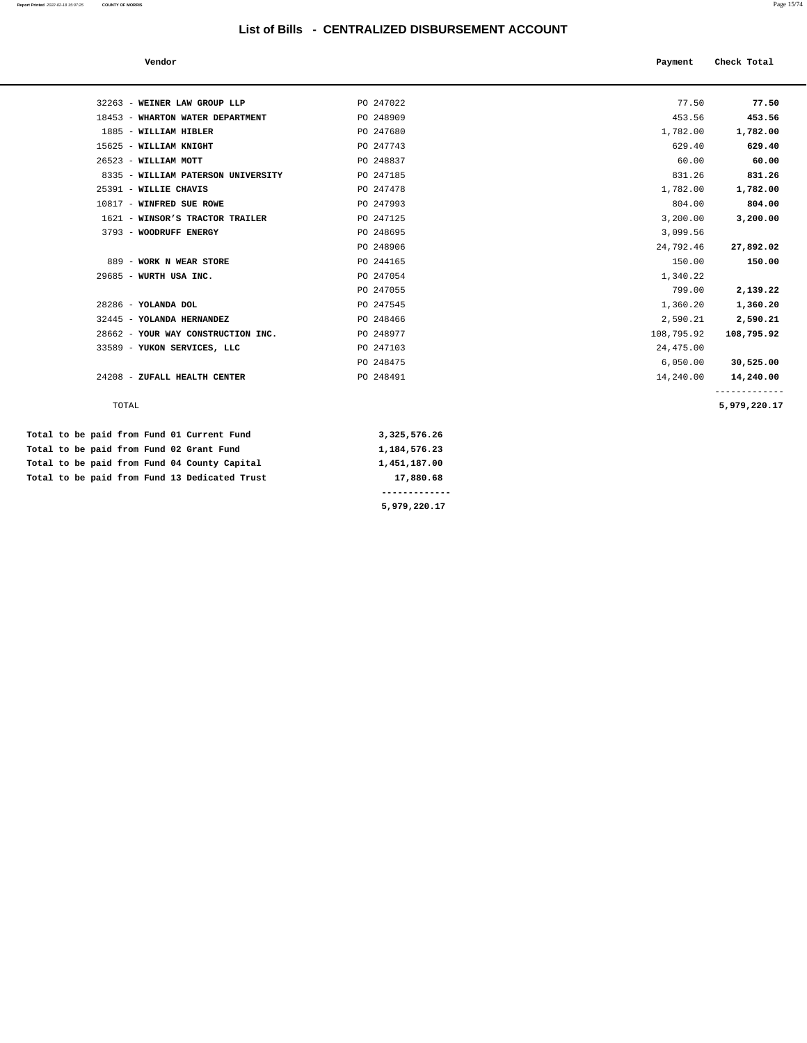# List of Bills - CENTRALIZED DISBURSEMENT ACCOUNT

| Vendor | | Payment | Check Total |
|---|---|---|---|
| 32263 - **WEINER LAW GROUP LLP** | PO 247022 | 77.50 | **77.50** |
| 18453 - **WHARTON WATER DEPARTMENT** | PO 248909 | 453.56 | **453.56** |
| 1885 - **WILLIAM HIBLER** | PO 247680 | 1,782.00 | **1,782.00** |
| 15625 - **WILLIAM KNIGHT** | PO 247743 | 629.40 | **629.40** |
| 26523 - **WILLIAM MOTT** | PO 248837 | 60.00 | **60.00** |
| 8335 - **WILLIAM PATERSON UNIVERSITY** | PO 247185 | 831.26 | **831.26** |
| 25391 - **WILLIE CHAVIS** | PO 247478 | 1,782.00 | **1,782.00** |
| 10817 - **WINFRED SUE ROWE** | PO 247993 | 804.00 | **804.00** |
| 1621 - **WINSOR'S TRACTOR TRAILER** | PO 247125 | 3,200.00 | **3,200.00** |
| 3793 - **WOODRUFF ENERGY** | PO 248695 | 3,099.56 | |
| | PO 248906 | 24,792.46 | **27,892.02** |
| 889 - **WORK N WEAR STORE** | PO 244165 | 150.00 | **150.00** |
| 29685 - **WURTH USA INC.** | PO 247054 | 1,340.22 | |
| | PO 247055 | 799.00 | **2,139.22** |
| 28286 - **YOLANDA DOL** | PO 247545 | 1,360.20 | **1,360.20** |
| 32445 - **YOLANDA HERNANDEZ** | PO 248466 | 2,590.21 | **2,590.21** |
| 28662 - **YOUR WAY CONSTRUCTION INC.** | PO 248977 | 108,795.92 | **108,795.92** |
| 33589 - **YUKON SERVICES, LLC** | PO 247103 | 24,475.00 | |
| | PO 248475 | 6,050.00 | **30,525.00** |
| 24208 - **ZUFALL HEALTH CENTER** | PO 248491 | 14,240.00 | **14,240.00** |
| TOTAL | | | **5,979,220.17** |

| | |
|---|---|
| **Total to be paid from Fund 01 Current Fund** | **3,325,576.26** |
| **Total to be paid from Fund 02 Grant Fund** | **1,184,576.23** |
| **Total to be paid from Fund 04 County Capital** | **1,451,187.00** |
| **Total to be paid from Fund 13 Dedicated Trust** | **17,880.68** |
| | **5,979,220.17** |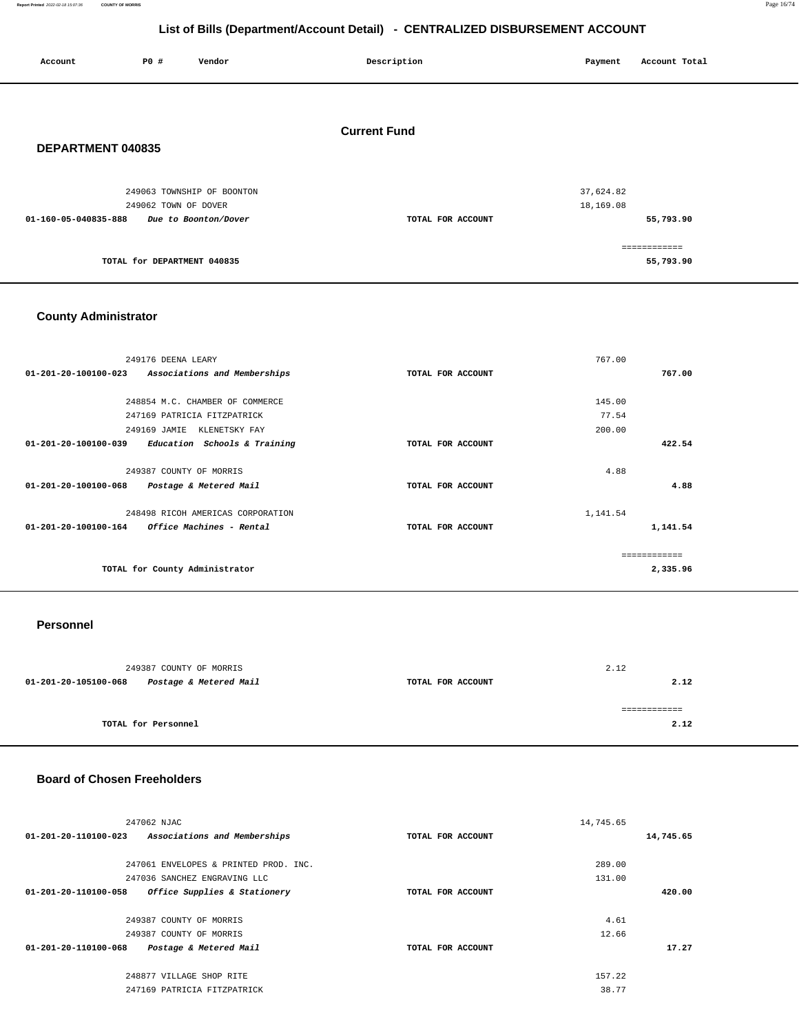# List of Bills (Department/Account Detail) - CENTRALIZED DISBURSEMENT ACCOUNT

| Account | PO # | Vendor | Description | Payment | Account Total |
|---|---|---|---|---|---|

## Current Fund

### DEPARTMENT 040835

| Account | PO # | Vendor | Description | Payment | Account Total |
|---|---|---|---|---|---|
| | 249063 | TOWNSHIP OF BOONTON | | 37,624.82 | |
| | 249062 | TOWN OF DOVER | | 18,169.08 | |
| 01-160-05-040835-888 | | *Due to Boonton/Dover* | TOTAL FOR ACCOUNT | | 55,793.90 |
| | | | | | ============ |
| | | TOTAL for DEPARTMENT 040835 | | | 55,793.90 |

### County Administrator

| Account | PO # | Vendor | Description | Payment | Account Total |
|---|---|---|---|---|---|
| | 249176 | DEENA LEARY | | 767.00 | |
| 01-201-20-100100-023 | | *Associations and Memberships* | TOTAL FOR ACCOUNT | | 767.00 |
| | 248854 | M.C. CHAMBER OF COMMERCE | | 145.00 | |
| | 247169 | PATRICIA FITZPATRICK | | 77.54 | |
| | 249169 | JAMIE KLENETSKY FAY | | 200.00 | |
| 01-201-20-100100-039 | | *Education Schools & Training* | TOTAL FOR ACCOUNT | | 422.54 |
| | 249387 | COUNTY OF MORRIS | | 4.88 | |
| 01-201-20-100100-068 | | *Postage & Metered Mail* | TOTAL FOR ACCOUNT | | 4.88 |
| | 248498 | RICOH AMERICAS CORPORATION | | 1,141.54 | |
| 01-201-20-100100-164 | | *Office Machines - Rental* | TOTAL FOR ACCOUNT | | 1,141.54 |
| | | | | | ============ |
| | | TOTAL for County Administrator | | | 2,335.96 |

### Personnel

| Account | PO # | Vendor | Description | Payment | Account Total |
|---|---|---|---|---|---|
| | 249387 | COUNTY OF MORRIS | | 2.12 | |
| 01-201-20-105100-068 | | *Postage & Metered Mail* | TOTAL FOR ACCOUNT | | 2.12 |
| | | | | | ============ |
| | | TOTAL for Personnel | | | 2.12 |

### Board of Chosen Freeholders

| Account | PO # | Vendor | Description | Payment | Account Total |
|---|---|---|---|---|---|
| | 247062 | NJAC | | 14,745.65 | |
| 01-201-20-110100-023 | | *Associations and Memberships* | TOTAL FOR ACCOUNT | | 14,745.65 |
| | 247061 | ENVELOPES & PRINTED PROD. INC. | | 289.00 | |
| | 247036 | SANCHEZ ENGRAVING LLC | | 131.00 | |
| 01-201-20-110100-058 | | *Office Supplies & Stationery* | TOTAL FOR ACCOUNT | | 420.00 |
| | 249387 | COUNTY OF MORRIS | | 4.61 | |
| | 249387 | COUNTY OF MORRIS | | 12.66 | |
| 01-201-20-110100-068 | | *Postage & Metered Mail* | TOTAL FOR ACCOUNT | | 17.27 |
| | 248877 | VILLAGE SHOP RITE | | 157.22 | |
| | 247169 | PATRICIA FITZPATRICK | | 38.77 | |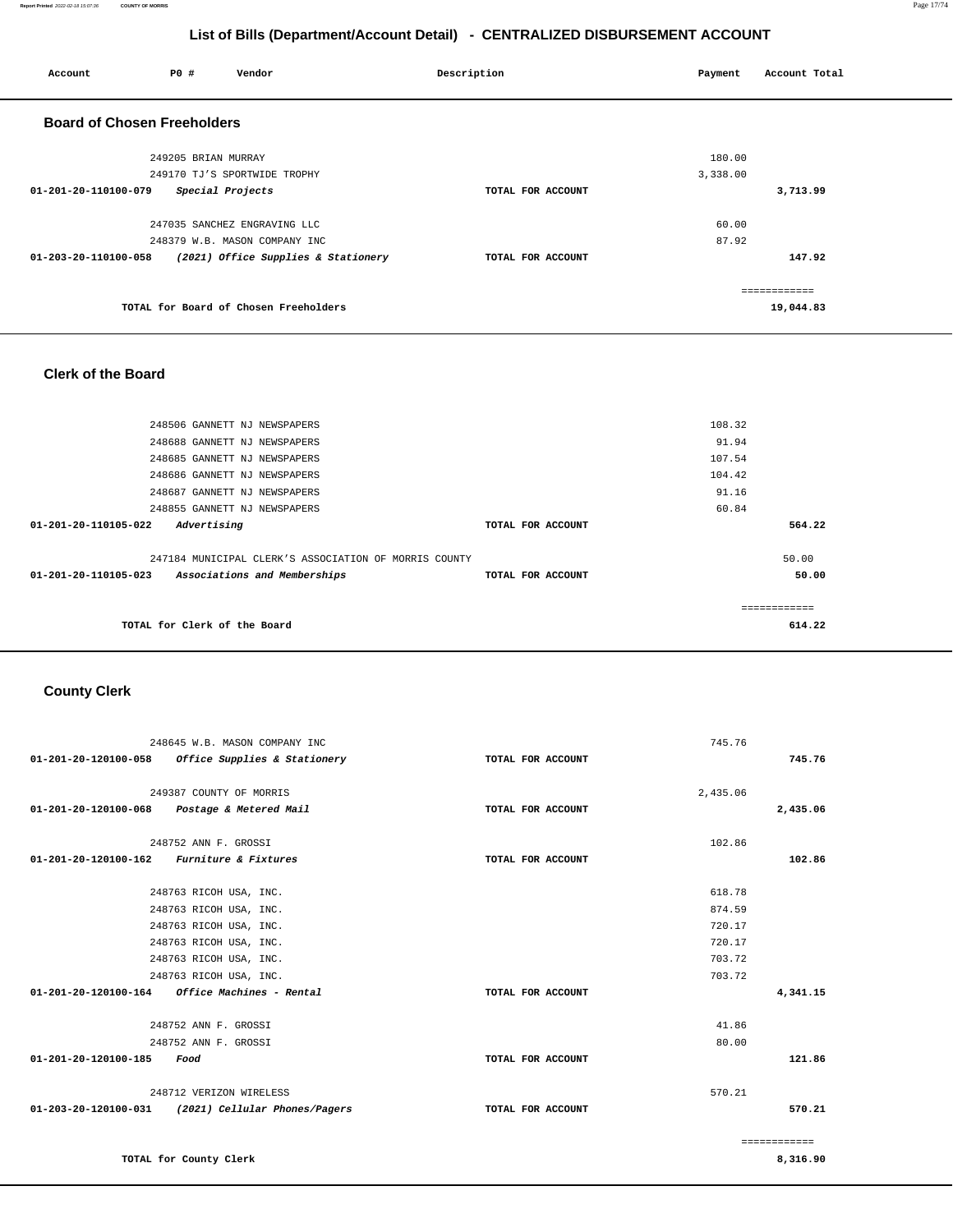# List of Bills (Department/Account Detail) - CENTRALIZED DISBURSEMENT ACCOUNT

| Account | PO # | Vendor | Description | Payment | Account Total |
|---|---|---|---|---|---|

## Board of Chosen Freeholders

| Account | PO # | Vendor | Description | Payment | Account Total |
|---|---|---|---|---|---|
| | 249205 | BRIAN MURRAY | | 180.00 | |
| | 249170 | TJ'S SPORTWIDE TROPHY | | 3,338.00 | |
| 01-201-20-110100-079 | | *Special Projects* | TOTAL FOR ACCOUNT | | 3,713.99 |
| | 247035 | SANCHEZ ENGRAVING LLC | | 60.00 | |
| | 248379 | W.B. MASON COMPANY INC | | 87.92 | |
| 01-203-20-110100-058 | | *(2021) Office Supplies & Stationery* | TOTAL FOR ACCOUNT | | 147.92 |
| | | TOTAL for Board of Chosen Freeholders | | | 19,044.83 |

## Clerk of the Board

| Account | PO # | Vendor | Description | Payment | Account Total |
|---|---|---|---|---|---|
| | 248506 | GANNETT NJ NEWSPAPERS | | 108.32 | |
| | 248688 | GANNETT NJ NEWSPAPERS | | 91.94 | |
| | 248685 | GANNETT NJ NEWSPAPERS | | 107.54 | |
| | 248686 | GANNETT NJ NEWSPAPERS | | 104.42 | |
| | 248687 | GANNETT NJ NEWSPAPERS | | 91.16 | |
| | 248855 | GANNETT NJ NEWSPAPERS | | 60.84 | |
| 01-201-20-110105-022 | | *Advertising* | TOTAL FOR ACCOUNT | | 564.22 |
| | 247184 | MUNICIPAL CLERK'S ASSOCIATION OF MORRIS COUNTY | | 50.00 | |
| 01-201-20-110105-023 | | *Associations and Memberships* | TOTAL FOR ACCOUNT | | 50.00 |
| | | TOTAL for Clerk of the Board | | | 614.22 |

## County Clerk

| Account | PO # | Vendor | Description | Payment | Account Total |
|---|---|---|---|---|---|
| | 248645 | W.B. MASON COMPANY INC | | 745.76 | |
| 01-201-20-120100-058 | | *Office Supplies & Stationery* | TOTAL FOR ACCOUNT | | 745.76 |
| | 249387 | COUNTY OF MORRIS | | 2,435.06 | |
| 01-201-20-120100-068 | | *Postage & Metered Mail* | TOTAL FOR ACCOUNT | | 2,435.06 |
| | 248752 | ANN F. GROSSI | | 102.86 | |
| 01-201-20-120100-162 | | *Furniture & Fixtures* | TOTAL FOR ACCOUNT | | 102.86 |
| | 248763 | RICOH USA, INC. | | 618.78 | |
| | 248763 | RICOH USA, INC. | | 874.59 | |
| | 248763 | RICOH USA, INC. | | 720.17 | |
| | 248763 | RICOH USA, INC. | | 720.17 | |
| | 248763 | RICOH USA, INC. | | 703.72 | |
| | 248763 | RICOH USA, INC. | | 703.72 | |
| 01-201-20-120100-164 | | *Office Machines - Rental* | TOTAL FOR ACCOUNT | | 4,341.15 |
| | 248752 | ANN F. GROSSI | | 41.86 | |
| | 248752 | ANN F. GROSSI | | 80.00 | |
| 01-201-20-120100-185 | | *Food* | TOTAL FOR ACCOUNT | | 121.86 |
| | 248712 | VERIZON WIRELESS | | 570.21 | |
| 01-203-20-120100-031 | | *(2021) Cellular Phones/Pagers* | TOTAL FOR ACCOUNT | | 570.21 |
| | | TOTAL for County Clerk | | | 8,316.90 |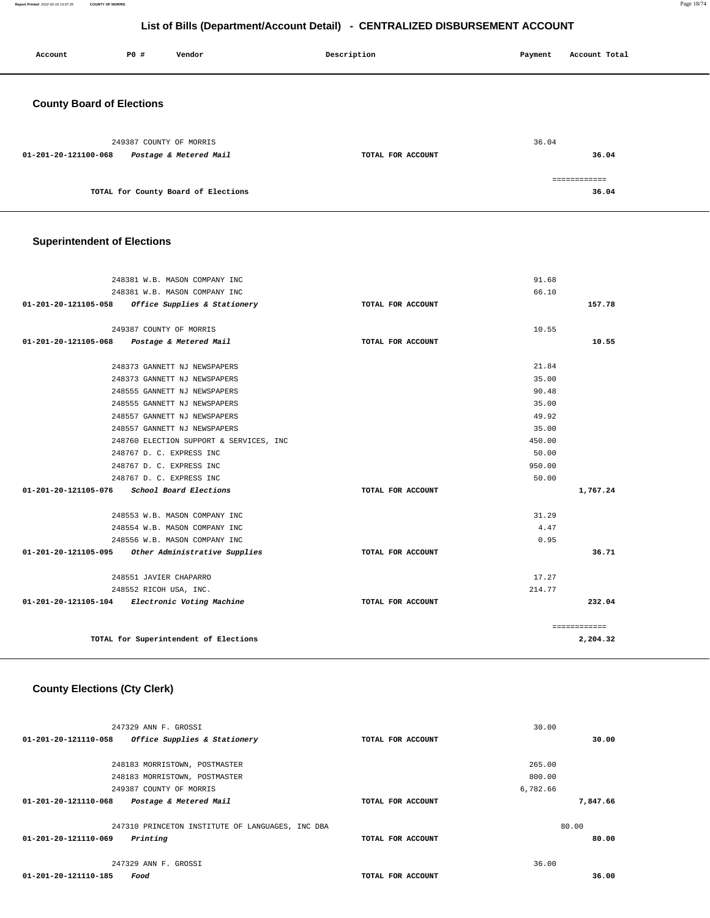# List of Bills (Department/Account Detail) - CENTRALIZED DISBURSEMENT ACCOUNT

| Account | PO # | Vendor | Description | Payment | Account Total |
|---|---|---|---|---|---|

## County Board of Elections

| Account | PO # | Vendor | Description | Payment | Account Total |
|---|---|---|---|---|---|
| | 249387 | COUNTY OF MORRIS | | 36.04 | |
| 01-201-20-121100-068 | | *Postage & Metered Mail* | TOTAL FOR ACCOUNT | | 36.04 |
| | | | | | ============ |
| | | TOTAL for County Board of Elections | | | 36.04 |

## Superintendent of Elections

| Account | PO # | Vendor | Description | Payment | Account Total |
|---|---|---|---|---|---|
| | 248381 | W.B. MASON COMPANY INC | | 91.68 | |
| | 248381 | W.B. MASON COMPANY INC | | 66.10 | |
| 01-201-20-121105-058 | | *Office Supplies & Stationery* | TOTAL FOR ACCOUNT | | 157.78 |
| | 249387 | COUNTY OF MORRIS | | 10.55 | |
| 01-201-20-121105-068 | | *Postage & Metered Mail* | TOTAL FOR ACCOUNT | | 10.55 |
| | 248373 | GANNETT NJ NEWSPAPERS | | 21.84 | |
| | 248373 | GANNETT NJ NEWSPAPERS | | 35.00 | |
| | 248555 | GANNETT NJ NEWSPAPERS | | 90.48 | |
| | 248555 | GANNETT NJ NEWSPAPERS | | 35.00 | |
| | 248557 | GANNETT NJ NEWSPAPERS | | 49.92 | |
| | 248557 | GANNETT NJ NEWSPAPERS | | 35.00 | |
| | 248760 | ELECTION SUPPORT & SERVICES, INC | | 450.00 | |
| | 248767 | D. C. EXPRESS INC | | 50.00 | |
| | 248767 | D. C. EXPRESS INC | | 950.00 | |
| | 248767 | D. C. EXPRESS INC | | 50.00 | |
| 01-201-20-121105-076 | | *School Board Elections* | TOTAL FOR ACCOUNT | | 1,767.24 |
| | 248553 | W.B. MASON COMPANY INC | | 31.29 | |
| | 248554 | W.B. MASON COMPANY INC | | 4.47 | |
| | 248556 | W.B. MASON COMPANY INC | | 0.95 | |
| 01-201-20-121105-095 | | *Other Administrative Supplies* | TOTAL FOR ACCOUNT | | 36.71 |
| | 248551 | JAVIER CHAPARRO | | 17.27 | |
| | 248552 | RICOH USA, INC. | | 214.77 | |
| 01-201-20-121105-104 | | *Electronic Voting Machine* | TOTAL FOR ACCOUNT | | 232.04 |
| | | | | | ============ |
| | | TOTAL for Superintendent of Elections | | | 2,204.32 |

## County Elections (Cty Clerk)

| Account | PO # | Vendor | Description | Payment | Account Total |
|---|---|---|---|---|---|
| | 247329 | ANN F. GROSSI | | 30.00 | |
| 01-201-20-121110-058 | | *Office Supplies & Stationery* | TOTAL FOR ACCOUNT | | 30.00 |
| | 248183 | MORRISTOWN, POSTMASTER | | 265.00 | |
| | 248183 | MORRISTOWN, POSTMASTER | | 800.00 | |
| | 249387 | COUNTY OF MORRIS | | 6,782.66 | |
| 01-201-20-121110-068 | | *Postage & Metered Mail* | TOTAL FOR ACCOUNT | | 7,847.66 |
| | 247310 | PRINCETON INSTITUTE OF LANGUAGES, INC DBA | | 80.00 | |
| 01-201-20-121110-069 | | *Printing* | TOTAL FOR ACCOUNT | | 80.00 |
| | 247329 | ANN F. GROSSI | | 36.00 | |
| 01-201-20-121110-185 | | *Food* | TOTAL FOR ACCOUNT | | 36.00 |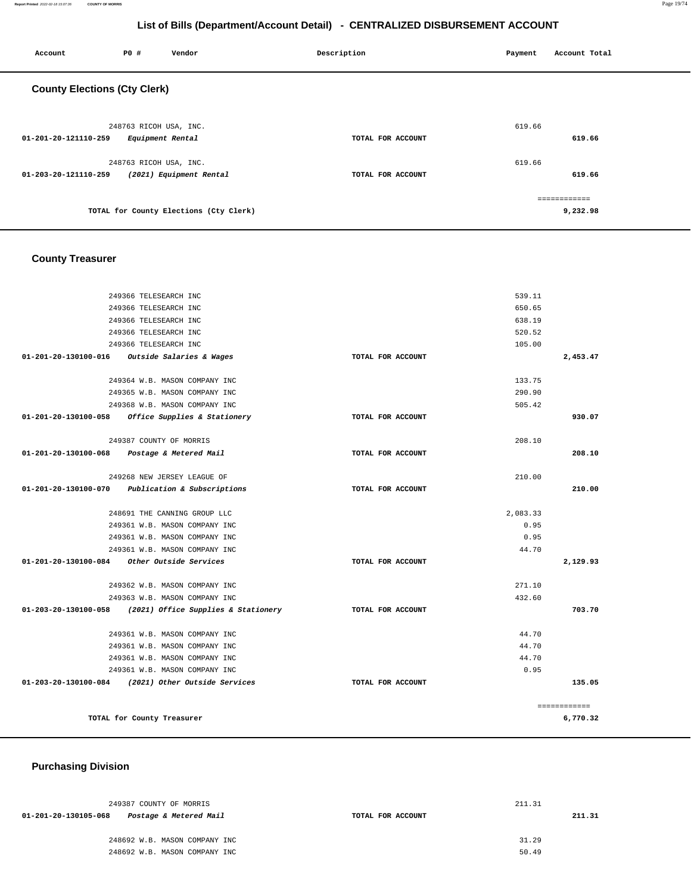# List of Bills (Department/Account Detail) - CENTRALIZED DISBURSEMENT ACCOUNT

| Account | PO # | Vendor | Description | Payment | Account Total |
|---|---|---|---|---|---|

## County Elections (Cty Clerk)

| Account | PO # | Vendor | Description | Payment | Account Total |
|---|---|---|---|---|---|
| | 248763 | RICOH USA, INC. | | 619.66 | |
| 01-201-20-121110-259 | | *Equipment Rental* | TOTAL FOR ACCOUNT | | 619.66 |
| | 248763 | RICOH USA, INC. | | 619.66 | |
| 01-203-20-121110-259 | | *(2021) Equipment Rental* | TOTAL FOR ACCOUNT | | 619.66 |
| | | | | | ============ |
| | | TOTAL for County Elections (Cty Clerk) | | | 9,232.98 |

## County Treasurer

| Account | PO # | Vendor | Description | Payment | Account Total |
|---|---|---|---|---|---|
| | 249366 | TELESEARCH INC | | 539.11 | |
| | 249366 | TELESEARCH INC | | 650.65 | |
| | 249366 | TELESEARCH INC | | 638.19 | |
| | 249366 | TELESEARCH INC | | 520.52 | |
| | 249366 | TELESEARCH INC | | 105.00 | |
| 01-201-20-130100-016 | | *Outside Salaries & Wages* | TOTAL FOR ACCOUNT | | 2,453.47 |
| | 249364 | W.B. MASON COMPANY INC | | 133.75 | |
| | 249365 | W.B. MASON COMPANY INC | | 290.90 | |
| | 249368 | W.B. MASON COMPANY INC | | 505.42 | |
| 01-201-20-130100-058 | | *Office Supplies & Stationery* | TOTAL FOR ACCOUNT | | 930.07 |
| | 249387 | COUNTY OF MORRIS | | 208.10 | |
| 01-201-20-130100-068 | | *Postage & Metered Mail* | TOTAL FOR ACCOUNT | | 208.10 |
| | 249268 | NEW JERSEY LEAGUE OF | | 210.00 | |
| 01-201-20-130100-070 | | *Publication & Subscriptions* | TOTAL FOR ACCOUNT | | 210.00 |
| | 248691 | THE CANNING GROUP LLC | | 2,083.33 | |
| | 249361 | W.B. MASON COMPANY INC | | 0.95 | |
| | 249361 | W.B. MASON COMPANY INC | | 0.95 | |
| | 249361 | W.B. MASON COMPANY INC | | 44.70 | |
| 01-201-20-130100-084 | | *Other Outside Services* | TOTAL FOR ACCOUNT | | 2,129.93 |
| | 249362 | W.B. MASON COMPANY INC | | 271.10 | |
| | 249363 | W.B. MASON COMPANY INC | | 432.60 | |
| 01-203-20-130100-058 | | *(2021) Office Supplies & Stationery* | TOTAL FOR ACCOUNT | | 703.70 |
| | 249361 | W.B. MASON COMPANY INC | | 44.70 | |
| | 249361 | W.B. MASON COMPANY INC | | 44.70 | |
| | 249361 | W.B. MASON COMPANY INC | | 44.70 | |
| | 249361 | W.B. MASON COMPANY INC | | 0.95 | |
| 01-203-20-130100-084 | | *(2021) Other Outside Services* | TOTAL FOR ACCOUNT | | 135.05 |
| | | | | | ============ |
| | | TOTAL for County Treasurer | | | 6,770.32 |

## Purchasing Division

| Account | PO # | Vendor | Description | Payment | Account Total |
|---|---|---|---|---|---|
| | 249387 | COUNTY OF MORRIS | | 211.31 | |
| 01-201-20-130105-068 | | *Postage & Metered Mail* | TOTAL FOR ACCOUNT | | 211.31 |
| | 248692 | W.B. MASON COMPANY INC | | 31.29 | |
| | 248692 | W.B. MASON COMPANY INC | | 50.49 | |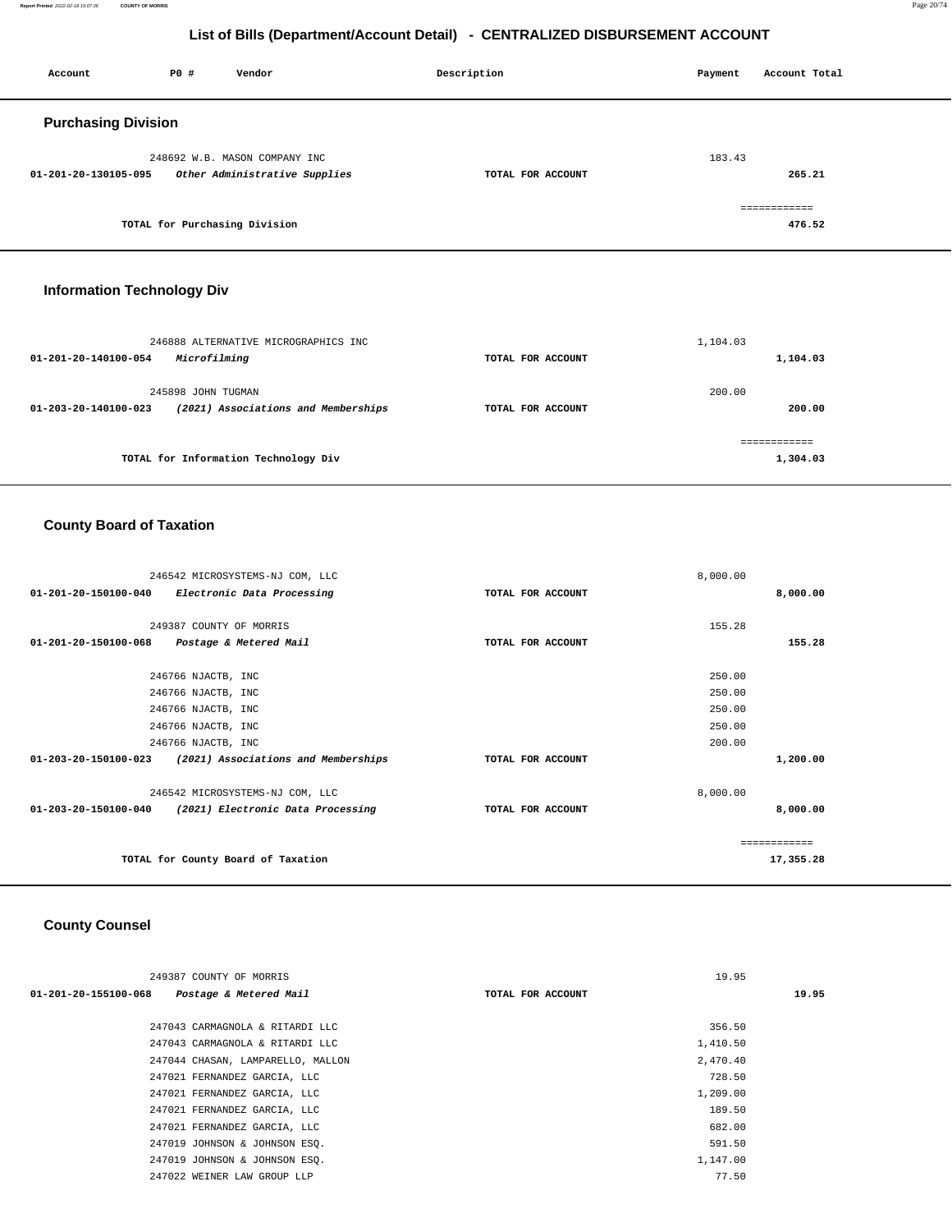## List of Bills (Department/Account Detail) - CENTRALIZED DISBURSEMENT ACCOUNT

| Account | PO # | Vendor | Description | Payment | Account Total |
|---|---|---|---|---|---|

### Purchasing Division

| Account | PO # | Vendor | Description | Payment | Account Total |
|---|---|---|---|---|---|
| | 248692 | W.B. MASON COMPANY INC | | 183.43 | |
| 01-201-20-130105-095 | | *Other Administrative Supplies* | TOTAL FOR ACCOUNT | | 265.21 |
| | | TOTAL for Purchasing Division | | | 476.52 |

### Information Technology Div

| Account | PO # | Vendor | Description | Payment | Account Total |
|---|---|---|---|---|---|
| | 246888 | ALTERNATIVE MICROGRAPHICS INC | | 1,104.03 | |
| 01-201-20-140100-054 | | *Microfilming* | TOTAL FOR ACCOUNT | | 1,104.03 |
| | 245898 | JOHN TUGMAN | | 200.00 | |
| 01-203-20-140100-023 | | *(2021) Associations and Memberships* | TOTAL FOR ACCOUNT | | 200.00 |
| | | TOTAL for Information Technology Div | | | 1,304.03 |

### County Board of Taxation

| Account | PO # | Vendor | Description | Payment | Account Total |
|---|---|---|---|---|---|
| | 246542 | MICROSYSTEMS-NJ COM, LLC | | 8,000.00 | |
| 01-201-20-150100-040 | | *Electronic Data Processing* | TOTAL FOR ACCOUNT | | 8,000.00 |
| | 249387 | COUNTY OF MORRIS | | 155.28 | |
| 01-201-20-150100-068 | | *Postage & Metered Mail* | TOTAL FOR ACCOUNT | | 155.28 |
| | 246766 | NJACTB, INC | | 250.00 | |
| | 246766 | NJACTB, INC | | 250.00 | |
| | 246766 | NJACTB, INC | | 250.00 | |
| | 246766 | NJACTB, INC | | 250.00 | |
| | 246766 | NJACTB, INC | | 200.00 | |
| 01-203-20-150100-023 | | *(2021) Associations and Memberships* | TOTAL FOR ACCOUNT | | 1,200.00 |
| | 246542 | MICROSYSTEMS-NJ COM, LLC | | 8,000.00 | |
| 01-203-20-150100-040 | | *(2021) Electronic Data Processing* | TOTAL FOR ACCOUNT | | 8,000.00 |
| | | TOTAL for County Board of Taxation | | | 17,355.28 |

### County Counsel

| Account | PO # | Vendor | Description | Payment | Account Total |
|---|---|---|---|---|---|
| | 249387 | COUNTY OF MORRIS | | 19.95 | |
| 01-201-20-155100-068 | | *Postage & Metered Mail* | TOTAL FOR ACCOUNT | | 19.95 |
| | 247043 | CARMAGNOLA & RITARDI LLC | | 356.50 | |
| | 247043 | CARMAGNOLA & RITARDI LLC | | 1,410.50 | |
| | 247044 | CHASAN, LAMPARELLO, MALLON | | 2,470.40 | |
| | 247021 | FERNANDEZ GARCIA, LLC | | 728.50 | |
| | 247021 | FERNANDEZ GARCIA, LLC | | 1,209.00 | |
| | 247021 | FERNANDEZ GARCIA, LLC | | 189.50 | |
| | 247021 | FERNANDEZ GARCIA, LLC | | 682.00 | |
| | 247019 | JOHNSON & JOHNSON ESQ. | | 591.50 | |
| | 247019 | JOHNSON & JOHNSON ESQ. | | 1,147.00 | |
| | 247022 | WEINER LAW GROUP LLP | | 77.50 | |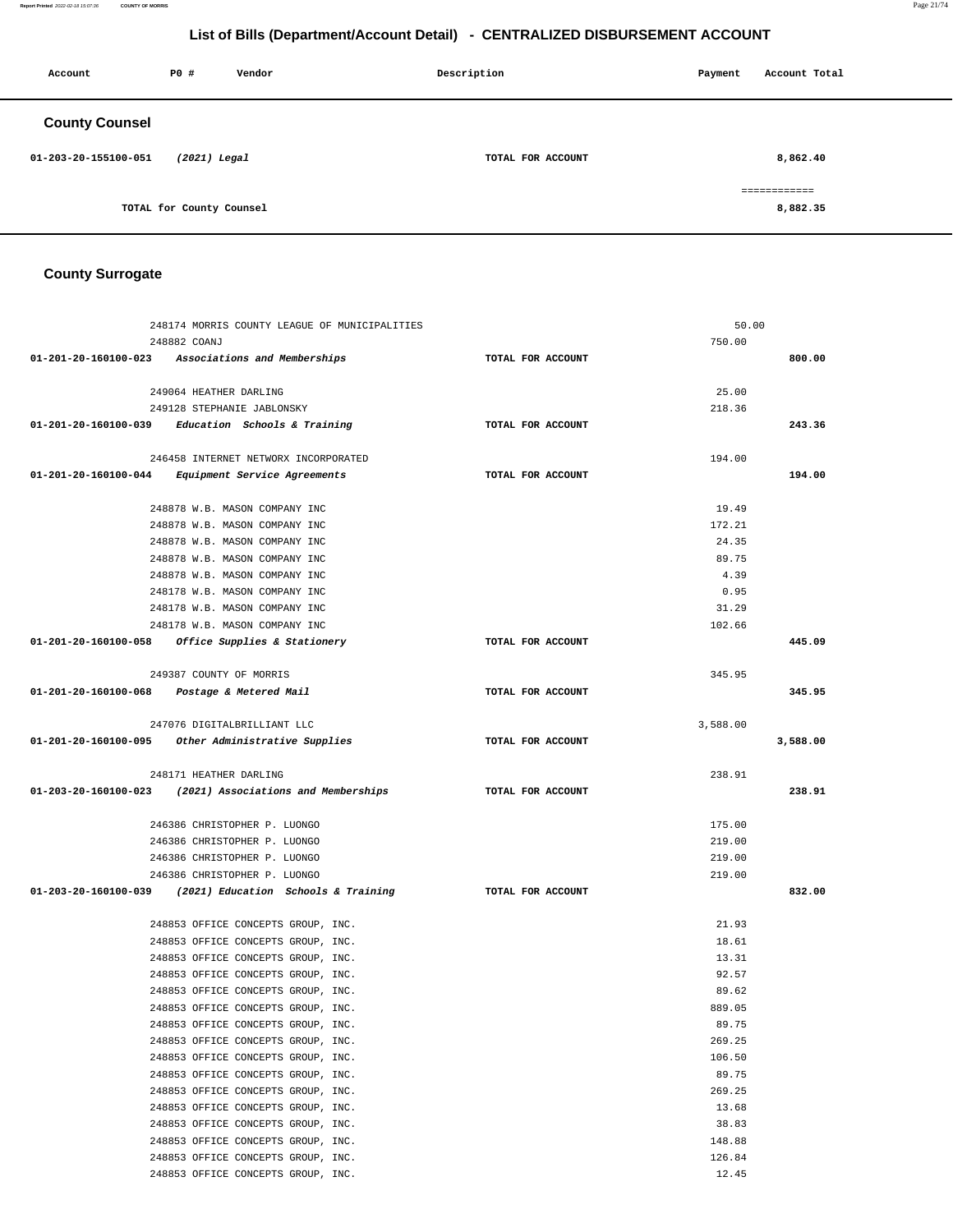# List of Bills (Department/Account Detail) - CENTRALIZED DISBURSEMENT ACCOUNT

| Account | PO # | Vendor | Description | Payment | Account Total |
|---|---|---|---|---|---|

## County Counsel

| Account | PO # | Vendor | Description | Payment | Account Total |
|---|---|---|---|---|---|
| 01-203-20-155100-051 | | *(2021) Legal* | TOTAL FOR ACCOUNT | | 8,862.40 |
| | | | | | ============ |
| | | TOTAL for County Counsel | | | 8,882.35 |

## County Surrogate

| Account | PO # | Vendor | Description | Payment | Account Total |
|---|---|---|---|---|---|
| | 248174 | MORRIS COUNTY LEAGUE OF MUNICIPALITIES | | 50.00 | |
| | 248882 | COANJ | | 750.00 | |
| 01-201-20-160100-023 | | *Associations and Memberships* | TOTAL FOR ACCOUNT | | 800.00 |
| | 249064 | HEATHER DARLING | | 25.00 | |
| | 249128 | STEPHANIE JABLONSKY | | 218.36 | |
| 01-201-20-160100-039 | | *Education Schools & Training* | TOTAL FOR ACCOUNT | | 243.36 |
| | 246458 | INTERNET NETWORX INCORPORATED | | 194.00 | |
| 01-201-20-160100-044 | | *Equipment Service Agreements* | TOTAL FOR ACCOUNT | | 194.00 |
| | 248878 | W.B. MASON COMPANY INC | | 19.49 | |
| | 248878 | W.B. MASON COMPANY INC | | 172.21 | |
| | 248878 | W.B. MASON COMPANY INC | | 24.35 | |
| | 248878 | W.B. MASON COMPANY INC | | 89.75 | |
| | 248878 | W.B. MASON COMPANY INC | | 4.39 | |
| | 248178 | W.B. MASON COMPANY INC | | 0.95 | |
| | 248178 | W.B. MASON COMPANY INC | | 31.29 | |
| | 248178 | W.B. MASON COMPANY INC | | 102.66 | |
| 01-201-20-160100-058 | | *Office Supplies & Stationery* | TOTAL FOR ACCOUNT | | 445.09 |
| | 249387 | COUNTY OF MORRIS | | 345.95 | |
| 01-201-20-160100-068 | | *Postage & Metered Mail* | TOTAL FOR ACCOUNT | | 345.95 |
| | 247076 | DIGITALBRILLIANT LLC | | 3,588.00 | |
| 01-201-20-160100-095 | | *Other Administrative Supplies* | TOTAL FOR ACCOUNT | | 3,588.00 |
| | 248171 | HEATHER DARLING | | 238.91 | |
| 01-203-20-160100-023 | | *(2021) Associations and Memberships* | TOTAL FOR ACCOUNT | | 238.91 |
| | 246386 | CHRISTOPHER P. LUONGO | | 175.00 | |
| | 246386 | CHRISTOPHER P. LUONGO | | 219.00 | |
| | 246386 | CHRISTOPHER P. LUONGO | | 219.00 | |
| | 246386 | CHRISTOPHER P. LUONGO | | 219.00 | |
| 01-203-20-160100-039 | | *(2021) Education Schools & Training* | TOTAL FOR ACCOUNT | | 832.00 |
| | 248853 | OFFICE CONCEPTS GROUP, INC. | | 21.93 | |
| | 248853 | OFFICE CONCEPTS GROUP, INC. | | 18.61 | |
| | 248853 | OFFICE CONCEPTS GROUP, INC. | | 13.31 | |
| | 248853 | OFFICE CONCEPTS GROUP, INC. | | 92.57 | |
| | 248853 | OFFICE CONCEPTS GROUP, INC. | | 89.62 | |
| | 248853 | OFFICE CONCEPTS GROUP, INC. | | 889.05 | |
| | 248853 | OFFICE CONCEPTS GROUP, INC. | | 89.75 | |
| | 248853 | OFFICE CONCEPTS GROUP, INC. | | 269.25 | |
| | 248853 | OFFICE CONCEPTS GROUP, INC. | | 106.50 | |
| | 248853 | OFFICE CONCEPTS GROUP, INC. | | 89.75 | |
| | 248853 | OFFICE CONCEPTS GROUP, INC. | | 269.25 | |
| | 248853 | OFFICE CONCEPTS GROUP, INC. | | 13.68 | |
| | 248853 | OFFICE CONCEPTS GROUP, INC. | | 38.83 | |
| | 248853 | OFFICE CONCEPTS GROUP, INC. | | 148.88 | |
| | 248853 | OFFICE CONCEPTS GROUP, INC. | | 126.84 | |
| | 248853 | OFFICE CONCEPTS GROUP, INC. | | 12.45 | |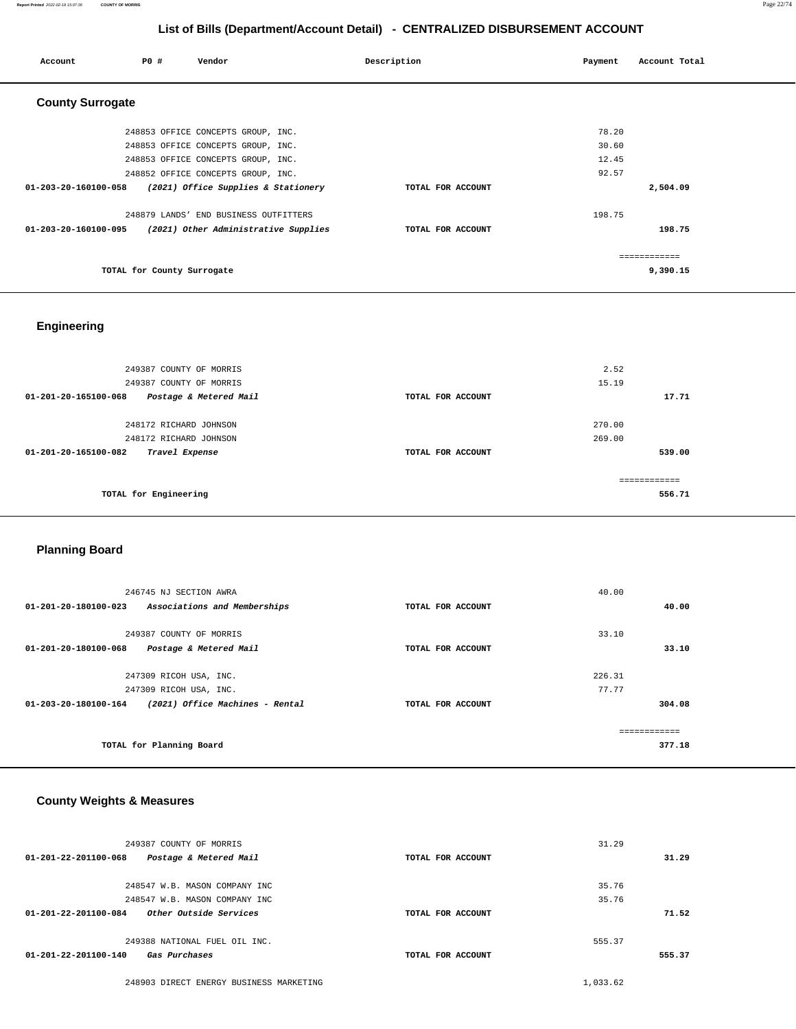## List of Bills (Department/Account Detail) - CENTRALIZED DISBURSEMENT ACCOUNT

| Account | PO # | Vendor | Description | Payment | Account Total |
|---|---|---|---|---|---|

### County Surrogate

| Account | PO # | Vendor | Description | Payment | Account Total |
|---|---|---|---|---|---|
| | 248853 | OFFICE CONCEPTS GROUP, INC. | | 78.20 | |
| | 248853 | OFFICE CONCEPTS GROUP, INC. | | 30.60 | |
| | 248853 | OFFICE CONCEPTS GROUP, INC. | | 12.45 | |
| | 248852 | OFFICE CONCEPTS GROUP, INC. | | 92.57 | |
| **01-203-20-160100-058** | | *(2021) Office Supplies & Stationery* | TOTAL FOR ACCOUNT | | **2,504.09** |
| | 248879 | LANDS' END BUSINESS OUTFITTERS | | 198.75 | |
| **01-203-20-160100-095** | | *(2021) Other Administrative Supplies* | TOTAL FOR ACCOUNT | | **198.75** |
| | | | | | ============ |
| | TOTAL for County Surrogate | | | | **9,390.15** |

### Engineering

| Account | PO # | Vendor | Description | Payment | Account Total |
|---|---|---|---|---|---|
| | 249387 | COUNTY OF MORRIS | | 2.52 | |
| | 249387 | COUNTY OF MORRIS | | 15.19 | |
| **01-201-20-165100-068** | | *Postage & Metered Mail* | TOTAL FOR ACCOUNT | | **17.71** |
| | 248172 | RICHARD JOHNSON | | 270.00 | |
| | 248172 | RICHARD JOHNSON | | 269.00 | |
| **01-201-20-165100-082** | | *Travel Expense* | TOTAL FOR ACCOUNT | | **539.00** |
| | | | | | ============ |
| | TOTAL for Engineering | | | | **556.71** |

### Planning Board

| Account | PO # | Vendor | Description | Payment | Account Total |
|---|---|---|---|---|---|
| | 246745 | NJ SECTION AWRA | | 40.00 | |
| **01-201-20-180100-023** | | *Associations and Memberships* | TOTAL FOR ACCOUNT | | **40.00** |
| | 249387 | COUNTY OF MORRIS | | 33.10 | |
| **01-201-20-180100-068** | | *Postage & Metered Mail* | TOTAL FOR ACCOUNT | | **33.10** |
| | 247309 | RICOH USA, INC. | | 226.31 | |
| | 247309 | RICOH USA, INC. | | 77.77 | |
| **01-203-20-180100-164** | | *(2021) Office Machines - Rental* | TOTAL FOR ACCOUNT | | **304.08** |
| | | | | | ============ |
| | TOTAL for Planning Board | | | | **377.18** |

### County Weights & Measures

| Account | PO # | Vendor | Description | Payment | Account Total |
|---|---|---|---|---|---|
| | 249387 | COUNTY OF MORRIS | | 31.29 | |
| **01-201-22-201100-068** | | *Postage & Metered Mail* | TOTAL FOR ACCOUNT | | **31.29** |
| | 248547 | W.B. MASON COMPANY INC | | 35.76 | |
| | 248547 | W.B. MASON COMPANY INC | | 35.76 | |
| **01-201-22-201100-084** | | *Other Outside Services* | TOTAL FOR ACCOUNT | | **71.52** |
| | 249388 | NATIONAL FUEL OIL INC. | | 555.37 | |
| **01-201-22-201100-140** | | *Gas Purchases* | TOTAL FOR ACCOUNT | | **555.37** |
| | 248903 | DIRECT ENERGY BUSINESS MARKETING | | 1,033.62 | |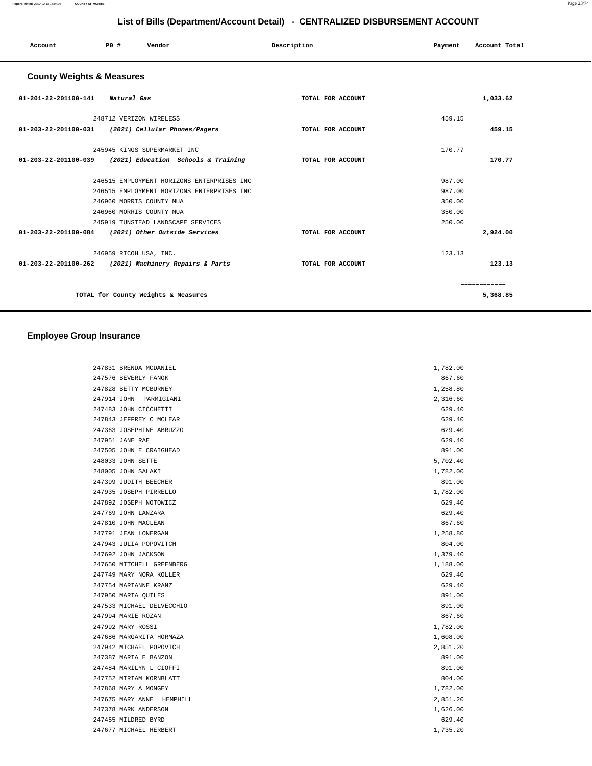## List of Bills (Department/Account Detail) - CENTRALIZED DISBURSEMENT ACCOUNT

| Account | PO # | Vendor | Description | Payment | Account Total |
|---|---|---|---|---|---|

### County Weights & Measures

| Account | PO # | Vendor | Description | Payment | Account Total |
|---|---|---|---|---|---|
| 01-201-22-201100-141 | | *Natural Gas* | TOTAL FOR ACCOUNT | | **1,033.62** |
| | 248712 | VERIZON WIRELESS | | 459.15 | |
| 01-203-22-201100-031 | | *(2021) Cellular Phones/Pagers* | TOTAL FOR ACCOUNT | | **459.15** |
| | 245945 | KINGS SUPERMARKET INC | | 170.77 | |
| 01-203-22-201100-039 | | *(2021) Education Schools & Training* | TOTAL FOR ACCOUNT | | **170.77** |
| | 246515 | EMPLOYMENT HORIZONS ENTERPRISES INC | | 987.00 | |
| | 246515 | EMPLOYMENT HORIZONS ENTERPRISES INC | | 987.00 | |
| | 246960 | MORRIS COUNTY MUA | | 350.00 | |
| | 246960 | MORRIS COUNTY MUA | | 350.00 | |
| | 245919 | TUNSTEAD LANDSCAPE SERVICES | | 250.00 | |
| 01-203-22-201100-084 | | *(2021) Other Outside Services* | TOTAL FOR ACCOUNT | | **2,924.00** |
| | 246959 | RICOH USA, INC. | | 123.13 | |
| 01-203-22-201100-262 | | *(2021) Machinery Repairs & Parts* | TOTAL FOR ACCOUNT | | **123.13** |
| | | | | | ============ |
| | | TOTAL for County Weights & Measures | | | **5,368.85** |

### Employee Group Insurance

| PO # | Vendor | Payment |
|---|---|---|
| 247831 | BRENDA MCDANIEL | 1,782.00 |
| 247576 | BEVERLY FANOK | 867.60 |
| 247828 | BETTY MCBURNEY | 1,258.80 |
| 247914 | JOHN PARMIGIANI | 2,316.60 |
| 247483 | JOHN CICCHETTI | 629.40 |
| 247843 | JEFFREY C MCLEAR | 629.40 |
| 247363 | JOSEPHINE ABRUZZO | 629.40 |
| 247951 | JANE RAE | 629.40 |
| 247505 | JOHN E CRAIGHEAD | 891.00 |
| 248033 | JOHN SETTE | 5,702.40 |
| 248005 | JOHN SALAKI | 1,782.00 |
| 247399 | JUDITH BEECHER | 891.00 |
| 247935 | JOSEPH PIRRELLO | 1,782.00 |
| 247892 | JOSEPH NOTOWICZ | 629.40 |
| 247769 | JOHN LANZARA | 629.40 |
| 247810 | JOHN MACLEAN | 867.60 |
| 247791 | JEAN LONERGAN | 1,258.80 |
| 247943 | JULIA POPOVITCH | 804.00 |
| 247692 | JOHN JACKSON | 1,379.40 |
| 247650 | MITCHELL GREENBERG | 1,188.00 |
| 247749 | MARY NORA KOLLER | 629.40 |
| 247754 | MARIANNE KRANZ | 629.40 |
| 247950 | MARIA QUILES | 891.00 |
| 247533 | MICHAEL DELVECCHIO | 891.00 |
| 247994 | MARIE ROZAN | 867.60 |
| 247992 | MARY ROSSI | 1,782.00 |
| 247686 | MARGARITA HORMAZA | 1,608.00 |
| 247942 | MICHAEL POPOVICH | 2,851.20 |
| 247387 | MARIA E BANZON | 891.00 |
| 247484 | MARILYN L CIOFFI | 891.00 |
| 247752 | MIRIAM KORNBLATT | 804.00 |
| 247868 | MARY A MONGEY | 1,782.00 |
| 247675 | MARY ANNE HEMPHILL | 2,851.20 |
| 247378 | MARK ANDERSON | 1,626.00 |
| 247455 | MILDRED BYRD | 629.40 |
| 247677 | MICHAEL HERBERT | 1,735.20 |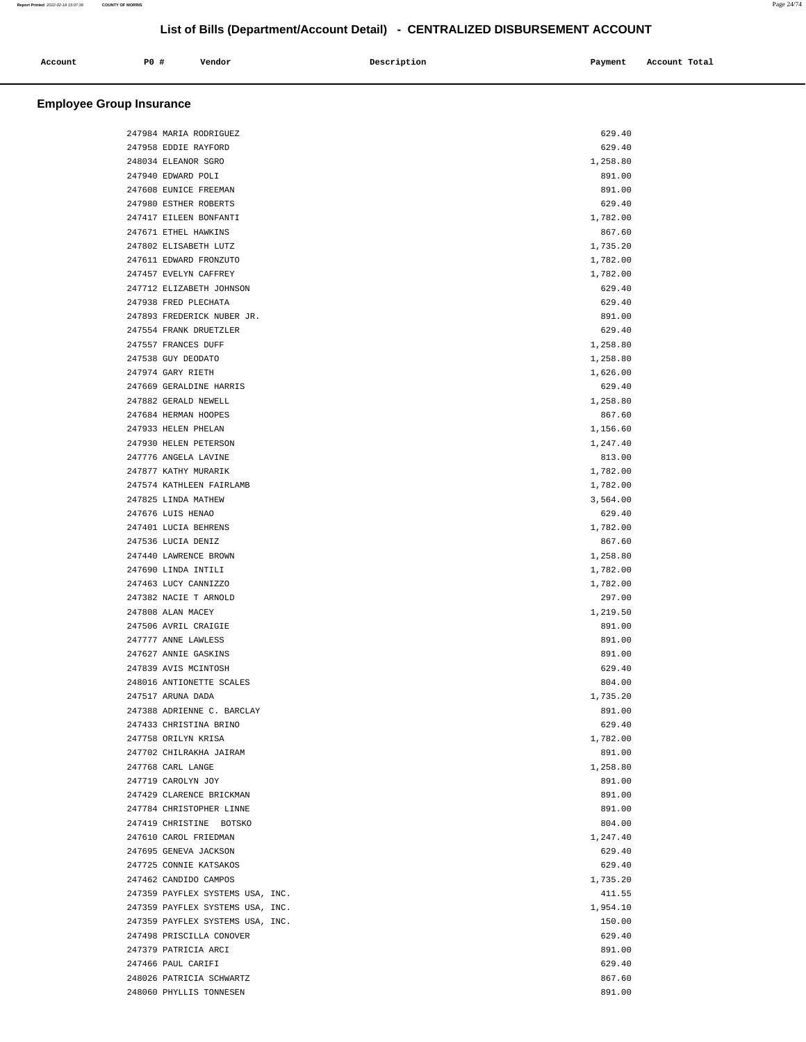# List of Bills (Department/Account Detail) - CENTRALIZED DISBURSEMENT ACCOUNT

| Account | PO # | Vendor | Description | Payment | Account Total |
|---|---|---|---|---|---|

## Employee Group Insurance

| Account | PO # | Vendor | Description | Payment | Account Total |
|---|---|---|---|---|---|
| | 247984 | MARIA RODRIGUEZ | | 629.40 | |
| | 247958 | EDDIE RAYFORD | | 629.40 | |
| | 248034 | ELEANOR SGRO | | 1,258.80 | |
| | 247940 | EDWARD POLI | | 891.00 | |
| | 247608 | EUNICE FREEMAN | | 891.00 | |
| | 247980 | ESTHER ROBERTS | | 629.40 | |
| | 247417 | EILEEN BONFANTI | | 1,782.00 | |
| | 247671 | ETHEL HAWKINS | | 867.60 | |
| | 247802 | ELISABETH LUTZ | | 1,735.20 | |
| | 247611 | EDWARD FRONZUTO | | 1,782.00 | |
| | 247457 | EVELYN CAFFREY | | 1,782.00 | |
| | 247712 | ELIZABETH JOHNSON | | 629.40 | |
| | 247938 | FRED PLECHATA | | 629.40 | |
| | 247893 | FREDERICK NUBER JR. | | 891.00 | |
| | 247554 | FRANK DRUETZLER | | 629.40 | |
| | 247557 | FRANCES DUFF | | 1,258.80 | |
| | 247538 | GUY DEODATO | | 1,258.80 | |
| | 247974 | GARY RIETH | | 1,626.00 | |
| | 247669 | GERALDINE HARRIS | | 629.40 | |
| | 247882 | GERALD NEWELL | | 1,258.80 | |
| | 247684 | HERMAN HOOPES | | 867.60 | |
| | 247933 | HELEN PHELAN | | 1,156.60 | |
| | 247930 | HELEN PETERSON | | 1,247.40 | |
| | 247776 | ANGELA LAVINE | | 813.00 | |
| | 247877 | KATHY MURARIK | | 1,782.00 | |
| | 247574 | KATHLEEN FAIRLAMB | | 1,782.00 | |
| | 247825 | LINDA MATHEW | | 3,564.00 | |
| | 247676 | LUIS HENAO | | 629.40 | |
| | 247401 | LUCIA BEHRENS | | 1,782.00 | |
| | 247536 | LUCIA DENIZ | | 867.60 | |
| | 247440 | LAWRENCE BROWN | | 1,258.80 | |
| | 247690 | LINDA INTILI | | 1,782.00 | |
| | 247463 | LUCY CANNIZZO | | 1,782.00 | |
| | 247382 | NACIE T ARNOLD | | 297.00 | |
| | 247808 | ALAN MACEY | | 1,219.50 | |
| | 247506 | AVRIL CRAIGIE | | 891.00 | |
| | 247777 | ANNE LAWLESS | | 891.00 | |
| | 247627 | ANNIE GASKINS | | 891.00 | |
| | 247839 | AVIS MCINTOSH | | 629.40 | |
| | 248016 | ANTIONETTE SCALES | | 804.00 | |
| | 247517 | ARUNA DADA | | 1,735.20 | |
| | 247388 | ADRIENNE C. BARCLAY | | 891.00 | |
| | 247433 | CHRISTINA BRINO | | 629.40 | |
| | 247758 | ORILYN KRISA | | 1,782.00 | |
| | 247702 | CHILRAKHA JAIRAM | | 891.00 | |
| | 247768 | CARL LANGE | | 1,258.80 | |
| | 247719 | CAROLYN JOY | | 891.00 | |
| | 247429 | CLARENCE BRICKMAN | | 891.00 | |
| | 247784 | CHRISTOPHER LINNE | | 891.00 | |
| | 247419 | CHRISTINE BOTSKO | | 804.00 | |
| | 247610 | CAROL FRIEDMAN | | 1,247.40 | |
| | 247695 | GENEVA JACKSON | | 629.40 | |
| | 247725 | CONNIE KATSAKOS | | 629.40 | |
| | 247462 | CANDIDO CAMPOS | | 1,735.20 | |
| | 247359 | PAYFLEX SYSTEMS USA, INC. | | 411.55 | |
| | 247359 | PAYFLEX SYSTEMS USA, INC. | | 1,954.10 | |
| | 247359 | PAYFLEX SYSTEMS USA, INC. | | 150.00 | |
| | 247498 | PRISCILLA CONOVER | | 629.40 | |
| | 247379 | PATRICIA ARCI | | 891.00 | |
| | 247466 | PAUL CARIFI | | 629.40 | |
| | 248026 | PATRICIA SCHWARTZ | | 867.60 | |
| | 248060 | PHYLLIS TONNESEN | | 891.00 | |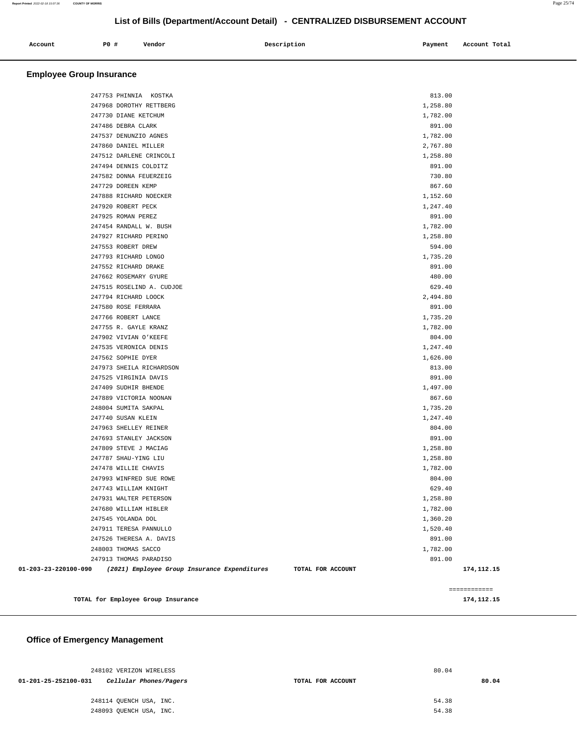## List of Bills (Department/Account Detail) - CENTRALIZED DISBURSEMENT ACCOUNT

| Account | PO # | Vendor | Description | Payment | Account Total |
|---|---|---|---|---|---|

### Employee Group Insurance

| Account | PO # | Vendor | Description | Payment | Account Total |
|---|---|---|---|---|---|
| | 247753 | PHINNIA KOSTKA | | 813.00 | |
| | 247968 | DOROTHY RETTBERG | | 1,258.80 | |
| | 247730 | DIANE KETCHUM | | 1,782.00 | |
| | 247486 | DEBRA CLARK | | 891.00 | |
| | 247537 | DENUNZIO AGNES | | 1,782.00 | |
| | 247860 | DANIEL MILLER | | 2,767.80 | |
| | 247512 | DARLENE CRINCOLI | | 1,258.80 | |
| | 247494 | DENNIS COLDITZ | | 891.00 | |
| | 247582 | DONNA FEUERZEIG | | 730.80 | |
| | 247729 | DOREEN KEMP | | 867.60 | |
| | 247888 | RICHARD NOECKER | | 1,152.60 | |
| | 247920 | ROBERT PECK | | 1,247.40 | |
| | 247925 | ROMAN PEREZ | | 891.00 | |
| | 247454 | RANDALL W. BUSH | | 1,782.00 | |
| | 247927 | RICHARD PERINO | | 1,258.80 | |
| | 247553 | ROBERT DREW | | 594.00 | |
| | 247793 | RICHARD LONGO | | 1,735.20 | |
| | 247552 | RICHARD DRAKE | | 891.00 | |
| | 247662 | ROSEMARY GYURE | | 480.00 | |
| | 247515 | ROSELIND A. CUDJOE | | 629.40 | |
| | 247794 | RICHARD LOOCK | | 2,494.80 | |
| | 247580 | ROSE FERRARA | | 891.00 | |
| | 247766 | ROBERT LANCE | | 1,735.20 | |
| | 247755 | R. GAYLE KRANZ | | 1,782.00 | |
| | 247902 | VIVIAN O'KEEFE | | 804.00 | |
| | 247535 | VERONICA DENIS | | 1,247.40 | |
| | 247562 | SOPHIE DYER | | 1,626.00 | |
| | 247973 | SHEILA RICHARDSON | | 813.00 | |
| | 247525 | VIRGINIA DAVIS | | 891.00 | |
| | 247409 | SUDHIR BHENDE | | 1,497.00 | |
| | 247889 | VICTORIA NOONAN | | 867.60 | |
| | 248004 | SUMITA SAKPAL | | 1,735.20 | |
| | 247740 | SUSAN KLEIN | | 1,247.40 | |
| | 247963 | SHELLEY REINER | | 804.00 | |
| | 247693 | STANLEY JACKSON | | 891.00 | |
| | 247809 | STEVE J MACIAG | | 1,258.80 | |
| | 247787 | SHAU-YING LIU | | 1,258.80 | |
| | 247478 | WILLIE CHAVIS | | 1,782.00 | |
| | 247993 | WINFRED SUE ROWE | | 804.00 | |
| | 247743 | WILLIAM KNIGHT | | 629.40 | |
| | 247931 | WALTER PETERSON | | 1,258.80 | |
| | 247680 | WILLIAM HIBLER | | 1,782.00 | |
| | 247545 | YOLANDA DOL | | 1,360.20 | |
| | 247911 | TERESA PANNULLO | | 1,520.40 | |
| | 247526 | THERESA A. DAVIS | | 891.00 | |
| | 248003 | THOMAS SACCO | | 1,782.00 | |
| | 247913 | THOMAS PARADISO | | 891.00 | |
| 01-203-23-220100-090 | | *(2021) Employee Group Insurance Expenditures* | TOTAL FOR ACCOUNT | | 174,112.15 |

============

**TOTAL for Employee Group Insurance** 174,112.15

### Office of Emergency Management

| Account | PO # | Vendor | Description | Payment | Account Total |
|---|---|---|---|---|---|
| | 248102 | VERIZON WIRELESS | | 80.04 | |
| 01-201-25-252100-031 | | *Cellular Phones/Pagers* | TOTAL FOR ACCOUNT | | 80.04 |
| | 248114 | QUENCH USA, INC. | | 54.38 | |
| | 248093 | QUENCH USA, INC. | | 54.38 | |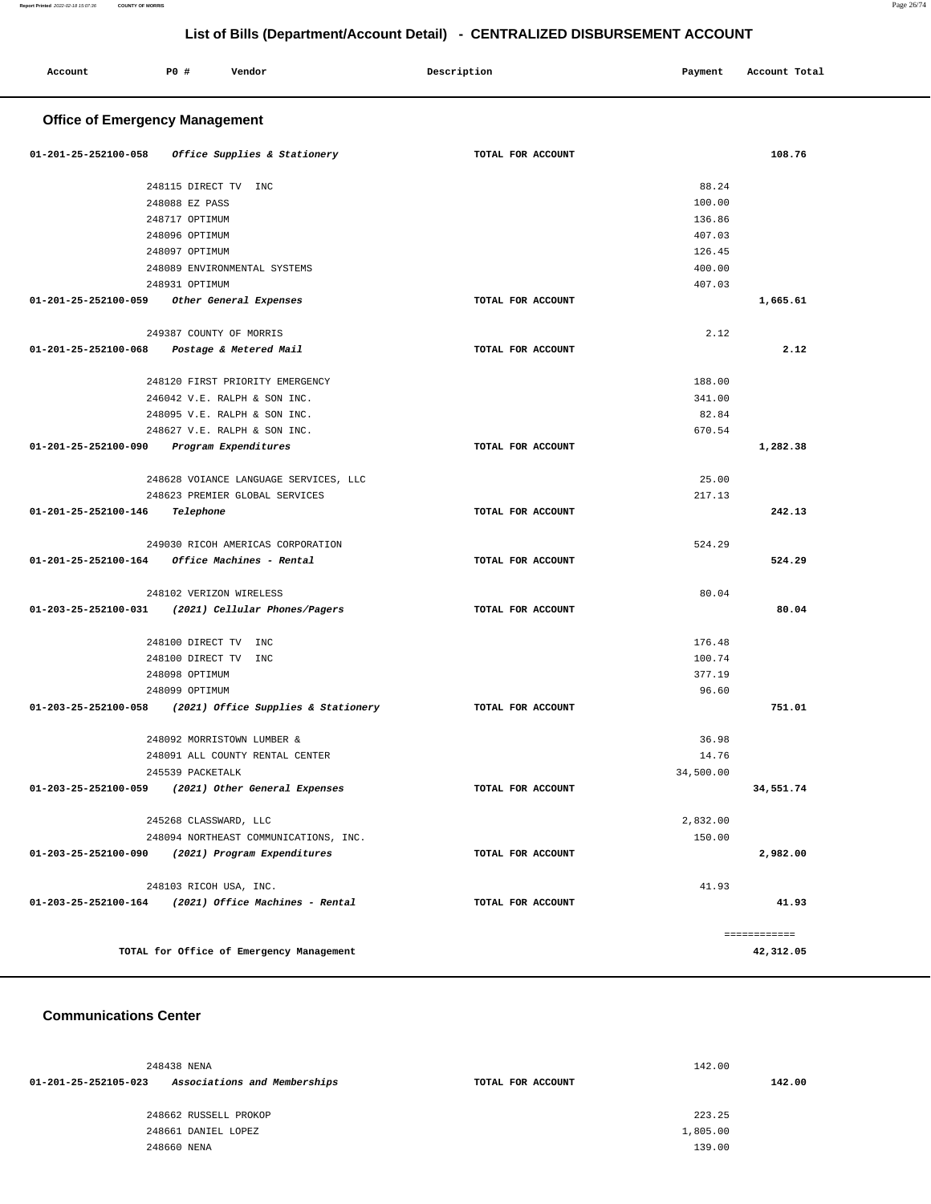# List of Bills (Department/Account Detail) - CENTRALIZED DISBURSEMENT ACCOUNT

| Account | PO # | Vendor | Description | Payment | Account Total |
|---|---|---|---|---|---|

## Office of Emergency Management

| Account | PO # | Vendor | Description | Payment | Account Total |
|---|---|---|---|---|---|
| 01-201-25-252100-058 | | *Office Supplies & Stationery* | TOTAL FOR ACCOUNT | | 108.76 |
| | 248115 | DIRECT TV INC | | 88.24 | |
| | 248088 | EZ PASS | | 100.00 | |
| | 248717 | OPTIMUM | | 136.86 | |
| | 248096 | OPTIMUM | | 407.03 | |
| | 248097 | OPTIMUM | | 126.45 | |
| | 248089 | ENVIRONMENTAL SYSTEMS | | 400.00 | |
| | 248931 | OPTIMUM | | 407.03 | |
| 01-201-25-252100-059 | | *Other General Expenses* | TOTAL FOR ACCOUNT | | 1,665.61 |
| | 249387 | COUNTY OF MORRIS | | 2.12 | |
| 01-201-25-252100-068 | | *Postage & Metered Mail* | TOTAL FOR ACCOUNT | | 2.12 |
| | 248120 | FIRST PRIORITY EMERGENCY | | 188.00 | |
| | 246042 | V.E. RALPH & SON INC. | | 341.00 | |
| | 248095 | V.E. RALPH & SON INC. | | 82.84 | |
| | 248627 | V.E. RALPH & SON INC. | | 670.54 | |
| 01-201-25-252100-090 | | *Program Expenditures* | TOTAL FOR ACCOUNT | | 1,282.38 |
| | 248628 | VOIANCE LANGUAGE SERVICES, LLC | | 25.00 | |
| | 248623 | PREMIER GLOBAL SERVICES | | 217.13 | |
| 01-201-25-252100-146 | | *Telephone* | TOTAL FOR ACCOUNT | | 242.13 |
| | 249030 | RICOH AMERICAS CORPORATION | | 524.29 | |
| 01-201-25-252100-164 | | *Office Machines - Rental* | TOTAL FOR ACCOUNT | | 524.29 |
| | 248102 | VERIZON WIRELESS | | 80.04 | |
| 01-203-25-252100-031 | | *(2021) Cellular Phones/Pagers* | TOTAL FOR ACCOUNT | | 80.04 |
| | 248100 | DIRECT TV INC | | 176.48 | |
| | 248100 | DIRECT TV INC | | 100.74 | |
| | 248098 | OPTIMUM | | 377.19 | |
| | 248099 | OPTIMUM | | 96.60 | |
| 01-203-25-252100-058 | | *(2021) Office Supplies & Stationery* | TOTAL FOR ACCOUNT | | 751.01 |
| | 248092 | MORRISTOWN LUMBER & | | 36.98 | |
| | 248091 | ALL COUNTY RENTAL CENTER | | 14.76 | |
| | 245539 | PACKETALK | | 34,500.00 | |
| 01-203-25-252100-059 | | *(2021) Other General Expenses* | TOTAL FOR ACCOUNT | | 34,551.74 |
| | 245268 | CLASSWARD, LLC | | 2,832.00 | |
| | 248094 | NORTHEAST COMMUNICATIONS, INC. | | 150.00 | |
| 01-203-25-252100-090 | | *(2021) Program Expenditures* | TOTAL FOR ACCOUNT | | 2,982.00 |
| | 248103 | RICOH USA, INC. | | 41.93 | |
| 01-203-25-252100-164 | | *(2021) Office Machines - Rental* | TOTAL FOR ACCOUNT | | 41.93 |
| | | | | | ============ |
| | | TOTAL for Office of Emergency Management | | | 42,312.05 |

## Communications Center

| Account | PO # | Vendor | Description | Payment | Account Total |
|---|---|---|---|---|---|
| | 248438 | NENA | | 142.00 | |
| 01-201-25-252105-023 | | *Associations and Memberships* | TOTAL FOR ACCOUNT | | 142.00 |
| | 248662 | RUSSELL PROKOP | | 223.25 | |
| | 248661 | DANIEL LOPEZ | | 1,805.00 | |
| | 248660 | NENA | | 139.00 | |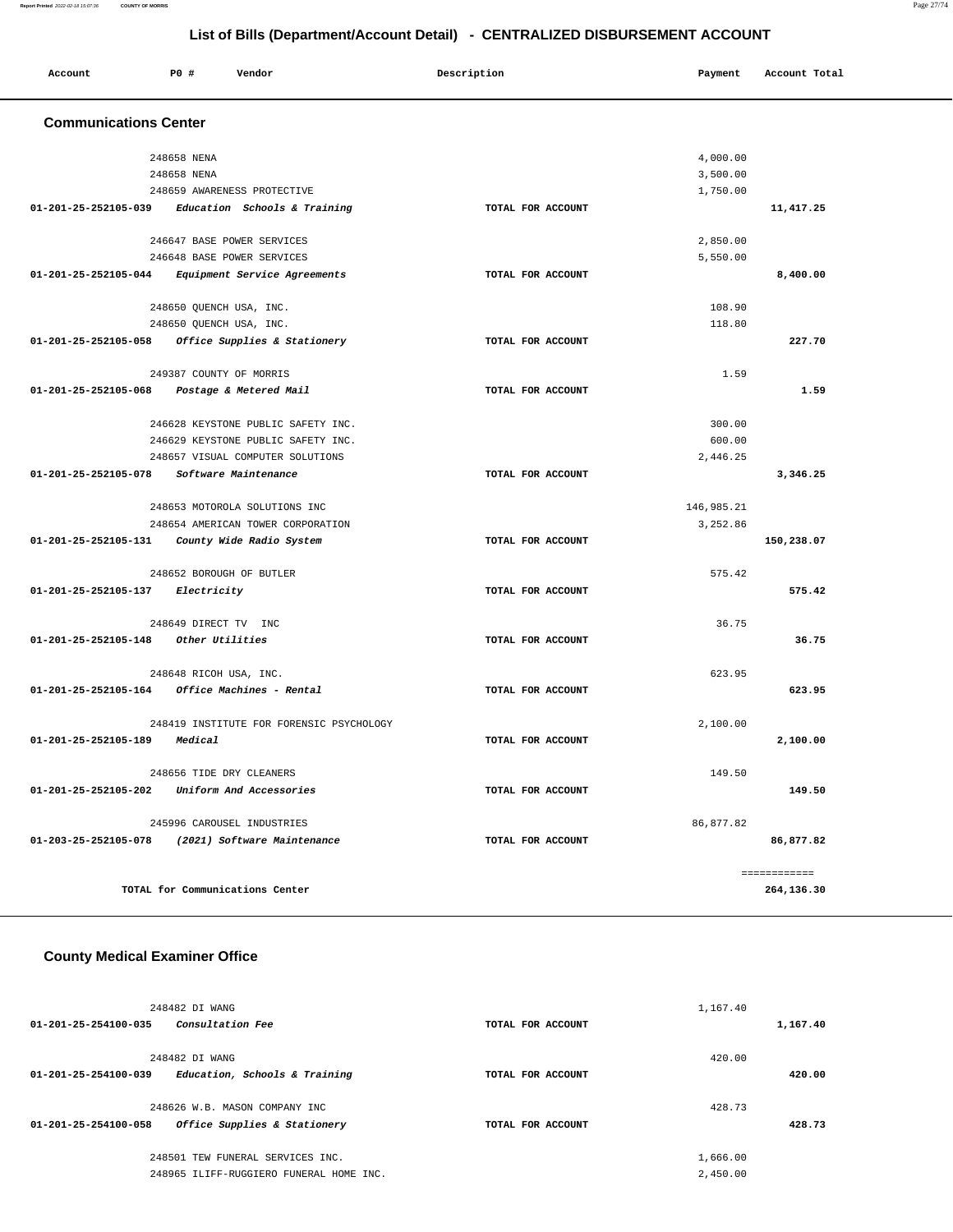## List of Bills (Department/Account Detail) - CENTRALIZED DISBURSEMENT ACCOUNT

| Account | PO # | Vendor | Description | Payment | Account Total |
|---|---|---|---|---|---|

### Communications Center

| Account | PO # | Vendor | Description | Payment | Account Total |
|---|---|---|---|---|---|
| | 248658 | NENA | | 4,000.00 | |
| | 248658 | NENA | | 3,500.00 | |
| | 248659 | AWARENESS PROTECTIVE | | 1,750.00 | |
| 01-201-25-252105-039 | | *Education Schools & Training* | TOTAL FOR ACCOUNT | | 11,417.25 |
| | 246647 | BASE POWER SERVICES | | 2,850.00 | |
| | 246648 | BASE POWER SERVICES | | 5,550.00 | |
| 01-201-25-252105-044 | | *Equipment Service Agreements* | TOTAL FOR ACCOUNT | | 8,400.00 |
| | 248650 | QUENCH USA, INC. | | 108.90 | |
| | 248650 | QUENCH USA, INC. | | 118.80 | |
| 01-201-25-252105-058 | | *Office Supplies & Stationery* | TOTAL FOR ACCOUNT | | 227.70 |
| | 249387 | COUNTY OF MORRIS | | 1.59 | |
| 01-201-25-252105-068 | | *Postage & Metered Mail* | TOTAL FOR ACCOUNT | | 1.59 |
| | 246628 | KEYSTONE PUBLIC SAFETY INC. | | 300.00 | |
| | 246629 | KEYSTONE PUBLIC SAFETY INC. | | 600.00 | |
| | 248657 | VISUAL COMPUTER SOLUTIONS | | 2,446.25 | |
| 01-201-25-252105-078 | | *Software Maintenance* | TOTAL FOR ACCOUNT | | 3,346.25 |
| | 248653 | MOTOROLA SOLUTIONS INC | | 146,985.21 | |
| | 248654 | AMERICAN TOWER CORPORATION | | 3,252.86 | |
| 01-201-25-252105-131 | | *County Wide Radio System* | TOTAL FOR ACCOUNT | | 150,238.07 |
| | 248652 | BOROUGH OF BUTLER | | 575.42 | |
| 01-201-25-252105-137 | | *Electricity* | TOTAL FOR ACCOUNT | | 575.42 |
| | 248649 | DIRECT TV INC | | 36.75 | |
| 01-201-25-252105-148 | | *Other Utilities* | TOTAL FOR ACCOUNT | | 36.75 |
| | 248648 | RICOH USA, INC. | | 623.95 | |
| 01-201-25-252105-164 | | *Office Machines - Rental* | TOTAL FOR ACCOUNT | | 623.95 |
| | 248419 | INSTITUTE FOR FORENSIC PSYCHOLOGY | | 2,100.00 | |
| 01-201-25-252105-189 | | *Medical* | TOTAL FOR ACCOUNT | | 2,100.00 |
| | 248656 | TIDE DRY CLEANERS | | 149.50 | |
| 01-201-25-252105-202 | | *Uniform And Accessories* | TOTAL FOR ACCOUNT | | 149.50 |
| | 245996 | CAROUSEL INDUSTRIES | | 86,877.82 | |
| 01-203-25-252105-078 | | *(2021) Software Maintenance* | TOTAL FOR ACCOUNT | | 86,877.82 |
| | | | | | ============ |
| | | TOTAL for Communications Center | | | 264,136.30 |

### County Medical Examiner Office

| Account | PO # | Vendor | Description | Payment | Account Total |
|---|---|---|---|---|---|
| | 248482 | DI WANG | | 1,167.40 | |
| 01-201-25-254100-035 | | *Consultation Fee* | TOTAL FOR ACCOUNT | | 1,167.40 |
| | 248482 | DI WANG | | 420.00 | |
| 01-201-25-254100-039 | | *Education, Schools & Training* | TOTAL FOR ACCOUNT | | 420.00 |
| | 248626 | W.B. MASON COMPANY INC | | 428.73 | |
| 01-201-25-254100-058 | | *Office Supplies & Stationery* | TOTAL FOR ACCOUNT | | 428.73 |
| | 248501 | TEW FUNERAL SERVICES INC. | | 1,666.00 | |
| | 248965 | ILIFF-RUGGIERO FUNERAL HOME INC. | | 2,450.00 | |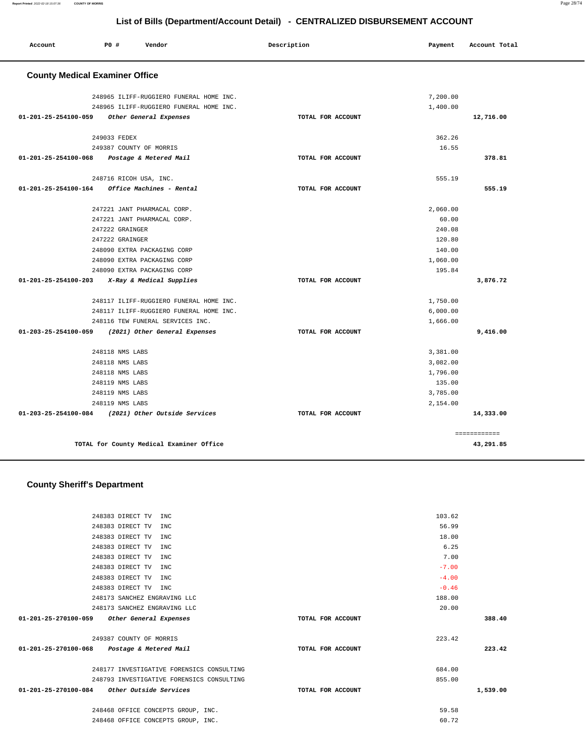# List of Bills (Department/Account Detail) - CENTRALIZED DISBURSEMENT ACCOUNT

| Account | PO # | Vendor | Description | Payment | Account Total |
|---|---|---|---|---|---|

## County Medical Examiner Office

| Account | PO # | Vendor | Description | Payment | Account Total |
|---|---|---|---|---|---|
| | 248965 | ILIFF-RUGGIERO FUNERAL HOME INC. | | 7,200.00 | |
| | 248965 | ILIFF-RUGGIERO FUNERAL HOME INC. | | 1,400.00 | |
| 01-201-25-254100-059 | | *Other General Expenses* | TOTAL FOR ACCOUNT | | 12,716.00 |
| | 249033 | FEDEX | | 362.26 | |
| | 249387 | COUNTY OF MORRIS | | 16.55 | |
| 01-201-25-254100-068 | | *Postage & Metered Mail* | TOTAL FOR ACCOUNT | | 378.81 |
| | 248716 | RICOH USA, INC. | | 555.19 | |
| 01-201-25-254100-164 | | *Office Machines - Rental* | TOTAL FOR ACCOUNT | | 555.19 |
| | 247221 | JANT PHARMACAL CORP. | | 2,060.00 | |
| | 247221 | JANT PHARMACAL CORP. | | 60.00 | |
| | 247222 | GRAINGER | | 240.08 | |
| | 247222 | GRAINGER | | 120.80 | |
| | 248090 | EXTRA PACKAGING CORP | | 140.00 | |
| | 248090 | EXTRA PACKAGING CORP | | 1,060.00 | |
| | 248090 | EXTRA PACKAGING CORP | | 195.84 | |
| 01-201-25-254100-203 | | *X-Ray & Medical Supplies* | TOTAL FOR ACCOUNT | | 3,876.72 |
| | 248117 | ILIFF-RUGGIERO FUNERAL HOME INC. | | 1,750.00 | |
| | 248117 | ILIFF-RUGGIERO FUNERAL HOME INC. | | 6,000.00 | |
| | 248116 | TEW FUNERAL SERVICES INC. | | 1,666.00 | |
| 01-203-25-254100-059 | | *(2021) Other General Expenses* | TOTAL FOR ACCOUNT | | 9,416.00 |
| | 248118 | NMS LABS | | 3,381.00 | |
| | 248118 | NMS LABS | | 3,082.00 | |
| | 248118 | NMS LABS | | 1,796.00 | |
| | 248119 | NMS LABS | | 135.00 | |
| | 248119 | NMS LABS | | 3,785.00 | |
| | 248119 | NMS LABS | | 2,154.00 | |
| 01-203-25-254100-084 | | *(2021) Other Outside Services* | TOTAL FOR ACCOUNT | | 14,333.00 |
| | | | | | ============ |
| | | TOTAL for County Medical Examiner Office | | | 43,291.85 |

## County Sheriff's Department

| Account | PO # | Vendor | Description | Payment | Account Total |
|---|---|---|---|---|---|
| | 248383 | DIRECT TV INC | | 103.62 | |
| | 248383 | DIRECT TV INC | | 56.99 | |
| | 248383 | DIRECT TV INC | | 18.00 | |
| | 248383 | DIRECT TV INC | | 6.25 | |
| | 248383 | DIRECT TV INC | | 7.00 | |
| | 248383 | DIRECT TV INC | | -7.00 | |
| | 248383 | DIRECT TV INC | | -4.00 | |
| | 248383 | DIRECT TV INC | | -0.46 | |
| | 248173 | SANCHEZ ENGRAVING LLC | | 188.00 | |
| | 248173 | SANCHEZ ENGRAVING LLC | | 20.00 | |
| 01-201-25-270100-059 | | *Other General Expenses* | TOTAL FOR ACCOUNT | | 388.40 |
| | 249387 | COUNTY OF MORRIS | | 223.42 | |
| 01-201-25-270100-068 | | *Postage & Metered Mail* | TOTAL FOR ACCOUNT | | 223.42 |
| | 248177 | INVESTIGATIVE FORENSICS CONSULTING | | 684.00 | |
| | 248793 | INVESTIGATIVE FORENSICS CONSULTING | | 855.00 | |
| 01-201-25-270100-084 | | *Other Outside Services* | TOTAL FOR ACCOUNT | | 1,539.00 |
| | 248468 | OFFICE CONCEPTS GROUP, INC. | | 59.58 | |
| | 248468 | OFFICE CONCEPTS GROUP, INC. | | 60.72 | |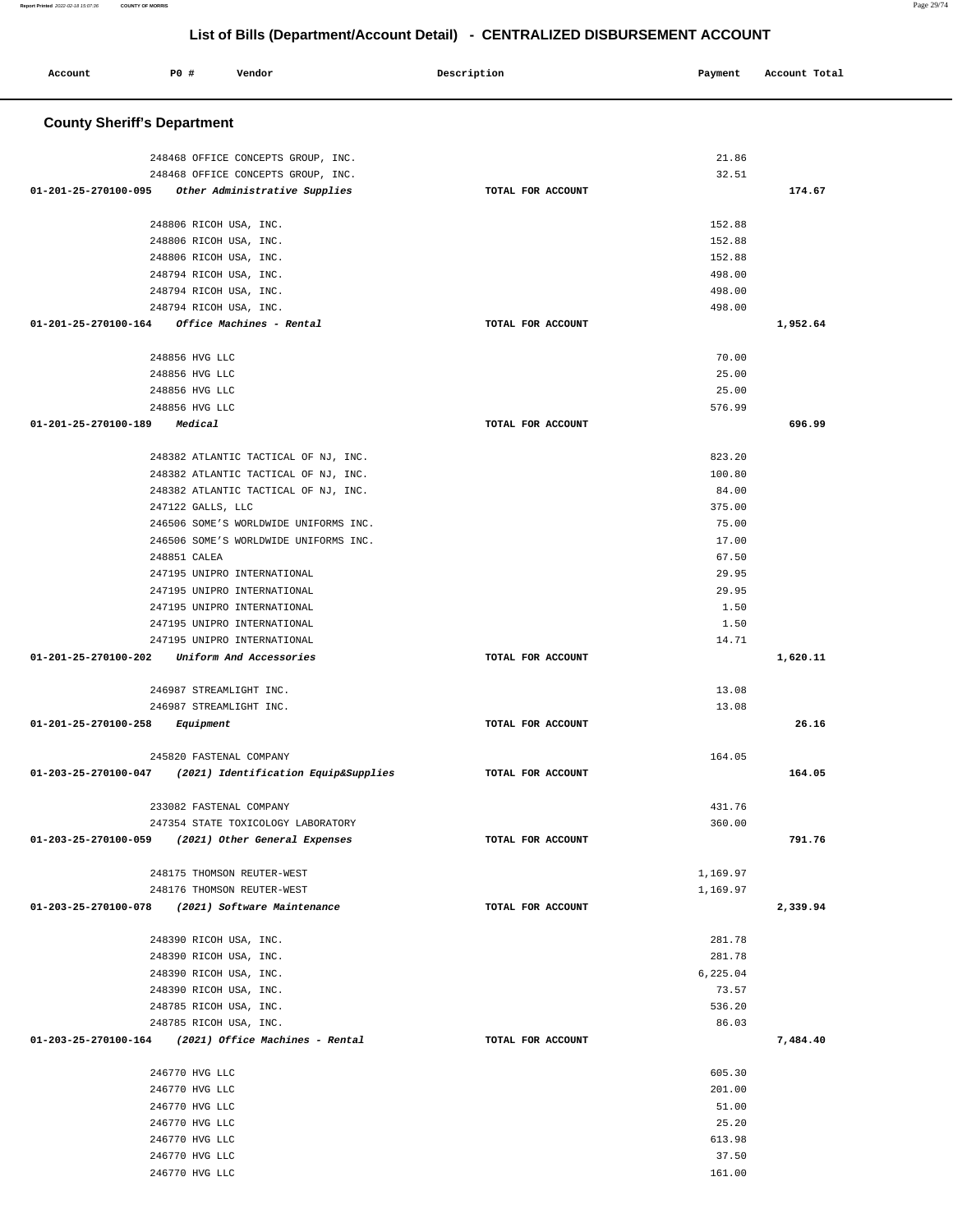# List of Bills (Department/Account Detail) - CENTRALIZED DISBURSEMENT ACCOUNT

| Account | PO # | Vendor | Description | Payment | Account Total |
|---|---|---|---|---|---|

## County Sheriff's Department

| Account | PO # | Vendor | Description | Payment | Account Total |
|---|---|---|---|---|---|
| | 248468 | OFFICE CONCEPTS GROUP, INC. | | 21.86 | |
| | 248468 | OFFICE CONCEPTS GROUP, INC. | | 32.51 | |
| **01-201-25-270100-095** | | *Other Administrative Supplies* | TOTAL FOR ACCOUNT | | **174.67** |
| | 248806 | RICOH USA, INC. | | 152.88 | |
| | 248806 | RICOH USA, INC. | | 152.88 | |
| | 248806 | RICOH USA, INC. | | 152.88 | |
| | 248794 | RICOH USA, INC. | | 498.00 | |
| | 248794 | RICOH USA, INC. | | 498.00 | |
| | 248794 | RICOH USA, INC. | | 498.00 | |
| **01-201-25-270100-164** | | *Office Machines - Rental* | TOTAL FOR ACCOUNT | | **1,952.64** |
| | 248856 | HVG LLC | | 70.00 | |
| | 248856 | HVG LLC | | 25.00 | |
| | 248856 | HVG LLC | | 25.00 | |
| | 248856 | HVG LLC | | 576.99 | |
| **01-201-25-270100-189** | | *Medical* | TOTAL FOR ACCOUNT | | **696.99** |
| | 248382 | ATLANTIC TACTICAL OF NJ, INC. | | 823.20 | |
| | 248382 | ATLANTIC TACTICAL OF NJ, INC. | | 100.80 | |
| | 248382 | ATLANTIC TACTICAL OF NJ, INC. | | 84.00 | |
| | 247122 | GALLS, LLC | | 375.00 | |
| | 246506 | SOME'S WORLDWIDE UNIFORMS INC. | | 75.00 | |
| | 246506 | SOME'S WORLDWIDE UNIFORMS INC. | | 17.00 | |
| | 248851 | CALEA | | 67.50 | |
| | 247195 | UNIPRO INTERNATIONAL | | 29.95 | |
| | 247195 | UNIPRO INTERNATIONAL | | 29.95 | |
| | 247195 | UNIPRO INTERNATIONAL | | 1.50 | |
| | 247195 | UNIPRO INTERNATIONAL | | 1.50 | |
| | 247195 | UNIPRO INTERNATIONAL | | 14.71 | |
| **01-201-25-270100-202** | | *Uniform And Accessories* | TOTAL FOR ACCOUNT | | **1,620.11** |
| | 246987 | STREAMLIGHT INC. | | 13.08 | |
| | 246987 | STREAMLIGHT INC. | | 13.08 | |
| **01-201-25-270100-258** | | *Equipment* | TOTAL FOR ACCOUNT | | **26.16** |
| | 245820 | FASTENAL COMPANY | | 164.05 | |
| **01-203-25-270100-047** | | *(2021) Identification Equip&Supplies* | TOTAL FOR ACCOUNT | | **164.05** |
| | 233082 | FASTENAL COMPANY | | 431.76 | |
| | 247354 | STATE TOXICOLOGY LABORATORY | | 360.00 | |
| **01-203-25-270100-059** | | *(2021) Other General Expenses* | TOTAL FOR ACCOUNT | | **791.76** |
| | 248175 | THOMSON REUTER-WEST | | 1,169.97 | |
| | 248176 | THOMSON REUTER-WEST | | 1,169.97 | |
| **01-203-25-270100-078** | | *(2021) Software Maintenance* | TOTAL FOR ACCOUNT | | **2,339.94** |
| | 248390 | RICOH USA, INC. | | 281.78 | |
| | 248390 | RICOH USA, INC. | | 281.78 | |
| | 248390 | RICOH USA, INC. | | 6,225.04 | |
| | 248390 | RICOH USA, INC. | | 73.57 | |
| | 248785 | RICOH USA, INC. | | 536.20 | |
| | 248785 | RICOH USA, INC. | | 86.03 | |
| **01-203-25-270100-164** | | *(2021) Office Machines - Rental* | TOTAL FOR ACCOUNT | | **7,484.40** |
| | 246770 | HVG LLC | | 605.30 | |
| | 246770 | HVG LLC | | 201.00 | |
| | 246770 | HVG LLC | | 51.00 | |
| | 246770 | HVG LLC | | 25.20 | |
| | 246770 | HVG LLC | | 613.98 | |
| | 246770 | HVG LLC | | 37.50 | |
| | 246770 | HVG LLC | | 161.00 | |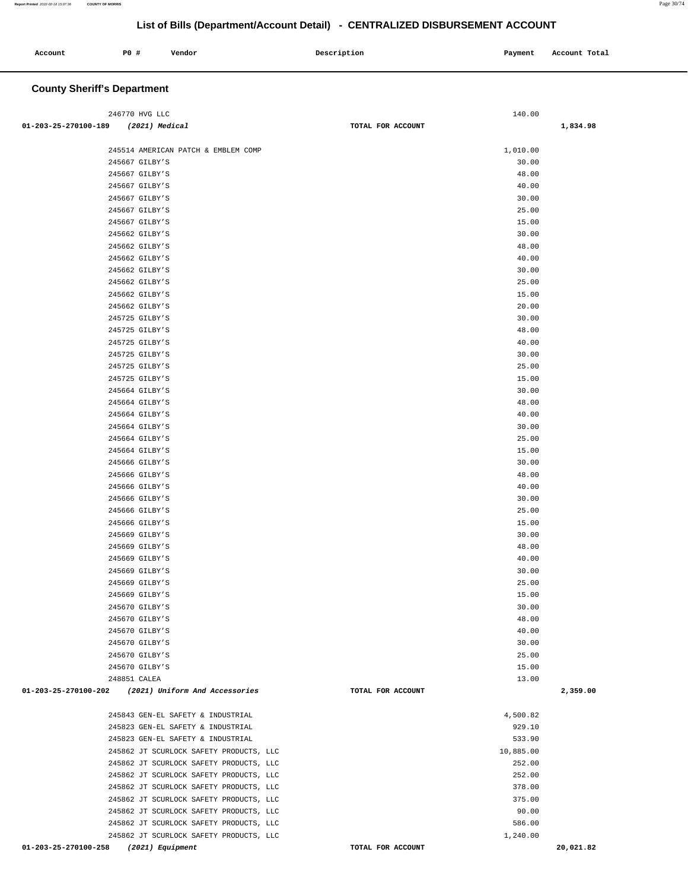## List of Bills (Department/Account Detail) - CENTRALIZED DISBURSEMENT ACCOUNT

| Account | PO # | Vendor | Description | Payment | Account Total |
|---|---|---|---|---|---|

### County Sheriff's Department

| Account | PO # | Vendor | Description | Payment | Account Total |
|---|---|---|---|---|---|
| | 246770 | HVG LLC | | 140.00 | |
| 01-203-25-270100-189 | | *(2021) Medical* | TOTAL FOR ACCOUNT | | 1,834.98 |
| | 245514 | AMERICAN PATCH & EMBLEM COMP | | 1,010.00 | |
| | 245667 | GILBY'S | | 30.00 | |
| | 245667 | GILBY'S | | 48.00 | |
| | 245667 | GILBY'S | | 40.00 | |
| | 245667 | GILBY'S | | 30.00 | |
| | 245667 | GILBY'S | | 25.00 | |
| | 245667 | GILBY'S | | 15.00 | |
| | 245662 | GILBY'S | | 30.00 | |
| | 245662 | GILBY'S | | 48.00 | |
| | 245662 | GILBY'S | | 40.00 | |
| | 245662 | GILBY'S | | 30.00 | |
| | 245662 | GILBY'S | | 25.00 | |
| | 245662 | GILBY'S | | 15.00 | |
| | 245662 | GILBY'S | | 20.00 | |
| | 245725 | GILBY'S | | 30.00 | |
| | 245725 | GILBY'S | | 48.00 | |
| | 245725 | GILBY'S | | 40.00 | |
| | 245725 | GILBY'S | | 30.00 | |
| | 245725 | GILBY'S | | 25.00 | |
| | 245725 | GILBY'S | | 15.00 | |
| | 245664 | GILBY'S | | 30.00 | |
| | 245664 | GILBY'S | | 48.00 | |
| | 245664 | GILBY'S | | 40.00 | |
| | 245664 | GILBY'S | | 30.00 | |
| | 245664 | GILBY'S | | 25.00 | |
| | 245664 | GILBY'S | | 15.00 | |
| | 245666 | GILBY'S | | 30.00 | |
| | 245666 | GILBY'S | | 48.00 | |
| | 245666 | GILBY'S | | 40.00 | |
| | 245666 | GILBY'S | | 30.00 | |
| | 245666 | GILBY'S | | 25.00 | |
| | 245666 | GILBY'S | | 15.00 | |
| | 245669 | GILBY'S | | 30.00 | |
| | 245669 | GILBY'S | | 48.00 | |
| | 245669 | GILBY'S | | 40.00 | |
| | 245669 | GILBY'S | | 30.00 | |
| | 245669 | GILBY'S | | 25.00 | |
| | 245669 | GILBY'S | | 15.00 | |
| | 245670 | GILBY'S | | 30.00 | |
| | 245670 | GILBY'S | | 48.00 | |
| | 245670 | GILBY'S | | 40.00 | |
| | 245670 | GILBY'S | | 30.00 | |
| | 245670 | GILBY'S | | 25.00 | |
| | 245670 | GILBY'S | | 15.00 | |
| | 248851 | CALEA | | 13.00 | |
| 01-203-25-270100-202 | | *(2021) Uniform And Accessories* | TOTAL FOR ACCOUNT | | 2,359.00 |
| | 245843 | GEN-EL SAFETY & INDUSTRIAL | | 4,500.82 | |
| | 245823 | GEN-EL SAFETY & INDUSTRIAL | | 929.10 | |
| | 245823 | GEN-EL SAFETY & INDUSTRIAL | | 533.90 | |
| | 245862 | JT SCURLOCK SAFETY PRODUCTS, LLC | | 10,885.00 | |
| | 245862 | JT SCURLOCK SAFETY PRODUCTS, LLC | | 252.00 | |
| | 245862 | JT SCURLOCK SAFETY PRODUCTS, LLC | | 252.00 | |
| | 245862 | JT SCURLOCK SAFETY PRODUCTS, LLC | | 378.00 | |
| | 245862 | JT SCURLOCK SAFETY PRODUCTS, LLC | | 375.00 | |
| | 245862 | JT SCURLOCK SAFETY PRODUCTS, LLC | | 90.00 | |
| | 245862 | JT SCURLOCK SAFETY PRODUCTS, LLC | | 586.00 | |
| | 245862 | JT SCURLOCK SAFETY PRODUCTS, LLC | | 1,240.00 | |
| 01-203-25-270100-258 | | *(2021) Equipment* | TOTAL FOR ACCOUNT | | 20,021.82 |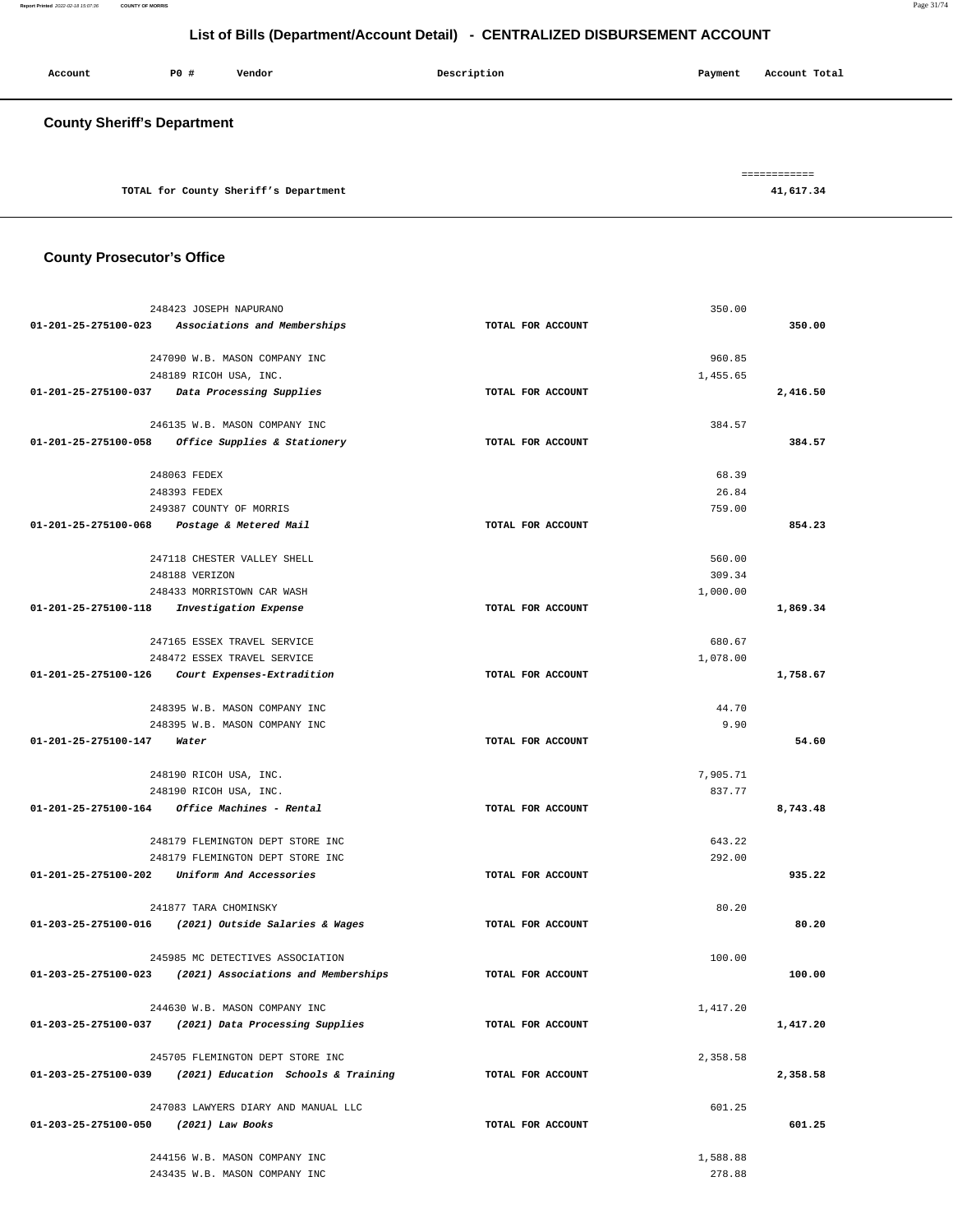## List of Bills (Department/Account Detail) - CENTRALIZED DISBURSEMENT ACCOUNT

| Account | PO # | Vendor | Description | Payment | Account Total |
|---|---|---|---|---|---|

### County Sheriff's Department

| | | |
|---|---|---|
| TOTAL for County Sheriff's Department | | 41,617.34 |

### County Prosecutor's Office

| Account | PO # / Vendor | Description | Payment | Account Total |
|---|---|---|---|---|
| | 248423 JOSEPH NAPURANO | | 350.00 | |
| 01-201-25-275100-023 | *Associations and Memberships* | TOTAL FOR ACCOUNT | | 350.00 |
| | 247090 W.B. MASON COMPANY INC | | 960.85 | |
| | 248189 RICOH USA, INC. | | 1,455.65 | |
| 01-201-25-275100-037 | *Data Processing Supplies* | TOTAL FOR ACCOUNT | | 2,416.50 |
| | 246135 W.B. MASON COMPANY INC | | 384.57 | |
| 01-201-25-275100-058 | *Office Supplies & Stationery* | TOTAL FOR ACCOUNT | | 384.57 |
| | 248063 FEDEX | | 68.39 | |
| | 248393 FEDEX | | 26.84 | |
| | 249387 COUNTY OF MORRIS | | 759.00 | |
| 01-201-25-275100-068 | *Postage & Metered Mail* | TOTAL FOR ACCOUNT | | 854.23 |
| | 247118 CHESTER VALLEY SHELL | | 560.00 | |
| | 248188 VERIZON | | 309.34 | |
| | 248433 MORRISTOWN CAR WASH | | 1,000.00 | |
| 01-201-25-275100-118 | *Investigation Expense* | TOTAL FOR ACCOUNT | | 1,869.34 |
| | 247165 ESSEX TRAVEL SERVICE | | 680.67 | |
| | 248472 ESSEX TRAVEL SERVICE | | 1,078.00 | |
| 01-201-25-275100-126 | *Court Expenses-Extradition* | TOTAL FOR ACCOUNT | | 1,758.67 |
| | 248395 W.B. MASON COMPANY INC | | 44.70 | |
| | 248395 W.B. MASON COMPANY INC | | 9.90 | |
| 01-201-25-275100-147 | *Water* | TOTAL FOR ACCOUNT | | 54.60 |
| | 248190 RICOH USA, INC. | | 7,905.71 | |
| | 248190 RICOH USA, INC. | | 837.77 | |
| 01-201-25-275100-164 | *Office Machines - Rental* | TOTAL FOR ACCOUNT | | 8,743.48 |
| | 248179 FLEMINGTON DEPT STORE INC | | 643.22 | |
| | 248179 FLEMINGTON DEPT STORE INC | | 292.00 | |
| 01-201-25-275100-202 | *Uniform And Accessories* | TOTAL FOR ACCOUNT | | 935.22 |
| | 241877 TARA CHOMINSKY | | 80.20 | |
| 01-203-25-275100-016 | *(2021) Outside Salaries & Wages* | TOTAL FOR ACCOUNT | | 80.20 |
| | 245985 MC DETECTIVES ASSOCIATION | | 100.00 | |
| 01-203-25-275100-023 | *(2021) Associations and Memberships* | TOTAL FOR ACCOUNT | | 100.00 |
| | 244630 W.B. MASON COMPANY INC | | 1,417.20 | |
| 01-203-25-275100-037 | *(2021) Data Processing Supplies* | TOTAL FOR ACCOUNT | | 1,417.20 |
| | 245705 FLEMINGTON DEPT STORE INC | | 2,358.58 | |
| 01-203-25-275100-039 | *(2021) Education Schools & Training* | TOTAL FOR ACCOUNT | | 2,358.58 |
| | 247083 LAWYERS DIARY AND MANUAL LLC | | 601.25 | |
| 01-203-25-275100-050 | *(2021) Law Books* | TOTAL FOR ACCOUNT | | 601.25 |
| | 244156 W.B. MASON COMPANY INC | | 1,588.88 | |
| | 243435 W.B. MASON COMPANY INC | | 278.88 | |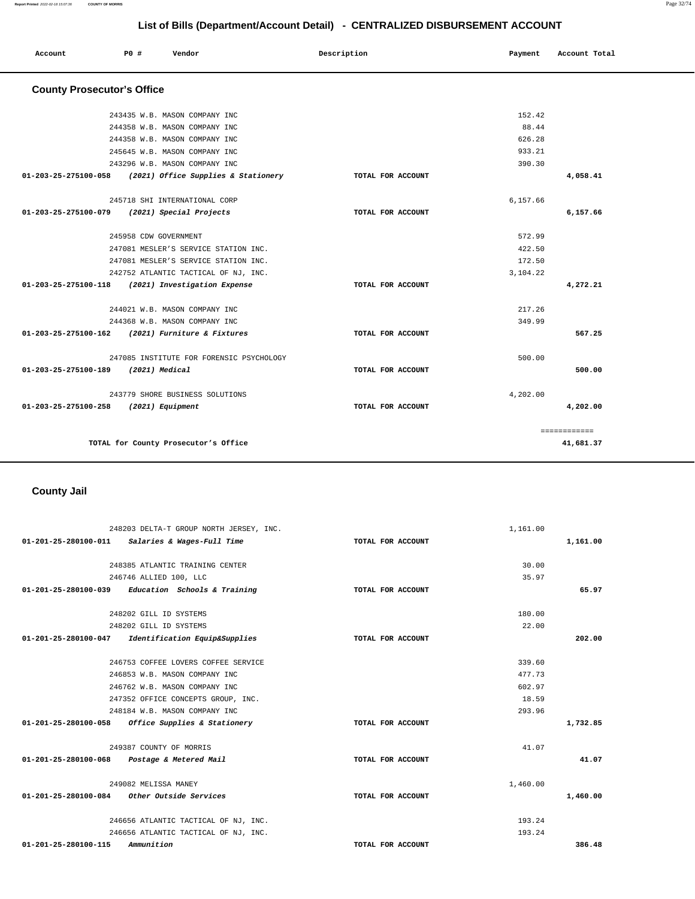## List of Bills (Department/Account Detail) - CENTRALIZED DISBURSEMENT ACCOUNT

| Account | PO # | Vendor | Description | Payment | Account Total |
|---|---|---|---|---|---|

### County Prosecutor's Office

| Account | PO # | Vendor | Description | Payment | Account Total |
|---|---|---|---|---|---|
| | 243435 | W.B. MASON COMPANY INC | | 152.42 | |
| | 244358 | W.B. MASON COMPANY INC | | 88.44 | |
| | 244358 | W.B. MASON COMPANY INC | | 626.28 | |
| | 245645 | W.B. MASON COMPANY INC | | 933.21 | |
| | 243296 | W.B. MASON COMPANY INC | | 390.30 | |
| **01-203-25-275100-058** | | ***(2021) Office Supplies & Stationery*** | **TOTAL FOR ACCOUNT** | | **4,058.41** |
| | 245718 | SHI INTERNATIONAL CORP | | 6,157.66 | |
| **01-203-25-275100-079** | | ***(2021) Special Projects*** | **TOTAL FOR ACCOUNT** | | **6,157.66** |
| | 245958 | CDW GOVERNMENT | | 572.99 | |
| | 247081 | MESLER'S SERVICE STATION INC. | | 422.50 | |
| | 247081 | MESLER'S SERVICE STATION INC. | | 172.50 | |
| | 242752 | ATLANTIC TACTICAL OF NJ, INC. | | 3,104.22 | |
| **01-203-25-275100-118** | | ***(2021) Investigation Expense*** | **TOTAL FOR ACCOUNT** | | **4,272.21** |
| | 244021 | W.B. MASON COMPANY INC | | 217.26 | |
| | 244368 | W.B. MASON COMPANY INC | | 349.99 | |
| **01-203-25-275100-162** | | ***(2021) Furniture & Fixtures*** | **TOTAL FOR ACCOUNT** | | **567.25** |
| | 247085 | INSTITUTE FOR FORENSIC PSYCHOLOGY | | 500.00 | |
| **01-203-25-275100-189** | | ***(2021) Medical*** | **TOTAL FOR ACCOUNT** | | **500.00** |
| | 243779 | SHORE BUSINESS SOLUTIONS | | 4,202.00 | |
| **01-203-25-275100-258** | | ***(2021) Equipment*** | **TOTAL FOR ACCOUNT** | | **4,202.00** |
| | | | | | ============ |
| | | **TOTAL for County Prosecutor's Office** | | | **41,681.37** |

### County Jail

| Account | PO # | Vendor | Description | Payment | Account Total |
|---|---|---|---|---|---|
| | 248203 | DELTA-T GROUP NORTH JERSEY, INC. | | 1,161.00 | |
| **01-201-25-280100-011** | | ***Salaries & Wages-Full Time*** | **TOTAL FOR ACCOUNT** | | **1,161.00** |
| | 248385 | ATLANTIC TRAINING CENTER | | 30.00 | |
| | 246746 | ALLIED 100, LLC | | 35.97 | |
| **01-201-25-280100-039** | | ***Education Schools & Training*** | **TOTAL FOR ACCOUNT** | | **65.97** |
| | 248202 | GILL ID SYSTEMS | | 180.00 | |
| | 248202 | GILL ID SYSTEMS | | 22.00 | |
| **01-201-25-280100-047** | | ***Identification Equip&Supplies*** | **TOTAL FOR ACCOUNT** | | **202.00** |
| | 246753 | COFFEE LOVERS COFFEE SERVICE | | 339.60 | |
| | 246853 | W.B. MASON COMPANY INC | | 477.73 | |
| | 246762 | W.B. MASON COMPANY INC | | 602.97 | |
| | 247352 | OFFICE CONCEPTS GROUP, INC. | | 18.59 | |
| | 248184 | W.B. MASON COMPANY INC | | 293.96 | |
| **01-201-25-280100-058** | | ***Office Supplies & Stationery*** | **TOTAL FOR ACCOUNT** | | **1,732.85** |
| | 249387 | COUNTY OF MORRIS | | 41.07 | |
| **01-201-25-280100-068** | | ***Postage & Metered Mail*** | **TOTAL FOR ACCOUNT** | | **41.07** |
| | 249082 | MELISSA MANEY | | 1,460.00 | |
| **01-201-25-280100-084** | | ***Other Outside Services*** | **TOTAL FOR ACCOUNT** | | **1,460.00** |
| | 246656 | ATLANTIC TACTICAL OF NJ, INC. | | 193.24 | |
| | 246656 | ATLANTIC TACTICAL OF NJ, INC. | | 193.24 | |
| **01-201-25-280100-115** | | ***Ammunition*** | **TOTAL FOR ACCOUNT** | | **386.48** |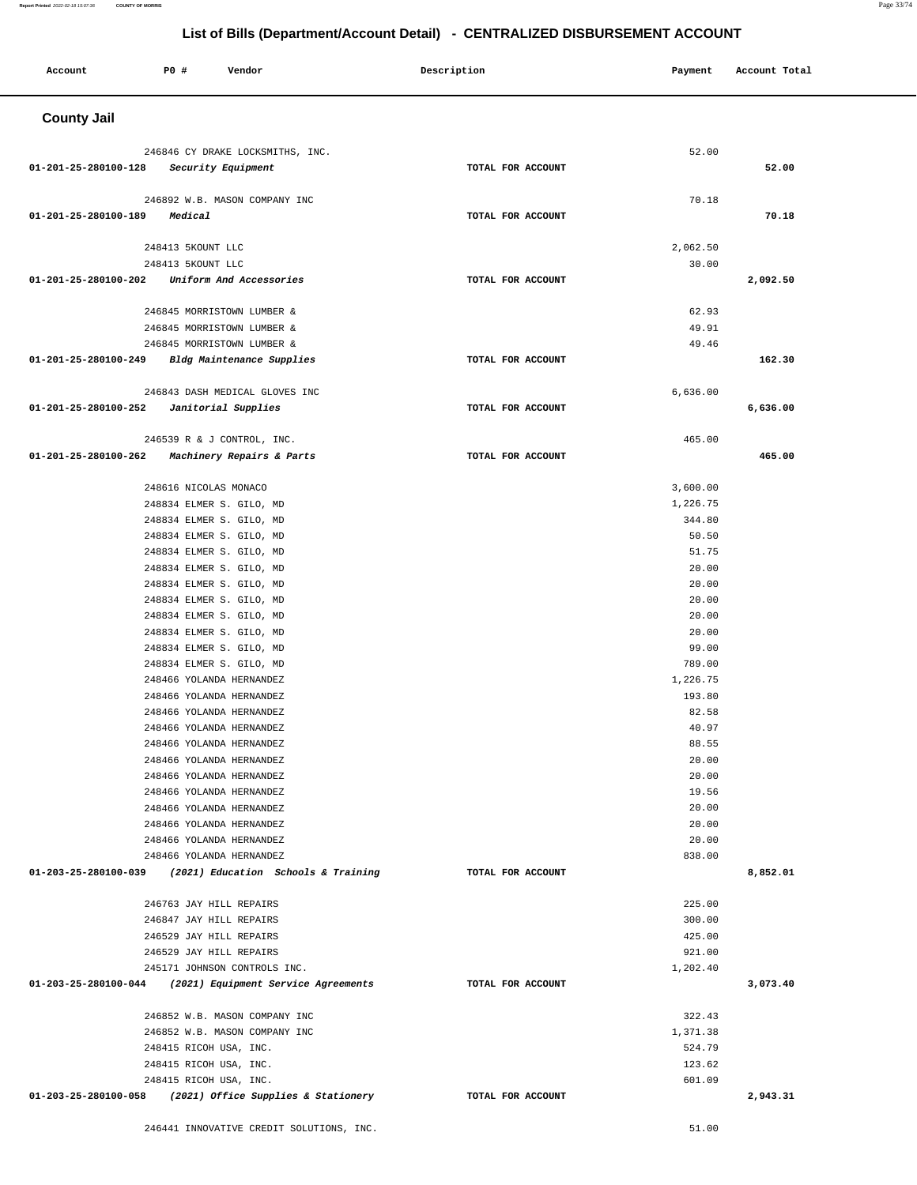## List of Bills (Department/Account Detail) - CENTRALIZED DISBURSEMENT ACCOUNT

| Account | PO # | Vendor | Description | Payment | Account Total |
|---|---|---|---|---|---|

### County Jail

| Account | PO # | Vendor | Description | Payment | Account Total |
|---|---|---|---|---|---|
| | 246846 | CY DRAKE LOCKSMITHS, INC. | | 52.00 | |
| 01-201-25-280100-128 | | *Security Equipment* | TOTAL FOR ACCOUNT | | 52.00 |
| | 246892 | W.B. MASON COMPANY INC | | 70.18 | |
| 01-201-25-280100-189 | | *Medical* | TOTAL FOR ACCOUNT | | 70.18 |
| | 248413 | 5KOUNT LLC | | 2,062.50 | |
| | 248413 | 5KOUNT LLC | | 30.00 | |
| 01-201-25-280100-202 | | *Uniform And Accessories* | TOTAL FOR ACCOUNT | | 2,092.50 |
| | 246845 | MORRISTOWN LUMBER & | | 62.93 | |
| | 246845 | MORRISTOWN LUMBER & | | 49.91 | |
| | 246845 | MORRISTOWN LUMBER & | | 49.46 | |
| 01-201-25-280100-249 | | *Bldg Maintenance Supplies* | TOTAL FOR ACCOUNT | | 162.30 |
| | 246843 | DASH MEDICAL GLOVES INC | | 6,636.00 | |
| 01-201-25-280100-252 | | *Janitorial Supplies* | TOTAL FOR ACCOUNT | | 6,636.00 |
| | 246539 | R & J CONTROL, INC. | | 465.00 | |
| 01-201-25-280100-262 | | *Machinery Repairs & Parts* | TOTAL FOR ACCOUNT | | 465.00 |
| | 248616 | NICOLAS MONACO | | 3,600.00 | |
| | 248834 | ELMER S. GILO, MD | | 1,226.75 | |
| | 248834 | ELMER S. GILO, MD | | 344.80 | |
| | 248834 | ELMER S. GILO, MD | | 50.50 | |
| | 248834 | ELMER S. GILO, MD | | 51.75 | |
| | 248834 | ELMER S. GILO, MD | | 20.00 | |
| | 248834 | ELMER S. GILO, MD | | 20.00 | |
| | 248834 | ELMER S. GILO, MD | | 20.00 | |
| | 248834 | ELMER S. GILO, MD | | 20.00 | |
| | 248834 | ELMER S. GILO, MD | | 20.00 | |
| | 248834 | ELMER S. GILO, MD | | 99.00 | |
| | 248834 | ELMER S. GILO, MD | | 789.00 | |
| | 248466 | YOLANDA HERNANDEZ | | 1,226.75 | |
| | 248466 | YOLANDA HERNANDEZ | | 193.80 | |
| | 248466 | YOLANDA HERNANDEZ | | 82.58 | |
| | 248466 | YOLANDA HERNANDEZ | | 40.97 | |
| | 248466 | YOLANDA HERNANDEZ | | 88.55 | |
| | 248466 | YOLANDA HERNANDEZ | | 20.00 | |
| | 248466 | YOLANDA HERNANDEZ | | 20.00 | |
| | 248466 | YOLANDA HERNANDEZ | | 19.56 | |
| | 248466 | YOLANDA HERNANDEZ | | 20.00 | |
| | 248466 | YOLANDA HERNANDEZ | | 20.00 | |
| | 248466 | YOLANDA HERNANDEZ | | 20.00 | |
| | 248466 | YOLANDA HERNANDEZ | | 838.00 | |
| 01-203-25-280100-039 | | *(2021) Education Schools & Training* | TOTAL FOR ACCOUNT | | 8,852.01 |
| | 246763 | JAY HILL REPAIRS | | 225.00 | |
| | 246847 | JAY HILL REPAIRS | | 300.00 | |
| | 246529 | JAY HILL REPAIRS | | 425.00 | |
| | 246529 | JAY HILL REPAIRS | | 921.00 | |
| | 245171 | JOHNSON CONTROLS INC. | | 1,202.40 | |
| 01-203-25-280100-044 | | *(2021) Equipment Service Agreements* | TOTAL FOR ACCOUNT | | 3,073.40 |
| | 246852 | W.B. MASON COMPANY INC | | 322.43 | |
| | 246852 | W.B. MASON COMPANY INC | | 1,371.38 | |
| | 248415 | RICOH USA, INC. | | 524.79 | |
| | 248415 | RICOH USA, INC. | | 123.62 | |
| | 248415 | RICOH USA, INC. | | 601.09 | |
| 01-203-25-280100-058 | | *(2021) Office Supplies & Stationery* | TOTAL FOR ACCOUNT | | 2,943.31 |
| | 246441 | INNOVATIVE CREDIT SOLUTIONS, INC. | | 51.00 | |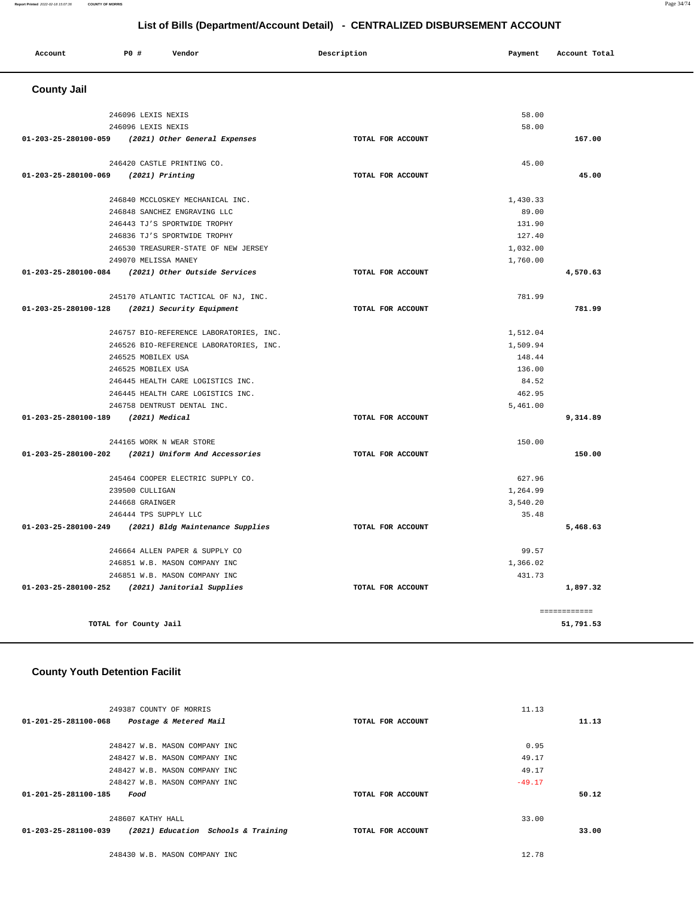# List of Bills (Department/Account Detail) - CENTRALIZED DISBURSEMENT ACCOUNT

| Account | PO # | Vendor | Description | Payment | Account Total |
|---|---|---|---|---|---|

## County Jail

| Account | PO # | Vendor | Description | Payment | Account Total |
|---|---|---|---|---|---|
| | 246096 | LEXIS NEXIS | | 58.00 | |
| | 246096 | LEXIS NEXIS | | 58.00 | |
| **01-203-25-280100-059** | | ***(2021) Other General Expenses*** | **TOTAL FOR ACCOUNT** | | **167.00** |
| | 246420 | CASTLE PRINTING CO. | | 45.00 | |
| **01-203-25-280100-069** | | ***(2021) Printing*** | **TOTAL FOR ACCOUNT** | | **45.00** |
| | 246840 | MCCLOSKEY MECHANICAL INC. | | 1,430.33 | |
| | 246848 | SANCHEZ ENGRAVING LLC | | 89.00 | |
| | 246443 | TJ'S SPORTWIDE TROPHY | | 131.90 | |
| | 246836 | TJ'S SPORTWIDE TROPHY | | 127.40 | |
| | 246530 | TREASURER-STATE OF NEW JERSEY | | 1,032.00 | |
| | 249070 | MELISSA MANEY | | 1,760.00 | |
| **01-203-25-280100-084** | | ***(2021) Other Outside Services*** | **TOTAL FOR ACCOUNT** | | **4,570.63** |
| | 245170 | ATLANTIC TACTICAL OF NJ, INC. | | 781.99 | |
| **01-203-25-280100-128** | | ***(2021) Security Equipment*** | **TOTAL FOR ACCOUNT** | | **781.99** |
| | 246757 | BIO-REFERENCE LABORATORIES, INC. | | 1,512.04 | |
| | 246526 | BIO-REFERENCE LABORATORIES, INC. | | 1,509.94 | |
| | 246525 | MOBILEX USA | | 148.44 | |
| | 246525 | MOBILEX USA | | 136.00 | |
| | 246445 | HEALTH CARE LOGISTICS INC. | | 84.52 | |
| | 246445 | HEALTH CARE LOGISTICS INC. | | 462.95 | |
| | 246758 | DENTRUST DENTAL INC. | | 5,461.00 | |
| **01-203-25-280100-189** | | ***(2021) Medical*** | **TOTAL FOR ACCOUNT** | | **9,314.89** |
| | 244165 | WORK N WEAR STORE | | 150.00 | |
| **01-203-25-280100-202** | | ***(2021) Uniform And Accessories*** | **TOTAL FOR ACCOUNT** | | **150.00** |
| | 245464 | COOPER ELECTRIC SUPPLY CO. | | 627.96 | |
| | 239500 | CULLIGAN | | 1,264.99 | |
| | 244668 | GRAINGER | | 3,540.20 | |
| | 246444 | TPS SUPPLY LLC | | 35.48 | |
| **01-203-25-280100-249** | | ***(2021) Bldg Maintenance Supplies*** | **TOTAL FOR ACCOUNT** | | **5,468.63** |
| | 246664 | ALLEN PAPER & SUPPLY CO | | 99.57 | |
| | 246851 | W.B. MASON COMPANY INC | | 1,366.02 | |
| | 246851 | W.B. MASON COMPANY INC | | 431.73 | |
| **01-203-25-280100-252** | | ***(2021) Janitorial Supplies*** | **TOTAL FOR ACCOUNT** | | **1,897.32** |
| | | | | | ============ |
| **TOTAL for County Jail** | | | | | **51,791.53** |

## County Youth Detention Facilit

| Account | PO # | Vendor | Description | Payment | Account Total |
|---|---|---|---|---|---|
| | 249387 | COUNTY OF MORRIS | | 11.13 | |
| **01-201-25-281100-068** | | ***Postage & Metered Mail*** | **TOTAL FOR ACCOUNT** | | **11.13** |
| | 248427 | W.B. MASON COMPANY INC | | 0.95 | |
| | 248427 | W.B. MASON COMPANY INC | | 49.17 | |
| | 248427 | W.B. MASON COMPANY INC | | 49.17 | |
| | 248427 | W.B. MASON COMPANY INC | | -49.17 | |
| **01-201-25-281100-185** | | ***Food*** | **TOTAL FOR ACCOUNT** | | **50.12** |
| | 248607 | KATHY HALL | | 33.00 | |
| **01-203-25-281100-039** | | ***(2021) Education Schools & Training*** | **TOTAL FOR ACCOUNT** | | **33.00** |
| | 248430 | W.B. MASON COMPANY INC | | 12.78 | |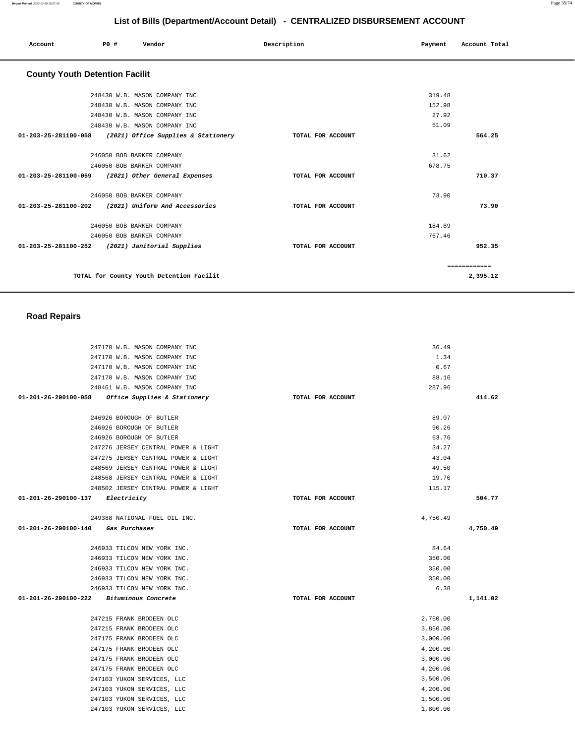# List of Bills (Department/Account Detail) - CENTRALIZED DISBURSEMENT ACCOUNT

| Account | PO # | Vendor | Description | Payment | Account Total |
|---|---|---|---|---|---|

## County Youth Detention Facilit

| Account | PO # | Vendor | Description | Payment | Account Total |
|---|---|---|---|---|---|
| | 248430 | W.B. MASON COMPANY INC | | 319.48 | |
| | 248430 | W.B. MASON COMPANY INC | | 152.98 | |
| | 248430 | W.B. MASON COMPANY INC | | 27.92 | |
| | 248430 | W.B. MASON COMPANY INC | | 51.09 | |
| **01-203-25-281100-058** | | *(2021) Office Supplies & Stationery* | TOTAL FOR ACCOUNT | | **564.25** |
| | 246050 | BOB BARKER COMPANY | | 31.62 | |
| | 246050 | BOB BARKER COMPANY | | 678.75 | |
| **01-203-25-281100-059** | | *(2021) Other General Expenses* | TOTAL FOR ACCOUNT | | **710.37** |
| | 246050 | BOB BARKER COMPANY | | 73.90 | |
| **01-203-25-281100-202** | | *(2021) Uniform And Accessories* | TOTAL FOR ACCOUNT | | **73.90** |
| | 246050 | BOB BARKER COMPANY | | 184.89 | |
| | 246050 | BOB BARKER COMPANY | | 767.46 | |
| **01-203-25-281100-252** | | *(2021) Janitorial Supplies* | TOTAL FOR ACCOUNT | | **952.35** |
| | | | | | ============ |
| | | **TOTAL for County Youth Detention Facilit** | | | **2,395.12** |

## Road Repairs

| Account | PO # | Vendor | Description | Payment | Account Total |
|---|---|---|---|---|---|
| | 247170 | W.B. MASON COMPANY INC | | 36.49 | |
| | 247170 | W.B. MASON COMPANY INC | | 1.34 | |
| | 247170 | W.B. MASON COMPANY INC | | 0.67 | |
| | 247170 | W.B. MASON COMPANY INC | | 88.16 | |
| | 248461 | W.B. MASON COMPANY INC | | 287.96 | |
| **01-201-26-290100-058** | | *Office Supplies & Stationery* | TOTAL FOR ACCOUNT | | **414.62** |
| | 246926 | BOROUGH OF BUTLER | | 89.07 | |
| | 246926 | BOROUGH OF BUTLER | | 90.26 | |
| | 246926 | BOROUGH OF BUTLER | | 63.76 | |
| | 247276 | JERSEY CENTRAL POWER & LIGHT | | 34.27 | |
| | 247275 | JERSEY CENTRAL POWER & LIGHT | | 43.04 | |
| | 248569 | JERSEY CENTRAL POWER & LIGHT | | 49.50 | |
| | 248568 | JERSEY CENTRAL POWER & LIGHT | | 19.70 | |
| | 248502 | JERSEY CENTRAL POWER & LIGHT | | 115.17 | |
| **01-201-26-290100-137** | | *Electricity* | TOTAL FOR ACCOUNT | | **504.77** |
| | 249388 | NATIONAL FUEL OIL INC. | | 4,750.49 | |
| **01-201-26-290100-140** | | *Gas Purchases* | TOTAL FOR ACCOUNT | | **4,750.49** |
| | 246933 | TILCON NEW YORK INC. | | 84.64 | |
| | 246933 | TILCON NEW YORK INC. | | 350.00 | |
| | 246933 | TILCON NEW YORK INC. | | 350.00 | |
| | 246933 | TILCON NEW YORK INC. | | 350.00 | |
| | 246933 | TILCON NEW YORK INC. | | 6.38 | |
| **01-201-26-290100-222** | | *Bituminous Concrete* | TOTAL FOR ACCOUNT | | **1,141.02** |
| | 247215 | FRANK BRODEEN OLC | | 2,750.00 | |
| | 247215 | FRANK BRODEEN OLC | | 3,850.00 | |
| | 247175 | FRANK BRODEEN OLC | | 3,000.00 | |
| | 247175 | FRANK BRODEEN OLC | | 4,200.00 | |
| | 247175 | FRANK BRODEEN OLC | | 3,000.00 | |
| | 247175 | FRANK BRODEEN OLC | | 4,200.00 | |
| | 247103 | YUKON SERVICES, LLC | | 3,500.00 | |
| | 247103 | YUKON SERVICES, LLC | | 4,200.00 | |
| | 247103 | YUKON SERVICES, LLC | | 1,500.00 | |
| | 247103 | YUKON SERVICES, LLC | | 1,800.00 | |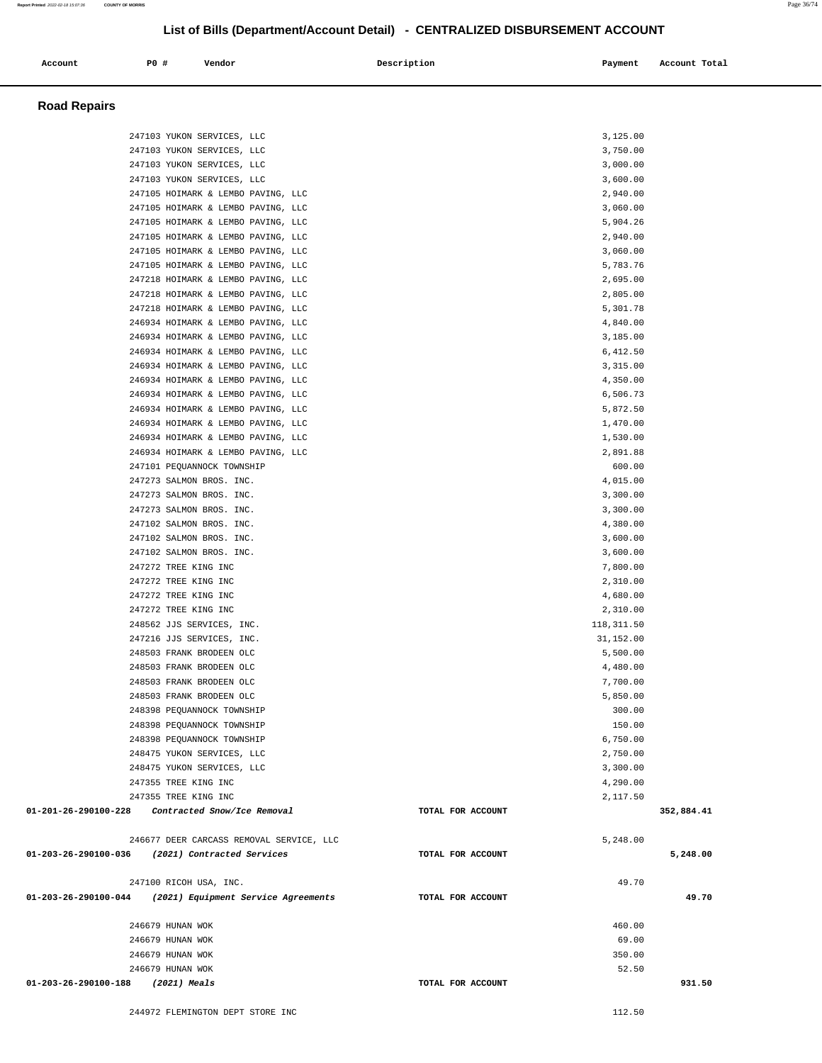## List of Bills (Department/Account Detail) - CENTRALIZED DISBURSEMENT ACCOUNT

| Account | PO # | Vendor | Description | Payment | Account Total |
|---|---|---|---|---|---|

### Road Repairs

| Account | PO # | Vendor | Description | Payment | Account Total |
|---|---|---|---|---|---|
| | 247103 | YUKON SERVICES, LLC | | 3,125.00 | |
| | 247103 | YUKON SERVICES, LLC | | 3,750.00 | |
| | 247103 | YUKON SERVICES, LLC | | 3,000.00 | |
| | 247103 | YUKON SERVICES, LLC | | 3,600.00 | |
| | 247105 | HOIMARK & LEMBO PAVING, LLC | | 2,940.00 | |
| | 247105 | HOIMARK & LEMBO PAVING, LLC | | 3,060.00 | |
| | 247105 | HOIMARK & LEMBO PAVING, LLC | | 5,904.26 | |
| | 247105 | HOIMARK & LEMBO PAVING, LLC | | 2,940.00 | |
| | 247105 | HOIMARK & LEMBO PAVING, LLC | | 3,060.00 | |
| | 247105 | HOIMARK & LEMBO PAVING, LLC | | 5,783.76 | |
| | 247218 | HOIMARK & LEMBO PAVING, LLC | | 2,695.00 | |
| | 247218 | HOIMARK & LEMBO PAVING, LLC | | 2,805.00 | |
| | 247218 | HOIMARK & LEMBO PAVING, LLC | | 5,301.78 | |
| | 246934 | HOIMARK & LEMBO PAVING, LLC | | 4,840.00 | |
| | 246934 | HOIMARK & LEMBO PAVING, LLC | | 3,185.00 | |
| | 246934 | HOIMARK & LEMBO PAVING, LLC | | 6,412.50 | |
| | 246934 | HOIMARK & LEMBO PAVING, LLC | | 3,315.00 | |
| | 246934 | HOIMARK & LEMBO PAVING, LLC | | 4,350.00 | |
| | 246934 | HOIMARK & LEMBO PAVING, LLC | | 6,506.73 | |
| | 246934 | HOIMARK & LEMBO PAVING, LLC | | 5,872.50 | |
| | 246934 | HOIMARK & LEMBO PAVING, LLC | | 1,470.00 | |
| | 246934 | HOIMARK & LEMBO PAVING, LLC | | 1,530.00 | |
| | 246934 | HOIMARK & LEMBO PAVING, LLC | | 2,891.88 | |
| | 247101 | PEQUANNOCK TOWNSHIP | | 600.00 | |
| | 247273 | SALMON BROS. INC. | | 4,015.00 | |
| | 247273 | SALMON BROS. INC. | | 3,300.00 | |
| | 247273 | SALMON BROS. INC. | | 3,300.00 | |
| | 247102 | SALMON BROS. INC. | | 4,380.00 | |
| | 247102 | SALMON BROS. INC. | | 3,600.00 | |
| | 247102 | SALMON BROS. INC. | | 3,600.00 | |
| | 247272 | TREE KING INC | | 7,800.00 | |
| | 247272 | TREE KING INC | | 2,310.00 | |
| | 247272 | TREE KING INC | | 4,680.00 | |
| | 247272 | TREE KING INC | | 2,310.00 | |
| | 248562 | JJS SERVICES, INC. | | 118,311.50 | |
| | 247216 | JJS SERVICES, INC. | | 31,152.00 | |
| | 248503 | FRANK BRODEEN OLC | | 5,500.00 | |
| | 248503 | FRANK BRODEEN OLC | | 4,480.00 | |
| | 248503 | FRANK BRODEEN OLC | | 7,700.00 | |
| | 248503 | FRANK BRODEEN OLC | | 5,850.00 | |
| | 248398 | PEQUANNOCK TOWNSHIP | | 300.00 | |
| | 248398 | PEQUANNOCK TOWNSHIP | | 150.00 | |
| | 248398 | PEQUANNOCK TOWNSHIP | | 6,750.00 | |
| | 248475 | YUKON SERVICES, LLC | | 2,750.00 | |
| | 248475 | YUKON SERVICES, LLC | | 3,300.00 | |
| | 247355 | TREE KING INC | | 4,290.00 | |
| | 247355 | TREE KING INC | | 2,117.50 | |
| **01-201-26-290100-228** | | ***Contracted Snow/Ice Removal*** | TOTAL FOR ACCOUNT | | **352,884.41** |
| | 246677 | DEER CARCASS REMOVAL SERVICE, LLC | | 5,248.00 | |
| **01-203-26-290100-036** | | ***(2021) Contracted Services*** | TOTAL FOR ACCOUNT | | **5,248.00** |
| | 247100 | RICOH USA, INC. | | 49.70 | |
| **01-203-26-290100-044** | | ***(2021) Equipment Service Agreements*** | TOTAL FOR ACCOUNT | | **49.70** |
| | 246679 | HUNAN WOK | | 460.00 | |
| | 246679 | HUNAN WOK | | 69.00 | |
| | 246679 | HUNAN WOK | | 350.00 | |
| | 246679 | HUNAN WOK | | 52.50 | |
| **01-203-26-290100-188** | | ***(2021) Meals*** | TOTAL FOR ACCOUNT | | **931.50** |
| | 244972 | FLEMINGTON DEPT STORE INC | | 112.50 | |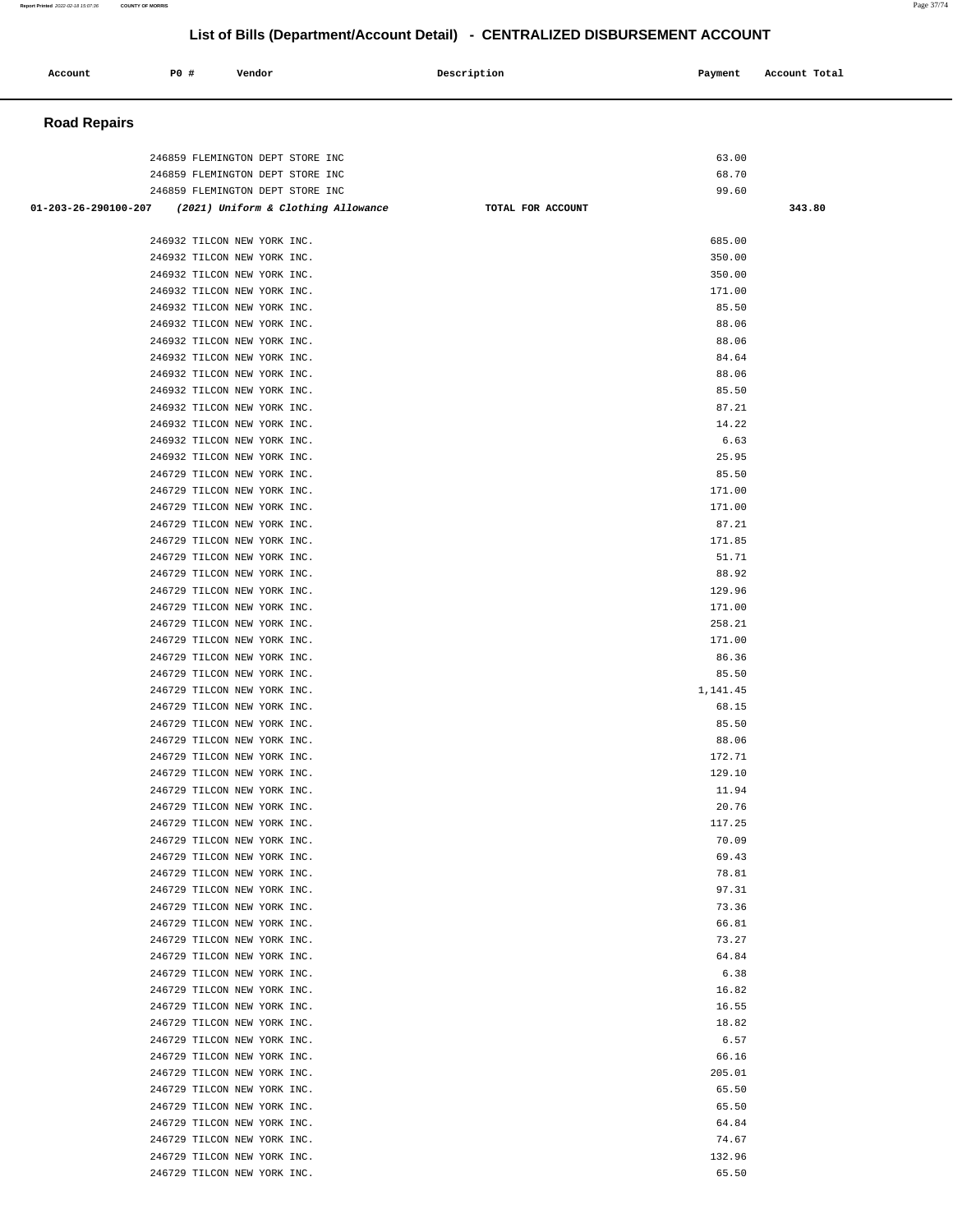# List of Bills (Department/Account Detail) - CENTRALIZED DISBURSEMENT ACCOUNT

| Account | PO # | Vendor | Description | Payment | Account Total |
|---|---|---|---|---|---|

## Road Repairs

| Account | PO # | Vendor | Description | Payment | Account Total |
|---|---|---|---|---|---|
| | 246859 | FLEMINGTON DEPT STORE INC | | 63.00 | |
| | 246859 | FLEMINGTON DEPT STORE INC | | 68.70 | |
| | 246859 | FLEMINGTON DEPT STORE INC | | 99.60 | |
| **01-203-26-290100-207** | | ***(2021) Uniform & Clothing Allowance*** | **TOTAL FOR ACCOUNT** | | **343.80** |
| | 246932 | TILCON NEW YORK INC. | | 685.00 | |
| | 246932 | TILCON NEW YORK INC. | | 350.00 | |
| | 246932 | TILCON NEW YORK INC. | | 350.00 | |
| | 246932 | TILCON NEW YORK INC. | | 171.00 | |
| | 246932 | TILCON NEW YORK INC. | | 85.50 | |
| | 246932 | TILCON NEW YORK INC. | | 88.06 | |
| | 246932 | TILCON NEW YORK INC. | | 88.06 | |
| | 246932 | TILCON NEW YORK INC. | | 84.64 | |
| | 246932 | TILCON NEW YORK INC. | | 88.06 | |
| | 246932 | TILCON NEW YORK INC. | | 85.50 | |
| | 246932 | TILCON NEW YORK INC. | | 87.21 | |
| | 246932 | TILCON NEW YORK INC. | | 14.22 | |
| | 246932 | TILCON NEW YORK INC. | | 6.63 | |
| | 246932 | TILCON NEW YORK INC. | | 25.95 | |
| | 246729 | TILCON NEW YORK INC. | | 85.50 | |
| | 246729 | TILCON NEW YORK INC. | | 171.00 | |
| | 246729 | TILCON NEW YORK INC. | | 171.00 | |
| | 246729 | TILCON NEW YORK INC. | | 87.21 | |
| | 246729 | TILCON NEW YORK INC. | | 171.85 | |
| | 246729 | TILCON NEW YORK INC. | | 51.71 | |
| | 246729 | TILCON NEW YORK INC. | | 88.92 | |
| | 246729 | TILCON NEW YORK INC. | | 129.96 | |
| | 246729 | TILCON NEW YORK INC. | | 171.00 | |
| | 246729 | TILCON NEW YORK INC. | | 258.21 | |
| | 246729 | TILCON NEW YORK INC. | | 171.00 | |
| | 246729 | TILCON NEW YORK INC. | | 86.36 | |
| | 246729 | TILCON NEW YORK INC. | | 85.50 | |
| | 246729 | TILCON NEW YORK INC. | | 1,141.45 | |
| | 246729 | TILCON NEW YORK INC. | | 68.15 | |
| | 246729 | TILCON NEW YORK INC. | | 85.50 | |
| | 246729 | TILCON NEW YORK INC. | | 88.06 | |
| | 246729 | TILCON NEW YORK INC. | | 172.71 | |
| | 246729 | TILCON NEW YORK INC. | | 129.10 | |
| | 246729 | TILCON NEW YORK INC. | | 11.94 | |
| | 246729 | TILCON NEW YORK INC. | | 20.76 | |
| | 246729 | TILCON NEW YORK INC. | | 117.25 | |
| | 246729 | TILCON NEW YORK INC. | | 70.09 | |
| | 246729 | TILCON NEW YORK INC. | | 69.43 | |
| | 246729 | TILCON NEW YORK INC. | | 78.81 | |
| | 246729 | TILCON NEW YORK INC. | | 97.31 | |
| | 246729 | TILCON NEW YORK INC. | | 73.36 | |
| | 246729 | TILCON NEW YORK INC. | | 66.81 | |
| | 246729 | TILCON NEW YORK INC. | | 73.27 | |
| | 246729 | TILCON NEW YORK INC. | | 64.84 | |
| | 246729 | TILCON NEW YORK INC. | | 6.38 | |
| | 246729 | TILCON NEW YORK INC. | | 16.82 | |
| | 246729 | TILCON NEW YORK INC. | | 16.55 | |
| | 246729 | TILCON NEW YORK INC. | | 18.82 | |
| | 246729 | TILCON NEW YORK INC. | | 6.57 | |
| | 246729 | TILCON NEW YORK INC. | | 66.16 | |
| | 246729 | TILCON NEW YORK INC. | | 205.01 | |
| | 246729 | TILCON NEW YORK INC. | | 65.50 | |
| | 246729 | TILCON NEW YORK INC. | | 65.50 | |
| | 246729 | TILCON NEW YORK INC. | | 64.84 | |
| | 246729 | TILCON NEW YORK INC. | | 74.67 | |
| | 246729 | TILCON NEW YORK INC. | | 132.96 | |
| | 246729 | TILCON NEW YORK INC. | | 65.50 | |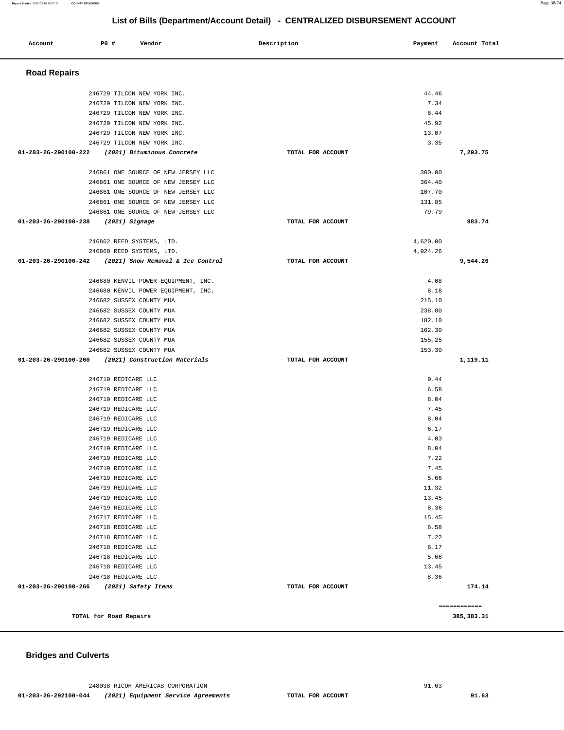## List of Bills (Department/Account Detail) - CENTRALIZED DISBURSEMENT ACCOUNT

| Account | PO # | Vendor | Description | Payment | Account Total |
|---|---|---|---|---|---|

### Road Repairs

| Account | PO # | Vendor | Description | Payment | Account Total |
|---|---|---|---|---|---|
| | 246729 | TILCON NEW YORK INC. | | 44.46 | |
| | 246729 | TILCON NEW YORK INC. | | 7.34 | |
| | 246729 | TILCON NEW YORK INC. | | 6.44 | |
| | 246729 | TILCON NEW YORK INC. | | 45.92 | |
| | 246729 | TILCON NEW YORK INC. | | 13.07 | |
| | 246729 | TILCON NEW YORK INC. | | 3.35 | |
| **01-203-26-290100-222** | | ***(2021) Bituminous Concrete*** | **TOTAL FOR ACCOUNT** | | **7,293.75** |
| | 246861 | ONE SOURCE OF NEW JERSEY LLC | | 300.00 | |
| | 246861 | ONE SOURCE OF NEW JERSEY LLC | | 364.40 | |
| | 246861 | ONE SOURCE OF NEW JERSEY LLC | | 107.70 | |
| | 246861 | ONE SOURCE OF NEW JERSEY LLC | | 131.85 | |
| | 246861 | ONE SOURCE OF NEW JERSEY LLC | | 79.79 | |
| **01-203-26-290100-238** | | ***(2021) Signage*** | **TOTAL FOR ACCOUNT** | | **983.74** |
| | 246862 | REED SYSTEMS, LTD. | | 4,620.00 | |
| | 246860 | REED SYSTEMS, LTD. | | 4,924.26 | |
| **01-203-26-290100-242** | | ***(2021) Snow Removal & Ice Control*** | **TOTAL FOR ACCOUNT** | | **9,544.26** |
| | 246680 | KENVIL POWER EQUIPMENT, INC. | | 4.08 | |
| | 246680 | KENVIL POWER EQUIPMENT, INC. | | 8.18 | |
| | 246682 | SUSSEX COUNTY MUA | | 215.10 | |
| | 246682 | SUSSEX COUNTY MUA | | 238.80 | |
| | 246682 | SUSSEX COUNTY MUA | | 182.10 | |
| | 246682 | SUSSEX COUNTY MUA | | 162.30 | |
| | 246682 | SUSSEX COUNTY MUA | | 155.25 | |
| | 246682 | SUSSEX COUNTY MUA | | 153.30 | |
| **01-203-26-290100-260** | | ***(2021) Construction Materials*** | **TOTAL FOR ACCOUNT** | | **1,119.11** |
| | 246719 | REDICARE LLC | | 9.44 | |
| | 246719 | REDICARE LLC | | 6.58 | |
| | 246719 | REDICARE LLC | | 8.04 | |
| | 246719 | REDICARE LLC | | 7.45 | |
| | 246719 | REDICARE LLC | | 8.04 | |
| | 246719 | REDICARE LLC | | 6.17 | |
| | 246719 | REDICARE LLC | | 4.03 | |
| | 246719 | REDICARE LLC | | 8.04 | |
| | 246719 | REDICARE LLC | | 7.22 | |
| | 246719 | REDICARE LLC | | 7.45 | |
| | 246719 | REDICARE LLC | | 5.66 | |
| | 246719 | REDICARE LLC | | 11.32 | |
| | 246719 | REDICARE LLC | | 13.45 | |
| | 246719 | REDICARE LLC | | 8.36 | |
| | 246717 | REDICARE LLC | | 15.45 | |
| | 246718 | REDICARE LLC | | 6.58 | |
| | 246718 | REDICARE LLC | | 7.22 | |
| | 246718 | REDICARE LLC | | 6.17 | |
| | 246718 | REDICARE LLC | | 5.66 | |
| | 246718 | REDICARE LLC | | 13.45 | |
| | 246718 | REDICARE LLC | | 8.36 | |
| **01-203-26-290100-266** | | ***(2021) Safety Items*** | **TOTAL FOR ACCOUNT** | | **174.14** |
| | | | | | ============ |
| | **TOTAL for Road Repairs** | | | | **385,383.31** |

### Bridges and Culverts

| Account | PO # | Vendor | Description | Payment | Account Total |
|---|---|---|---|---|---|
| | 248038 | RICOH AMERICAS CORPORATION | | 91.63 | |
| **01-203-26-292100-044** | | ***(2021) Equipment Service Agreements*** | **TOTAL FOR ACCOUNT** | | **91.63** |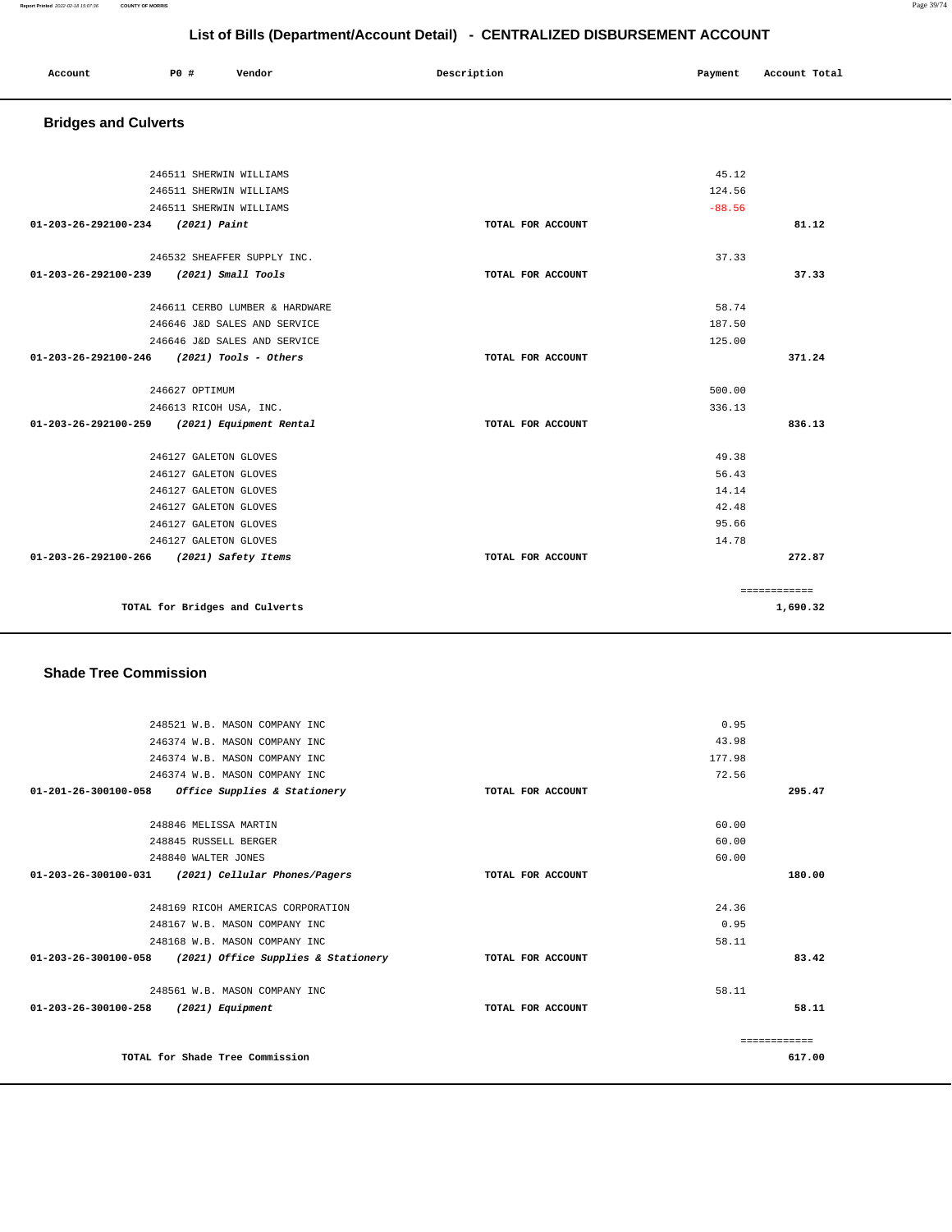# List of Bills (Department/Account Detail) - CENTRALIZED DISBURSEMENT ACCOUNT

| Account | PO # | Vendor | Description | Payment | Account Total |
|---|---|---|---|---|---|

## Bridges and Culverts

| Account | PO # | Vendor | Description | Payment | Account Total |
|---|---|---|---|---|---|
| | 246511 | SHERWIN WILLIAMS | | 45.12 | |
| | 246511 | SHERWIN WILLIAMS | | 124.56 | |
| | 246511 | SHERWIN WILLIAMS | | -88.56 | |
| **01-203-26-292100-234** | | ***(2021) Paint*** | **TOTAL FOR ACCOUNT** | | **81.12** |
| | 246532 | SHEAFFER SUPPLY INC. | | 37.33 | |
| **01-203-26-292100-239** | | ***(2021) Small Tools*** | **TOTAL FOR ACCOUNT** | | **37.33** |
| | 246611 | CERBO LUMBER & HARDWARE | | 58.74 | |
| | 246646 | J&D SALES AND SERVICE | | 187.50 | |
| | 246646 | J&D SALES AND SERVICE | | 125.00 | |
| **01-203-26-292100-246** | | ***(2021) Tools - Others*** | **TOTAL FOR ACCOUNT** | | **371.24** |
| | 246627 | OPTIMUM | | 500.00 | |
| | 246613 | RICOH USA, INC. | | 336.13 | |
| **01-203-26-292100-259** | | ***(2021) Equipment Rental*** | **TOTAL FOR ACCOUNT** | | **836.13** |
| | 246127 | GALETON GLOVES | | 49.38 | |
| | 246127 | GALETON GLOVES | | 56.43 | |
| | 246127 | GALETON GLOVES | | 14.14 | |
| | 246127 | GALETON GLOVES | | 42.48 | |
| | 246127 | GALETON GLOVES | | 95.66 | |
| | 246127 | GALETON GLOVES | | 14.78 | |
| **01-203-26-292100-266** | | ***(2021) Safety Items*** | **TOTAL FOR ACCOUNT** | | **272.87** |
| | | | | | ============ |
| | | **TOTAL for Bridges and Culverts** | | | **1,690.32** |

## Shade Tree Commission

| Account | PO # | Vendor | Description | Payment | Account Total |
|---|---|---|---|---|---|
| | 248521 | W.B. MASON COMPANY INC | | 0.95 | |
| | 246374 | W.B. MASON COMPANY INC | | 43.98 | |
| | 246374 | W.B. MASON COMPANY INC | | 177.98 | |
| | 246374 | W.B. MASON COMPANY INC | | 72.56 | |
| **01-201-26-300100-058** | | ***Office Supplies & Stationery*** | **TOTAL FOR ACCOUNT** | | **295.47** |
| | 248846 | MELISSA MARTIN | | 60.00 | |
| | 248845 | RUSSELL BERGER | | 60.00 | |
| | 248840 | WALTER JONES | | 60.00 | |
| **01-203-26-300100-031** | | ***(2021) Cellular Phones/Pagers*** | **TOTAL FOR ACCOUNT** | | **180.00** |
| | 248169 | RICOH AMERICAS CORPORATION | | 24.36 | |
| | 248167 | W.B. MASON COMPANY INC | | 0.95 | |
| | 248168 | W.B. MASON COMPANY INC | | 58.11 | |
| **01-203-26-300100-058** | | ***(2021) Office Supplies & Stationery*** | **TOTAL FOR ACCOUNT** | | **83.42** |
| | 248561 | W.B. MASON COMPANY INC | | 58.11 | |
| **01-203-26-300100-258** | | ***(2021) Equipment*** | **TOTAL FOR ACCOUNT** | | **58.11** |
| | | | | | ============ |
| | | **TOTAL for Shade Tree Commission** | | | **617.00** |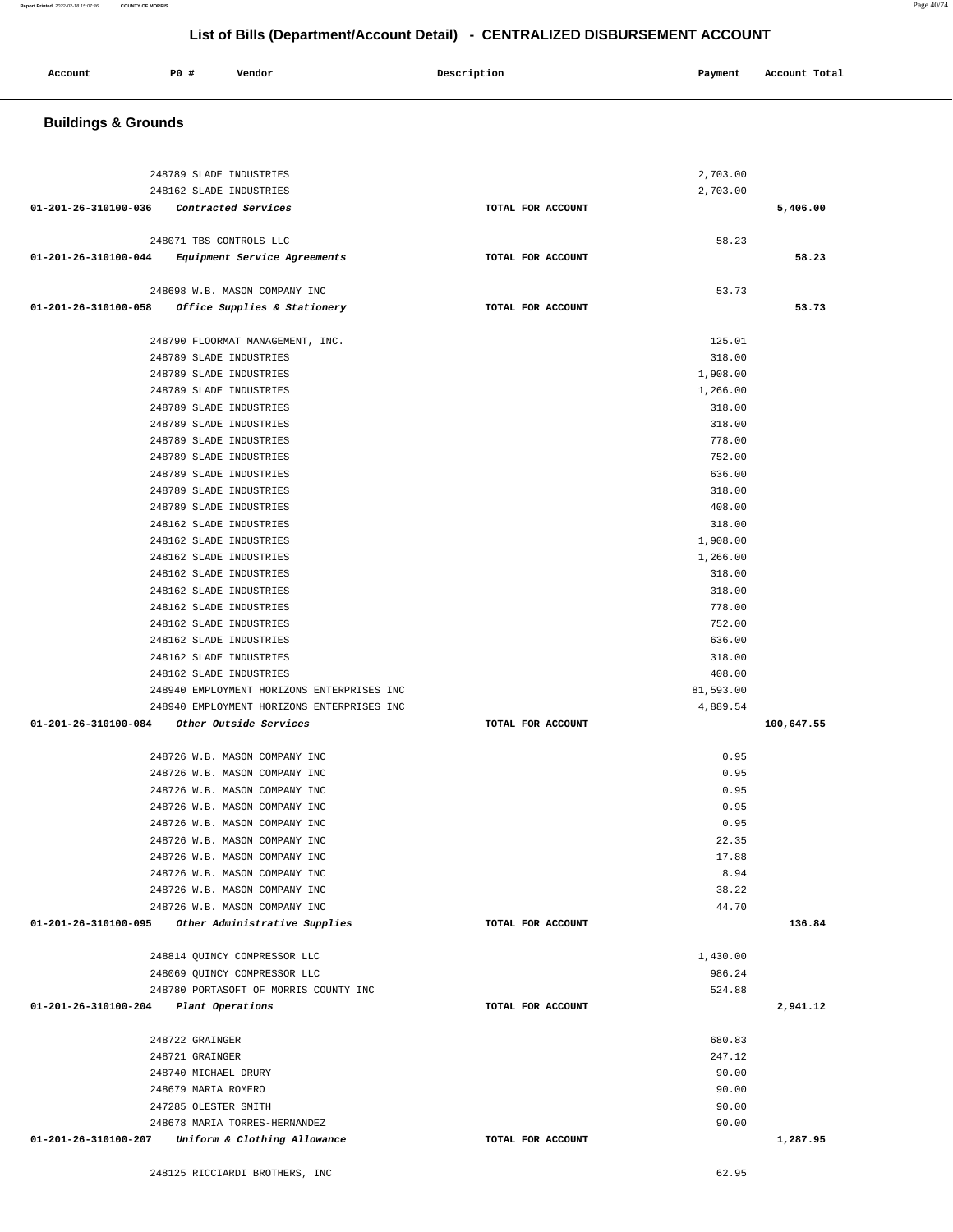# List of Bills (Department/Account Detail) - CENTRALIZED DISBURSEMENT ACCOUNT

| Account | PO # | Vendor | Description | Payment | Account Total |
|---|---|---|---|---|---|

## Buildings & Grounds

| Account | PO # | Vendor | Description | Payment | Account Total |
|---|---|---|---|---|---|
| | 248789 | SLADE INDUSTRIES | | 2,703.00 | |
| | 248162 | SLADE INDUSTRIES | | 2,703.00 | |
| 01-201-26-310100-036 | | *Contracted Services* | TOTAL FOR ACCOUNT | | 5,406.00 |
| | 248071 | TBS CONTROLS LLC | | 58.23 | |
| 01-201-26-310100-044 | | *Equipment Service Agreements* | TOTAL FOR ACCOUNT | | 58.23 |
| | 248698 | W.B. MASON COMPANY INC | | 53.73 | |
| 01-201-26-310100-058 | | *Office Supplies & Stationery* | TOTAL FOR ACCOUNT | | 53.73 |
| | 248790 | FLOORMAT MANAGEMENT, INC. | | 125.01 | |
| | 248789 | SLADE INDUSTRIES | | 318.00 | |
| | 248789 | SLADE INDUSTRIES | | 1,908.00 | |
| | 248789 | SLADE INDUSTRIES | | 1,266.00 | |
| | 248789 | SLADE INDUSTRIES | | 318.00 | |
| | 248789 | SLADE INDUSTRIES | | 318.00 | |
| | 248789 | SLADE INDUSTRIES | | 778.00 | |
| | 248789 | SLADE INDUSTRIES | | 752.00 | |
| | 248789 | SLADE INDUSTRIES | | 636.00 | |
| | 248789 | SLADE INDUSTRIES | | 318.00 | |
| | 248789 | SLADE INDUSTRIES | | 408.00 | |
| | 248162 | SLADE INDUSTRIES | | 318.00 | |
| | 248162 | SLADE INDUSTRIES | | 1,908.00 | |
| | 248162 | SLADE INDUSTRIES | | 1,266.00 | |
| | 248162 | SLADE INDUSTRIES | | 318.00 | |
| | 248162 | SLADE INDUSTRIES | | 318.00 | |
| | 248162 | SLADE INDUSTRIES | | 778.00 | |
| | 248162 | SLADE INDUSTRIES | | 752.00 | |
| | 248162 | SLADE INDUSTRIES | | 636.00 | |
| | 248162 | SLADE INDUSTRIES | | 318.00 | |
| | 248162 | SLADE INDUSTRIES | | 408.00 | |
| | 248940 | EMPLOYMENT HORIZONS ENTERPRISES INC | | 81,593.00 | |
| | 248940 | EMPLOYMENT HORIZONS ENTERPRISES INC | | 4,889.54 | |
| 01-201-26-310100-084 | | *Other Outside Services* | TOTAL FOR ACCOUNT | | 100,647.55 |
| | 248726 | W.B. MASON COMPANY INC | | 0.95 | |
| | 248726 | W.B. MASON COMPANY INC | | 0.95 | |
| | 248726 | W.B. MASON COMPANY INC | | 0.95 | |
| | 248726 | W.B. MASON COMPANY INC | | 0.95 | |
| | 248726 | W.B. MASON COMPANY INC | | 0.95 | |
| | 248726 | W.B. MASON COMPANY INC | | 22.35 | |
| | 248726 | W.B. MASON COMPANY INC | | 17.88 | |
| | 248726 | W.B. MASON COMPANY INC | | 8.94 | |
| | 248726 | W.B. MASON COMPANY INC | | 38.22 | |
| | 248726 | W.B. MASON COMPANY INC | | 44.70 | |
| 01-201-26-310100-095 | | *Other Administrative Supplies* | TOTAL FOR ACCOUNT | | 136.84 |
| | 248814 | QUINCY COMPRESSOR LLC | | 1,430.00 | |
| | 248069 | QUINCY COMPRESSOR LLC | | 986.24 | |
| | 248780 | PORTASOFT OF MORRIS COUNTY INC | | 524.88 | |
| 01-201-26-310100-204 | | *Plant Operations* | TOTAL FOR ACCOUNT | | 2,941.12 |
| | 248722 | GRAINGER | | 680.83 | |
| | 248721 | GRAINGER | | 247.12 | |
| | 248740 | MICHAEL DRURY | | 90.00 | |
| | 248679 | MARIA ROMERO | | 90.00 | |
| | 247285 | OLESTER SMITH | | 90.00 | |
| | 248678 | MARIA TORRES-HERNANDEZ | | 90.00 | |
| 01-201-26-310100-207 | | *Uniform & Clothing Allowance* | TOTAL FOR ACCOUNT | | 1,287.95 |
| | 248125 | RICCIARDI BROTHERS, INC | | 62.95 | |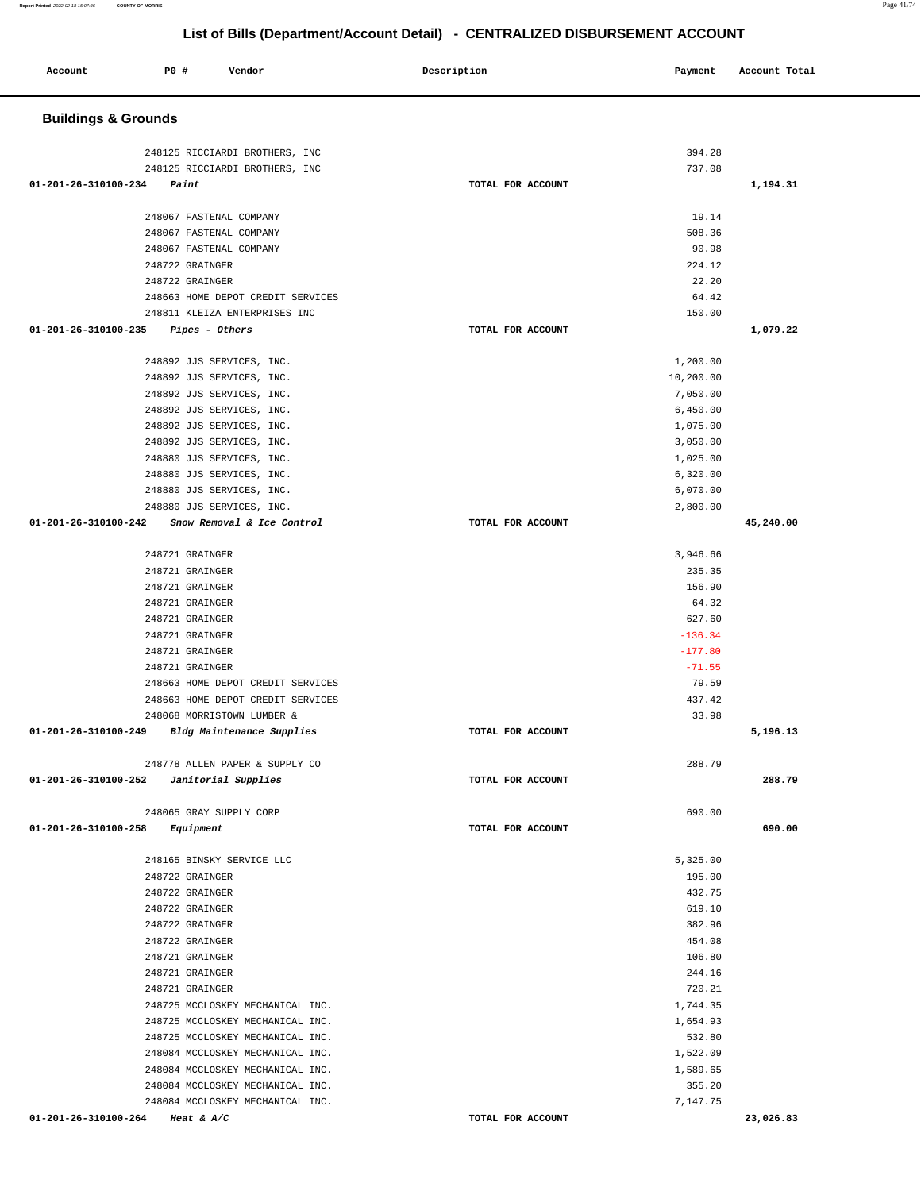# List of Bills (Department/Account Detail) - CENTRALIZED DISBURSEMENT ACCOUNT

| Account | PO # | Vendor | Description | Payment | Account Total |
|---|---|---|---|---|---|

## Buildings & Grounds

| Account | PO # | Vendor | Description | Payment | Account Total |
|---|---|---|---|---|---|
| | 248125 | RICCIARDI BROTHERS, INC | | 394.28 | |
| | 248125 | RICCIARDI BROTHERS, INC | | 737.08 | |
| 01-201-26-310100-234 | | *Paint* | TOTAL FOR ACCOUNT | | 1,194.31 |
| | 248067 | FASTENAL COMPANY | | 19.14 | |
| | 248067 | FASTENAL COMPANY | | 508.36 | |
| | 248067 | FASTENAL COMPANY | | 90.98 | |
| | 248722 | GRAINGER | | 224.12 | |
| | 248722 | GRAINGER | | 22.20 | |
| | 248663 | HOME DEPOT CREDIT SERVICES | | 64.42 | |
| | 248811 | KLEIZA ENTERPRISES INC | | 150.00 | |
| 01-201-26-310100-235 | | *Pipes - Others* | TOTAL FOR ACCOUNT | | 1,079.22 |
| | 248892 | JJS SERVICES, INC. | | 1,200.00 | |
| | 248892 | JJS SERVICES, INC. | | 10,200.00 | |
| | 248892 | JJS SERVICES, INC. | | 7,050.00 | |
| | 248892 | JJS SERVICES, INC. | | 6,450.00 | |
| | 248892 | JJS SERVICES, INC. | | 1,075.00 | |
| | 248892 | JJS SERVICES, INC. | | 3,050.00 | |
| | 248880 | JJS SERVICES, INC. | | 1,025.00 | |
| | 248880 | JJS SERVICES, INC. | | 6,320.00 | |
| | 248880 | JJS SERVICES, INC. | | 6,070.00 | |
| | 248880 | JJS SERVICES, INC. | | 2,800.00 | |
| 01-201-26-310100-242 | | *Snow Removal & Ice Control* | TOTAL FOR ACCOUNT | | 45,240.00 |
| | 248721 | GRAINGER | | 3,946.66 | |
| | 248721 | GRAINGER | | 235.35 | |
| | 248721 | GRAINGER | | 156.90 | |
| | 248721 | GRAINGER | | 64.32 | |
| | 248721 | GRAINGER | | 627.60 | |
| | 248721 | GRAINGER | | -136.34 | |
| | 248721 | GRAINGER | | -177.80 | |
| | 248721 | GRAINGER | | -71.55 | |
| | 248663 | HOME DEPOT CREDIT SERVICES | | 79.59 | |
| | 248663 | HOME DEPOT CREDIT SERVICES | | 437.42 | |
| | 248068 | MORRISTOWN LUMBER & | | 33.98 | |
| 01-201-26-310100-249 | | *Bldg Maintenance Supplies* | TOTAL FOR ACCOUNT | | 5,196.13 |
| | 248778 | ALLEN PAPER & SUPPLY CO | | 288.79 | |
| 01-201-26-310100-252 | | *Janitorial Supplies* | TOTAL FOR ACCOUNT | | 288.79 |
| | 248065 | GRAY SUPPLY CORP | | 690.00 | |
| 01-201-26-310100-258 | | *Equipment* | TOTAL FOR ACCOUNT | | 690.00 |
| | 248165 | BINSKY SERVICE LLC | | 5,325.00 | |
| | 248722 | GRAINGER | | 195.00 | |
| | 248722 | GRAINGER | | 432.75 | |
| | 248722 | GRAINGER | | 619.10 | |
| | 248722 | GRAINGER | | 382.96 | |
| | 248722 | GRAINGER | | 454.08 | |
| | 248721 | GRAINGER | | 106.80 | |
| | 248721 | GRAINGER | | 244.16 | |
| | 248721 | GRAINGER | | 720.21 | |
| | 248725 | MCCLOSKEY MECHANICAL INC. | | 1,744.35 | |
| | 248725 | MCCLOSKEY MECHANICAL INC. | | 1,654.93 | |
| | 248725 | MCCLOSKEY MECHANICAL INC. | | 532.80 | |
| | 248084 | MCCLOSKEY MECHANICAL INC. | | 1,522.09 | |
| | 248084 | MCCLOSKEY MECHANICAL INC. | | 1,589.65 | |
| | 248084 | MCCLOSKEY MECHANICAL INC. | | 355.20 | |
| | 248084 | MCCLOSKEY MECHANICAL INC. | | 7,147.75 | |
| 01-201-26-310100-264 | | *Heat & A/C* | TOTAL FOR ACCOUNT | | 23,026.83 |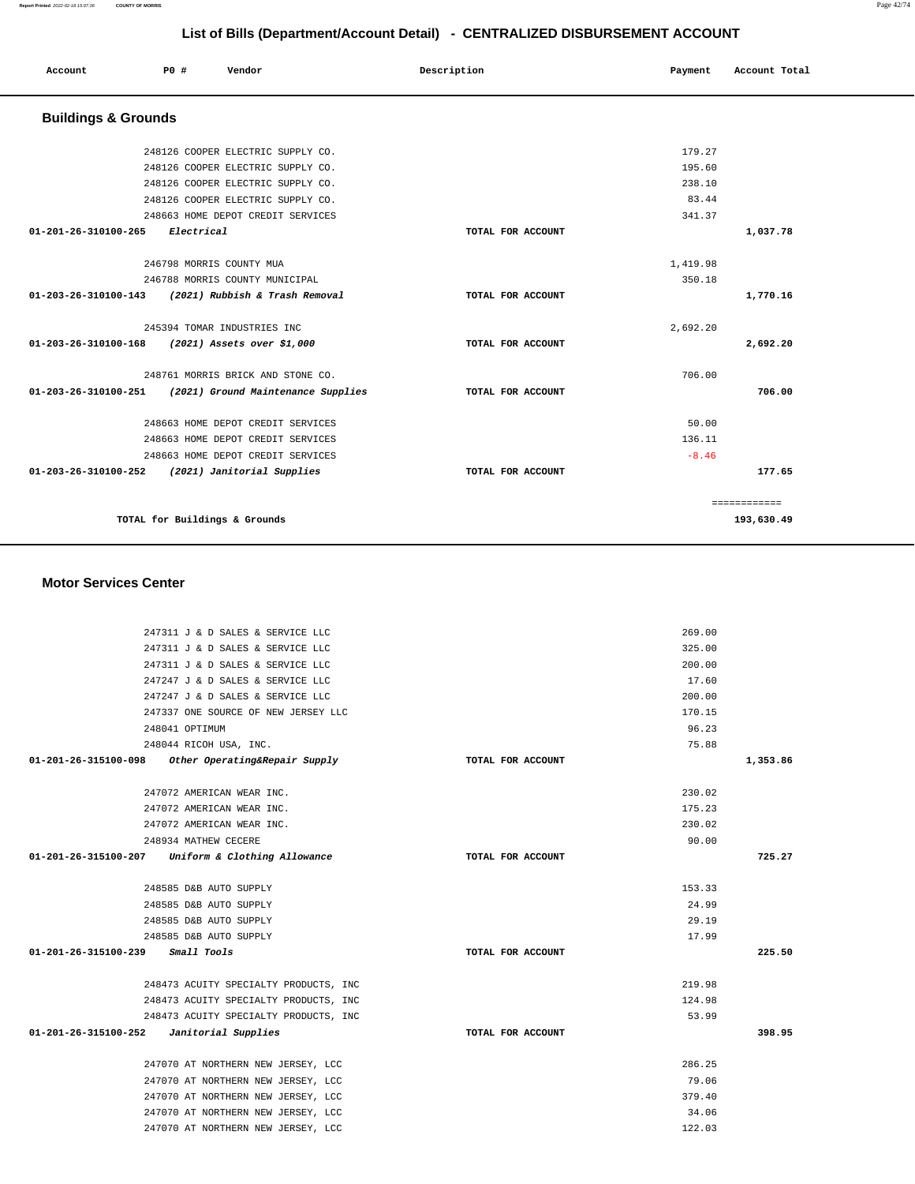# List of Bills (Department/Account Detail) - CENTRALIZED DISBURSEMENT ACCOUNT

| Account | PO # | Vendor | Description | Payment | Account Total |
|---|---|---|---|---|---|

## Buildings & Grounds

| Account | PO # | Vendor | Description | Payment | Account Total |
|---|---|---|---|---|---|
| | 248126 | COOPER ELECTRIC SUPPLY CO. | | 179.27 | |
| | 248126 | COOPER ELECTRIC SUPPLY CO. | | 195.60 | |
| | 248126 | COOPER ELECTRIC SUPPLY CO. | | 238.10 | |
| | 248126 | COOPER ELECTRIC SUPPLY CO. | | 83.44 | |
| | 248663 | HOME DEPOT CREDIT SERVICES | | 341.37 | |
| **01-201-26-310100-265** | | *Electrical* | TOTAL FOR ACCOUNT | | **1,037.78** |
| | 246798 | MORRIS COUNTY MUA | | 1,419.98 | |
| | 246788 | MORRIS COUNTY MUNICIPAL | | 350.18 | |
| **01-203-26-310100-143** | | *(2021) Rubbish & Trash Removal* | TOTAL FOR ACCOUNT | | **1,770.16** |
| | 245394 | TOMAR INDUSTRIES INC | | 2,692.20 | |
| **01-203-26-310100-168** | | *(2021) Assets over $1,000* | TOTAL FOR ACCOUNT | | **2,692.20** |
| | 248761 | MORRIS BRICK AND STONE CO. | | 706.00 | |
| **01-203-26-310100-251** | | *(2021) Ground Maintenance Supplies* | TOTAL FOR ACCOUNT | | **706.00** |
| | 248663 | HOME DEPOT CREDIT SERVICES | | 50.00 | |
| | 248663 | HOME DEPOT CREDIT SERVICES | | 136.11 | |
| | 248663 | HOME DEPOT CREDIT SERVICES | | -8.46 | |
| **01-203-26-310100-252** | | *(2021) Janitorial Supplies* | TOTAL FOR ACCOUNT | | **177.65** |
| | | | | | ============ |
| | | **TOTAL for Buildings & Grounds** | | | **193,630.49** |

## Motor Services Center

| Account | PO # | Vendor | Description | Payment | Account Total |
|---|---|---|---|---|---|
| | 247311 | J & D SALES & SERVICE LLC | | 269.00 | |
| | 247311 | J & D SALES & SERVICE LLC | | 325.00 | |
| | 247311 | J & D SALES & SERVICE LLC | | 200.00 | |
| | 247247 | J & D SALES & SERVICE LLC | | 17.60 | |
| | 247247 | J & D SALES & SERVICE LLC | | 200.00 | |
| | 247337 | ONE SOURCE OF NEW JERSEY LLC | | 170.15 | |
| | 248041 | OPTIMUM | | 96.23 | |
| | 248044 | RICOH USA, INC. | | 75.88 | |
| **01-201-26-315100-098** | | *Other Operating&Repair Supply* | TOTAL FOR ACCOUNT | | **1,353.86** |
| | 247072 | AMERICAN WEAR INC. | | 230.02 | |
| | 247072 | AMERICAN WEAR INC. | | 175.23 | |
| | 247072 | AMERICAN WEAR INC. | | 230.02 | |
| | 248934 | MATHEW CECERE | | 90.00 | |
| **01-201-26-315100-207** | | *Uniform & Clothing Allowance* | TOTAL FOR ACCOUNT | | **725.27** |
| | 248585 | D&B AUTO SUPPLY | | 153.33 | |
| | 248585 | D&B AUTO SUPPLY | | 24.99 | |
| | 248585 | D&B AUTO SUPPLY | | 29.19 | |
| | 248585 | D&B AUTO SUPPLY | | 17.99 | |
| **01-201-26-315100-239** | | *Small Tools* | TOTAL FOR ACCOUNT | | **225.50** |
| | 248473 | ACUITY SPECIALTY PRODUCTS, INC | | 219.98 | |
| | 248473 | ACUITY SPECIALTY PRODUCTS, INC | | 124.98 | |
| | 248473 | ACUITY SPECIALTY PRODUCTS, INC | | 53.99 | |
| **01-201-26-315100-252** | | *Janitorial Supplies* | TOTAL FOR ACCOUNT | | **398.95** |
| | 247070 | AT NORTHERN NEW JERSEY, LCC | | 286.25 | |
| | 247070 | AT NORTHERN NEW JERSEY, LCC | | 79.06 | |
| | 247070 | AT NORTHERN NEW JERSEY, LCC | | 379.40 | |
| | 247070 | AT NORTHERN NEW JERSEY, LCC | | 34.06 | |
| | 247070 | AT NORTHERN NEW JERSEY, LCC | | 122.03 | |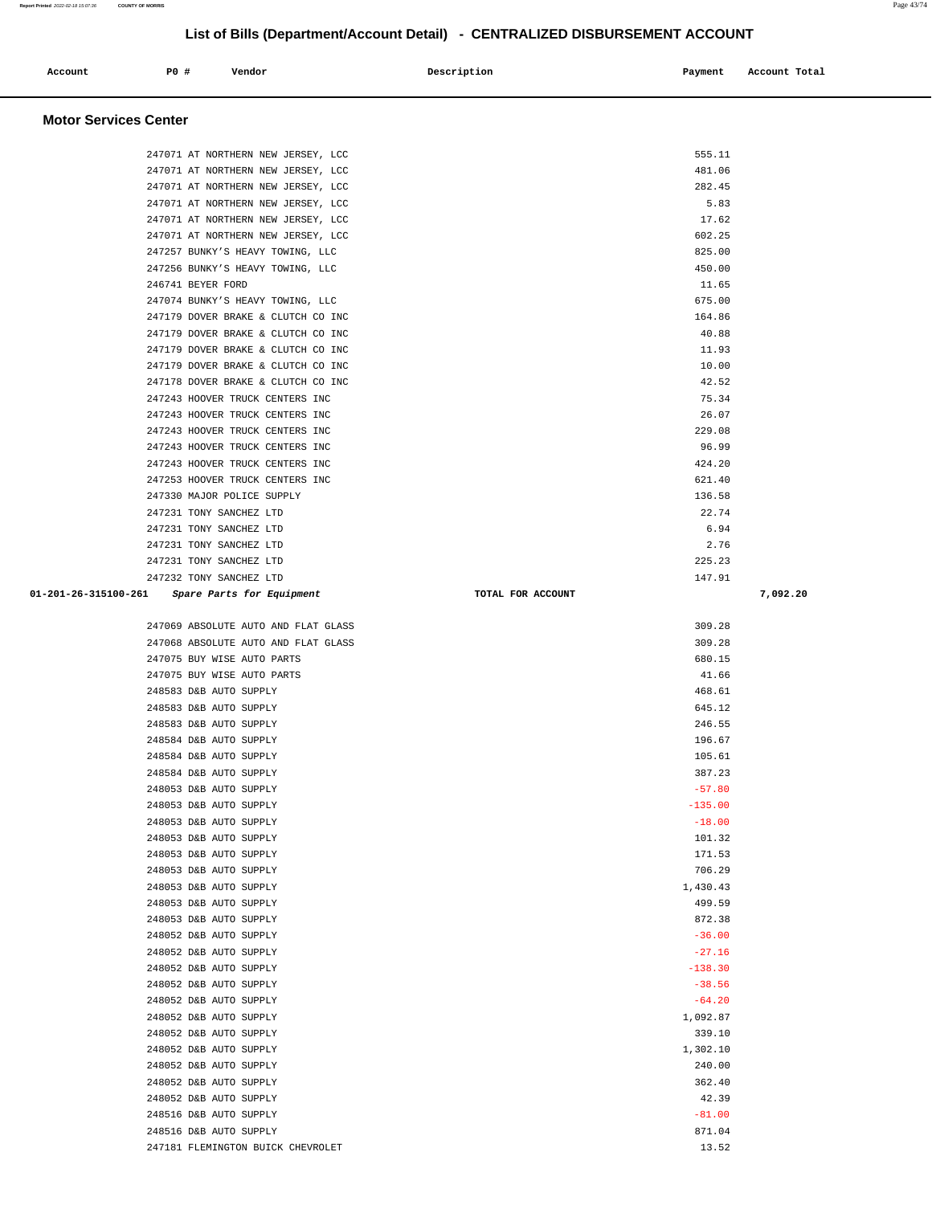# List of Bills (Department/Account Detail) - CENTRALIZED DISBURSEMENT ACCOUNT

| Account | PO # | Vendor | Description | Payment | Account Total |
|---|---|---|---|---|---|

## Motor Services Center

| Account | PO # | Vendor | Description | Payment | Account Total |
|---|---|---|---|---|---|
| | 247071 | AT NORTHERN NEW JERSEY, LCC | | 555.11 | |
| | 247071 | AT NORTHERN NEW JERSEY, LCC | | 481.06 | |
| | 247071 | AT NORTHERN NEW JERSEY, LCC | | 282.45 | |
| | 247071 | AT NORTHERN NEW JERSEY, LCC | | 5.83 | |
| | 247071 | AT NORTHERN NEW JERSEY, LCC | | 17.62 | |
| | 247071 | AT NORTHERN NEW JERSEY, LCC | | 602.25 | |
| | 247257 | BUNKY'S HEAVY TOWING, LLC | | 825.00 | |
| | 247256 | BUNKY'S HEAVY TOWING, LLC | | 450.00 | |
| | 246741 | BEYER FORD | | 11.65 | |
| | 247074 | BUNKY'S HEAVY TOWING, LLC | | 675.00 | |
| | 247179 | DOVER BRAKE & CLUTCH CO INC | | 164.86 | |
| | 247179 | DOVER BRAKE & CLUTCH CO INC | | 40.88 | |
| | 247179 | DOVER BRAKE & CLUTCH CO INC | | 11.93 | |
| | 247179 | DOVER BRAKE & CLUTCH CO INC | | 10.00 | |
| | 247178 | DOVER BRAKE & CLUTCH CO INC | | 42.52 | |
| | 247243 | HOOVER TRUCK CENTERS INC | | 75.34 | |
| | 247243 | HOOVER TRUCK CENTERS INC | | 26.07 | |
| | 247243 | HOOVER TRUCK CENTERS INC | | 229.08 | |
| | 247243 | HOOVER TRUCK CENTERS INC | | 96.99 | |
| | 247243 | HOOVER TRUCK CENTERS INC | | 424.20 | |
| | 247253 | HOOVER TRUCK CENTERS INC | | 621.40 | |
| | 247330 | MAJOR POLICE SUPPLY | | 136.58 | |
| | 247231 | TONY SANCHEZ LTD | | 22.74 | |
| | 247231 | TONY SANCHEZ LTD | | 6.94 | |
| | 247231 | TONY SANCHEZ LTD | | 2.76 | |
| | 247231 | TONY SANCHEZ LTD | | 225.23 | |
| | 247232 | TONY SANCHEZ LTD | | 147.91 | |
| **01-201-26-315100-261** | | ***Spare Parts for Equipment*** | **TOTAL FOR ACCOUNT** | | **7,092.20** |
| | 247069 | ABSOLUTE AUTO AND FLAT GLASS | | 309.28 | |
| | 247068 | ABSOLUTE AUTO AND FLAT GLASS | | 309.28 | |
| | 247075 | BUY WISE AUTO PARTS | | 680.15 | |
| | 247075 | BUY WISE AUTO PARTS | | 41.66 | |
| | 248583 | D&B AUTO SUPPLY | | 468.61 | |
| | 248583 | D&B AUTO SUPPLY | | 645.12 | |
| | 248583 | D&B AUTO SUPPLY | | 246.55 | |
| | 248584 | D&B AUTO SUPPLY | | 196.67 | |
| | 248584 | D&B AUTO SUPPLY | | 105.61 | |
| | 248584 | D&B AUTO SUPPLY | | 387.23 | |
| | 248053 | D&B AUTO SUPPLY | | -57.80 | |
| | 248053 | D&B AUTO SUPPLY | | -135.00 | |
| | 248053 | D&B AUTO SUPPLY | | -18.00 | |
| | 248053 | D&B AUTO SUPPLY | | 101.32 | |
| | 248053 | D&B AUTO SUPPLY | | 171.53 | |
| | 248053 | D&B AUTO SUPPLY | | 706.29 | |
| | 248053 | D&B AUTO SUPPLY | | 1,430.43 | |
| | 248053 | D&B AUTO SUPPLY | | 499.59 | |
| | 248053 | D&B AUTO SUPPLY | | 872.38 | |
| | 248052 | D&B AUTO SUPPLY | | -36.00 | |
| | 248052 | D&B AUTO SUPPLY | | -27.16 | |
| | 248052 | D&B AUTO SUPPLY | | -138.30 | |
| | 248052 | D&B AUTO SUPPLY | | -38.56 | |
| | 248052 | D&B AUTO SUPPLY | | -64.20 | |
| | 248052 | D&B AUTO SUPPLY | | 1,092.87 | |
| | 248052 | D&B AUTO SUPPLY | | 339.10 | |
| | 248052 | D&B AUTO SUPPLY | | 1,302.10 | |
| | 248052 | D&B AUTO SUPPLY | | 240.00 | |
| | 248052 | D&B AUTO SUPPLY | | 362.40 | |
| | 248052 | D&B AUTO SUPPLY | | 42.39 | |
| | 248516 | D&B AUTO SUPPLY | | -81.00 | |
| | 248516 | D&B AUTO SUPPLY | | 871.04 | |
| | 247181 | FLEMINGTON BUICK CHEVROLET | | 13.52 | |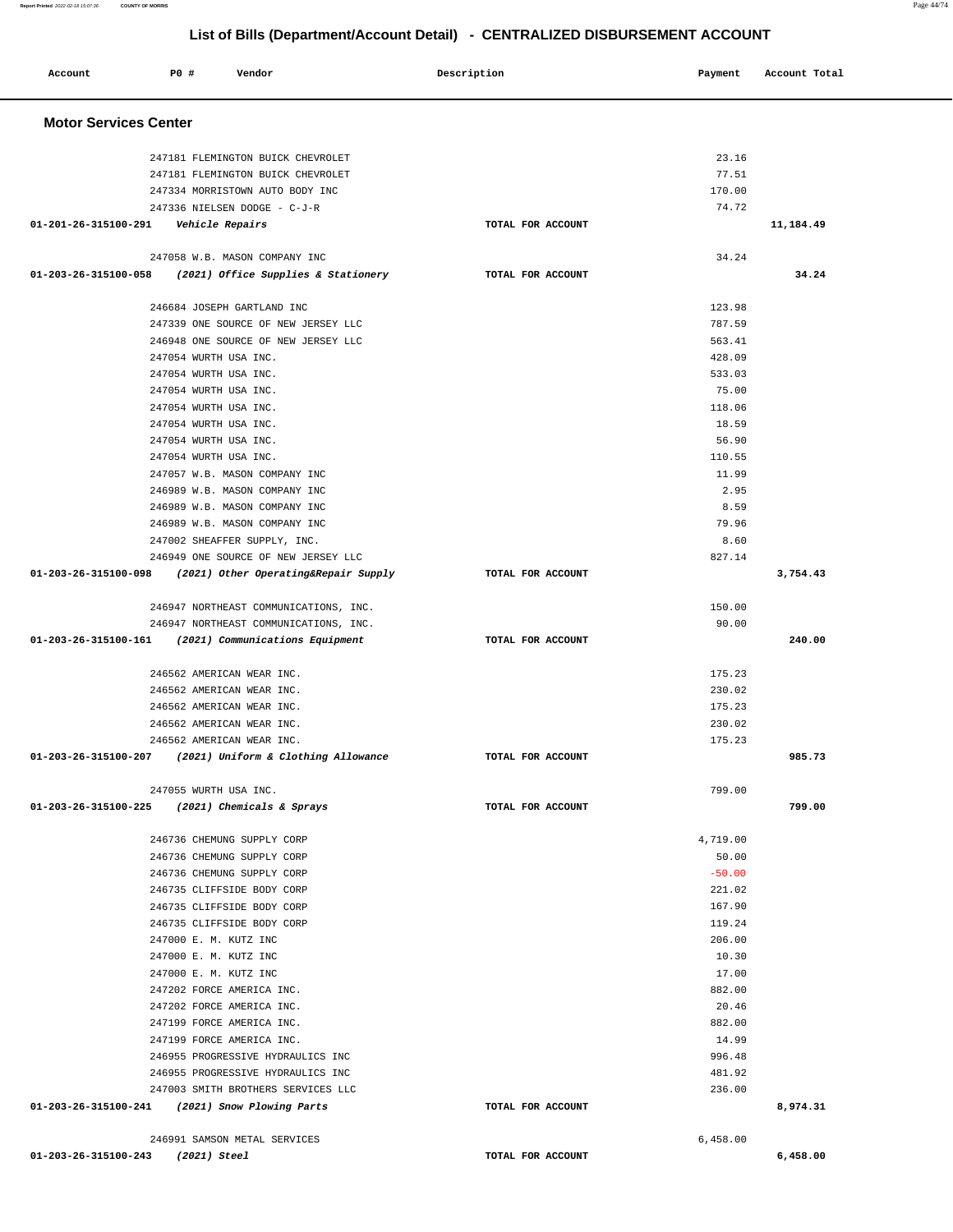## List of Bills (Department/Account Detail) - CENTRALIZED DISBURSEMENT ACCOUNT

| Account | PO # | Vendor | Description | Payment | Account Total |
|---|---|---|---|---|---|
| **Motor Services Center** | | | | | |
| | 247181 | FLEMINGTON BUICK CHEVROLET | | 23.16 | |
| | 247181 | FLEMINGTON BUICK CHEVROLET | | 77.51 | |
| | 247334 | MORRISTOWN AUTO BODY INC | | 170.00 | |
| | 247336 | NIELSEN DODGE - C-J-R | | 74.72 | |
| **01-201-26-315100-291** | | *Vehicle Repairs* | TOTAL FOR ACCOUNT | | **11,184.49** |
| | 247058 | W.B. MASON COMPANY INC | | 34.24 | |
| **01-203-26-315100-058** | | *(2021) Office Supplies & Stationery* | TOTAL FOR ACCOUNT | | **34.24** |
| | 246684 | JOSEPH GARTLAND INC | | 123.98 | |
| | 247339 | ONE SOURCE OF NEW JERSEY LLC | | 787.59 | |
| | 246948 | ONE SOURCE OF NEW JERSEY LLC | | 563.41 | |
| | 247054 | WURTH USA INC. | | 428.09 | |
| | 247054 | WURTH USA INC. | | 533.03 | |
| | 247054 | WURTH USA INC. | | 75.00 | |
| | 247054 | WURTH USA INC. | | 118.06 | |
| | 247054 | WURTH USA INC. | | 18.59 | |
| | 247054 | WURTH USA INC. | | 56.90 | |
| | 247054 | WURTH USA INC. | | 110.55 | |
| | 247057 | W.B. MASON COMPANY INC | | 11.99 | |
| | 246989 | W.B. MASON COMPANY INC | | 2.95 | |
| | 246989 | W.B. MASON COMPANY INC | | 8.59 | |
| | 246989 | W.B. MASON COMPANY INC | | 79.96 | |
| | 247002 | SHEAFFER SUPPLY, INC. | | 8.60 | |
| | 246949 | ONE SOURCE OF NEW JERSEY LLC | | 827.14 | |
| **01-203-26-315100-098** | | *(2021) Other Operating&Repair Supply* | TOTAL FOR ACCOUNT | | **3,754.43** |
| | 246947 | NORTHEAST COMMUNICATIONS, INC. | | 150.00 | |
| | 246947 | NORTHEAST COMMUNICATIONS, INC. | | 90.00 | |
| **01-203-26-315100-161** | | *(2021) Communications Equipment* | TOTAL FOR ACCOUNT | | **240.00** |
| | 246562 | AMERICAN WEAR INC. | | 175.23 | |
| | 246562 | AMERICAN WEAR INC. | | 230.02 | |
| | 246562 | AMERICAN WEAR INC. | | 175.23 | |
| | 246562 | AMERICAN WEAR INC. | | 230.02 | |
| | 246562 | AMERICAN WEAR INC. | | 175.23 | |
| **01-203-26-315100-207** | | *(2021) Uniform & Clothing Allowance* | TOTAL FOR ACCOUNT | | **985.73** |
| | 247055 | WURTH USA INC. | | 799.00 | |
| **01-203-26-315100-225** | | *(2021) Chemicals & Sprays* | TOTAL FOR ACCOUNT | | **799.00** |
| | 246736 | CHEMUNG SUPPLY CORP | | 4,719.00 | |
| | 246736 | CHEMUNG SUPPLY CORP | | 50.00 | |
| | 246736 | CHEMUNG SUPPLY CORP | | -50.00 | |
| | 246735 | CLIFFSIDE BODY CORP | | 221.02 | |
| | 246735 | CLIFFSIDE BODY CORP | | 167.90 | |
| | 246735 | CLIFFSIDE BODY CORP | | 119.24 | |
| | 247000 | E. M. KUTZ INC | | 206.00 | |
| | 247000 | E. M. KUTZ INC | | 10.30 | |
| | 247000 | E. M. KUTZ INC | | 17.00 | |
| | 247202 | FORCE AMERICA INC. | | 882.00 | |
| | 247202 | FORCE AMERICA INC. | | 20.46 | |
| | 247199 | FORCE AMERICA INC. | | 882.00 | |
| | 247199 | FORCE AMERICA INC. | | 14.99 | |
| | 246955 | PROGRESSIVE HYDRAULICS INC | | 996.48 | |
| | 246955 | PROGRESSIVE HYDRAULICS INC | | 481.92 | |
| | 247003 | SMITH BROTHERS SERVICES LLC | | 236.00 | |
| **01-203-26-315100-241** | | *(2021) Snow Plowing Parts* | TOTAL FOR ACCOUNT | | **8,974.31** |
| | 246991 | SAMSON METAL SERVICES | | 6,458.00 | |
| **01-203-26-315100-243** | | *(2021) Steel* | TOTAL FOR ACCOUNT | | **6,458.00** |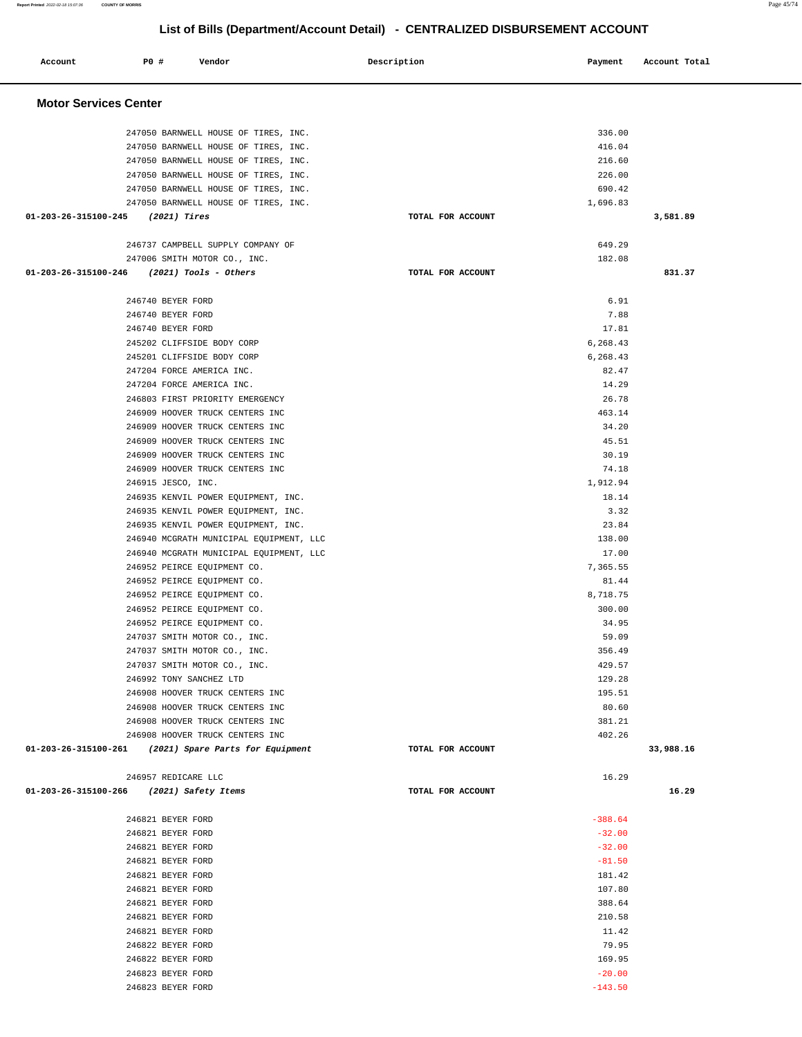## List of Bills (Department/Account Detail) - CENTRALIZED DISBURSEMENT ACCOUNT

| Account | PO # | Vendor | Description | Payment | Account Total |
|---|---|---|---|---|---|

### Motor Services Center

| Account | PO # | Vendor | Description | Payment | Account Total |
|---|---|---|---|---|---|
| | 247050 | BARNWELL HOUSE OF TIRES, INC. | | 336.00 | |
| | 247050 | BARNWELL HOUSE OF TIRES, INC. | | 416.04 | |
| | 247050 | BARNWELL HOUSE OF TIRES, INC. | | 216.60 | |
| | 247050 | BARNWELL HOUSE OF TIRES, INC. | | 226.00 | |
| | 247050 | BARNWELL HOUSE OF TIRES, INC. | | 690.42 | |
| | 247050 | BARNWELL HOUSE OF TIRES, INC. | | 1,696.83 | |
| **01-203-26-315100-245** | | ***(2021) Tires*** | **TOTAL FOR ACCOUNT** | | **3,581.89** |
| | 246737 | CAMPBELL SUPPLY COMPANY OF | | 649.29 | |
| | 247006 | SMITH MOTOR CO., INC. | | 182.08 | |
| **01-203-26-315100-246** | | ***(2021) Tools - Others*** | **TOTAL FOR ACCOUNT** | | **831.37** |
| | 246740 | BEYER FORD | | 6.91 | |
| | 246740 | BEYER FORD | | 7.88 | |
| | 246740 | BEYER FORD | | 17.81 | |
| | 245202 | CLIFFSIDE BODY CORP | | 6,268.43 | |
| | 245201 | CLIFFSIDE BODY CORP | | 6,268.43 | |
| | 247204 | FORCE AMERICA INC. | | 82.47 | |
| | 247204 | FORCE AMERICA INC. | | 14.29 | |
| | 246803 | FIRST PRIORITY EMERGENCY | | 26.78 | |
| | 246909 | HOOVER TRUCK CENTERS INC | | 463.14 | |
| | 246909 | HOOVER TRUCK CENTERS INC | | 34.20 | |
| | 246909 | HOOVER TRUCK CENTERS INC | | 45.51 | |
| | 246909 | HOOVER TRUCK CENTERS INC | | 30.19 | |
| | 246909 | HOOVER TRUCK CENTERS INC | | 74.18 | |
| | 246915 | JESCO, INC. | | 1,912.94 | |
| | 246935 | KENVIL POWER EQUIPMENT, INC. | | 18.14 | |
| | 246935 | KENVIL POWER EQUIPMENT, INC. | | 3.32 | |
| | 246935 | KENVIL POWER EQUIPMENT, INC. | | 23.84 | |
| | 246940 | MCGRATH MUNICIPAL EQUIPMENT, LLC | | 138.00 | |
| | 246940 | MCGRATH MUNICIPAL EQUIPMENT, LLC | | 17.00 | |
| | 246952 | PEIRCE EQUIPMENT CO. | | 7,365.55 | |
| | 246952 | PEIRCE EQUIPMENT CO. | | 81.44 | |
| | 246952 | PEIRCE EQUIPMENT CO. | | 8,718.75 | |
| | 246952 | PEIRCE EQUIPMENT CO. | | 300.00 | |
| | 246952 | PEIRCE EQUIPMENT CO. | | 34.95 | |
| | 247037 | SMITH MOTOR CO., INC. | | 59.09 | |
| | 247037 | SMITH MOTOR CO., INC. | | 356.49 | |
| | 247037 | SMITH MOTOR CO., INC. | | 429.57 | |
| | 246992 | TONY SANCHEZ LTD | | 129.28 | |
| | 246908 | HOOVER TRUCK CENTERS INC | | 195.51 | |
| | 246908 | HOOVER TRUCK CENTERS INC | | 80.60 | |
| | 246908 | HOOVER TRUCK CENTERS INC | | 381.21 | |
| | 246908 | HOOVER TRUCK CENTERS INC | | 402.26 | |
| **01-203-26-315100-261** | | ***(2021) Spare Parts for Equipment*** | **TOTAL FOR ACCOUNT** | | **33,988.16** |
| | 246957 | REDICARE LLC | | 16.29 | |
| **01-203-26-315100-266** | | ***(2021) Safety Items*** | **TOTAL FOR ACCOUNT** | | **16.29** |
| | 246821 | BEYER FORD | | -388.64 | |
| | 246821 | BEYER FORD | | -32.00 | |
| | 246821 | BEYER FORD | | -32.00 | |
| | 246821 | BEYER FORD | | -81.50 | |
| | 246821 | BEYER FORD | | 181.42 | |
| | 246821 | BEYER FORD | | 107.80 | |
| | 246821 | BEYER FORD | | 388.64 | |
| | 246821 | BEYER FORD | | 210.58 | |
| | 246821 | BEYER FORD | | 11.42 | |
| | 246822 | BEYER FORD | | 79.95 | |
| | 246822 | BEYER FORD | | 169.95 | |
| | 246823 | BEYER FORD | | -20.00 | |
| | 246823 | BEYER FORD | | -143.50 | |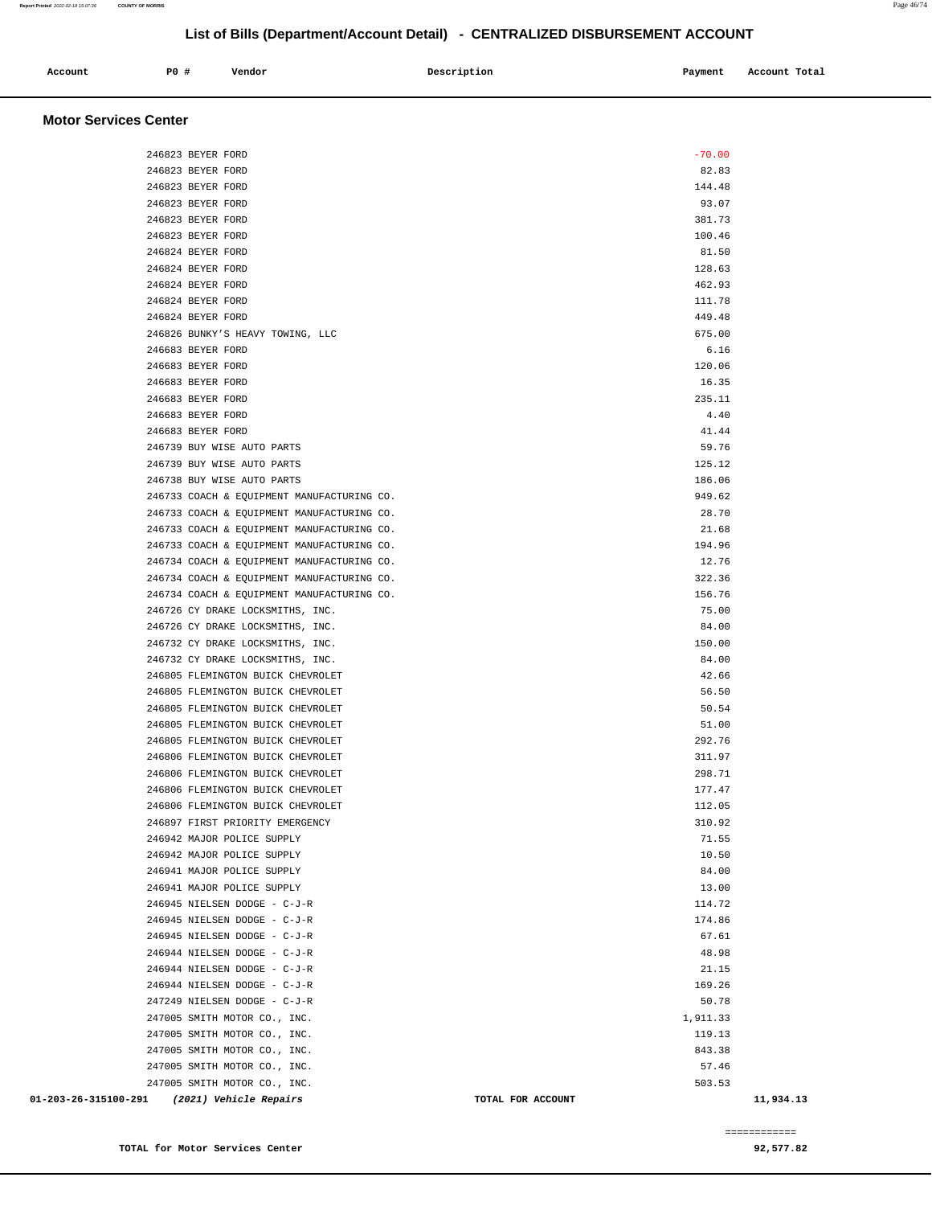## List of Bills (Department/Account Detail) - CENTRALIZED DISBURSEMENT ACCOUNT

| Account | PO # | Vendor | Description | Payment | Account Total |
|---|---|---|---|---|---|

### Motor Services Center

| Account | PO # | Vendor | Description | Payment | Account Total |
|---|---|---|---|---|---|
| | 246823 | BEYER FORD | | -70.00 | |
| | 246823 | BEYER FORD | | 82.83 | |
| | 246823 | BEYER FORD | | 144.48 | |
| | 246823 | BEYER FORD | | 93.07 | |
| | 246823 | BEYER FORD | | 381.73 | |
| | 246823 | BEYER FORD | | 100.46 | |
| | 246824 | BEYER FORD | | 81.50 | |
| | 246824 | BEYER FORD | | 128.63 | |
| | 246824 | BEYER FORD | | 462.93 | |
| | 246824 | BEYER FORD | | 111.78 | |
| | 246824 | BEYER FORD | | 449.48 | |
| | 246826 | BUNKY'S HEAVY TOWING, LLC | | 675.00 | |
| | 246683 | BEYER FORD | | 6.16 | |
| | 246683 | BEYER FORD | | 120.06 | |
| | 246683 | BEYER FORD | | 16.35 | |
| | 246683 | BEYER FORD | | 235.11 | |
| | 246683 | BEYER FORD | | 4.40 | |
| | 246683 | BEYER FORD | | 41.44 | |
| | 246739 | BUY WISE AUTO PARTS | | 59.76 | |
| | 246739 | BUY WISE AUTO PARTS | | 125.12 | |
| | 246738 | BUY WISE AUTO PARTS | | 186.06 | |
| | 246733 | COACH & EQUIPMENT MANUFACTURING CO. | | 949.62 | |
| | 246733 | COACH & EQUIPMENT MANUFACTURING CO. | | 28.70 | |
| | 246733 | COACH & EQUIPMENT MANUFACTURING CO. | | 21.68 | |
| | 246733 | COACH & EQUIPMENT MANUFACTURING CO. | | 194.96 | |
| | 246734 | COACH & EQUIPMENT MANUFACTURING CO. | | 12.76 | |
| | 246734 | COACH & EQUIPMENT MANUFACTURING CO. | | 322.36 | |
| | 246734 | COACH & EQUIPMENT MANUFACTURING CO. | | 156.76 | |
| | 246726 | CY DRAKE LOCKSMITHS, INC. | | 75.00 | |
| | 246726 | CY DRAKE LOCKSMITHS, INC. | | 84.00 | |
| | 246732 | CY DRAKE LOCKSMITHS, INC. | | 150.00 | |
| | 246732 | CY DRAKE LOCKSMITHS, INC. | | 84.00 | |
| | 246805 | FLEMINGTON BUICK CHEVROLET | | 42.66 | |
| | 246805 | FLEMINGTON BUICK CHEVROLET | | 56.50 | |
| | 246805 | FLEMINGTON BUICK CHEVROLET | | 50.54 | |
| | 246805 | FLEMINGTON BUICK CHEVROLET | | 51.00 | |
| | 246805 | FLEMINGTON BUICK CHEVROLET | | 292.76 | |
| | 246806 | FLEMINGTON BUICK CHEVROLET | | 311.97 | |
| | 246806 | FLEMINGTON BUICK CHEVROLET | | 298.71 | |
| | 246806 | FLEMINGTON BUICK CHEVROLET | | 177.47 | |
| | 246806 | FLEMINGTON BUICK CHEVROLET | | 112.05 | |
| | 246897 | FIRST PRIORITY EMERGENCY | | 310.92 | |
| | 246942 | MAJOR POLICE SUPPLY | | 71.55 | |
| | 246942 | MAJOR POLICE SUPPLY | | 10.50 | |
| | 246941 | MAJOR POLICE SUPPLY | | 84.00 | |
| | 246941 | MAJOR POLICE SUPPLY | | 13.00 | |
| | 246945 | NIELSEN DODGE - C-J-R | | 114.72 | |
| | 246945 | NIELSEN DODGE - C-J-R | | 174.86 | |
| | 246945 | NIELSEN DODGE - C-J-R | | 67.61 | |
| | 246944 | NIELSEN DODGE - C-J-R | | 48.98 | |
| | 246944 | NIELSEN DODGE - C-J-R | | 21.15 | |
| | 246944 | NIELSEN DODGE - C-J-R | | 169.26 | |
| | 247249 | NIELSEN DODGE - C-J-R | | 50.78 | |
| | 247005 | SMITH MOTOR CO., INC. | | 1,911.33 | |
| | 247005 | SMITH MOTOR CO., INC. | | 119.13 | |
| | 247005 | SMITH MOTOR CO., INC. | | 843.38 | |
| | 247005 | SMITH MOTOR CO., INC. | | 57.46 | |
| | 247005 | SMITH MOTOR CO., INC. | | 503.53 | |
| 01-203-26-315100-291 | | *(2021) Vehicle Repairs* | TOTAL FOR ACCOUNT | | 11,934.13 |

**TOTAL for Motor Services Center** — **92,577.82**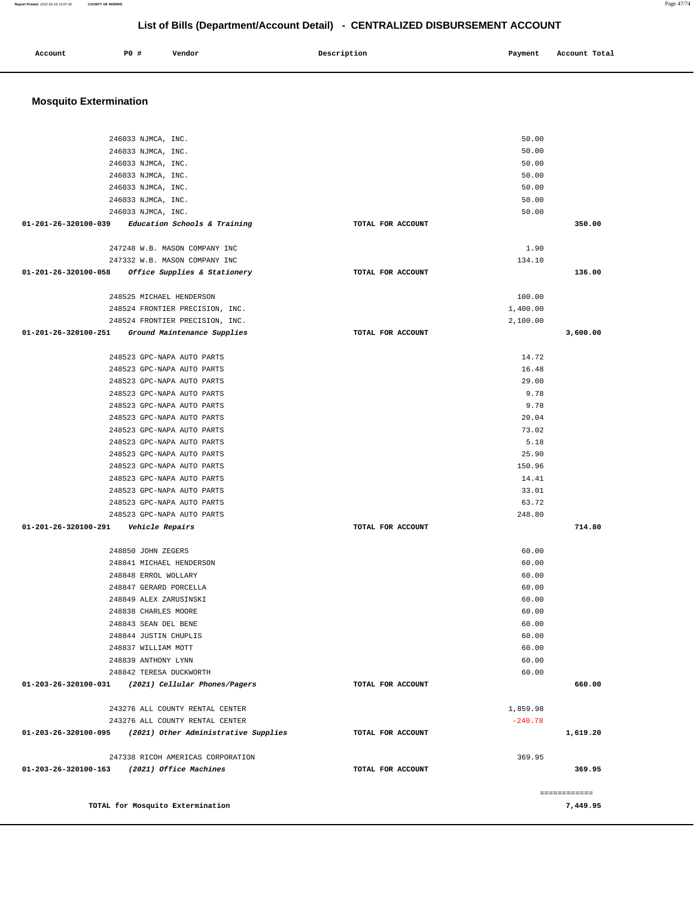# List of Bills (Department/Account Detail) - CENTRALIZED DISBURSEMENT ACCOUNT

| Account | PO # | Vendor | Description | Payment | Account Total |
|---|---|---|---|---|---|

## Mosquito Extermination

| Account | PO # | Vendor | Description | Payment | Account Total |
|---|---|---|---|---|---|
| | 246033 | NJMCA, INC. | | 50.00 | |
| | 246033 | NJMCA, INC. | | 50.00 | |
| | 246033 | NJMCA, INC. | | 50.00 | |
| | 246033 | NJMCA, INC. | | 50.00 | |
| | 246033 | NJMCA, INC. | | 50.00 | |
| | 246033 | NJMCA, INC. | | 50.00 | |
| | 246033 | NJMCA, INC. | | 50.00 | |
| **01-201-26-320100-039** | | ***Education Schools & Training*** | **TOTAL FOR ACCOUNT** | | **350.00** |
| | 247248 | W.B. MASON COMPANY INC | | 1.90 | |
| | 247332 | W.B. MASON COMPANY INC | | 134.10 | |
| **01-201-26-320100-058** | | ***Office Supplies & Stationery*** | **TOTAL FOR ACCOUNT** | | **136.00** |
| | 248525 | MICHAEL HENDERSON | | 100.00 | |
| | 248524 | FRONTIER PRECISION, INC. | | 1,400.00 | |
| | 248524 | FRONTIER PRECISION, INC. | | 2,100.00 | |
| **01-201-26-320100-251** | | ***Ground Maintenance Supplies*** | **TOTAL FOR ACCOUNT** | | **3,600.00** |
| | 248523 | GPC-NAPA AUTO PARTS | | 14.72 | |
| | 248523 | GPC-NAPA AUTO PARTS | | 16.48 | |
| | 248523 | GPC-NAPA AUTO PARTS | | 29.00 | |
| | 248523 | GPC-NAPA AUTO PARTS | | 9.78 | |
| | 248523 | GPC-NAPA AUTO PARTS | | 9.78 | |
| | 248523 | GPC-NAPA AUTO PARTS | | 20.04 | |
| | 248523 | GPC-NAPA AUTO PARTS | | 73.02 | |
| | 248523 | GPC-NAPA AUTO PARTS | | 5.18 | |
| | 248523 | GPC-NAPA AUTO PARTS | | 25.90 | |
| | 248523 | GPC-NAPA AUTO PARTS | | 150.96 | |
| | 248523 | GPC-NAPA AUTO PARTS | | 14.41 | |
| | 248523 | GPC-NAPA AUTO PARTS | | 33.01 | |
| | 248523 | GPC-NAPA AUTO PARTS | | 63.72 | |
| | 248523 | GPC-NAPA AUTO PARTS | | 248.80 | |
| **01-201-26-320100-291** | | ***Vehicle Repairs*** | **TOTAL FOR ACCOUNT** | | **714.80** |
| | 248850 | JOHN ZEGERS | | 60.00 | |
| | 248841 | MICHAEL HENDERSON | | 60.00 | |
| | 248848 | ERROL WOLLARY | | 60.00 | |
| | 248847 | GERARD PORCELLA | | 60.00 | |
| | 248849 | ALEX ZARUSINSKI | | 60.00 | |
| | 248838 | CHARLES MOORE | | 60.00 | |
| | 248843 | SEAN DEL BENE | | 60.00 | |
| | 248844 | JUSTIN CHUPLIS | | 60.00 | |
| | 248837 | WILLIAM MOTT | | 60.00 | |
| | 248839 | ANTHONY LYNN | | 60.00 | |
| | 248842 | TERESA DUCKWORTH | | 60.00 | |
| **01-203-26-320100-031** | | ***(2021) Cellular Phones/Pagers*** | **TOTAL FOR ACCOUNT** | | **660.00** |
| | 243276 | ALL COUNTY RENTAL CENTER | | 1,859.98 | |
| | 243276 | ALL COUNTY RENTAL CENTER | | -240.78 | |
| **01-203-26-320100-095** | | ***(2021) Other Administrative Supplies*** | **TOTAL FOR ACCOUNT** | | **1,619.20** |
| | 247338 | RICOH AMERICAS CORPORATION | | 369.95 | |
| **01-203-26-320100-163** | | ***(2021) Office Machines*** | **TOTAL FOR ACCOUNT** | | **369.95** |
| | | | | | ============ |
| | | **TOTAL for Mosquito Extermination** | | | **7,449.95** |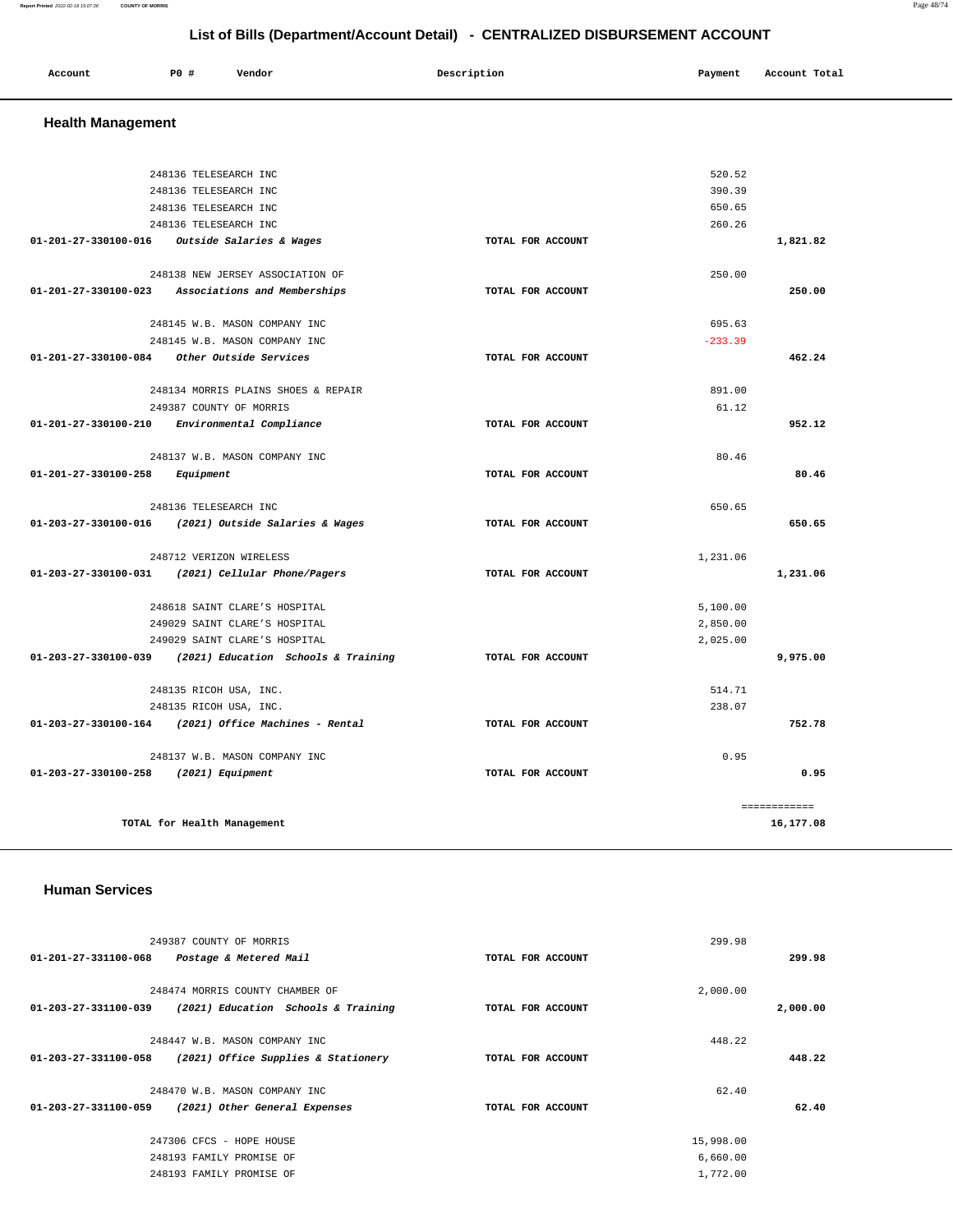# List of Bills (Department/Account Detail) - CENTRALIZED DISBURSEMENT ACCOUNT

| Account | PO # | Vendor | Description | Payment | Account Total |
| --- | --- | --- | --- | --- | --- |

## Health Management

| Account | PO # | Vendor | Description | Payment | Account Total |
| --- | --- | --- | --- | --- | --- |
| | 248136 | TELESEARCH INC | | 520.52 | |
| | 248136 | TELESEARCH INC | | 390.39 | |
| | 248136 | TELESEARCH INC | | 650.65 | |
| | 248136 | TELESEARCH INC | | 260.26 | |
| **01-201-27-330100-016** | | ***Outside Salaries & Wages*** | **TOTAL FOR ACCOUNT** | | **1,821.82** |
| | 248138 | NEW JERSEY ASSOCIATION OF | | 250.00 | |
| **01-201-27-330100-023** | | ***Associations and Memberships*** | **TOTAL FOR ACCOUNT** | | **250.00** |
| | 248145 | W.B. MASON COMPANY INC | | 695.63 | |
| | 248145 | W.B. MASON COMPANY INC | | -233.39 | |
| **01-201-27-330100-084** | | ***Other Outside Services*** | **TOTAL FOR ACCOUNT** | | **462.24** |
| | 248134 | MORRIS PLAINS SHOES & REPAIR | | 891.00 | |
| | 249387 | COUNTY OF MORRIS | | 61.12 | |
| **01-201-27-330100-210** | | ***Environmental Compliance*** | **TOTAL FOR ACCOUNT** | | **952.12** |
| | 248137 | W.B. MASON COMPANY INC | | 80.46 | |
| **01-201-27-330100-258** | | ***Equipment*** | **TOTAL FOR ACCOUNT** | | **80.46** |
| | 248136 | TELESEARCH INC | | 650.65 | |
| **01-203-27-330100-016** | | ***(2021) Outside Salaries & Wages*** | **TOTAL FOR ACCOUNT** | | **650.65** |
| | 248712 | VERIZON WIRELESS | | 1,231.06 | |
| **01-203-27-330100-031** | | ***(2021) Cellular Phone/Pagers*** | **TOTAL FOR ACCOUNT** | | **1,231.06** |
| | 248618 | SAINT CLARE'S HOSPITAL | | 5,100.00 | |
| | 249029 | SAINT CLARE'S HOSPITAL | | 2,850.00 | |
| | 249029 | SAINT CLARE'S HOSPITAL | | 2,025.00 | |
| **01-203-27-330100-039** | | ***(2021) Education Schools & Training*** | **TOTAL FOR ACCOUNT** | | **9,975.00** |
| | 248135 | RICOH USA, INC. | | 514.71 | |
| | 248135 | RICOH USA, INC. | | 238.07 | |
| **01-203-27-330100-164** | | ***(2021) Office Machines - Rental*** | **TOTAL FOR ACCOUNT** | | **752.78** |
| | 248137 | W.B. MASON COMPANY INC | | 0.95 | |
| **01-203-27-330100-258** | | ***(2021) Equipment*** | **TOTAL FOR ACCOUNT** | | **0.95** |
| | | | | | ============ |
| | | **TOTAL for Health Management** | | | **16,177.08** |

## Human Services

| Account | PO # | Vendor | Description | Payment | Account Total |
| --- | --- | --- | --- | --- | --- |
| | 249387 | COUNTY OF MORRIS | | 299.98 | |
| **01-201-27-331100-068** | | ***Postage & Metered Mail*** | **TOTAL FOR ACCOUNT** | | **299.98** |
| | 248474 | MORRIS COUNTY CHAMBER OF | | 2,000.00 | |
| **01-203-27-331100-039** | | ***(2021) Education Schools & Training*** | **TOTAL FOR ACCOUNT** | | **2,000.00** |
| | 248447 | W.B. MASON COMPANY INC | | 448.22 | |
| **01-203-27-331100-058** | | ***(2021) Office Supplies & Stationery*** | **TOTAL FOR ACCOUNT** | | **448.22** |
| | 248470 | W.B. MASON COMPANY INC | | 62.40 | |
| **01-203-27-331100-059** | | ***(2021) Other General Expenses*** | **TOTAL FOR ACCOUNT** | | **62.40** |
| | 247306 | CFCS - HOPE HOUSE | | 15,998.00 | |
| | 248193 | FAMILY PROMISE OF | | 6,660.00 | |
| | 248193 | FAMILY PROMISE OF | | 1,772.00 | |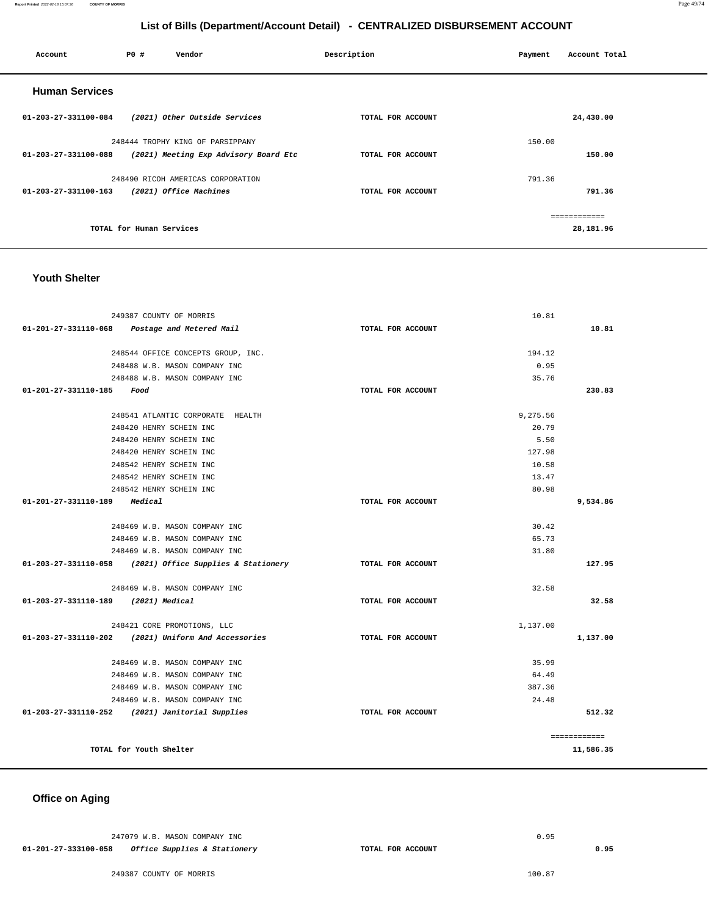## List of Bills (Department/Account Detail) - CENTRALIZED DISBURSEMENT ACCOUNT

| Account | PO # | Vendor | Description | Payment | Account Total |
|---|---|---|---|---|---|

### Human Services

| Account | PO # | Vendor | Description | Payment | Account Total |
|---|---|---|---|---|---|
| 01-203-27-331100-084 | | *(2021) Other Outside Services* | TOTAL FOR ACCOUNT | | 24,430.00 |
| | 248444 | TROPHY KING OF PARSIPPANY | | 150.00 | |
| 01-203-27-331100-088 | | *(2021) Meeting Exp Advisory Board Etc* | TOTAL FOR ACCOUNT | | 150.00 |
| | 248490 | RICOH AMERICAS CORPORATION | | 791.36 | |
| 01-203-27-331100-163 | | *(2021) Office Machines* | TOTAL FOR ACCOUNT | | 791.36 |
| | | | | | ============ |
| | | TOTAL for Human Services | | | 28,181.96 |

### Youth Shelter

| Account | PO # | Vendor | Description | Payment | Account Total |
|---|---|---|---|---|---|
| | 249387 | COUNTY OF MORRIS | | 10.81 | |
| 01-201-27-331110-068 | | *Postage and Metered Mail* | TOTAL FOR ACCOUNT | | 10.81 |
| | 248544 | OFFICE CONCEPTS GROUP, INC. | | 194.12 | |
| | 248488 | W.B. MASON COMPANY INC | | 0.95 | |
| | 248488 | W.B. MASON COMPANY INC | | 35.76 | |
| 01-201-27-331110-185 | | *Food* | TOTAL FOR ACCOUNT | | 230.83 |
| | 248541 | ATLANTIC CORPORATE HEALTH | | 9,275.56 | |
| | 248420 | HENRY SCHEIN INC | | 20.79 | |
| | 248420 | HENRY SCHEIN INC | | 5.50 | |
| | 248420 | HENRY SCHEIN INC | | 127.98 | |
| | 248542 | HENRY SCHEIN INC | | 10.58 | |
| | 248542 | HENRY SCHEIN INC | | 13.47 | |
| | 248542 | HENRY SCHEIN INC | | 80.98 | |
| 01-201-27-331110-189 | | *Medical* | TOTAL FOR ACCOUNT | | 9,534.86 |
| | 248469 | W.B. MASON COMPANY INC | | 30.42 | |
| | 248469 | W.B. MASON COMPANY INC | | 65.73 | |
| | 248469 | W.B. MASON COMPANY INC | | 31.80 | |
| 01-203-27-331110-058 | | *(2021) Office Supplies & Stationery* | TOTAL FOR ACCOUNT | | 127.95 |
| | 248469 | W.B. MASON COMPANY INC | | 32.58 | |
| 01-203-27-331110-189 | | *(2021) Medical* | TOTAL FOR ACCOUNT | | 32.58 |
| | 248421 | CORE PROMOTIONS, LLC | | 1,137.00 | |
| 01-203-27-331110-202 | | *(2021) Uniform And Accessories* | TOTAL FOR ACCOUNT | | 1,137.00 |
| | 248469 | W.B. MASON COMPANY INC | | 35.99 | |
| | 248469 | W.B. MASON COMPANY INC | | 64.49 | |
| | 248469 | W.B. MASON COMPANY INC | | 387.36 | |
| | 248469 | W.B. MASON COMPANY INC | | 24.48 | |
| 01-203-27-331110-252 | | *(2021) Janitorial Supplies* | TOTAL FOR ACCOUNT | | 512.32 |
| | | | | | ============ |
| | | TOTAL for Youth Shelter | | | 11,586.35 |

### Office on Aging

| Account | PO # | Vendor | Description | Payment | Account Total |
|---|---|---|---|---|---|
| | 247079 | W.B. MASON COMPANY INC | | 0.95 | |
| 01-201-27-333100-058 | | *Office Supplies & Stationery* | TOTAL FOR ACCOUNT | | 0.95 |
| | 249387 | COUNTY OF MORRIS | | 100.87 | |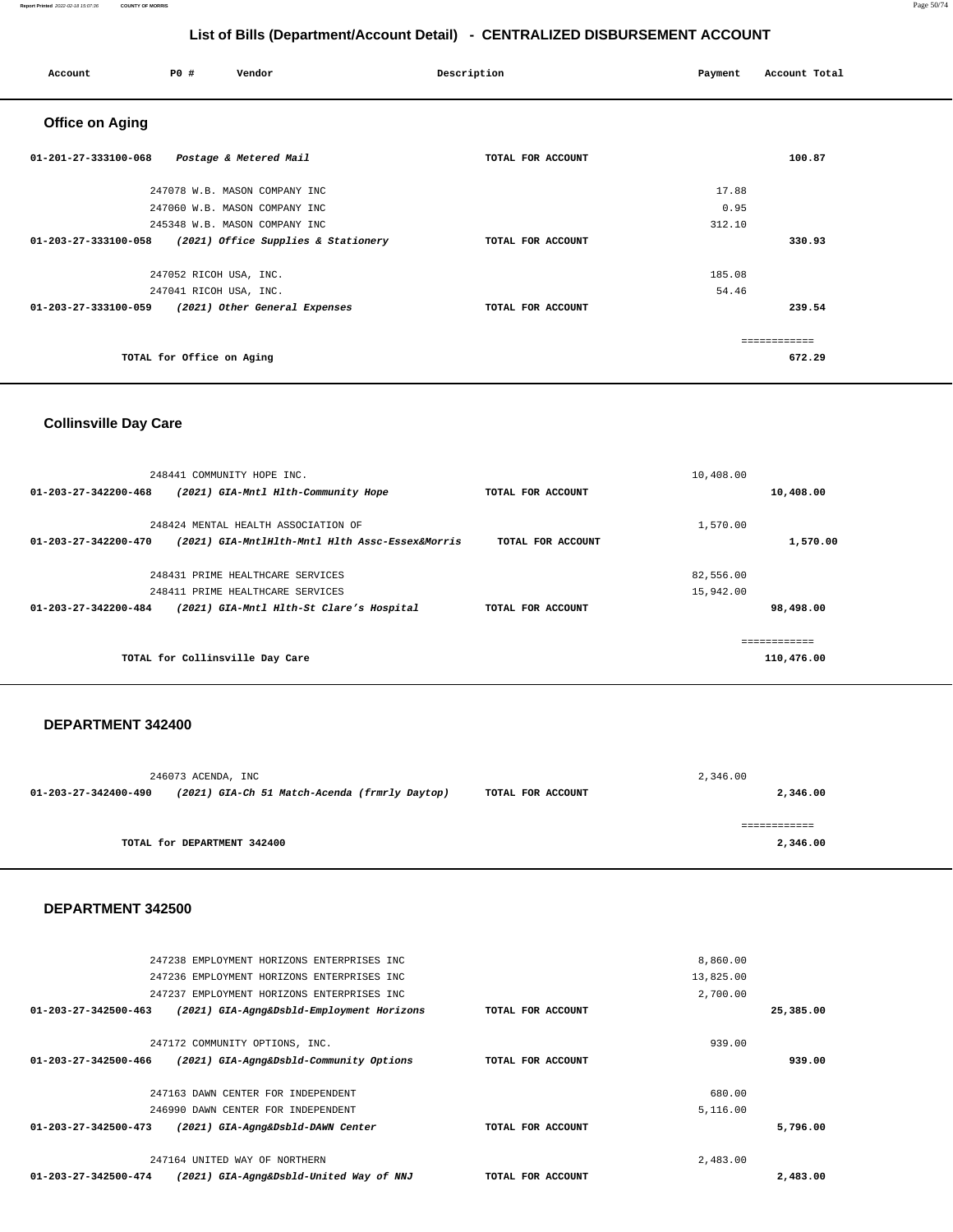# List of Bills (Department/Account Detail) - CENTRALIZED DISBURSEMENT ACCOUNT

| Account | PO # | Vendor | Description | Payment | Account Total |
|---|---|---|---|---|---|

## Office on Aging

| Account | PO # Vendor | Description | Payment | Account Total |
|---|---|---|---|---|
| 01-201-27-333100-068 | *Postage & Metered Mail* | TOTAL FOR ACCOUNT | | 100.87 |
| | 247078 W.B. MASON COMPANY INC | | 17.88 | |
| | 247060 W.B. MASON COMPANY INC | | 0.95 | |
| | 245348 W.B. MASON COMPANY INC | | 312.10 | |
| 01-203-27-333100-058 | *(2021) Office Supplies & Stationery* | TOTAL FOR ACCOUNT | | 330.93 |
| | 247052 RICOH USA, INC. | | 185.08 | |
| | 247041 RICOH USA, INC. | | 54.46 | |
| 01-203-27-333100-059 | *(2021) Other General Expenses* | TOTAL FOR ACCOUNT | | 239.54 |
| | | | | ============ |
| | **TOTAL for Office on Aging** | | | 672.29 |

## Collinsville Day Care

| Account | PO # Vendor | Description | Payment | Account Total |
|---|---|---|---|---|
| | 248441 COMMUNITY HOPE INC. | | 10,408.00 | |
| 01-203-27-342200-468 | *(2021) GIA-Mntl Hlth-Community Hope* | TOTAL FOR ACCOUNT | | 10,408.00 |
| | 248424 MENTAL HEALTH ASSOCIATION OF | | 1,570.00 | |
| 01-203-27-342200-470 | *(2021) GIA-MntlHlth-Mntl Hlth Assc-Essex&Morris* | TOTAL FOR ACCOUNT | | 1,570.00 |
| | 248431 PRIME HEALTHCARE SERVICES | | 82,556.00 | |
| | 248411 PRIME HEALTHCARE SERVICES | | 15,942.00 | |
| 01-203-27-342200-484 | *(2021) GIA-Mntl Hlth-St Clare's Hospital* | TOTAL FOR ACCOUNT | | 98,498.00 |
| | | | | ============ |
| | **TOTAL for Collinsville Day Care** | | | 110,476.00 |

## DEPARTMENT 342400

| Account | PO # Vendor | Description | Payment | Account Total |
|---|---|---|---|---|
| | 246073 ACENDA, INC | | 2,346.00 | |
| 01-203-27-342400-490 | *(2021) GIA-Ch 51 Match-Acenda (frmrly Daytop)* | TOTAL FOR ACCOUNT | | 2,346.00 |
| | | | | ============ |
| | **TOTAL for DEPARTMENT 342400** | | | 2,346.00 |

## DEPARTMENT 342500

| Account | PO # Vendor | Description | Payment | Account Total |
|---|---|---|---|---|
| | 247238 EMPLOYMENT HORIZONS ENTERPRISES INC | | 8,860.00 | |
| | 247236 EMPLOYMENT HORIZONS ENTERPRISES INC | | 13,825.00 | |
| | 247237 EMPLOYMENT HORIZONS ENTERPRISES INC | | 2,700.00 | |
| 01-203-27-342500-463 | *(2021) GIA-Agng&Dsbld-Employment Horizons* | TOTAL FOR ACCOUNT | | 25,385.00 |
| | 247172 COMMUNITY OPTIONS, INC. | | 939.00 | |
| 01-203-27-342500-466 | *(2021) GIA-Agng&Dsbld-Community Options* | TOTAL FOR ACCOUNT | | 939.00 |
| | 247163 DAWN CENTER FOR INDEPENDENT | | 680.00 | |
| | 246990 DAWN CENTER FOR INDEPENDENT | | 5,116.00 | |
| 01-203-27-342500-473 | *(2021) GIA-Agng&Dsbld-DAWN Center* | TOTAL FOR ACCOUNT | | 5,796.00 |
| | 247164 UNITED WAY OF NORTHERN | | 2,483.00 | |
| 01-203-27-342500-474 | *(2021) GIA-Agng&Dsbld-United Way of NNJ* | TOTAL FOR ACCOUNT | | 2,483.00 |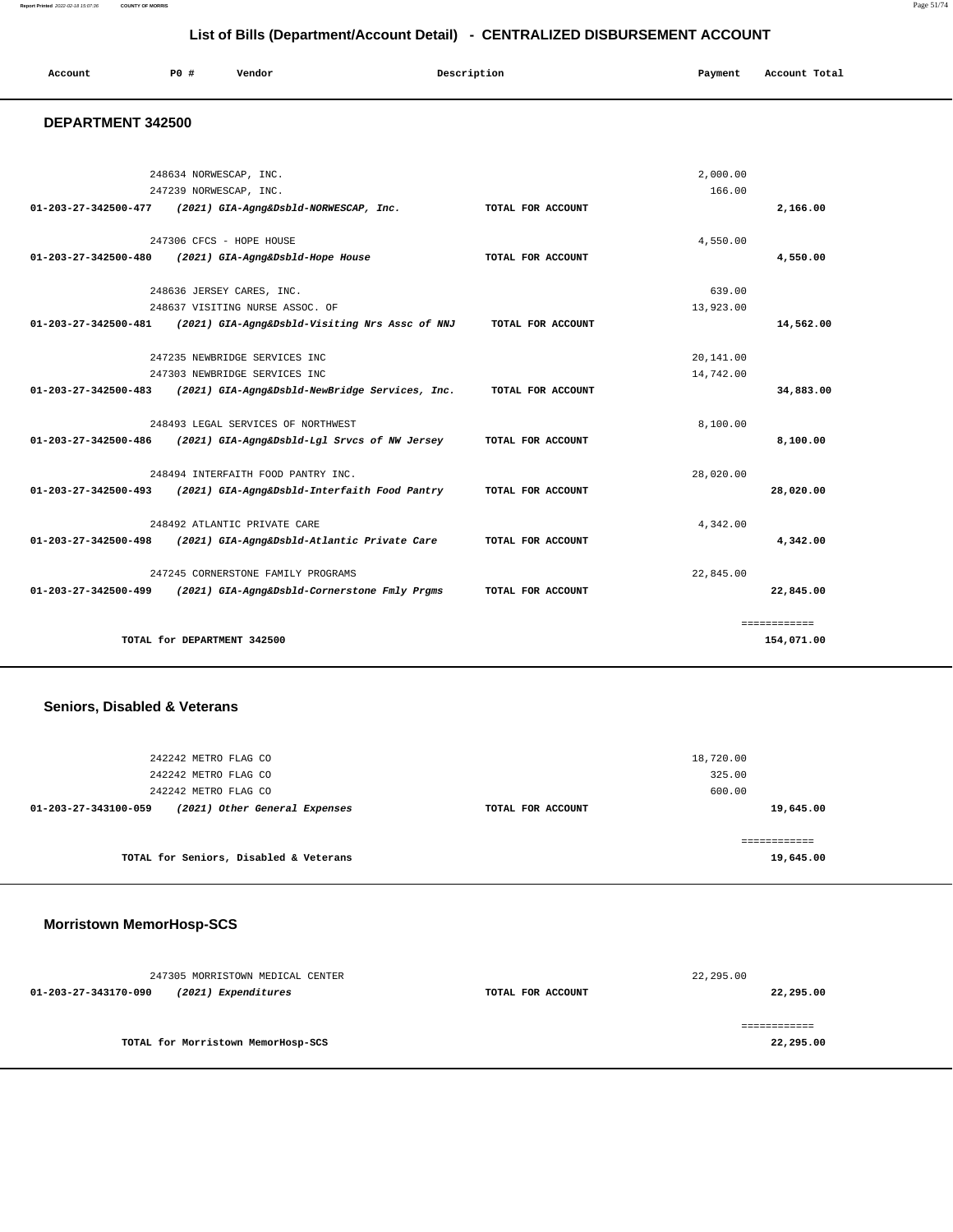# List of Bills (Department/Account Detail) - CENTRALIZED DISBURSEMENT ACCOUNT

| Account | PO # | Vendor | Description | Payment | Account Total |
|---|---|---|---|---|---|

## DEPARTMENT 342500

| Account | PO # | Vendor | Description | Payment | Account Total |
|---|---|---|---|---|---|
| | 248634 | NORWESCAP, INC. | | 2,000.00 | |
| | 247239 | NORWESCAP, INC. | | 166.00 | |
| **01-203-27-342500-477** | | ***(2021) GIA-Agng&Dsbld-NORWESCAP, Inc.*** | **TOTAL FOR ACCOUNT** | | **2,166.00** |
| | 247306 | CFCS - HOPE HOUSE | | 4,550.00 | |
| **01-203-27-342500-480** | | ***(2021) GIA-Agng&Dsbld-Hope House*** | **TOTAL FOR ACCOUNT** | | **4,550.00** |
| | 248636 | JERSEY CARES, INC. | | 639.00 | |
| | 248637 | VISITING NURSE ASSOC. OF | | 13,923.00 | |
| **01-203-27-342500-481** | | ***(2021) GIA-Agng&Dsbld-Visiting Nrs Assc of NNJ*** | **TOTAL FOR ACCOUNT** | | **14,562.00** |
| | 247235 | NEWBRIDGE SERVICES INC | | 20,141.00 | |
| | 247303 | NEWBRIDGE SERVICES INC | | 14,742.00 | |
| **01-203-27-342500-483** | | ***(2021) GIA-Agng&Dsbld-NewBridge Services, Inc.*** | **TOTAL FOR ACCOUNT** | | **34,883.00** |
| | 248493 | LEGAL SERVICES OF NORTHWEST | | 8,100.00 | |
| **01-203-27-342500-486** | | ***(2021) GIA-Agng&Dsbld-Lgl Srvcs of NW Jersey*** | **TOTAL FOR ACCOUNT** | | **8,100.00** |
| | 248494 | INTERFAITH FOOD PANTRY INC. | | 28,020.00 | |
| **01-203-27-342500-493** | | ***(2021) GIA-Agng&Dsbld-Interfaith Food Pantry*** | **TOTAL FOR ACCOUNT** | | **28,020.00** |
| | 248492 | ATLANTIC PRIVATE CARE | | 4,342.00 | |
| **01-203-27-342500-498** | | ***(2021) GIA-Agng&Dsbld-Atlantic Private Care*** | **TOTAL FOR ACCOUNT** | | **4,342.00** |
| | 247245 | CORNERSTONE FAMILY PROGRAMS | | 22,845.00 | |
| **01-203-27-342500-499** | | ***(2021) GIA-Agng&Dsbld-Cornerstone Fmly Prgms*** | **TOTAL FOR ACCOUNT** | | **22,845.00** |
| | | **TOTAL for DEPARTMENT 342500** | | | **154,071.00** |

## Seniors, Disabled & Veterans

| Account | PO # | Vendor | Description | Payment | Account Total |
|---|---|---|---|---|---|
| | 242242 | METRO FLAG CO | | 18,720.00 | |
| | 242242 | METRO FLAG CO | | 325.00 | |
| | 242242 | METRO FLAG CO | | 600.00 | |
| **01-203-27-343100-059** | | ***(2021) Other General Expenses*** | **TOTAL FOR ACCOUNT** | | **19,645.00** |
| | | **TOTAL for Seniors, Disabled & Veterans** | | | **19,645.00** |

## Morristown MemorHosp-SCS

| Account | PO # | Vendor | Description | Payment | Account Total |
|---|---|---|---|---|---|
| | 247305 | MORRISTOWN MEDICAL CENTER | | 22,295.00 | |
| **01-203-27-343170-090** | | ***(2021) Expenditures*** | **TOTAL FOR ACCOUNT** | | **22,295.00** |
| | | **TOTAL for Morristown MemorHosp-SCS** | | | **22,295.00** |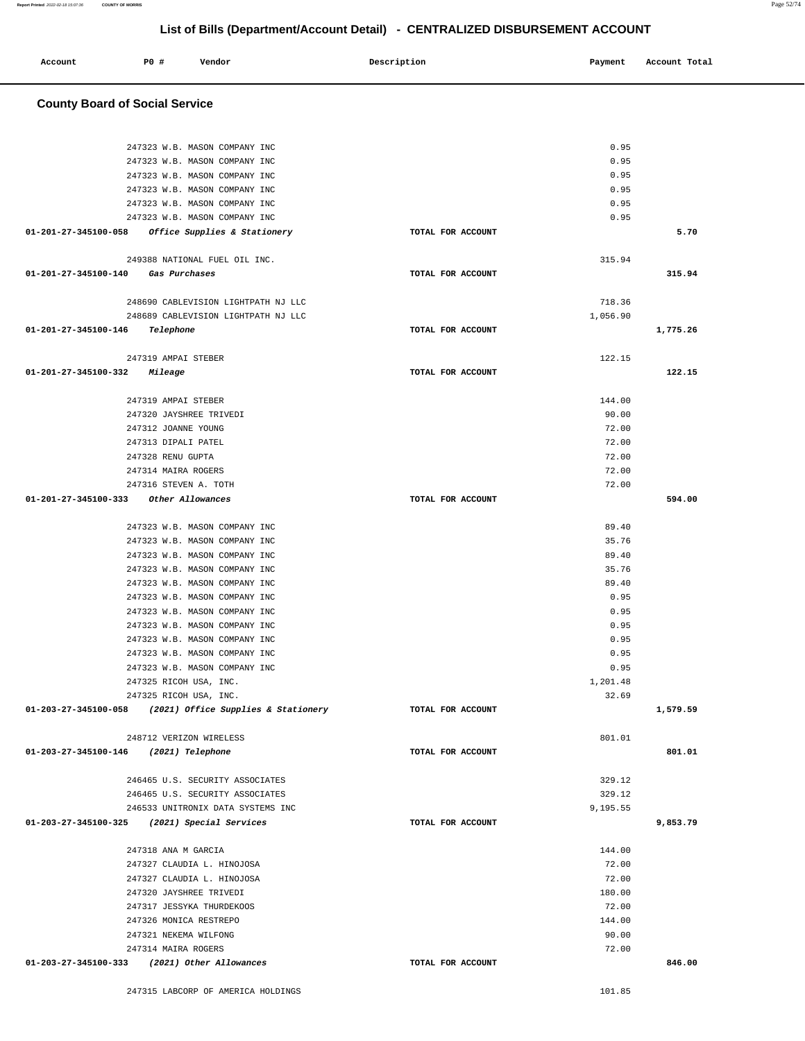# List of Bills (Department/Account Detail) - CENTRALIZED DISBURSEMENT ACCOUNT

| Account | PO # | Vendor | Description | Payment | Account Total |
|---|---|---|---|---|---|

## County Board of Social Service

| Account | PO # | Vendor | Description | Payment | Account Total |
|---|---|---|---|---|---|
| | 247323 | W.B. MASON COMPANY INC | | 0.95 | |
| | 247323 | W.B. MASON COMPANY INC | | 0.95 | |
| | 247323 | W.B. MASON COMPANY INC | | 0.95 | |
| | 247323 | W.B. MASON COMPANY INC | | 0.95 | |
| | 247323 | W.B. MASON COMPANY INC | | 0.95 | |
| | 247323 | W.B. MASON COMPANY INC | | 0.95 | |
| **01-201-27-345100-058** | | ***Office Supplies & Stationery*** | **TOTAL FOR ACCOUNT** | | **5.70** |
| | 249388 | NATIONAL FUEL OIL INC. | | 315.94 | |
| **01-201-27-345100-140** | | ***Gas Purchases*** | **TOTAL FOR ACCOUNT** | | **315.94** |
| | 248690 | CABLEVISION LIGHTPATH NJ LLC | | 718.36 | |
| | 248689 | CABLEVISION LIGHTPATH NJ LLC | | 1,056.90 | |
| **01-201-27-345100-146** | | ***Telephone*** | **TOTAL FOR ACCOUNT** | | **1,775.26** |
| | 247319 | AMPAI STEBER | | 122.15 | |
| **01-201-27-345100-332** | | ***Mileage*** | **TOTAL FOR ACCOUNT** | | **122.15** |
| | 247319 | AMPAI STEBER | | 144.00 | |
| | 247320 | JAYSHREE TRIVEDI | | 90.00 | |
| | 247312 | JOANNE YOUNG | | 72.00 | |
| | 247313 | DIPALI PATEL | | 72.00 | |
| | 247328 | RENU GUPTA | | 72.00 | |
| | 247314 | MAIRA ROGERS | | 72.00 | |
| | 247316 | STEVEN A. TOTH | | 72.00 | |
| **01-201-27-345100-333** | | ***Other Allowances*** | **TOTAL FOR ACCOUNT** | | **594.00** |
| | 247323 | W.B. MASON COMPANY INC | | 89.40 | |
| | 247323 | W.B. MASON COMPANY INC | | 35.76 | |
| | 247323 | W.B. MASON COMPANY INC | | 89.40 | |
| | 247323 | W.B. MASON COMPANY INC | | 35.76 | |
| | 247323 | W.B. MASON COMPANY INC | | 89.40 | |
| | 247323 | W.B. MASON COMPANY INC | | 0.95 | |
| | 247323 | W.B. MASON COMPANY INC | | 0.95 | |
| | 247323 | W.B. MASON COMPANY INC | | 0.95 | |
| | 247323 | W.B. MASON COMPANY INC | | 0.95 | |
| | 247323 | W.B. MASON COMPANY INC | | 0.95 | |
| | 247323 | W.B. MASON COMPANY INC | | 0.95 | |
| | 247325 | RICOH USA, INC. | | 1,201.48 | |
| | 247325 | RICOH USA, INC. | | 32.69 | |
| **01-203-27-345100-058** | | ***(2021) Office Supplies & Stationery*** | **TOTAL FOR ACCOUNT** | | **1,579.59** |
| | 248712 | VERIZON WIRELESS | | 801.01 | |
| **01-203-27-345100-146** | | ***(2021) Telephone*** | **TOTAL FOR ACCOUNT** | | **801.01** |
| | 246465 | U.S. SECURITY ASSOCIATES | | 329.12 | |
| | 246465 | U.S. SECURITY ASSOCIATES | | 329.12 | |
| | 246533 | UNITRONIX DATA SYSTEMS INC | | 9,195.55 | |
| **01-203-27-345100-325** | | ***(2021) Special Services*** | **TOTAL FOR ACCOUNT** | | **9,853.79** |
| | 247318 | ANA M GARCIA | | 144.00 | |
| | 247327 | CLAUDIA L. HINOJOSA | | 72.00 | |
| | 247327 | CLAUDIA L. HINOJOSA | | 72.00 | |
| | 247320 | JAYSHREE TRIVEDI | | 180.00 | |
| | 247317 | JESSYKA THURDEKOOS | | 72.00 | |
| | 247326 | MONICA RESTREPO | | 144.00 | |
| | 247321 | NEKEMA WILFONG | | 90.00 | |
| | 247314 | MAIRA ROGERS | | 72.00 | |
| **01-203-27-345100-333** | | ***(2021) Other Allowances*** | **TOTAL FOR ACCOUNT** | | **846.00** |
| | 247315 | LABCORP OF AMERICA HOLDINGS | | 101.85 | |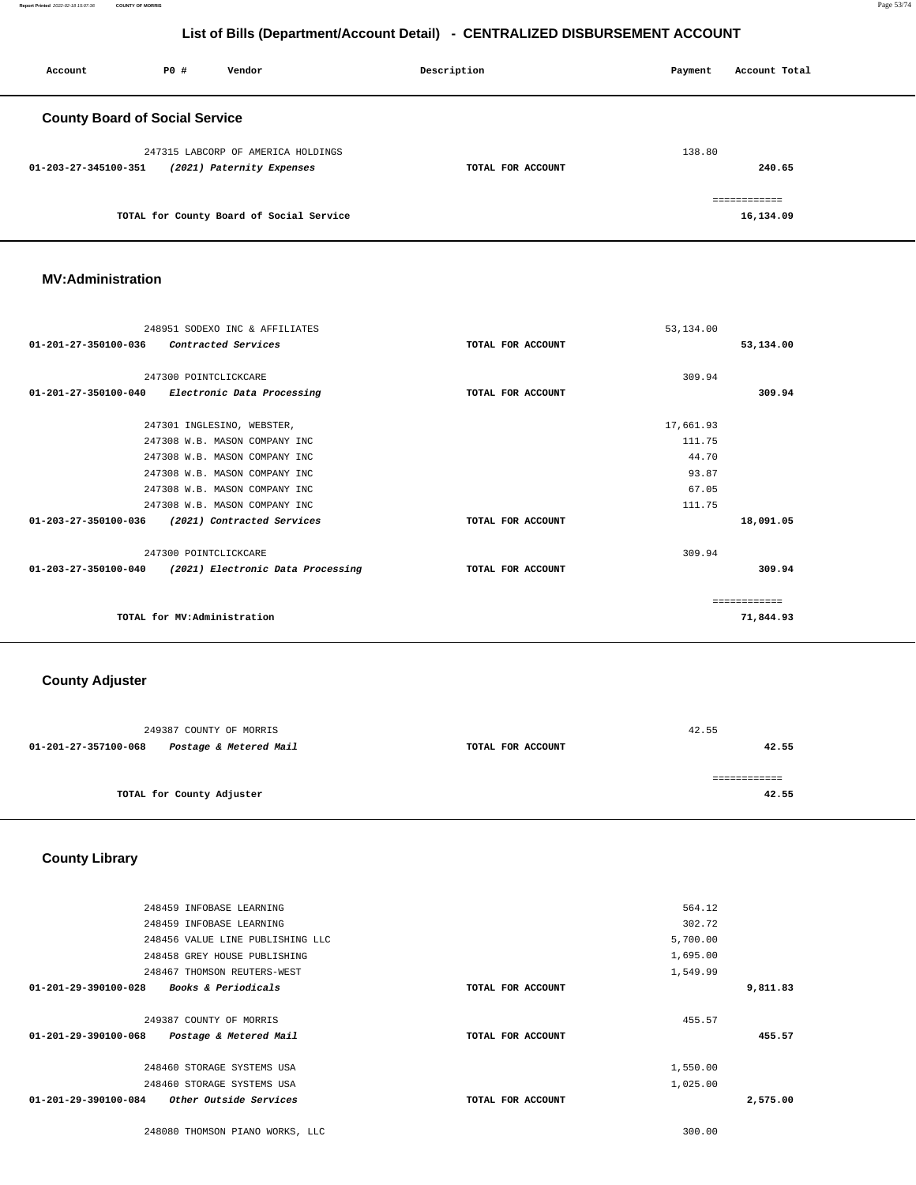# List of Bills (Department/Account Detail) - CENTRALIZED DISBURSEMENT ACCOUNT

| Account | PO # | Vendor | Description | Payment | Account Total |
|---|---|---|---|---|---|

## County Board of Social Service

| Account | PO # | Vendor | Description | Payment | Account Total |
|---|---|---|---|---|---|
| | 247315 | LABCORP OF AMERICA HOLDINGS | | 138.80 | |
| **01-203-27-345100-351** | | ***(2021) Paternity Expenses*** | **TOTAL FOR ACCOUNT** | | **240.65** |
| | | **TOTAL for County Board of Social Service** | | | **16,134.09** |

## MV:Administration

| Account | PO # | Vendor | Description | Payment | Account Total |
|---|---|---|---|---|---|
| | 248951 | SODEXO INC & AFFILIATES | | 53,134.00 | |
| **01-201-27-350100-036** | | ***Contracted Services*** | **TOTAL FOR ACCOUNT** | | **53,134.00** |
| | 247300 | POINTCLICKCARE | | 309.94 | |
| **01-201-27-350100-040** | | ***Electronic Data Processing*** | **TOTAL FOR ACCOUNT** | | **309.94** |
| | 247301 | INGLESINO, WEBSTER, | | 17,661.93 | |
| | 247308 | W.B. MASON COMPANY INC | | 111.75 | |
| | 247308 | W.B. MASON COMPANY INC | | 44.70 | |
| | 247308 | W.B. MASON COMPANY INC | | 93.87 | |
| | 247308 | W.B. MASON COMPANY INC | | 67.05 | |
| | 247308 | W.B. MASON COMPANY INC | | 111.75 | |
| **01-203-27-350100-036** | | ***(2021) Contracted Services*** | **TOTAL FOR ACCOUNT** | | **18,091.05** |
| | 247300 | POINTCLICKCARE | | 309.94 | |
| **01-203-27-350100-040** | | ***(2021) Electronic Data Processing*** | **TOTAL FOR ACCOUNT** | | **309.94** |
| | | **TOTAL for MV:Administration** | | | **71,844.93** |

## County Adjuster

| Account | PO # | Vendor | Description | Payment | Account Total |
|---|---|---|---|---|---|
| | 249387 | COUNTY OF MORRIS | | 42.55 | |
| **01-201-27-357100-068** | | ***Postage & Metered Mail*** | **TOTAL FOR ACCOUNT** | | **42.55** |
| | | **TOTAL for County Adjuster** | | | **42.55** |

## County Library

| Account | PO # | Vendor | Description | Payment | Account Total |
|---|---|---|---|---|---|
| | 248459 | INFOBASE LEARNING | | 564.12 | |
| | 248459 | INFOBASE LEARNING | | 302.72 | |
| | 248456 | VALUE LINE PUBLISHING LLC | | 5,700.00 | |
| | 248458 | GREY HOUSE PUBLISHING | | 1,695.00 | |
| | 248467 | THOMSON REUTERS-WEST | | 1,549.99 | |
| **01-201-29-390100-028** | | ***Books & Periodicals*** | **TOTAL FOR ACCOUNT** | | **9,811.83** |
| | 249387 | COUNTY OF MORRIS | | 455.57 | |
| **01-201-29-390100-068** | | ***Postage & Metered Mail*** | **TOTAL FOR ACCOUNT** | | **455.57** |
| | 248460 | STORAGE SYSTEMS USA | | 1,550.00 | |
| | 248460 | STORAGE SYSTEMS USA | | 1,025.00 | |
| **01-201-29-390100-084** | | ***Other Outside Services*** | **TOTAL FOR ACCOUNT** | | **2,575.00** |
| | 248080 | THOMSON PIANO WORKS, LLC | | 300.00 | |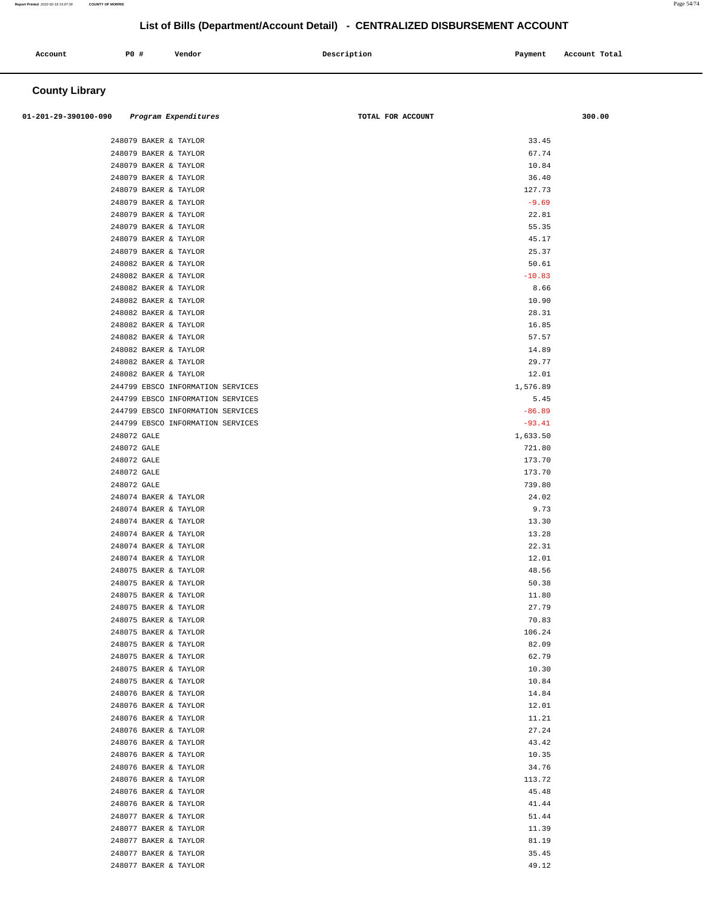## List of Bills (Department/Account Detail) - CENTRALIZED DISBURSEMENT ACCOUNT

### County Library

| Account | PO # | Vendor | Description | Payment | Account Total |
|---|---|---|---|---|---|
| 01-201-29-390100-090 | | *Program Expenditures* | TOTAL FOR ACCOUNT | | 300.00 |
| | 248079 | BAKER & TAYLOR | | 33.45 | |
| | 248079 | BAKER & TAYLOR | | 67.74 | |
| | 248079 | BAKER & TAYLOR | | 10.84 | |
| | 248079 | BAKER & TAYLOR | | 36.40 | |
| | 248079 | BAKER & TAYLOR | | 127.73 | |
| | 248079 | BAKER & TAYLOR | | -9.69 | |
| | 248079 | BAKER & TAYLOR | | 22.81 | |
| | 248079 | BAKER & TAYLOR | | 55.35 | |
| | 248079 | BAKER & TAYLOR | | 45.17 | |
| | 248079 | BAKER & TAYLOR | | 25.37 | |
| | 248082 | BAKER & TAYLOR | | 50.61 | |
| | 248082 | BAKER & TAYLOR | | -10.83 | |
| | 248082 | BAKER & TAYLOR | | 8.66 | |
| | 248082 | BAKER & TAYLOR | | 10.90 | |
| | 248082 | BAKER & TAYLOR | | 28.31 | |
| | 248082 | BAKER & TAYLOR | | 16.85 | |
| | 248082 | BAKER & TAYLOR | | 57.57 | |
| | 248082 | BAKER & TAYLOR | | 14.89 | |
| | 248082 | BAKER & TAYLOR | | 29.77 | |
| | 248082 | BAKER & TAYLOR | | 12.01 | |
| | 244799 | EBSCO INFORMATION SERVICES | | 1,576.89 | |
| | 244799 | EBSCO INFORMATION SERVICES | | 5.45 | |
| | 244799 | EBSCO INFORMATION SERVICES | | -86.89 | |
| | 244799 | EBSCO INFORMATION SERVICES | | -93.41 | |
| | 248072 | GALE | | 1,633.50 | |
| | 248072 | GALE | | 721.80 | |
| | 248072 | GALE | | 173.70 | |
| | 248072 | GALE | | 173.70 | |
| | 248072 | GALE | | 739.80 | |
| | 248074 | BAKER & TAYLOR | | 24.02 | |
| | 248074 | BAKER & TAYLOR | | 9.73 | |
| | 248074 | BAKER & TAYLOR | | 13.30 | |
| | 248074 | BAKER & TAYLOR | | 13.28 | |
| | 248074 | BAKER & TAYLOR | | 22.31 | |
| | 248074 | BAKER & TAYLOR | | 12.01 | |
| | 248075 | BAKER & TAYLOR | | 48.56 | |
| | 248075 | BAKER & TAYLOR | | 50.38 | |
| | 248075 | BAKER & TAYLOR | | 11.80 | |
| | 248075 | BAKER & TAYLOR | | 27.79 | |
| | 248075 | BAKER & TAYLOR | | 70.83 | |
| | 248075 | BAKER & TAYLOR | | 106.24 | |
| | 248075 | BAKER & TAYLOR | | 82.09 | |
| | 248075 | BAKER & TAYLOR | | 62.79 | |
| | 248075 | BAKER & TAYLOR | | 10.30 | |
| | 248075 | BAKER & TAYLOR | | 10.84 | |
| | 248076 | BAKER & TAYLOR | | 14.84 | |
| | 248076 | BAKER & TAYLOR | | 12.01 | |
| | 248076 | BAKER & TAYLOR | | 11.21 | |
| | 248076 | BAKER & TAYLOR | | 27.24 | |
| | 248076 | BAKER & TAYLOR | | 43.42 | |
| | 248076 | BAKER & TAYLOR | | 10.35 | |
| | 248076 | BAKER & TAYLOR | | 34.76 | |
| | 248076 | BAKER & TAYLOR | | 113.72 | |
| | 248076 | BAKER & TAYLOR | | 45.48 | |
| | 248076 | BAKER & TAYLOR | | 41.44 | |
| | 248077 | BAKER & TAYLOR | | 51.44 | |
| | 248077 | BAKER & TAYLOR | | 11.39 | |
| | 248077 | BAKER & TAYLOR | | 81.19 | |
| | 248077 | BAKER & TAYLOR | | 35.45 | |
| | 248077 | BAKER & TAYLOR | | 49.12 | |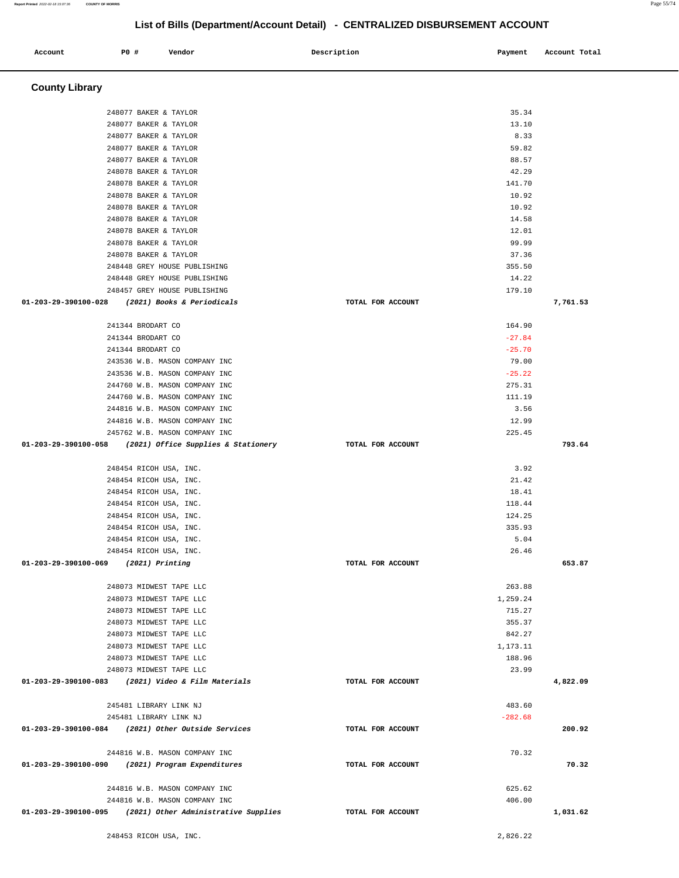## List of Bills (Department/Account Detail) - CENTRALIZED DISBURSEMENT ACCOUNT

| Account | PO # | Vendor | Description | Payment | Account Total |
|---|---|---|---|---|---|

### County Library

| Account | PO # | Vendor | Description | Payment | Account Total |
|---|---|---|---|---|---|
| | 248077 | BAKER & TAYLOR | | 35.34 | |
| | 248077 | BAKER & TAYLOR | | 13.10 | |
| | 248077 | BAKER & TAYLOR | | 8.33 | |
| | 248077 | BAKER & TAYLOR | | 59.82 | |
| | 248077 | BAKER & TAYLOR | | 88.57 | |
| | 248078 | BAKER & TAYLOR | | 42.29 | |
| | 248078 | BAKER & TAYLOR | | 141.70 | |
| | 248078 | BAKER & TAYLOR | | 10.92 | |
| | 248078 | BAKER & TAYLOR | | 10.92 | |
| | 248078 | BAKER & TAYLOR | | 14.58 | |
| | 248078 | BAKER & TAYLOR | | 12.01 | |
| | 248078 | BAKER & TAYLOR | | 99.99 | |
| | 248078 | BAKER & TAYLOR | | 37.36 | |
| | 248448 | GREY HOUSE PUBLISHING | | 355.50 | |
| | 248448 | GREY HOUSE PUBLISHING | | 14.22 | |
| | 248457 | GREY HOUSE PUBLISHING | | 179.10 | |
| **01-203-29-390100-028** | | ***(2021) Books & Periodicals*** | **TOTAL FOR ACCOUNT** | | **7,761.53** |
| | 241344 | BRODART CO | | 164.90 | |
| | 241344 | BRODART CO | | -27.84 | |
| | 241344 | BRODART CO | | -25.70 | |
| | 243536 | W.B. MASON COMPANY INC | | 79.00 | |
| | 243536 | W.B. MASON COMPANY INC | | -25.22 | |
| | 244760 | W.B. MASON COMPANY INC | | 275.31 | |
| | 244760 | W.B. MASON COMPANY INC | | 111.19 | |
| | 244816 | W.B. MASON COMPANY INC | | 3.56 | |
| | 244816 | W.B. MASON COMPANY INC | | 12.99 | |
| | 245762 | W.B. MASON COMPANY INC | | 225.45 | |
| **01-203-29-390100-058** | | ***(2021) Office Supplies & Stationery*** | **TOTAL FOR ACCOUNT** | | **793.64** |
| | 248454 | RICOH USA, INC. | | 3.92 | |
| | 248454 | RICOH USA, INC. | | 21.42 | |
| | 248454 | RICOH USA, INC. | | 18.41 | |
| | 248454 | RICOH USA, INC. | | 118.44 | |
| | 248454 | RICOH USA, INC. | | 124.25 | |
| | 248454 | RICOH USA, INC. | | 335.93 | |
| | 248454 | RICOH USA, INC. | | 5.04 | |
| | 248454 | RICOH USA, INC. | | 26.46 | |
| **01-203-29-390100-069** | | ***(2021) Printing*** | **TOTAL FOR ACCOUNT** | | **653.87** |
| | 248073 | MIDWEST TAPE LLC | | 263.88 | |
| | 248073 | MIDWEST TAPE LLC | | 1,259.24 | |
| | 248073 | MIDWEST TAPE LLC | | 715.27 | |
| | 248073 | MIDWEST TAPE LLC | | 355.37 | |
| | 248073 | MIDWEST TAPE LLC | | 842.27 | |
| | 248073 | MIDWEST TAPE LLC | | 1,173.11 | |
| | 248073 | MIDWEST TAPE LLC | | 188.96 | |
| | 248073 | MIDWEST TAPE LLC | | 23.99 | |
| **01-203-29-390100-083** | | ***(2021) Video & Film Materials*** | **TOTAL FOR ACCOUNT** | | **4,822.09** |
| | 245481 | LIBRARY LINK NJ | | 483.60 | |
| | 245481 | LIBRARY LINK NJ | | -282.68 | |
| **01-203-29-390100-084** | | ***(2021) Other Outside Services*** | **TOTAL FOR ACCOUNT** | | **200.92** |
| | 244816 | W.B. MASON COMPANY INC | | 70.32 | |
| **01-203-29-390100-090** | | ***(2021) Program Expenditures*** | **TOTAL FOR ACCOUNT** | | **70.32** |
| | 244816 | W.B. MASON COMPANY INC | | 625.62 | |
| | 244816 | W.B. MASON COMPANY INC | | 406.00 | |
| **01-203-29-390100-095** | | ***(2021) Other Administrative Supplies*** | **TOTAL FOR ACCOUNT** | | **1,031.62** |
| | 248453 | RICOH USA, INC. | | 2,826.22 | |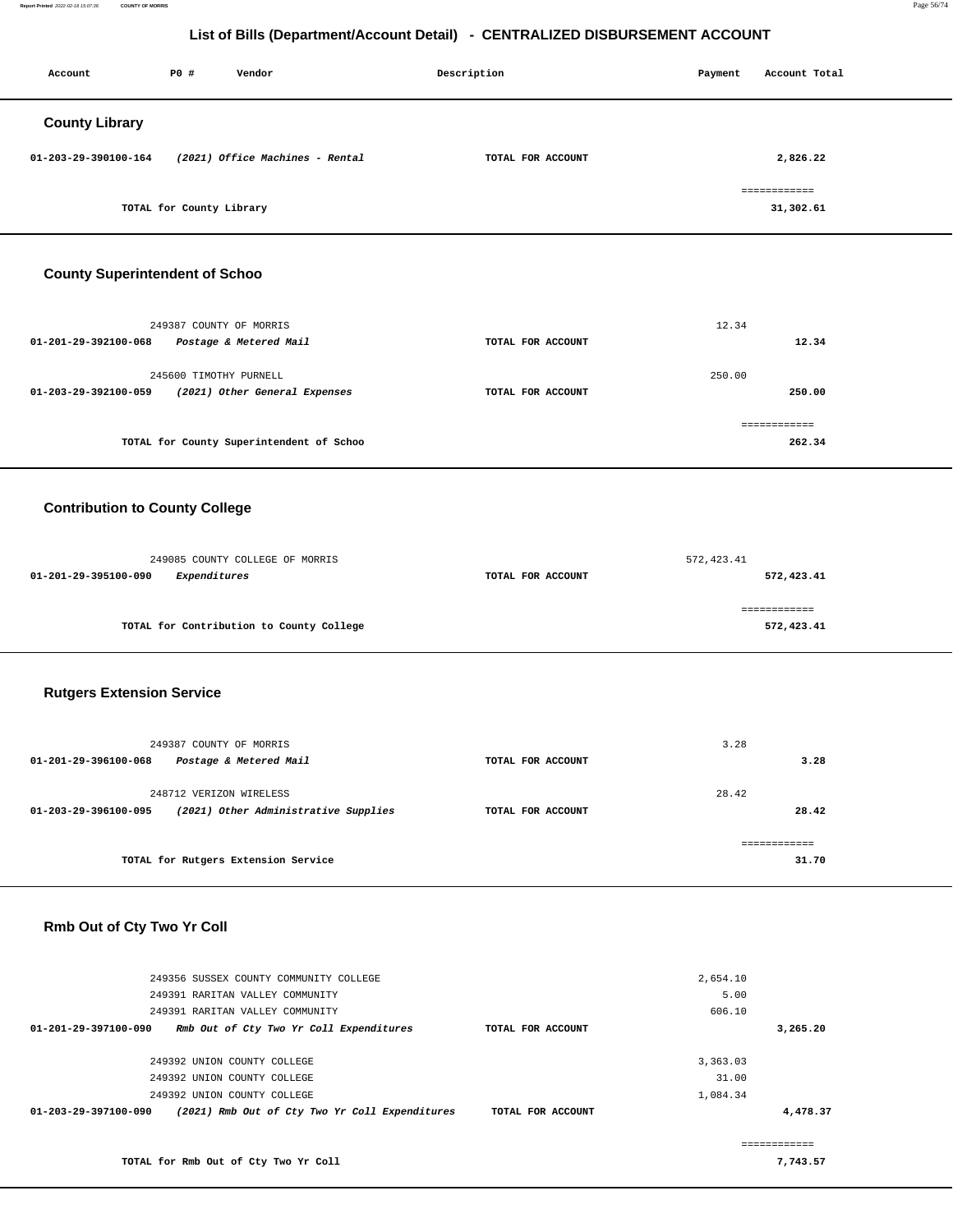## List of Bills (Department/Account Detail) - CENTRALIZED DISBURSEMENT ACCOUNT

| Account | PO # | Vendor | Description | Payment | Account Total |
|---|---|---|---|---|---|

### County Library

| Account | PO # | Vendor | Description | Payment | Account Total |
|---|---|---|---|---|---|
| 01-203-29-390100-164 | | *(2021) Office Machines - Rental* | TOTAL FOR ACCOUNT | | **2,826.22** |
| | | TOTAL for County Library | | | ============ **31,302.61** |

### County Superintendent of Schoo

| Account | PO # | Vendor | Description | Payment | Account Total |
|---|---|---|---|---|---|
| | 249387 | COUNTY OF MORRIS | | 12.34 | |
| 01-201-29-392100-068 | | *Postage & Metered Mail* | TOTAL FOR ACCOUNT | | **12.34** |
| | 245600 | TIMOTHY PURNELL | | 250.00 | |
| 01-203-29-392100-059 | | *(2021) Other General Expenses* | TOTAL FOR ACCOUNT | | **250.00** |
| | | TOTAL for County Superintendent of Schoo | | | ============ **262.34** |

### Contribution to County College

| Account | PO # | Vendor | Description | Payment | Account Total |
|---|---|---|---|---|---|
| | 249085 | COUNTY COLLEGE OF MORRIS | | 572,423.41 | |
| 01-201-29-395100-090 | | *Expenditures* | TOTAL FOR ACCOUNT | | **572,423.41** |
| | | TOTAL for Contribution to County College | | | ============ **572,423.41** |

### Rutgers Extension Service

| Account | PO # | Vendor | Description | Payment | Account Total |
|---|---|---|---|---|---|
| | 249387 | COUNTY OF MORRIS | | 3.28 | |
| 01-201-29-396100-068 | | *Postage & Metered Mail* | TOTAL FOR ACCOUNT | | **3.28** |
| | 248712 | VERIZON WIRELESS | | 28.42 | |
| 01-203-29-396100-095 | | *(2021) Other Administrative Supplies* | TOTAL FOR ACCOUNT | | **28.42** |
| | | TOTAL for Rutgers Extension Service | | | ============ **31.70** |

### Rmb Out of Cty Two Yr Coll

| Account | PO # | Vendor | Description | Payment | Account Total |
|---|---|---|---|---|---|
| | 249356 | SUSSEX COUNTY COMMUNITY COLLEGE | | 2,654.10 | |
| | 249391 | RARITAN VALLEY COMMUNITY | | 5.00 | |
| | 249391 | RARITAN VALLEY COMMUNITY | | 606.10 | |
| 01-201-29-397100-090 | | *Rmb Out of Cty Two Yr Coll Expenditures* | TOTAL FOR ACCOUNT | | **3,265.20** |
| | 249392 | UNION COUNTY COLLEGE | | 3,363.03 | |
| | 249392 | UNION COUNTY COLLEGE | | 31.00 | |
| | 249392 | UNION COUNTY COLLEGE | | 1,084.34 | |
| 01-203-29-397100-090 | | *(2021) Rmb Out of Cty Two Yr Coll Expenditures* | TOTAL FOR ACCOUNT | | **4,478.37** |
| | | TOTAL for Rmb Out of Cty Two Yr Coll | | | ============ **7,743.57** |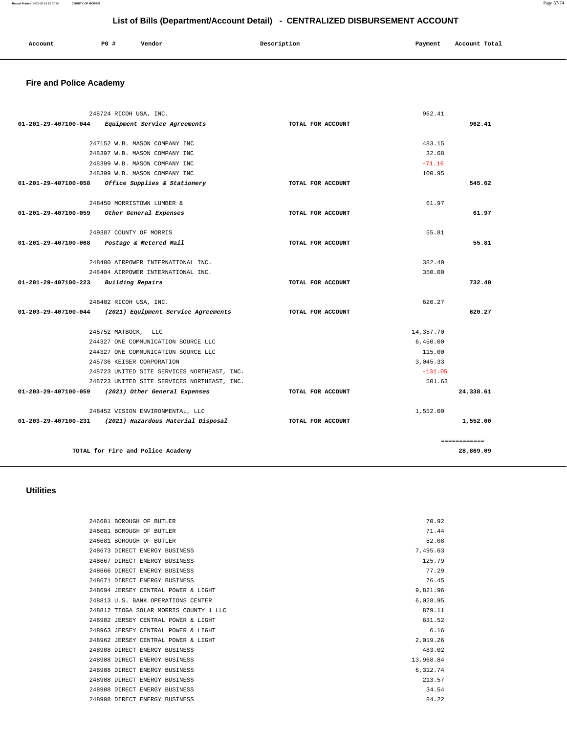## List of Bills (Department/Account Detail) - CENTRALIZED DISBURSEMENT ACCOUNT

| Account | PO # | Vendor | Description | Payment | Account Total |
|---|---|---|---|---|---|

### Fire and Police Academy

| Account | PO # | Vendor | Description | Payment | Account Total |
|---|---|---|---|---|---|
| | 248724 | RICOH USA, INC. | | 962.41 | |
| 01-201-29-407100-044 | | *Equipment Service Agreements* | TOTAL FOR ACCOUNT | | 962.41 |
| | 247152 | W.B. MASON COMPANY INC | | 483.15 | |
| | 248397 | W.B. MASON COMPANY INC | | 32.68 | |
| | 248399 | W.B. MASON COMPANY INC | | -71.16 | |
| | 248399 | W.B. MASON COMPANY INC | | 100.95 | |
| 01-201-29-407100-058 | | *Office Supplies & Stationery* | TOTAL FOR ACCOUNT | | 545.62 |
| | 248450 | MORRISTOWN LUMBER & | | 61.97 | |
| 01-201-29-407100-059 | | *Other General Expenses* | TOTAL FOR ACCOUNT | | 61.97 |
| | 249387 | COUNTY OF MORRIS | | 55.81 | |
| 01-201-29-407100-068 | | *Postage & Metered Mail* | TOTAL FOR ACCOUNT | | 55.81 |
| | 248400 | AIRPOWER INTERNATIONAL INC. | | 382.40 | |
| | 248404 | AIRPOWER INTERNATIONAL INC. | | 350.00 | |
| 01-201-29-407100-223 | | *Building Repairs* | TOTAL FOR ACCOUNT | | 732.40 |
| | 248402 | RICOH USA, INC. | | 620.27 | |
| 01-203-29-407100-044 | | *(2021) Equipment Service Agreements* | TOTAL FOR ACCOUNT | | 620.27 |
| | 245752 | MATBOCK, LLC | | 14,357.70 | |
| | 244327 | ONE COMMUNICATION SOURCE LLC | | 6,450.00 | |
| | 244327 | ONE COMMUNICATION SOURCE LLC | | 115.00 | |
| | 245736 | KEISER CORPORATION | | 3,045.33 | |
| | 248723 | UNITED SITE SERVICES NORTHEAST, INC. | | -131.05 | |
| | 248723 | UNITED SITE SERVICES NORTHEAST, INC. | | 501.63 | |
| 01-203-29-407100-059 | | *(2021) Other General Expenses* | TOTAL FOR ACCOUNT | | 24,338.61 |
| | 248452 | VISION ENVIRONMENTAL, LLC | | 1,552.00 | |
| 01-203-29-407100-231 | | *(2021) Hazardous Material Disposal* | TOTAL FOR ACCOUNT | | 1,552.00 |
| | | | | | ============ |
| | | **TOTAL for Fire and Police Academy** | | | **28,869.09** |

### Utilities

| Account | PO # | Vendor | Description | Payment | Account Total |
|---|---|---|---|---|---|
| | 246681 | BOROUGH OF BUTLER | | 70.92 | |
| | 246681 | BOROUGH OF BUTLER | | 71.44 | |
| | 246681 | BOROUGH OF BUTLER | | 52.08 | |
| | 248673 | DIRECT ENERGY BUSINESS | | 7,495.63 | |
| | 248667 | DIRECT ENERGY BUSINESS | | 125.79 | |
| | 248666 | DIRECT ENERGY BUSINESS | | 77.29 | |
| | 248671 | DIRECT ENERGY BUSINESS | | 76.45 | |
| | 248694 | JERSEY CENTRAL POWER & LIGHT | | 9,821.96 | |
| | 248813 | U.S. BANK OPERATIONS CENTER | | 6,028.95 | |
| | 248812 | TIOGA SOLAR MORRIS COUNTY 1 LLC | | 879.11 | |
| | 248902 | JERSEY CENTRAL POWER & LIGHT | | 631.52 | |
| | 248963 | JERSEY CENTRAL POWER & LIGHT | | 6.16 | |
| | 248962 | JERSEY CENTRAL POWER & LIGHT | | 2,019.26 | |
| | 248908 | DIRECT ENERGY BUSINESS | | 483.02 | |
| | 248908 | DIRECT ENERGY BUSINESS | | 13,968.84 | |
| | 248908 | DIRECT ENERGY BUSINESS | | 6,312.74 | |
| | 248908 | DIRECT ENERGY BUSINESS | | 213.57 | |
| | 248908 | DIRECT ENERGY BUSINESS | | 34.54 | |
| | 248908 | DIRECT ENERGY BUSINESS | | 84.22 | |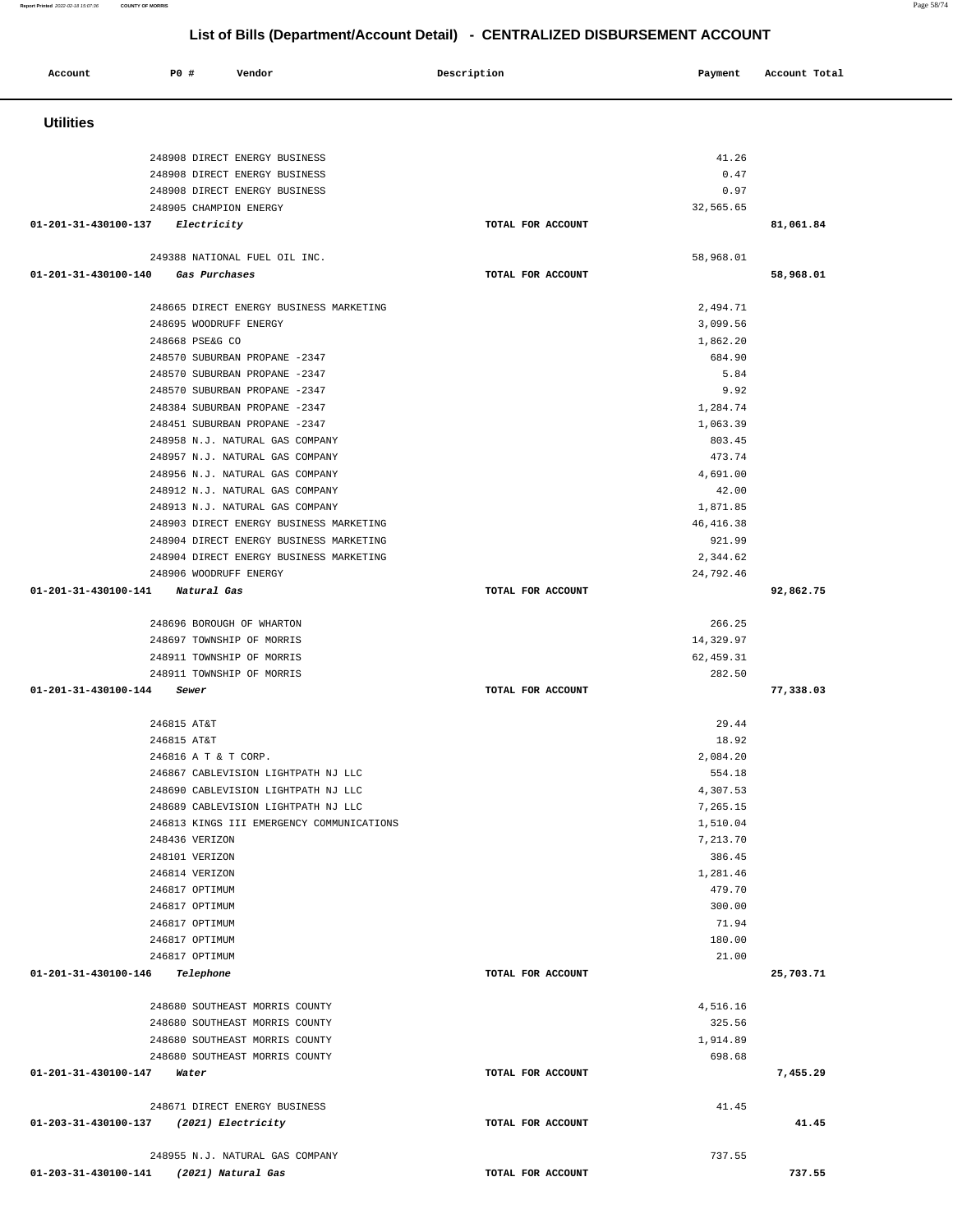## List of Bills (Department/Account Detail) - CENTRALIZED DISBURSEMENT ACCOUNT

| Account | PO # | Vendor | Description | Payment | Account Total |
|---|---|---|---|---|---|

### Utilities

| Account | PO # | Vendor | Description | Payment | Account Total |
|---|---|---|---|---|---|
| | 248908 | DIRECT ENERGY BUSINESS | | 41.26 | |
| | 248908 | DIRECT ENERGY BUSINESS | | 0.47 | |
| | 248908 | DIRECT ENERGY BUSINESS | | 0.97 | |
| | 248905 | CHAMPION ENERGY | | 32,565.65 | |
| 01-201-31-430100-137 *Electricity* | | | TOTAL FOR ACCOUNT | | 81,061.84 |
| | 249388 | NATIONAL FUEL OIL INC. | | 58,968.01 | |
| 01-201-31-430100-140 *Gas Purchases* | | | TOTAL FOR ACCOUNT | | 58,968.01 |
| | 248665 | DIRECT ENERGY BUSINESS MARKETING | | 2,494.71 | |
| | 248695 | WOODRUFF ENERGY | | 3,099.56 | |
| | 248668 | PSE&G CO | | 1,862.20 | |
| | 248570 | SUBURBAN PROPANE -2347 | | 684.90 | |
| | 248570 | SUBURBAN PROPANE -2347 | | 5.84 | |
| | 248570 | SUBURBAN PROPANE -2347 | | 9.92 | |
| | 248384 | SUBURBAN PROPANE -2347 | | 1,284.74 | |
| | 248451 | SUBURBAN PROPANE -2347 | | 1,063.39 | |
| | 248958 | N.J. NATURAL GAS COMPANY | | 803.45 | |
| | 248957 | N.J. NATURAL GAS COMPANY | | 473.74 | |
| | 248956 | N.J. NATURAL GAS COMPANY | | 4,691.00 | |
| | 248912 | N.J. NATURAL GAS COMPANY | | 42.00 | |
| | 248913 | N.J. NATURAL GAS COMPANY | | 1,871.85 | |
| | 248903 | DIRECT ENERGY BUSINESS MARKETING | | 46,416.38 | |
| | 248904 | DIRECT ENERGY BUSINESS MARKETING | | 921.99 | |
| | 248904 | DIRECT ENERGY BUSINESS MARKETING | | 2,344.62 | |
| | 248906 | WOODRUFF ENERGY | | 24,792.46 | |
| 01-201-31-430100-141 *Natural Gas* | | | TOTAL FOR ACCOUNT | | 92,862.75 |
| | 248696 | BOROUGH OF WHARTON | | 266.25 | |
| | 248697 | TOWNSHIP OF MORRIS | | 14,329.97 | |
| | 248911 | TOWNSHIP OF MORRIS | | 62,459.31 | |
| | 248911 | TOWNSHIP OF MORRIS | | 282.50 | |
| 01-201-31-430100-144 *Sewer* | | | TOTAL FOR ACCOUNT | | 77,338.03 |
| | 246815 | AT&T | | 29.44 | |
| | 246815 | AT&T | | 18.92 | |
| | 246816 | A T & T CORP. | | 2,084.20 | |
| | 246867 | CABLEVISION LIGHTPATH NJ LLC | | 554.18 | |
| | 248690 | CABLEVISION LIGHTPATH NJ LLC | | 4,307.53 | |
| | 248689 | CABLEVISION LIGHTPATH NJ LLC | | 7,265.15 | |
| | 246813 | KINGS III EMERGENCY COMMUNICATIONS | | 1,510.04 | |
| | 248436 | VERIZON | | 7,213.70 | |
| | 248101 | VERIZON | | 386.45 | |
| | 246814 | VERIZON | | 1,281.46 | |
| | 246817 | OPTIMUM | | 479.70 | |
| | 246817 | OPTIMUM | | 300.00 | |
| | 246817 | OPTIMUM | | 71.94 | |
| | 246817 | OPTIMUM | | 180.00 | |
| | 246817 | OPTIMUM | | 21.00 | |
| 01-201-31-430100-146 *Telephone* | | | TOTAL FOR ACCOUNT | | 25,703.71 |
| | 248680 | SOUTHEAST MORRIS COUNTY | | 4,516.16 | |
| | 248680 | SOUTHEAST MORRIS COUNTY | | 325.56 | |
| | 248680 | SOUTHEAST MORRIS COUNTY | | 1,914.89 | |
| | 248680 | SOUTHEAST MORRIS COUNTY | | 698.68 | |
| 01-201-31-430100-147 *Water* | | | TOTAL FOR ACCOUNT | | 7,455.29 |
| | 248671 | DIRECT ENERGY BUSINESS | | 41.45 | |
| 01-203-31-430100-137 *(2021) Electricity* | | | TOTAL FOR ACCOUNT | | 41.45 |
| | 248955 | N.J. NATURAL GAS COMPANY | | 737.55 | |
| 01-203-31-430100-141 *(2021) Natural Gas* | | | TOTAL FOR ACCOUNT | | 737.55 |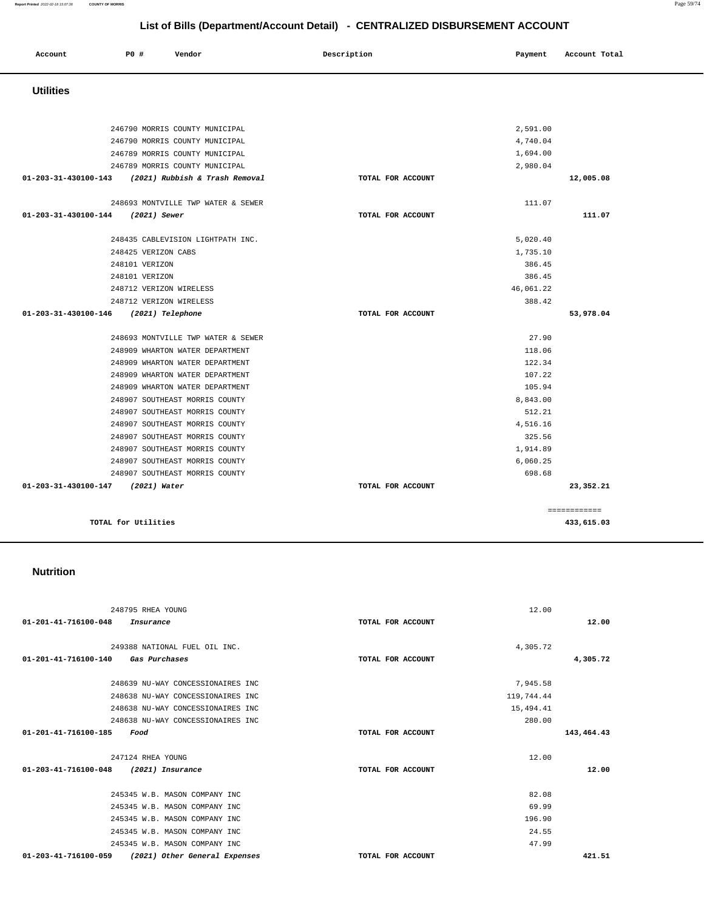# List of Bills (Department/Account Detail) - CENTRALIZED DISBURSEMENT ACCOUNT

| Account | PO # | Vendor | Description | Payment | Account Total |
|---|---|---|---|---|---|

## Utilities

| Account | PO # | Vendor | Description | Payment | Account Total |
|---|---|---|---|---|---|
| | 246790 | MORRIS COUNTY MUNICIPAL | | 2,591.00 | |
| | 246790 | MORRIS COUNTY MUNICIPAL | | 4,740.04 | |
| | 246789 | MORRIS COUNTY MUNICIPAL | | 1,694.00 | |
| | 246789 | MORRIS COUNTY MUNICIPAL | | 2,980.04 | |
| 01-203-31-430100-143 | | *(2021) Rubbish & Trash Removal* | TOTAL FOR ACCOUNT | | 12,005.08 |
| | 248693 | MONTVILLE TWP WATER & SEWER | | 111.07 | |
| 01-203-31-430100-144 | | *(2021) Sewer* | TOTAL FOR ACCOUNT | | 111.07 |
| | 248435 | CABLEVISION LIGHTPATH INC. | | 5,020.40 | |
| | 248425 | VERIZON CABS | | 1,735.10 | |
| | 248101 | VERIZON | | 386.45 | |
| | 248101 | VERIZON | | 386.45 | |
| | 248712 | VERIZON WIRELESS | | 46,061.22 | |
| | 248712 | VERIZON WIRELESS | | 388.42 | |
| 01-203-31-430100-146 | | *(2021) Telephone* | TOTAL FOR ACCOUNT | | 53,978.04 |
| | 248693 | MONTVILLE TWP WATER & SEWER | | 27.90 | |
| | 248909 | WHARTON WATER DEPARTMENT | | 118.06 | |
| | 248909 | WHARTON WATER DEPARTMENT | | 122.34 | |
| | 248909 | WHARTON WATER DEPARTMENT | | 107.22 | |
| | 248909 | WHARTON WATER DEPARTMENT | | 105.94 | |
| | 248907 | SOUTHEAST MORRIS COUNTY | | 8,843.00 | |
| | 248907 | SOUTHEAST MORRIS COUNTY | | 512.21 | |
| | 248907 | SOUTHEAST MORRIS COUNTY | | 4,516.16 | |
| | 248907 | SOUTHEAST MORRIS COUNTY | | 325.56 | |
| | 248907 | SOUTHEAST MORRIS COUNTY | | 1,914.89 | |
| | 248907 | SOUTHEAST MORRIS COUNTY | | 6,060.25 | |
| | 248907 | SOUTHEAST MORRIS COUNTY | | 698.68 | |
| 01-203-31-430100-147 | | *(2021) Water* | TOTAL FOR ACCOUNT | | 23,352.21 |

**TOTAL for Utilities** 433,615.03

## Nutrition

| Account | PO # | Vendor | Description | Payment | Account Total |
|---|---|---|---|---|---|
| | 248795 | RHEA YOUNG | | 12.00 | |
| 01-201-41-716100-048 | | *Insurance* | TOTAL FOR ACCOUNT | | 12.00 |
| | 249388 | NATIONAL FUEL OIL INC. | | 4,305.72 | |
| 01-201-41-716100-140 | | *Gas Purchases* | TOTAL FOR ACCOUNT | | 4,305.72 |
| | 248639 | NU-WAY CONCESSIONAIRES INC | | 7,945.58 | |
| | 248638 | NU-WAY CONCESSIONAIRES INC | | 119,744.44 | |
| | 248638 | NU-WAY CONCESSIONAIRES INC | | 15,494.41 | |
| | 248638 | NU-WAY CONCESSIONAIRES INC | | 280.00 | |
| 01-201-41-716100-185 | | *Food* | TOTAL FOR ACCOUNT | | 143,464.43 |
| | 247124 | RHEA YOUNG | | 12.00 | |
| 01-203-41-716100-048 | | *(2021) Insurance* | TOTAL FOR ACCOUNT | | 12.00 |
| | 245345 | W.B. MASON COMPANY INC | | 82.08 | |
| | 245345 | W.B. MASON COMPANY INC | | 69.99 | |
| | 245345 | W.B. MASON COMPANY INC | | 196.90 | |
| | 245345 | W.B. MASON COMPANY INC | | 24.55 | |
| | 245345 | W.B. MASON COMPANY INC | | 47.99 | |
| 01-203-41-716100-059 | | *(2021) Other General Expenses* | TOTAL FOR ACCOUNT | | 421.51 |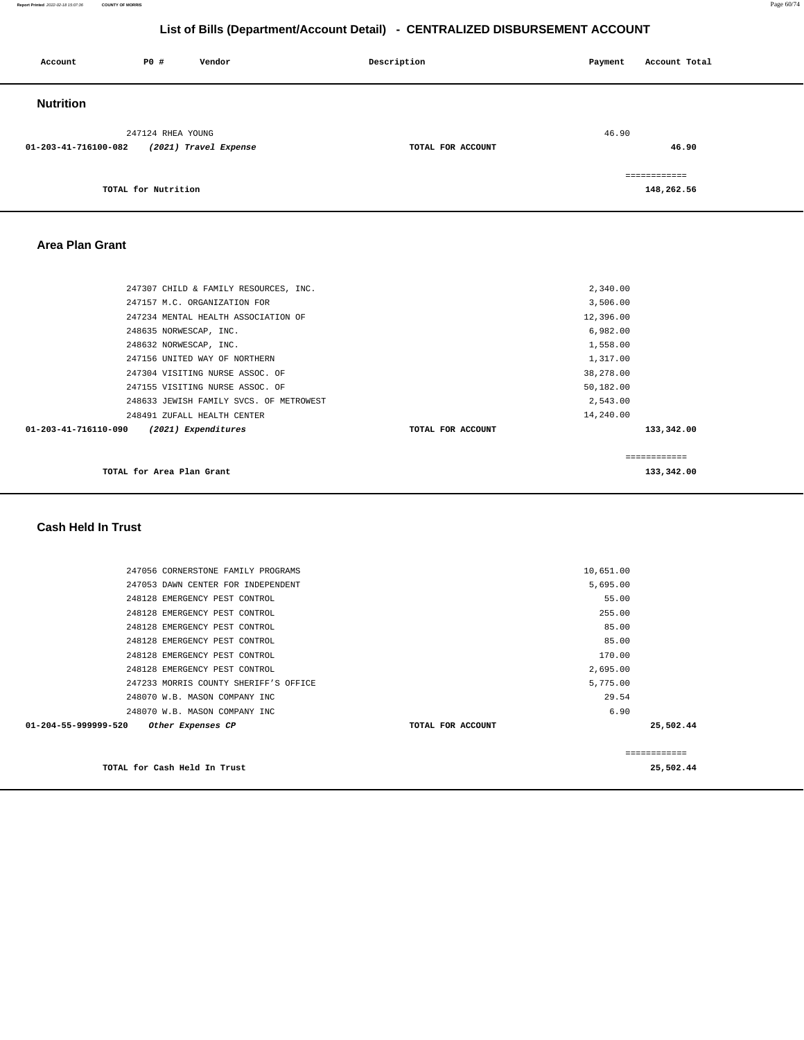## List of Bills (Department/Account Detail) - CENTRALIZED DISBURSEMENT ACCOUNT

| Account | PO # | Vendor | Description | Payment | Account Total |
|---|---|---|---|---|---|

### Nutrition

| Account | PO # | Vendor | Description | Payment | Account Total |
|---|---|---|---|---|---|
| | 247124 | RHEA YOUNG | | 46.90 | |
| 01-203-41-716100-082 | | *(2021) Travel Expense* | TOTAL FOR ACCOUNT | | 46.90 |
| | | | | | ============ |
| | | TOTAL for Nutrition | | | 148,262.56 |

### Area Plan Grant

| Account | PO # | Vendor | Description | Payment | Account Total |
|---|---|---|---|---|---|
| | 247307 | CHILD & FAMILY RESOURCES, INC. | | 2,340.00 | |
| | 247157 | M.C. ORGANIZATION FOR | | 3,506.00 | |
| | 247234 | MENTAL HEALTH ASSOCIATION OF | | 12,396.00 | |
| | 248635 | NORWESCAP, INC. | | 6,982.00 | |
| | 248632 | NORWESCAP, INC. | | 1,558.00 | |
| | 247156 | UNITED WAY OF NORTHERN | | 1,317.00 | |
| | 247304 | VISITING NURSE ASSOC. OF | | 38,278.00 | |
| | 247155 | VISITING NURSE ASSOC. OF | | 50,182.00 | |
| | 248633 | JEWISH FAMILY SVCS. OF METROWEST | | 2,543.00 | |
| | 248491 | ZUFALL HEALTH CENTER | | 14,240.00 | |
| 01-203-41-716110-090 | | *(2021) Expenditures* | TOTAL FOR ACCOUNT | | 133,342.00 |
| | | | | | ============ |
| | | TOTAL for Area Plan Grant | | | 133,342.00 |

### Cash Held In Trust

| Account | PO # | Vendor | Description | Payment | Account Total |
|---|---|---|---|---|---|
| | 247056 | CORNERSTONE FAMILY PROGRAMS | | 10,651.00 | |
| | 247053 | DAWN CENTER FOR INDEPENDENT | | 5,695.00 | |
| | 248128 | EMERGENCY PEST CONTROL | | 55.00 | |
| | 248128 | EMERGENCY PEST CONTROL | | 255.00 | |
| | 248128 | EMERGENCY PEST CONTROL | | 85.00 | |
| | 248128 | EMERGENCY PEST CONTROL | | 85.00 | |
| | 248128 | EMERGENCY PEST CONTROL | | 170.00 | |
| | 248128 | EMERGENCY PEST CONTROL | | 2,695.00 | |
| | 247233 | MORRIS COUNTY SHERIFF'S OFFICE | | 5,775.00 | |
| | 248070 | W.B. MASON COMPANY INC | | 29.54 | |
| | 248070 | W.B. MASON COMPANY INC | | 6.90 | |
| 01-204-55-999999-520 | | *Other Expenses CP* | TOTAL FOR ACCOUNT | | 25,502.44 |
| | | | | | ============ |
| | | TOTAL for Cash Held In Trust | | | 25,502.44 |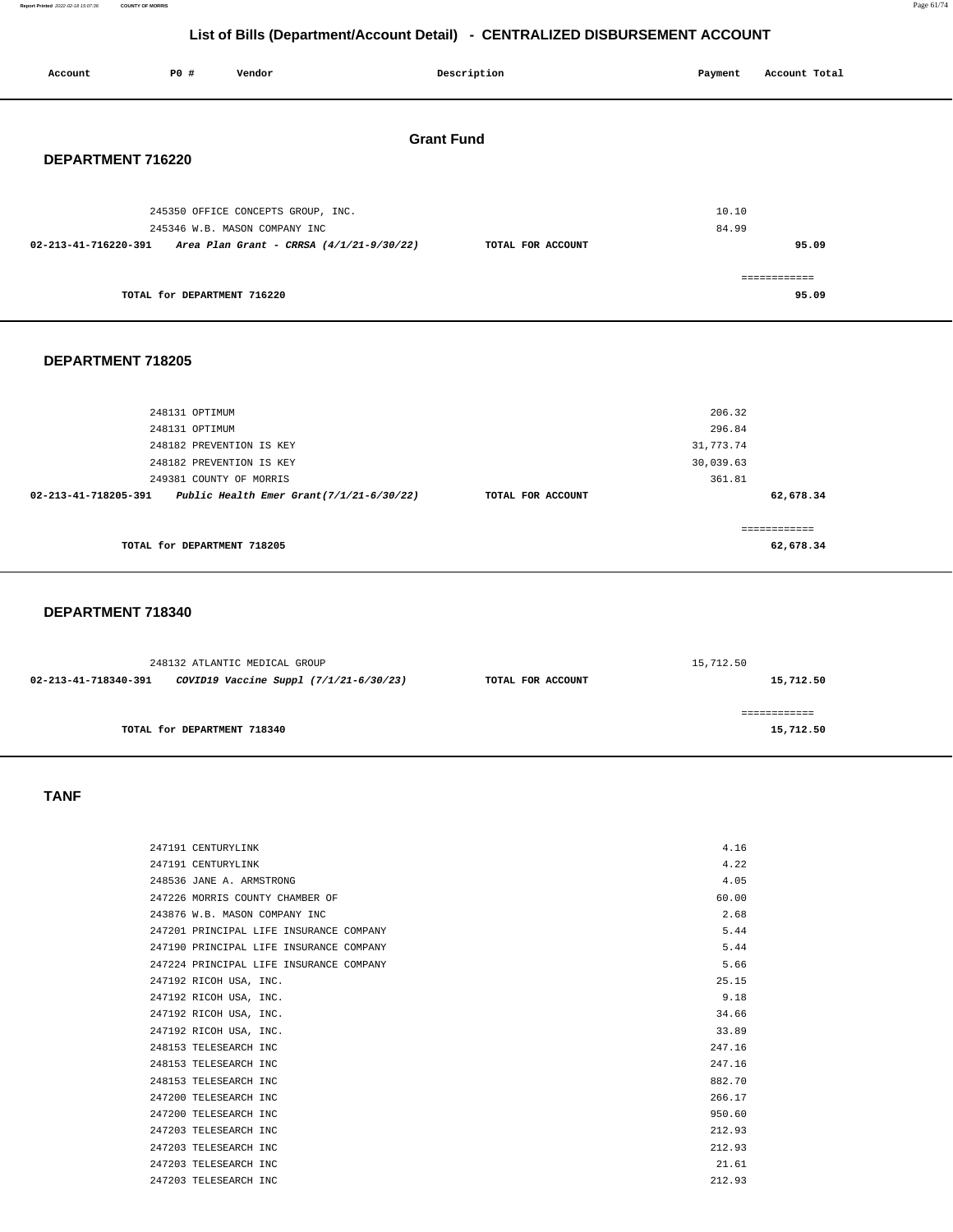# List of Bills (Department/Account Detail) - CENTRALIZED DISBURSEMENT ACCOUNT

| Account | PO # | Vendor | Description | Payment | Account Total |
|---|---|---|---|---|---|

## Grant Fund

### DEPARTMENT 716220

| Account | PO # | Vendor | Description | Payment | Account Total |
|---|---|---|---|---|---|
| | 245350 | OFFICE CONCEPTS GROUP, INC. | | 10.10 | |
| | 245346 | W.B. MASON COMPANY INC | | 84.99 | |
| **02-213-41-716220-391** | | ***Area Plan Grant - CRRSA (4/1/21-9/30/22)*** | **TOTAL FOR ACCOUNT** | | **95.09** |
| | | | | | ============ |
| **TOTAL for DEPARTMENT 716220** | | | | | **95.09** |

### DEPARTMENT 718205

| Account | PO # | Vendor | Description | Payment | Account Total |
|---|---|---|---|---|---|
| | 248131 | OPTIMUM | | 206.32 | |
| | 248131 | OPTIMUM | | 296.84 | |
| | 248182 | PREVENTION IS KEY | | 31,773.74 | |
| | 248182 | PREVENTION IS KEY | | 30,039.63 | |
| | 249381 | COUNTY OF MORRIS | | 361.81 | |
| **02-213-41-718205-391** | | ***Public Health Emer Grant(7/1/21-6/30/22)*** | **TOTAL FOR ACCOUNT** | | **62,678.34** |
| | | | | | ============ |
| **TOTAL for DEPARTMENT 718205** | | | | | **62,678.34** |

### DEPARTMENT 718340

| Account | PO # | Vendor | Description | Payment | Account Total |
|---|---|---|---|---|---|
| | 248132 | ATLANTIC MEDICAL GROUP | | 15,712.50 | |
| **02-213-41-718340-391** | | ***COVID19 Vaccine Suppl (7/1/21-6/30/23)*** | **TOTAL FOR ACCOUNT** | | **15,712.50** |
| | | | | | ============ |
| **TOTAL for DEPARTMENT 718340** | | | | | **15,712.50** |

### TANF

| Account | PO # | Vendor | Description | Payment | Account Total |
|---|---|---|---|---|---|
| | 247191 | CENTURYLINK | | 4.16 | |
| | 247191 | CENTURYLINK | | 4.22 | |
| | 248536 | JANE A. ARMSTRONG | | 4.05 | |
| | 247226 | MORRIS COUNTY CHAMBER OF | | 60.00 | |
| | 243876 | W.B. MASON COMPANY INC | | 2.68 | |
| | 247201 | PRINCIPAL LIFE INSURANCE COMPANY | | 5.44 | |
| | 247190 | PRINCIPAL LIFE INSURANCE COMPANY | | 5.44 | |
| | 247224 | PRINCIPAL LIFE INSURANCE COMPANY | | 5.66 | |
| | 247192 | RICOH USA, INC. | | 25.15 | |
| | 247192 | RICOH USA, INC. | | 9.18 | |
| | 247192 | RICOH USA, INC. | | 34.66 | |
| | 247192 | RICOH USA, INC. | | 33.89 | |
| | 248153 | TELESEARCH INC | | 247.16 | |
| | 248153 | TELESEARCH INC | | 247.16 | |
| | 248153 | TELESEARCH INC | | 882.70 | |
| | 247200 | TELESEARCH INC | | 266.17 | |
| | 247200 | TELESEARCH INC | | 950.60 | |
| | 247203 | TELESEARCH INC | | 212.93 | |
| | 247203 | TELESEARCH INC | | 212.93 | |
| | 247203 | TELESEARCH INC | | 21.61 | |
| | 247203 | TELESEARCH INC | | 212.93 | |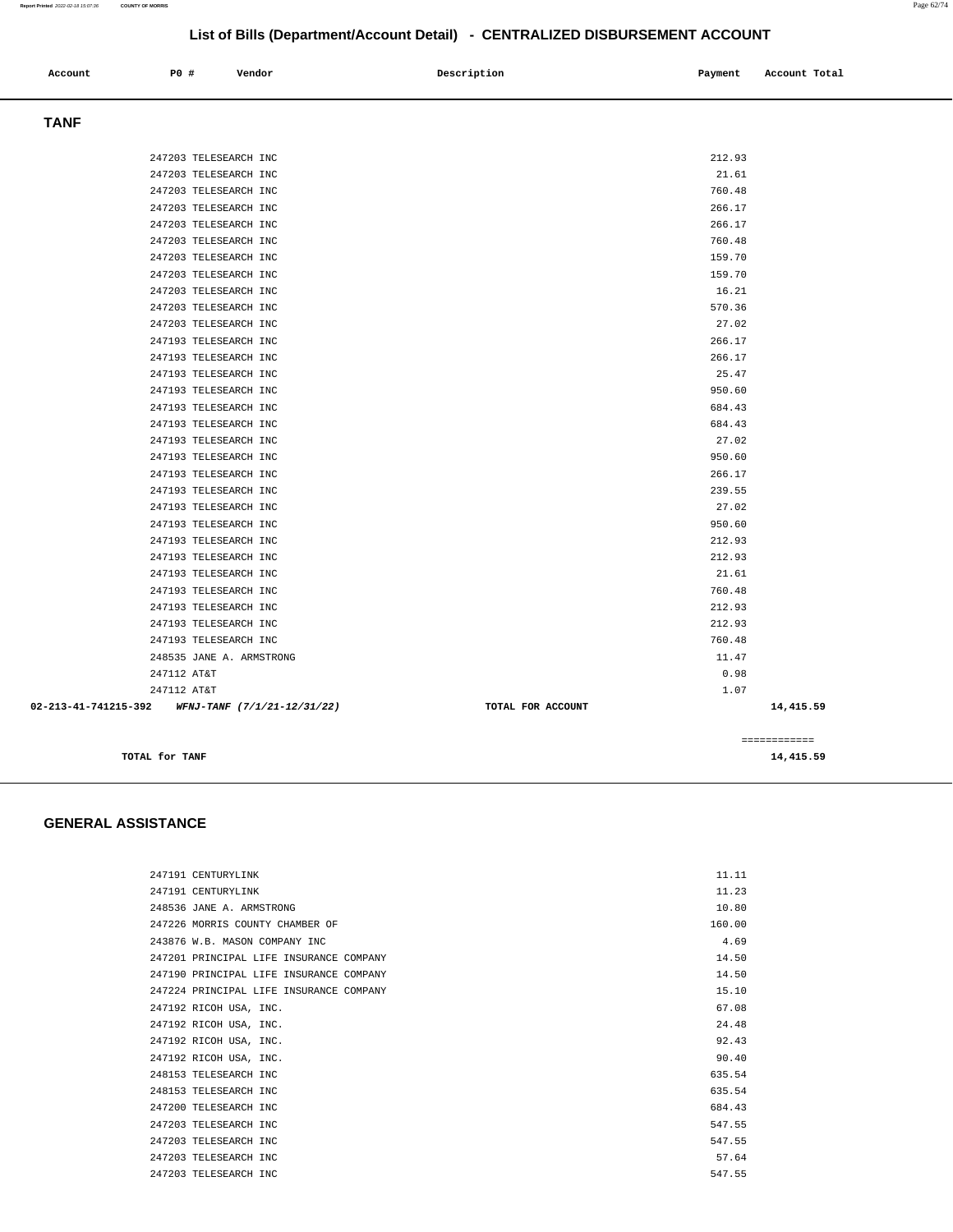# List of Bills (Department/Account Detail) - CENTRALIZED DISBURSEMENT ACCOUNT

| Account | PO # | Vendor | Description | Payment | Account Total |
|---|---|---|---|---|---|

## TANF

| Account | PO # | Vendor | Description | Payment | Account Total |
|---|---|---|---|---|---|
| | 247203 | TELESEARCH INC | | 212.93 | |
| | 247203 | TELESEARCH INC | | 21.61 | |
| | 247203 | TELESEARCH INC | | 760.48 | |
| | 247203 | TELESEARCH INC | | 266.17 | |
| | 247203 | TELESEARCH INC | | 266.17 | |
| | 247203 | TELESEARCH INC | | 760.48 | |
| | 247203 | TELESEARCH INC | | 159.70 | |
| | 247203 | TELESEARCH INC | | 159.70 | |
| | 247203 | TELESEARCH INC | | 16.21 | |
| | 247203 | TELESEARCH INC | | 570.36 | |
| | 247203 | TELESEARCH INC | | 27.02 | |
| | 247193 | TELESEARCH INC | | 266.17 | |
| | 247193 | TELESEARCH INC | | 266.17 | |
| | 247193 | TELESEARCH INC | | 25.47 | |
| | 247193 | TELESEARCH INC | | 950.60 | |
| | 247193 | TELESEARCH INC | | 684.43 | |
| | 247193 | TELESEARCH INC | | 684.43 | |
| | 247193 | TELESEARCH INC | | 27.02 | |
| | 247193 | TELESEARCH INC | | 950.60 | |
| | 247193 | TELESEARCH INC | | 266.17 | |
| | 247193 | TELESEARCH INC | | 239.55 | |
| | 247193 | TELESEARCH INC | | 27.02 | |
| | 247193 | TELESEARCH INC | | 950.60 | |
| | 247193 | TELESEARCH INC | | 212.93 | |
| | 247193 | TELESEARCH INC | | 212.93 | |
| | 247193 | TELESEARCH INC | | 21.61 | |
| | 247193 | TELESEARCH INC | | 760.48 | |
| | 247193 | TELESEARCH INC | | 212.93 | |
| | 247193 | TELESEARCH INC | | 212.93 | |
| | 247193 | TELESEARCH INC | | 760.48 | |
| | 248535 | JANE A. ARMSTRONG | | 11.47 | |
| | 247112 | AT&T | | 0.98 | |
| | 247112 | AT&T | | 1.07 | |
| 02-213-41-741215-392 | | *WFNJ-TANF (7/1/21-12/31/22)* | TOTAL FOR ACCOUNT | | 14,415.59 |

============

**TOTAL for TANF** 14,415.59

## GENERAL ASSISTANCE

| Account | PO # | Vendor | Description | Payment | Account Total |
|---|---|---|---|---|---|
| | 247191 | CENTURYLINK | | 11.11 | |
| | 247191 | CENTURYLINK | | 11.23 | |
| | 248536 | JANE A. ARMSTRONG | | 10.80 | |
| | 247226 | MORRIS COUNTY CHAMBER OF | | 160.00 | |
| | 243876 | W.B. MASON COMPANY INC | | 4.69 | |
| | 247201 | PRINCIPAL LIFE INSURANCE COMPANY | | 14.50 | |
| | 247190 | PRINCIPAL LIFE INSURANCE COMPANY | | 14.50 | |
| | 247224 | PRINCIPAL LIFE INSURANCE COMPANY | | 15.10 | |
| | 247192 | RICOH USA, INC. | | 67.08 | |
| | 247192 | RICOH USA, INC. | | 24.48 | |
| | 247192 | RICOH USA, INC. | | 92.43 | |
| | 247192 | RICOH USA, INC. | | 90.40 | |
| | 248153 | TELESEARCH INC | | 635.54 | |
| | 248153 | TELESEARCH INC | | 635.54 | |
| | 247200 | TELESEARCH INC | | 684.43 | |
| | 247203 | TELESEARCH INC | | 547.55 | |
| | 247203 | TELESEARCH INC | | 547.55 | |
| | 247203 | TELESEARCH INC | | 57.64 | |
| | 247203 | TELESEARCH INC | | 547.55 | |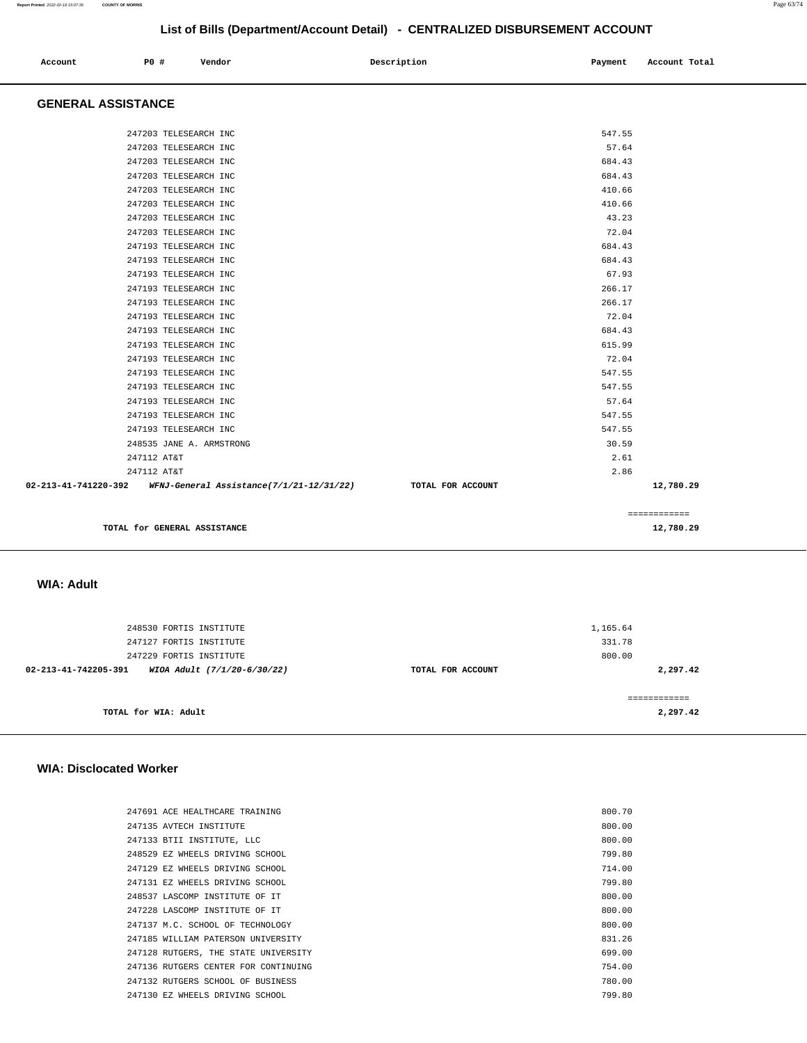# List of Bills (Department/Account Detail) - CENTRALIZED DISBURSEMENT ACCOUNT

| Account | PO # | Vendor | Description | Payment | Account Total |
|---|---|---|---|---|---|

## GENERAL ASSISTANCE

| Account | PO # | Vendor | Description | Payment | Account Total |
|---|---|---|---|---|---|
| | 247203 | TELESEARCH INC | | 547.55 | |
| | 247203 | TELESEARCH INC | | 57.64 | |
| | 247203 | TELESEARCH INC | | 684.43 | |
| | 247203 | TELESEARCH INC | | 684.43 | |
| | 247203 | TELESEARCH INC | | 410.66 | |
| | 247203 | TELESEARCH INC | | 410.66 | |
| | 247203 | TELESEARCH INC | | 43.23 | |
| | 247203 | TELESEARCH INC | | 72.04 | |
| | 247193 | TELESEARCH INC | | 684.43 | |
| | 247193 | TELESEARCH INC | | 684.43 | |
| | 247193 | TELESEARCH INC | | 67.93 | |
| | 247193 | TELESEARCH INC | | 266.17 | |
| | 247193 | TELESEARCH INC | | 266.17 | |
| | 247193 | TELESEARCH INC | | 72.04 | |
| | 247193 | TELESEARCH INC | | 684.43 | |
| | 247193 | TELESEARCH INC | | 615.99 | |
| | 247193 | TELESEARCH INC | | 72.04 | |
| | 247193 | TELESEARCH INC | | 547.55 | |
| | 247193 | TELESEARCH INC | | 547.55 | |
| | 247193 | TELESEARCH INC | | 57.64 | |
| | 247193 | TELESEARCH INC | | 547.55 | |
| | 247193 | TELESEARCH INC | | 547.55 | |
| | 248535 | JANE A. ARMSTRONG | | 30.59 | |
| | 247112 | AT&T | | 2.61 | |
| | 247112 | AT&T | | 2.86 | |
| **02-213-41-741220-392** | | ***WFNJ-General Assistance(7/1/21-12/31/22)*** | **TOTAL FOR ACCOUNT** | | **12,780.29** |

**TOTAL for GENERAL ASSISTANCE** ============ **12,780.29**

## WIA: Adult

| Account | PO # | Vendor | Description | Payment | Account Total |
|---|---|---|---|---|---|
| | 248530 | FORTIS INSTITUTE | | 1,165.64 | |
| | 247127 | FORTIS INSTITUTE | | 331.78 | |
| | 247229 | FORTIS INSTITUTE | | 800.00 | |
| **02-213-41-742205-391** | | ***WIOA Adult (7/1/20-6/30/22)*** | **TOTAL FOR ACCOUNT** | | **2,297.42** |

**TOTAL for WIA: Adult** ============ **2,297.42**

## WIA: Disclocated Worker

| Account | PO # | Vendor | Description | Payment | Account Total |
|---|---|---|---|---|---|
| | 247691 | ACE HEALTHCARE TRAINING | | 800.70 | |
| | 247135 | AVTECH INSTITUTE | | 800.00 | |
| | 247133 | BTII INSTITUTE, LLC | | 800.00 | |
| | 248529 | EZ WHEELS DRIVING SCHOOL | | 799.80 | |
| | 247129 | EZ WHEELS DRIVING SCHOOL | | 714.00 | |
| | 247131 | EZ WHEELS DRIVING SCHOOL | | 799.80 | |
| | 248537 | LASCOMP INSTITUTE OF IT | | 800.00 | |
| | 247228 | LASCOMP INSTITUTE OF IT | | 800.00 | |
| | 247137 | M.C. SCHOOL OF TECHNOLOGY | | 800.00 | |
| | 247185 | WILLIAM PATERSON UNIVERSITY | | 831.26 | |
| | 247128 | RUTGERS, THE STATE UNIVERSITY | | 699.00 | |
| | 247136 | RUTGERS CENTER FOR CONTINUING | | 754.00 | |
| | 247132 | RUTGERS SCHOOL OF BUSINESS | | 780.00 | |
| | 247130 | EZ WHEELS DRIVING SCHOOL | | 799.80 | |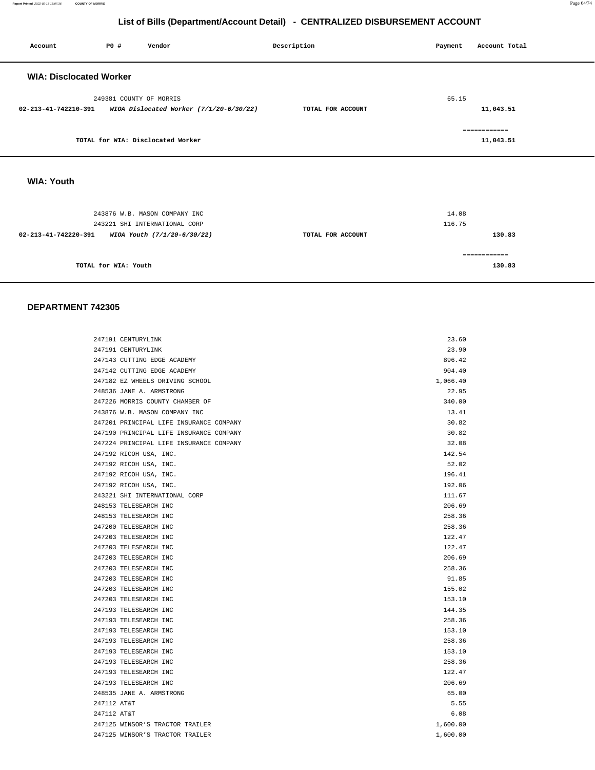## List of Bills (Department/Account Detail) - CENTRALIZED DISBURSEMENT ACCOUNT

| Account | PO # | Vendor | Description | Payment | Account Total |
|---|---|---|---|---|---|

### WIA: Disclocated Worker

| Account | PO # | Vendor | Description | Payment | Account Total |
|---|---|---|---|---|---|
| | 249381 | COUNTY OF MORRIS | | 65.15 | |
| 02-213-41-742210-391 | | *WIOA Dislocated Worker (7/1/20-6/30/22)* | TOTAL FOR ACCOUNT | | 11,043.51 |

TOTAL for WIA: Disclocated Worker — 11,043.51

### WIA: Youth

| Account | PO # | Vendor | Description | Payment | Account Total |
|---|---|---|---|---|---|
| | 243876 | W.B. MASON COMPANY INC | | 14.08 | |
| | 243221 | SHI INTERNATIONAL CORP | | 116.75 | |
| 02-213-41-742220-391 | | *WIOA Youth (7/1/20-6/30/22)* | TOTAL FOR ACCOUNT | | 130.83 |

TOTAL for WIA: Youth — 130.83

### DEPARTMENT 742305

| PO # | Vendor | Payment |
|---|---|---|
| 247191 | CENTURYLINK | 23.60 |
| 247191 | CENTURYLINK | 23.90 |
| 247143 | CUTTING EDGE ACADEMY | 896.42 |
| 247142 | CUTTING EDGE ACADEMY | 904.40 |
| 247182 | EZ WHEELS DRIVING SCHOOL | 1,066.40 |
| 248536 | JANE A. ARMSTRONG | 22.95 |
| 247226 | MORRIS COUNTY CHAMBER OF | 340.00 |
| 243876 | W.B. MASON COMPANY INC | 13.41 |
| 247201 | PRINCIPAL LIFE INSURANCE COMPANY | 30.82 |
| 247190 | PRINCIPAL LIFE INSURANCE COMPANY | 30.82 |
| 247224 | PRINCIPAL LIFE INSURANCE COMPANY | 32.08 |
| 247192 | RICOH USA, INC. | 142.54 |
| 247192 | RICOH USA, INC. | 52.02 |
| 247192 | RICOH USA, INC. | 196.41 |
| 247192 | RICOH USA, INC. | 192.06 |
| 243221 | SHI INTERNATIONAL CORP | 111.67 |
| 248153 | TELESEARCH INC | 206.69 |
| 248153 | TELESEARCH INC | 258.36 |
| 247200 | TELESEARCH INC | 258.36 |
| 247203 | TELESEARCH INC | 122.47 |
| 247203 | TELESEARCH INC | 122.47 |
| 247203 | TELESEARCH INC | 206.69 |
| 247203 | TELESEARCH INC | 258.36 |
| 247203 | TELESEARCH INC | 91.85 |
| 247203 | TELESEARCH INC | 155.02 |
| 247203 | TELESEARCH INC | 153.10 |
| 247193 | TELESEARCH INC | 144.35 |
| 247193 | TELESEARCH INC | 258.36 |
| 247193 | TELESEARCH INC | 153.10 |
| 247193 | TELESEARCH INC | 258.36 |
| 247193 | TELESEARCH INC | 153.10 |
| 247193 | TELESEARCH INC | 258.36 |
| 247193 | TELESEARCH INC | 122.47 |
| 247193 | TELESEARCH INC | 206.69 |
| 248535 | JANE A. ARMSTRONG | 65.00 |
| 247112 | AT&T | 5.55 |
| 247112 | AT&T | 6.08 |
| 247125 | WINSOR'S TRACTOR TRAILER | 1,600.00 |
| 247125 | WINSOR'S TRACTOR TRAILER | 1,600.00 |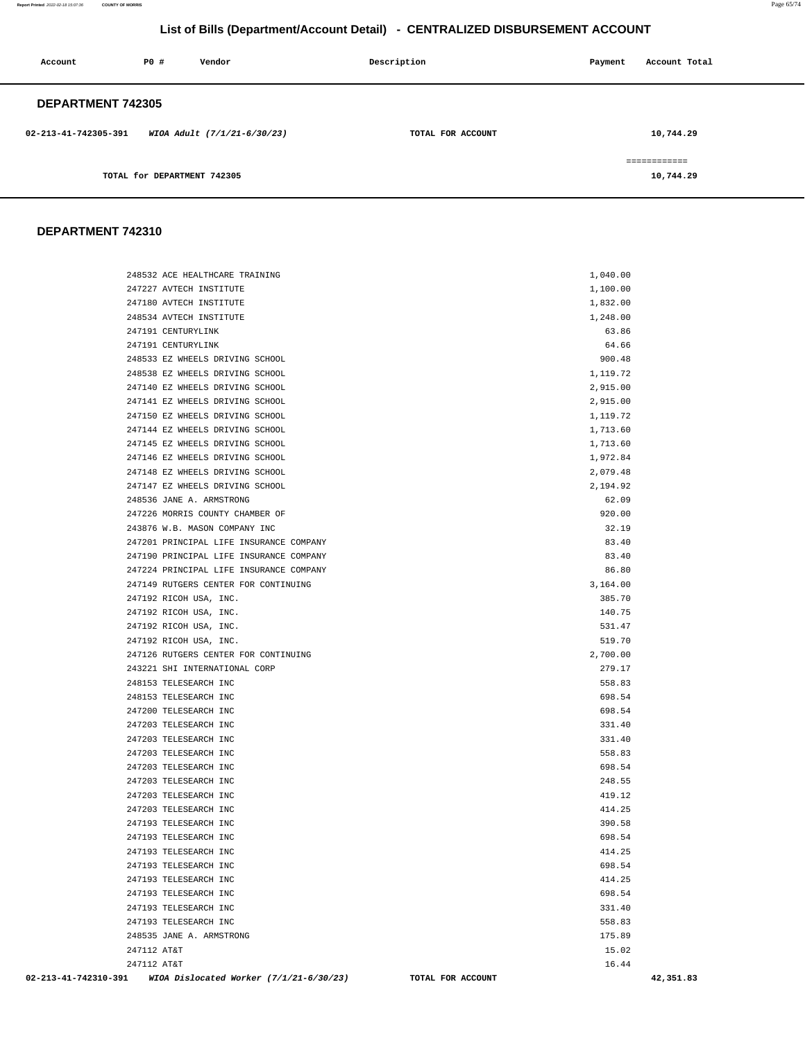## List of Bills (Department/Account Detail) - CENTRALIZED DISBURSEMENT ACCOUNT

| Account | PO # | Vendor | Description | Payment | Account Total |
|---|---|---|---|---|---|

### DEPARTMENT 742305

| Account | PO # | Vendor | Description | Payment | Account Total |
|---|---|---|---|---|---|
| 02-213-41-742305-391 | | *WIOA Adult (7/1/21-6/30/23)* | TOTAL FOR ACCOUNT | | 10,744.29 |
| | | | | | ============ |
| | | TOTAL for DEPARTMENT 742305 | | | 10,744.29 |

### DEPARTMENT 742310

| Account | PO # | Vendor | Description | Payment | Account Total |
|---|---|---|---|---|---|
| | 248532 | ACE HEALTHCARE TRAINING | | 1,040.00 | |
| | 247227 | AVTECH INSTITUTE | | 1,100.00 | |
| | 247180 | AVTECH INSTITUTE | | 1,832.00 | |
| | 248534 | AVTECH INSTITUTE | | 1,248.00 | |
| | 247191 | CENTURYLINK | | 63.86 | |
| | 247191 | CENTURYLINK | | 64.66 | |
| | 248533 | EZ WHEELS DRIVING SCHOOL | | 900.48 | |
| | 248538 | EZ WHEELS DRIVING SCHOOL | | 1,119.72 | |
| | 247140 | EZ WHEELS DRIVING SCHOOL | | 2,915.00 | |
| | 247141 | EZ WHEELS DRIVING SCHOOL | | 2,915.00 | |
| | 247150 | EZ WHEELS DRIVING SCHOOL | | 1,119.72 | |
| | 247144 | EZ WHEELS DRIVING SCHOOL | | 1,713.60 | |
| | 247145 | EZ WHEELS DRIVING SCHOOL | | 1,713.60 | |
| | 247146 | EZ WHEELS DRIVING SCHOOL | | 1,972.84 | |
| | 247148 | EZ WHEELS DRIVING SCHOOL | | 2,079.48 | |
| | 247147 | EZ WHEELS DRIVING SCHOOL | | 2,194.92 | |
| | 248536 | JANE A. ARMSTRONG | | 62.09 | |
| | 247226 | MORRIS COUNTY CHAMBER OF | | 920.00 | |
| | 243876 | W.B. MASON COMPANY INC | | 32.19 | |
| | 247201 | PRINCIPAL LIFE INSURANCE COMPANY | | 83.40 | |
| | 247190 | PRINCIPAL LIFE INSURANCE COMPANY | | 83.40 | |
| | 247224 | PRINCIPAL LIFE INSURANCE COMPANY | | 86.80 | |
| | 247149 | RUTGERS CENTER FOR CONTINUING | | 3,164.00 | |
| | 247192 | RICOH USA, INC. | | 385.70 | |
| | 247192 | RICOH USA, INC. | | 140.75 | |
| | 247192 | RICOH USA, INC. | | 531.47 | |
| | 247192 | RICOH USA, INC. | | 519.70 | |
| | 247126 | RUTGERS CENTER FOR CONTINUING | | 2,700.00 | |
| | 243221 | SHI INTERNATIONAL CORP | | 279.17 | |
| | 248153 | TELESEARCH INC | | 558.83 | |
| | 248153 | TELESEARCH INC | | 698.54 | |
| | 247200 | TELESEARCH INC | | 698.54 | |
| | 247203 | TELESEARCH INC | | 331.40 | |
| | 247203 | TELESEARCH INC | | 331.40 | |
| | 247203 | TELESEARCH INC | | 558.83 | |
| | 247203 | TELESEARCH INC | | 698.54 | |
| | 247203 | TELESEARCH INC | | 248.55 | |
| | 247203 | TELESEARCH INC | | 419.12 | |
| | 247203 | TELESEARCH INC | | 414.25 | |
| | 247193 | TELESEARCH INC | | 390.58 | |
| | 247193 | TELESEARCH INC | | 698.54 | |
| | 247193 | TELESEARCH INC | | 414.25 | |
| | 247193 | TELESEARCH INC | | 698.54 | |
| | 247193 | TELESEARCH INC | | 414.25 | |
| | 247193 | TELESEARCH INC | | 698.54 | |
| | 247193 | TELESEARCH INC | | 331.40 | |
| | 247193 | TELESEARCH INC | | 558.83 | |
| | 248535 | JANE A. ARMSTRONG | | 175.89 | |
| | 247112 | AT&T | | 15.02 | |
| | 247112 | AT&T | | 16.44 | |
| 02-213-41-742310-391 | | *WIOA Dislocated Worker (7/1/21-6/30/23)* | TOTAL FOR ACCOUNT | | 42,351.83 |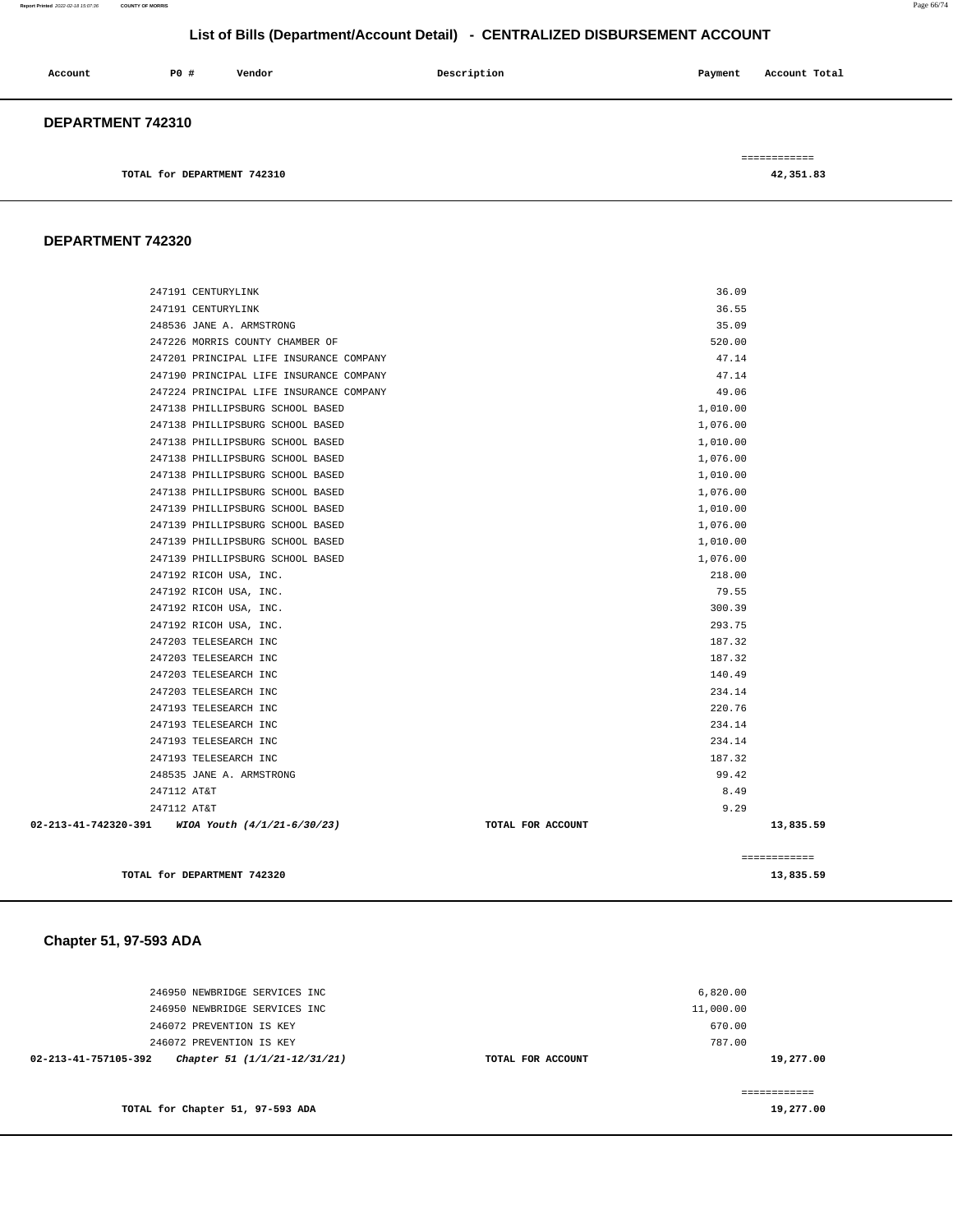# List of Bills (Department/Account Detail) - CENTRALIZED DISBURSEMENT ACCOUNT

| Account | PO # | Vendor | Description | Payment | Account Total |
|---|---|---|---|---|---|

## DEPARTMENT 742310

| | | | | | ============ |
|---|---|---|---|---|---|
| TOTAL for DEPARTMENT 742310 | | | | | 42,351.83 |

## DEPARTMENT 742320

| Account | PO # | Vendor | Description | Payment | Account Total |
|---|---|---|---|---|---|
| | 247191 | CENTURYLINK | | 36.09 | |
| | 247191 | CENTURYLINK | | 36.55 | |
| | 248536 | JANE A. ARMSTRONG | | 35.09 | |
| | 247226 | MORRIS COUNTY CHAMBER OF | | 520.00 | |
| | 247201 | PRINCIPAL LIFE INSURANCE COMPANY | | 47.14 | |
| | 247190 | PRINCIPAL LIFE INSURANCE COMPANY | | 47.14 | |
| | 247224 | PRINCIPAL LIFE INSURANCE COMPANY | | 49.06 | |
| | 247138 | PHILLIPSBURG SCHOOL BASED | | 1,010.00 | |
| | 247138 | PHILLIPSBURG SCHOOL BASED | | 1,076.00 | |
| | 247138 | PHILLIPSBURG SCHOOL BASED | | 1,010.00 | |
| | 247138 | PHILLIPSBURG SCHOOL BASED | | 1,076.00 | |
| | 247138 | PHILLIPSBURG SCHOOL BASED | | 1,010.00 | |
| | 247138 | PHILLIPSBURG SCHOOL BASED | | 1,076.00 | |
| | 247139 | PHILLIPSBURG SCHOOL BASED | | 1,010.00 | |
| | 247139 | PHILLIPSBURG SCHOOL BASED | | 1,076.00 | |
| | 247139 | PHILLIPSBURG SCHOOL BASED | | 1,010.00 | |
| | 247139 | PHILLIPSBURG SCHOOL BASED | | 1,076.00 | |
| | 247192 | RICOH USA, INC. | | 218.00 | |
| | 247192 | RICOH USA, INC. | | 79.55 | |
| | 247192 | RICOH USA, INC. | | 300.39 | |
| | 247192 | RICOH USA, INC. | | 293.75 | |
| | 247203 | TELESEARCH INC | | 187.32 | |
| | 247203 | TELESEARCH INC | | 187.32 | |
| | 247203 | TELESEARCH INC | | 140.49 | |
| | 247203 | TELESEARCH INC | | 234.14 | |
| | 247193 | TELESEARCH INC | | 220.76 | |
| | 247193 | TELESEARCH INC | | 234.14 | |
| | 247193 | TELESEARCH INC | | 234.14 | |
| | 247193 | TELESEARCH INC | | 187.32 | |
| | 248535 | JANE A. ARMSTRONG | | 99.42 | |
| | 247112 | AT&T | | 8.49 | |
| | 247112 | AT&T | | 9.29 | |
| 02-213-41-742320-391 | | *WIOA Youth (4/1/21-6/30/23)* | TOTAL FOR ACCOUNT | | 13,835.59 |
| | | | | | ============ |
| TOTAL for DEPARTMENT 742320 | | | | | 13,835.59 |

## Chapter 51, 97-593 ADA

| Account | PO # | Vendor | Description | Payment | Account Total |
|---|---|---|---|---|---|
| | 246950 | NEWBRIDGE SERVICES INC | | 6,820.00 | |
| | 246950 | NEWBRIDGE SERVICES INC | | 11,000.00 | |
| | 246072 | PREVENTION IS KEY | | 670.00 | |
| | 246072 | PREVENTION IS KEY | | 787.00 | |
| 02-213-41-757105-392 | | *Chapter 51 (1/1/21-12/31/21)* | TOTAL FOR ACCOUNT | | 19,277.00 |
| | | | | | ============ |
| TOTAL for Chapter 51, 97-593 ADA | | | | | 19,277.00 |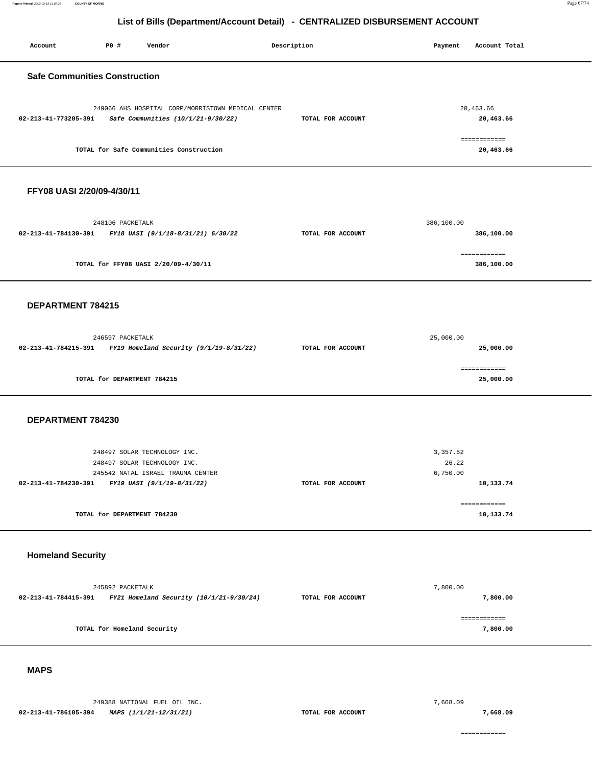## List of Bills (Department/Account Detail) - CENTRALIZED DISBURSEMENT ACCOUNT

| Account | PO # | Vendor | Description | Payment | Account Total |
|---|---|---|---|---|---|

### Safe Communities Construction

| Account | PO # | Vendor | Description | Payment | Account Total |
|---|---|---|---|---|---|
| | 249066 | AHS HOSPITAL CORP/MORRISTOWN MEDICAL CENTER | | 20,463.66 | |
| 02-213-41-773205-391 | | *Safe Communities (10/1/21-9/30/22)* | TOTAL FOR ACCOUNT | | 20,463.66 |
| | | | | | ============ |
| | | TOTAL for Safe Communities Construction | | | 20,463.66 |

### FFY08 UASI 2/20/09-4/30/11

| Account | PO # | Vendor | Description | Payment | Account Total |
|---|---|---|---|---|---|
| | 248106 | PACKETALK | | 386,100.00 | |
| 02-213-41-784130-391 | | *FY18 UASI (9/1/18-8/31/21) 6/30/22* | TOTAL FOR ACCOUNT | | 386,100.00 |
| | | | | | ============ |
| | | TOTAL for FFY08 UASI 2/20/09-4/30/11 | | | 386,100.00 |

### DEPARTMENT 784215

| Account | PO # | Vendor | Description | Payment | Account Total |
|---|---|---|---|---|---|
| | 246597 | PACKETALK | | 25,000.00 | |
| 02-213-41-784215-391 | | *FY19 Homeland Security (9/1/19-8/31/22)* | TOTAL FOR ACCOUNT | | 25,000.00 |
| | | | | | ============ |
| | | TOTAL for DEPARTMENT 784215 | | | 25,000.00 |

### DEPARTMENT 784230

| Account | PO # | Vendor | Description | Payment | Account Total |
|---|---|---|---|---|---|
| | 248497 | SOLAR TECHNOLOGY INC. | | 3,357.52 | |
| | 248497 | SOLAR TECHNOLOGY INC. | | 26.22 | |
| | 245542 | NATAL ISRAEL TRAUMA CENTER | | 6,750.00 | |
| 02-213-41-784230-391 | | *FY19 UASI (9/1/19-8/31/22)* | TOTAL FOR ACCOUNT | | 10,133.74 |
| | | | | | ============ |
| | | TOTAL for DEPARTMENT 784230 | | | 10,133.74 |

### Homeland Security

| Account | PO # | Vendor | Description | Payment | Account Total |
|---|---|---|---|---|---|
| | 245892 | PACKETALK | | 7,800.00 | |
| 02-213-41-784415-391 | | *FY21 Homeland Security (10/1/21-9/30/24)* | TOTAL FOR ACCOUNT | | 7,800.00 |
| | | | | | ============ |
| | | TOTAL for Homeland Security | | | 7,800.00 |

### MAPS

| Account | PO # | Vendor | Description | Payment | Account Total |
|---|---|---|---|---|---|
| | 249388 | NATIONAL FUEL OIL INC. | | 7,668.09 | |
| 02-213-41-786105-394 | | *MAPS (1/1/21-12/31/21)* | TOTAL FOR ACCOUNT | | 7,668.09 |
| | | | | | ============ |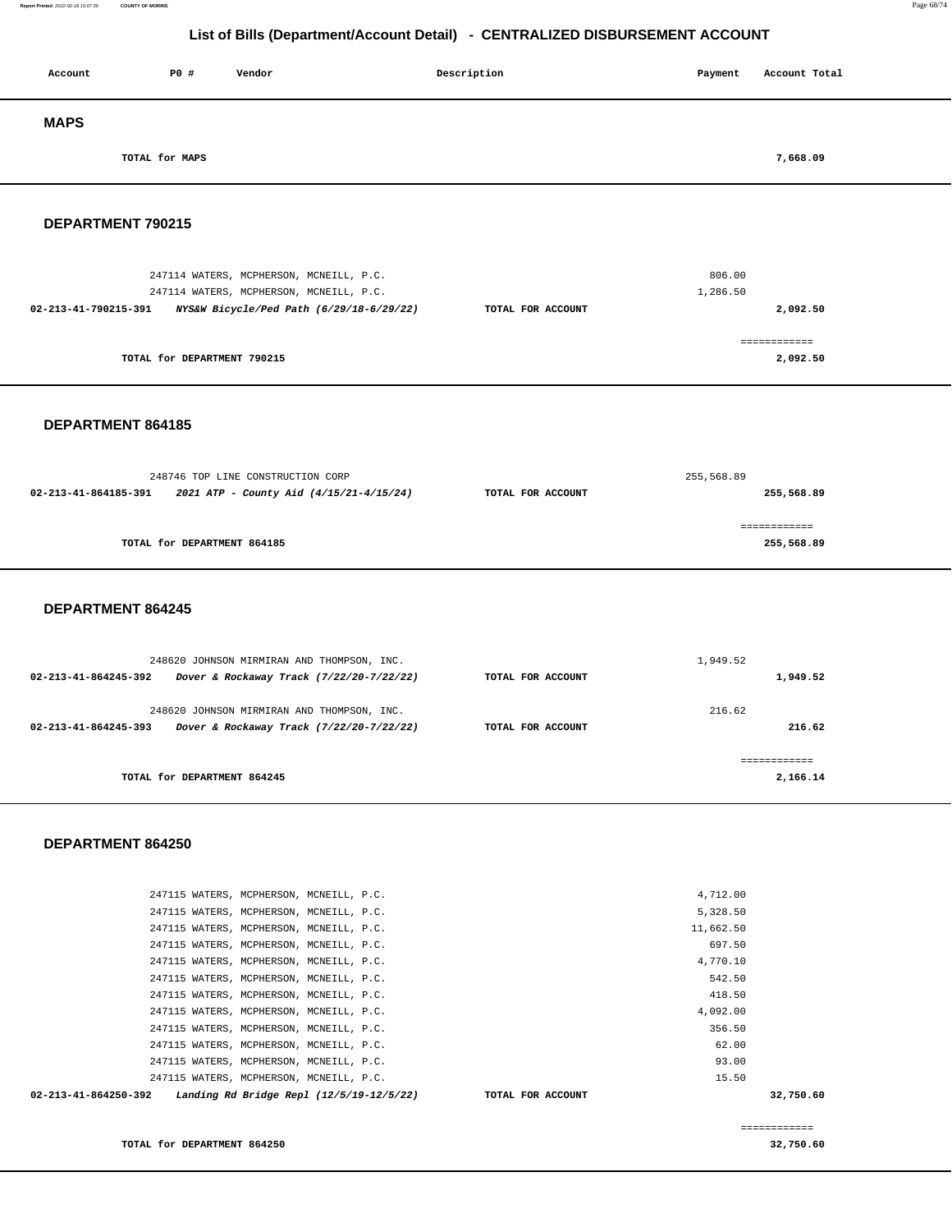## List of Bills (Department/Account Detail) - CENTRALIZED DISBURSEMENT ACCOUNT

| Account | PO # | Vendor | Description | Payment | Account Total |
|---|---|---|---|---|---|

### MAPS

| | | | | | |
|---|---|---|---|---|---|
| | TOTAL for MAPS | | | | 7,668.09 |

### DEPARTMENT 790215

| Account | PO # | Vendor | Description | Payment | Account Total |
|---|---|---|---|---|---|
| | 247114 | WATERS, MCPHERSON, MCNEILL, P.C. | | 806.00 | |
| | 247114 | WATERS, MCPHERSON, MCNEILL, P.C. | | 1,286.50 | |
| 02-213-41-790215-391 | | *NYS&W Bicycle/Ped Path (6/29/18-6/29/22)* | TOTAL FOR ACCOUNT | | 2,092.50 |
| | | | | | ============ |
| | TOTAL for DEPARTMENT 790215 | | | | 2,092.50 |

### DEPARTMENT 864185

| Account | PO # | Vendor | Description | Payment | Account Total |
|---|---|---|---|---|---|
| | 248746 | TOP LINE CONSTRUCTION CORP | | 255,568.89 | |
| 02-213-41-864185-391 | | *2021 ATP - County Aid (4/15/21-4/15/24)* | TOTAL FOR ACCOUNT | | 255,568.89 |
| | | | | | ============ |
| | TOTAL for DEPARTMENT 864185 | | | | 255,568.89 |

### DEPARTMENT 864245

| Account | PO # | Vendor | Description | Payment | Account Total |
|---|---|---|---|---|---|
| | 248620 | JOHNSON MIRMIRAN AND THOMPSON, INC. | | 1,949.52 | |
| 02-213-41-864245-392 | | *Dover & Rockaway Track (7/22/20-7/22/22)* | TOTAL FOR ACCOUNT | | 1,949.52 |
| | 248620 | JOHNSON MIRMIRAN AND THOMPSON, INC. | | 216.62 | |
| 02-213-41-864245-393 | | *Dover & Rockaway Track (7/22/20-7/22/22)* | TOTAL FOR ACCOUNT | | 216.62 |
| | | | | | ============ |
| | TOTAL for DEPARTMENT 864245 | | | | 2,166.14 |

### DEPARTMENT 864250

| Account | PO # | Vendor | Description | Payment | Account Total |
|---|---|---|---|---|---|
| | 247115 | WATERS, MCPHERSON, MCNEILL, P.C. | | 4,712.00 | |
| | 247115 | WATERS, MCPHERSON, MCNEILL, P.C. | | 5,328.50 | |
| | 247115 | WATERS, MCPHERSON, MCNEILL, P.C. | | 11,662.50 | |
| | 247115 | WATERS, MCPHERSON, MCNEILL, P.C. | | 697.50 | |
| | 247115 | WATERS, MCPHERSON, MCNEILL, P.C. | | 4,770.10 | |
| | 247115 | WATERS, MCPHERSON, MCNEILL, P.C. | | 542.50 | |
| | 247115 | WATERS, MCPHERSON, MCNEILL, P.C. | | 418.50 | |
| | 247115 | WATERS, MCPHERSON, MCNEILL, P.C. | | 4,092.00 | |
| | 247115 | WATERS, MCPHERSON, MCNEILL, P.C. | | 356.50 | |
| | 247115 | WATERS, MCPHERSON, MCNEILL, P.C. | | 62.00 | |
| | 247115 | WATERS, MCPHERSON, MCNEILL, P.C. | | 93.00 | |
| | 247115 | WATERS, MCPHERSON, MCNEILL, P.C. | | 15.50 | |
| 02-213-41-864250-392 | | *Landing Rd Bridge Repl (12/5/19-12/5/22)* | TOTAL FOR ACCOUNT | | 32,750.60 |
| | | | | | ============ |
| | TOTAL for DEPARTMENT 864250 | | | | 32,750.60 |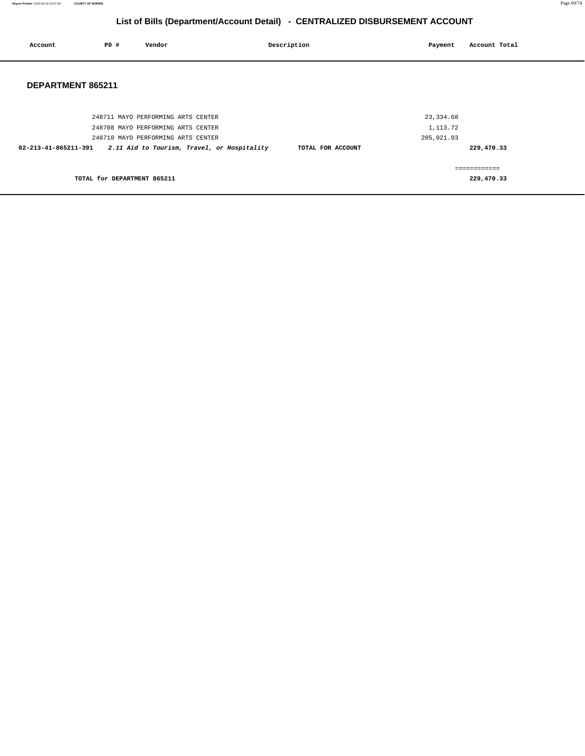# List of Bills (Department/Account Detail) - CENTRALIZED DISBURSEMENT ACCOUNT

| Account | PO # | Vendor | Description | Payment | Account Total |
|---|---|---|---|---|---|

## DEPARTMENT 865211

| Account | PO # | Vendor | Description | Payment | Account Total |
|---|---|---|---|---|---|
| | 248711 | MAYO PERFORMING ARTS CENTER | | 23,334.68 | |
| | 248708 | MAYO PERFORMING ARTS CENTER | | 1,113.72 | |
| | 248710 | MAYO PERFORMING ARTS CENTER | | 205,021.93 | |
| **02-213-41-865211-391** | ***2.11 Aid to Tourism, Travel, or Hospitality*** | | **TOTAL FOR ACCOUNT** | | **229,470.33** |
| | | | | | ============ |
| **TOTAL for DEPARTMENT 865211** | | | | | **229,470.33** |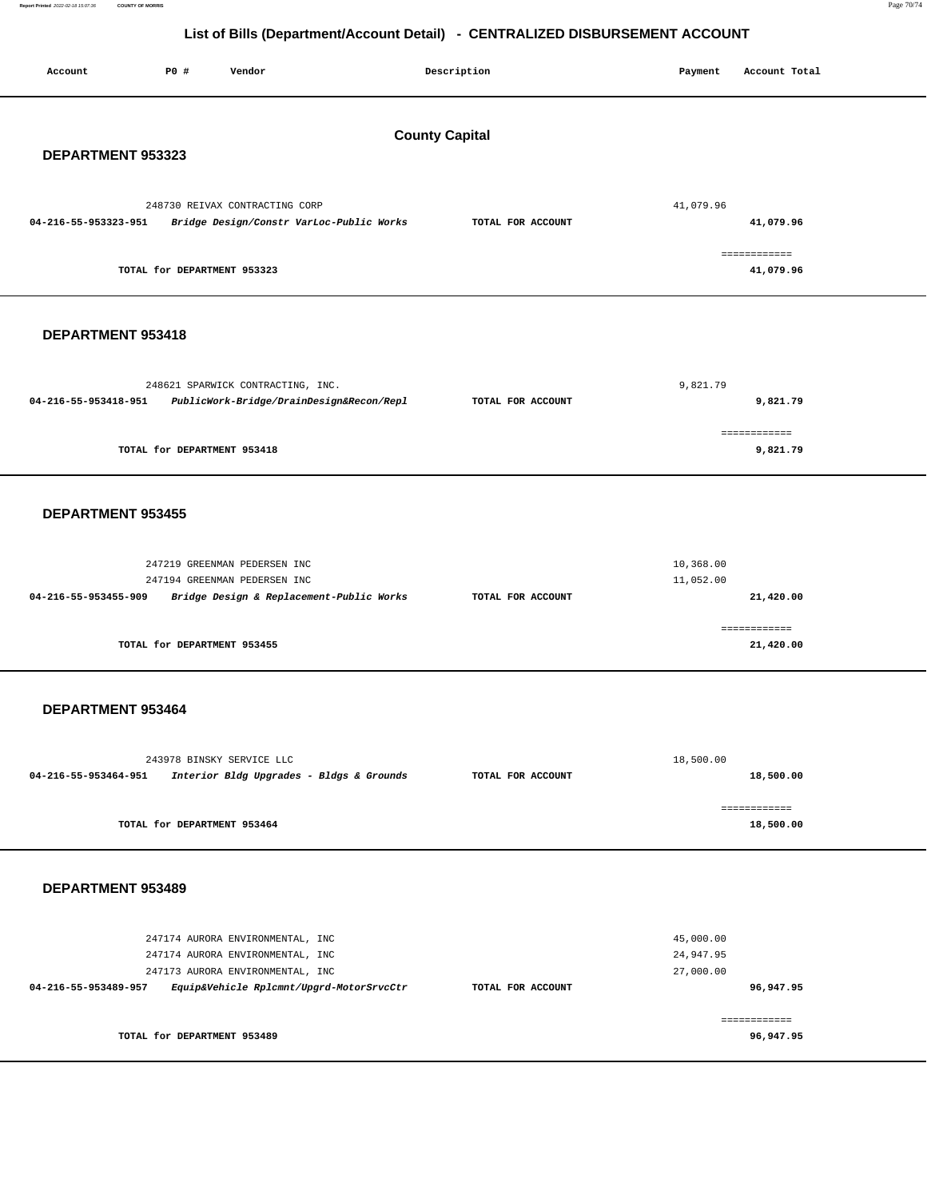# List of Bills (Department/Account Detail) - CENTRALIZED DISBURSEMENT ACCOUNT

| Account | PO # | Vendor | Description | Payment | Account Total |
|---|---|---|---|---|---|

## County Capital

### DEPARTMENT 953323

| Account | PO # | Vendor | Description | Payment | Account Total |
|---|---|---|---|---|---|
| | 248730 | REIVAX CONTRACTING CORP | | 41,079.96 | |
| 04-216-55-953323-951 | | *Bridge Design/Constr VarLoc-Public Works* | TOTAL FOR ACCOUNT | | 41,079.96 |

**TOTAL for DEPARTMENT 953323** ============ **41,079.96**

### DEPARTMENT 953418

| Account | PO # | Vendor | Description | Payment | Account Total |
|---|---|---|---|---|---|
| | 248621 | SPARWICK CONTRACTING, INC. | | 9,821.79 | |
| 04-216-55-953418-951 | | *PublicWork-Bridge/DrainDesign&Recon/Repl* | TOTAL FOR ACCOUNT | | 9,821.79 |

**TOTAL for DEPARTMENT 953418** ============ **9,821.79**

### DEPARTMENT 953455

| Account | PO # | Vendor | Description | Payment | Account Total |
|---|---|---|---|---|---|
| | 247219 | GREENMAN PEDERSEN INC | | 10,368.00 | |
| | 247194 | GREENMAN PEDERSEN INC | | 11,052.00 | |
| 04-216-55-953455-909 | | *Bridge Design & Replacement-Public Works* | TOTAL FOR ACCOUNT | | 21,420.00 |

**TOTAL for DEPARTMENT 953455** ============ **21,420.00**

### DEPARTMENT 953464

| Account | PO # | Vendor | Description | Payment | Account Total |
|---|---|---|---|---|---|
| | 243978 | BINSKY SERVICE LLC | | 18,500.00 | |
| 04-216-55-953464-951 | | *Interior Bldg Upgrades - Bldgs & Grounds* | TOTAL FOR ACCOUNT | | 18,500.00 |

**TOTAL for DEPARTMENT 953464** ============ **18,500.00**

### DEPARTMENT 953489

| Account | PO # | Vendor | Description | Payment | Account Total |
|---|---|---|---|---|---|
| | 247174 | AURORA ENVIRONMENTAL, INC | | 45,000.00 | |
| | 247174 | AURORA ENVIRONMENTAL, INC | | 24,947.95 | |
| | 247173 | AURORA ENVIRONMENTAL, INC | | 27,000.00 | |
| 04-216-55-953489-957 | | *Equip&Vehicle Rplcmnt/Upgrd-MotorSrvcCtr* | TOTAL FOR ACCOUNT | | 96,947.95 |

**TOTAL for DEPARTMENT 953489** ============ **96,947.95**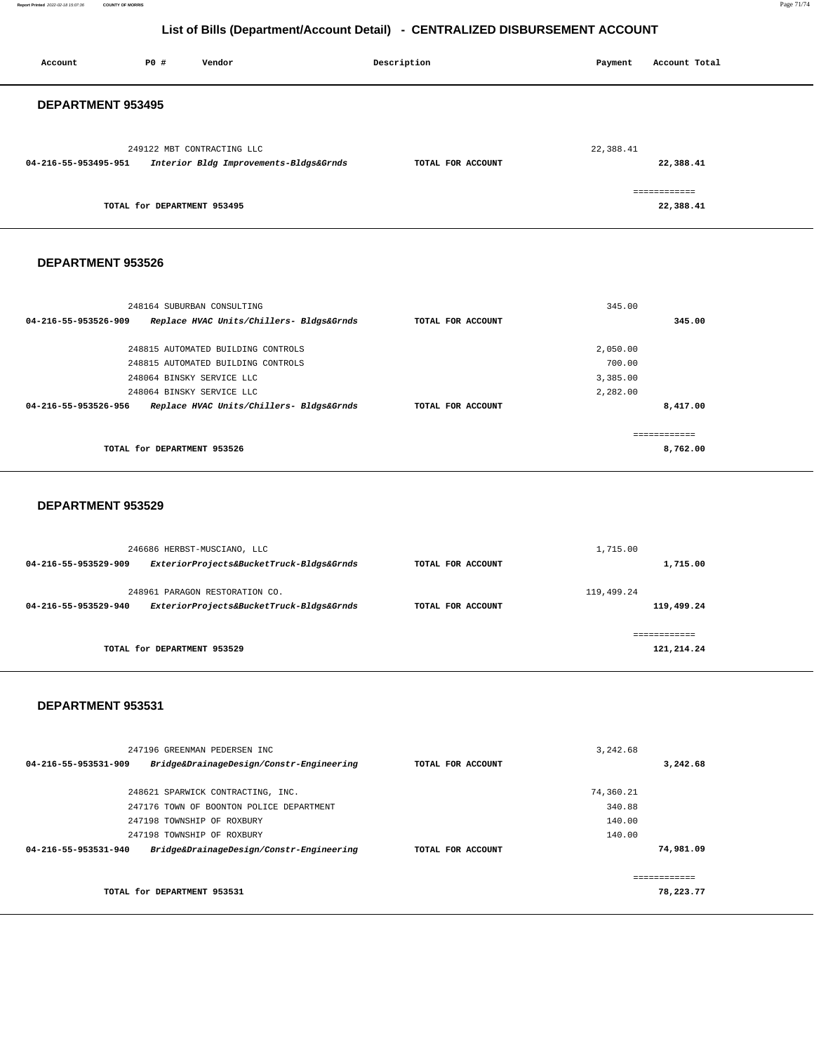# List of Bills (Department/Account Detail) - CENTRALIZED DISBURSEMENT ACCOUNT

| Account | PO # | Vendor | Description | Payment | Account Total |
|---|---|---|---|---|---|

## DEPARTMENT 953495

| Account | PO # | Vendor | Description | Payment | Account Total |
|---|---|---|---|---|---|
| | 249122 | MBT CONTRACTING LLC | | 22,388.41 | |
| 04-216-55-953495-951 | | *Interior Bldg Improvements-Bldgs&Grnds* | TOTAL FOR ACCOUNT | | 22,388.41 |
| | | | | | ============ |
| | | TOTAL for DEPARTMENT 953495 | | | 22,388.41 |

## DEPARTMENT 953526

| Account | PO # | Vendor | Description | Payment | Account Total |
|---|---|---|---|---|---|
| | 248164 | SUBURBAN CONSULTING | | 345.00 | |
| 04-216-55-953526-909 | | *Replace HVAC Units/Chillers- Bldgs&Grnds* | TOTAL FOR ACCOUNT | | 345.00 |
| | 248815 | AUTOMATED BUILDING CONTROLS | | 2,050.00 | |
| | 248815 | AUTOMATED BUILDING CONTROLS | | 700.00 | |
| | 248064 | BINSKY SERVICE LLC | | 3,385.00 | |
| | 248064 | BINSKY SERVICE LLC | | 2,282.00 | |
| 04-216-55-953526-956 | | *Replace HVAC Units/Chillers- Bldgs&Grnds* | TOTAL FOR ACCOUNT | | 8,417.00 |
| | | | | | ============ |
| | | TOTAL for DEPARTMENT 953526 | | | 8,762.00 |

## DEPARTMENT 953529

| Account | PO # | Vendor | Description | Payment | Account Total |
|---|---|---|---|---|---|
| | 246686 | HERBST-MUSCIANO, LLC | | 1,715.00 | |
| 04-216-55-953529-909 | | *ExteriorProjects&BucketTruck-Bldgs&Grnds* | TOTAL FOR ACCOUNT | | 1,715.00 |
| | 248961 | PARAGON RESTORATION CO. | | 119,499.24 | |
| 04-216-55-953529-940 | | *ExteriorProjects&BucketTruck-Bldgs&Grnds* | TOTAL FOR ACCOUNT | | 119,499.24 |
| | | | | | ============ |
| | | TOTAL for DEPARTMENT 953529 | | | 121,214.24 |

## DEPARTMENT 953531

| Account | PO # | Vendor | Description | Payment | Account Total |
|---|---|---|---|---|---|
| | 247196 | GREENMAN PEDERSEN INC | | 3,242.68 | |
| 04-216-55-953531-909 | | *Bridge&DrainageDesign/Constr-Engineering* | TOTAL FOR ACCOUNT | | 3,242.68 |
| | 248621 | SPARWICK CONTRACTING, INC. | | 74,360.21 | |
| | 247176 | TOWN OF BOONTON POLICE DEPARTMENT | | 340.88 | |
| | 247198 | TOWNSHIP OF ROXBURY | | 140.00 | |
| | 247198 | TOWNSHIP OF ROXBURY | | 140.00 | |
| 04-216-55-953531-940 | | *Bridge&DrainageDesign/Constr-Engineering* | TOTAL FOR ACCOUNT | | 74,981.09 |
| | | | | | ============ |
| | | TOTAL for DEPARTMENT 953531 | | | 78,223.77 |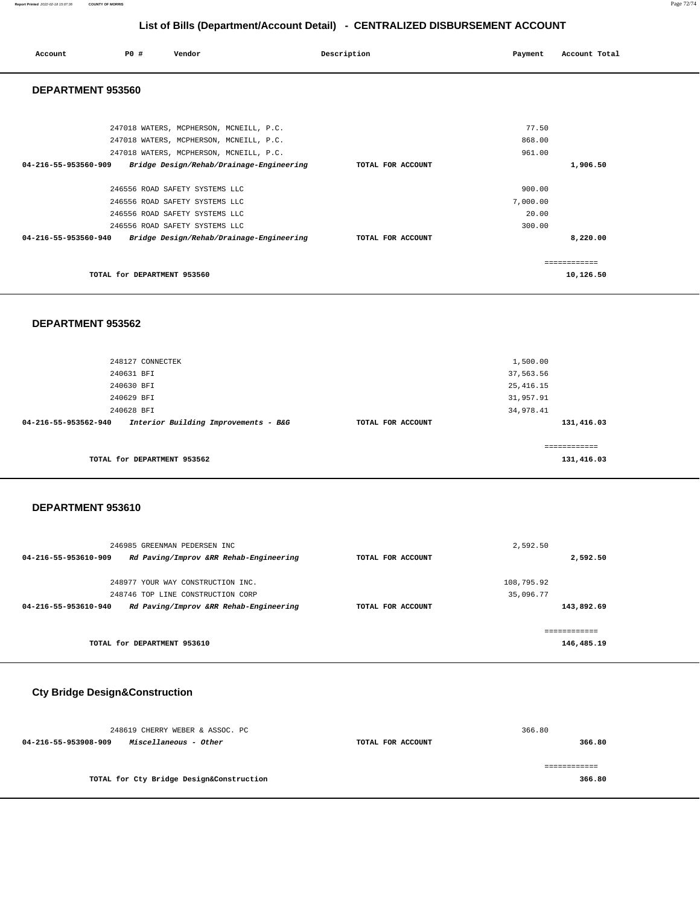## List of Bills (Department/Account Detail) - CENTRALIZED DISBURSEMENT ACCOUNT

| Account | PO # | Vendor | Description | Payment | Account Total |
|---|---|---|---|---|---|

### DEPARTMENT 953560

| Account | PO # | Vendor | Description | Payment | Account Total |
|---|---|---|---|---|---|
| | 247018 | WATERS, MCPHERSON, MCNEILL, P.C. | | 77.50 | |
| | 247018 | WATERS, MCPHERSON, MCNEILL, P.C. | | 868.00 | |
| | 247018 | WATERS, MCPHERSON, MCNEILL, P.C. | | 961.00 | |
| 04-216-55-953560-909 | | *Bridge Design/Rehab/Drainage-Engineering* | TOTAL FOR ACCOUNT | | 1,906.50 |
| | 246556 | ROAD SAFETY SYSTEMS LLC | | 900.00 | |
| | 246556 | ROAD SAFETY SYSTEMS LLC | | 7,000.00 | |
| | 246556 | ROAD SAFETY SYSTEMS LLC | | 20.00 | |
| | 246556 | ROAD SAFETY SYSTEMS LLC | | 300.00 | |
| 04-216-55-953560-940 | | *Bridge Design/Rehab/Drainage-Engineering* | TOTAL FOR ACCOUNT | | 8,220.00 |
| | | TOTAL for DEPARTMENT 953560 | | | 10,126.50 |

### DEPARTMENT 953562

| Account | PO # | Vendor | Description | Payment | Account Total |
|---|---|---|---|---|---|
| | 248127 | CONNECTEK | | 1,500.00 | |
| | 240631 | BFI | | 37,563.56 | |
| | 240630 | BFI | | 25,416.15 | |
| | 240629 | BFI | | 31,957.91 | |
| | 240628 | BFI | | 34,978.41 | |
| 04-216-55-953562-940 | | *Interior Building Improvements - B&G* | TOTAL FOR ACCOUNT | | 131,416.03 |
| | | TOTAL for DEPARTMENT 953562 | | | 131,416.03 |

### DEPARTMENT 953610

| Account | PO # | Vendor | Description | Payment | Account Total |
|---|---|---|---|---|---|
| | 246985 | GREENMAN PEDERSEN INC | | 2,592.50 | |
| 04-216-55-953610-909 | | *Rd Paving/Improv &RR Rehab-Engineering* | TOTAL FOR ACCOUNT | | 2,592.50 |
| | 248977 | YOUR WAY CONSTRUCTION INC. | | 108,795.92 | |
| | 248746 | TOP LINE CONSTRUCTION CORP | | 35,096.77 | |
| 04-216-55-953610-940 | | *Rd Paving/Improv &RR Rehab-Engineering* | TOTAL FOR ACCOUNT | | 143,892.69 |
| | | TOTAL for DEPARTMENT 953610 | | | 146,485.19 |

### Cty Bridge Design&Construction

| Account | PO # | Vendor | Description | Payment | Account Total |
|---|---|---|---|---|---|
| | 248619 | CHERRY WEBER & ASSOC. PC | | 366.80 | |
| 04-216-55-953908-909 | | *Miscellaneous - Other* | TOTAL FOR ACCOUNT | | 366.80 |
| | | TOTAL for Cty Bridge Design&Construction | | | 366.80 |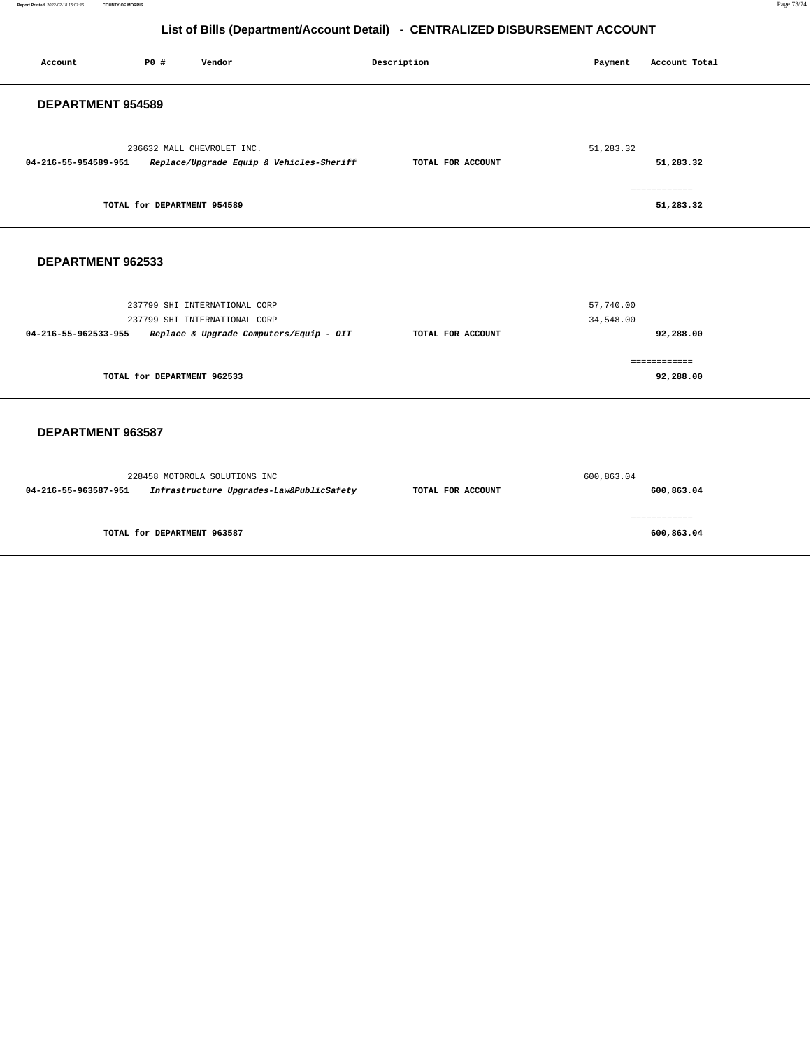# List of Bills (Department/Account Detail) - CENTRALIZED DISBURSEMENT ACCOUNT

| Account | PO # | Vendor | Description | Payment | Account Total |
|---|---|---|---|---|---|

## DEPARTMENT 954589

| Account | PO # | Vendor | Description | Payment | Account Total |
|---|---|---|---|---|---|
| | 236632 | MALL CHEVROLET INC. | | 51,283.32 | |
| **04-216-55-954589-951** | | ***Replace/Upgrade Equip & Vehicles-Sheriff*** | **TOTAL FOR ACCOUNT** | | **51,283.32** |
| | | | | | ============ |
| | **TOTAL for DEPARTMENT 954589** | | | | **51,283.32** |

## DEPARTMENT 962533

| Account | PO # | Vendor | Description | Payment | Account Total |
|---|---|---|---|---|---|
| | 237799 | SHI INTERNATIONAL CORP | | 57,740.00 | |
| | 237799 | SHI INTERNATIONAL CORP | | 34,548.00 | |
| **04-216-55-962533-955** | | ***Replace & Upgrade Computers/Equip - OIT*** | **TOTAL FOR ACCOUNT** | | **92,288.00** |
| | | | | | ============ |
| | **TOTAL for DEPARTMENT 962533** | | | | **92,288.00** |

## DEPARTMENT 963587

| Account | PO # | Vendor | Description | Payment | Account Total |
|---|---|---|---|---|---|
| | 228458 | MOTOROLA SOLUTIONS INC | | 600,863.04 | |
| **04-216-55-963587-951** | | ***Infrastructure Upgrades-Law&PublicSafety*** | **TOTAL FOR ACCOUNT** | | **600,863.04** |
| | | | | | ============ |
| | **TOTAL for DEPARTMENT 963587** | | | | **600,863.04** |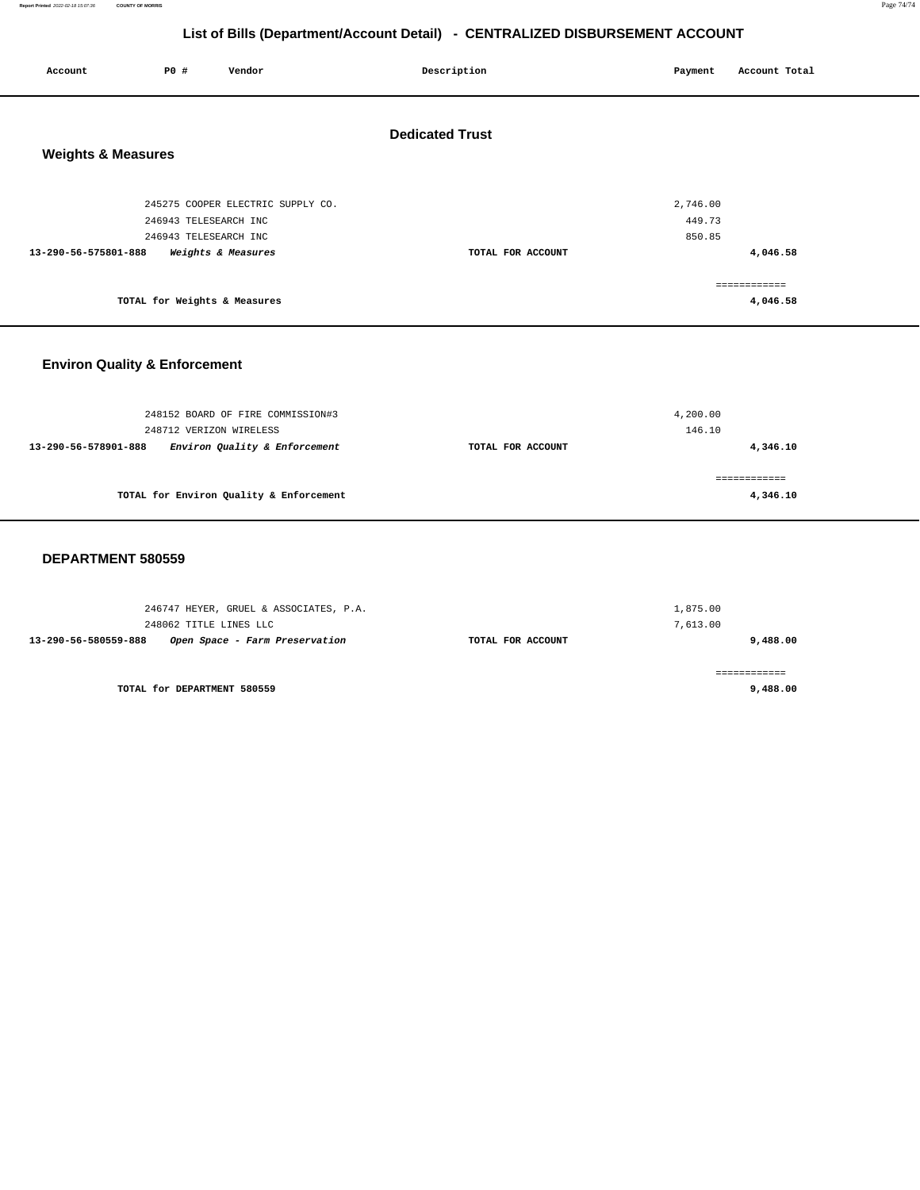# List of Bills (Department/Account Detail) - CENTRALIZED DISBURSEMENT ACCOUNT

| Account | PO # | Vendor | Description | Payment | Account Total |
|---|---|---|---|---|---|

## Dedicated Trust

### Weights & Measures

| | | | | | |
|---|---|---|---|---|---|
| | 245275 | COOPER ELECTRIC SUPPLY CO. | | 2,746.00 | |
| | 246943 | TELESEARCH INC | | 449.73 | |
| | 246943 | TELESEARCH INC | | 850.85 | |
| **13-290-56-575801-888** | | ***Weights & Measures*** | **TOTAL FOR ACCOUNT** | | **4,046.58** |
| | | | | | ============ |
| | | **TOTAL for Weights & Measures** | | | **4,046.58** |

### Environ Quality & Enforcement

| | | | | | |
|---|---|---|---|---|---|
| | 248152 | BOARD OF FIRE COMMISSION#3 | | 4,200.00 | |
| | 248712 | VERIZON WIRELESS | | 146.10 | |
| **13-290-56-578901-888** | | ***Environ Quality & Enforcement*** | **TOTAL FOR ACCOUNT** | | **4,346.10** |
| | | | | | ============ |
| | | **TOTAL for Environ Quality & Enforcement** | | | **4,346.10** |

### DEPARTMENT 580559

| | | | | | |
|---|---|---|---|---|---|
| | 246747 | HEYER, GRUEL & ASSOCIATES, P.A. | | 1,875.00 | |
| | 248062 | TITLE LINES LLC | | 7,613.00 | |
| **13-290-56-580559-888** | | ***Open Space - Farm Preservation*** | **TOTAL FOR ACCOUNT** | | **9,488.00** |
| | | | | | ============ |
| | | **TOTAL for DEPARTMENT 580559** | | | **9,488.00** |